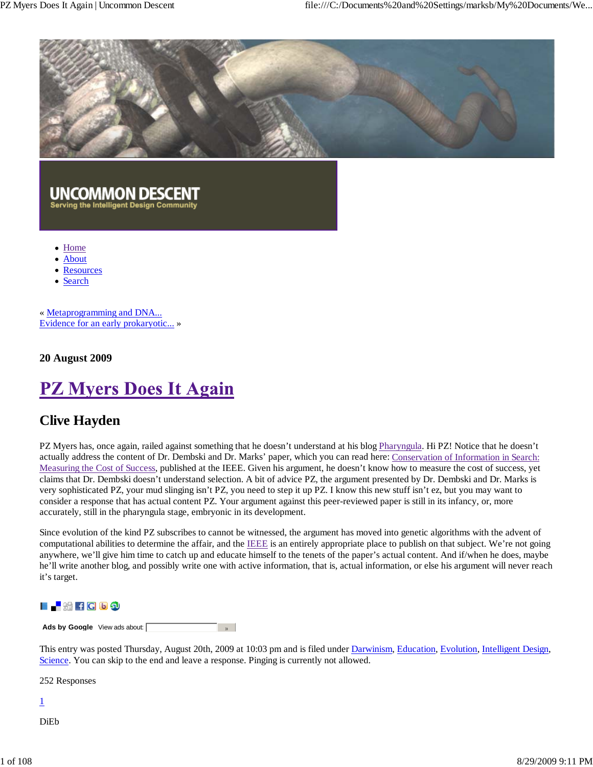**UNCOMMON DESCENT**
Serving the Intelligent Design Community

- Home
- About
- Resources
- Search

« Metaprogramming and DNA...
Evidence for an early prokaryotic... »

**20 August 2009**

# PZ Myers Does It Again

## Clive Hayden

PZ Myers has, once again, railed against something that he doesn't understand at his blog Pharyngula. Hi PZ! Notice that he doesn't actually address the content of Dr. Dembski and Dr. Marks' paper, which you can read here: Conservation of Information in Search: Measuring the Cost of Success, published at the IEEE. Given his argument, he doesn't know how to measure the cost of success, yet claims that Dr. Dembski doesn't understand selection. A bit of advice PZ, the argument presented by Dr. Dembski and Dr. Marks is very sophisticated PZ, your mud slinging isn't PZ, you need to step it up PZ. I know this new stuff isn't ez, but you may want to consider a response that has actual content PZ. Your argument against this peer-reviewed paper is still in its infancy, or, more accurately, still in the pharyngula stage, embryonic in its development.

Since evolution of the kind PZ subscribes to cannot be witnessed, the argument has moved into genetic algorithms with the advent of computational abilities to determine the affair, and the IEEE is an entirely appropriate place to publish on that subject. We're not going anywhere, we'll give him time to catch up and educate himself to the tenets of the paper's actual content. And if/when he does, maybe he'll write another blog, and possibly write one with active information, that is, actual information, or else his argument will never reach it's target.

Ads by Google View ads about:

This entry was posted Thursday, August 20th, 2009 at 10:03 pm and is filed under Darwinism, Education, Evolution, Intelligent Design, Science. You can skip to the end and leave a response. Pinging is currently not allowed.

252 Responses

1

DiEb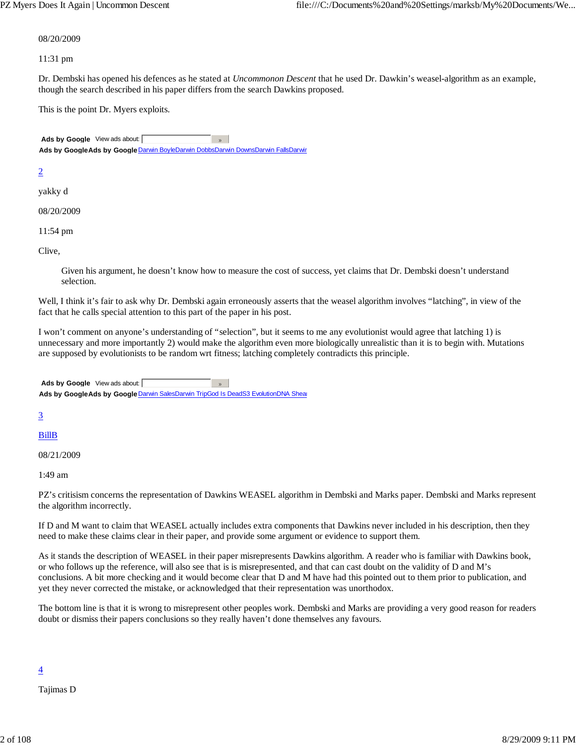08/20/2009

11:31 pm

Dr. Dembski has opened his defences as he stated at *Uncommonon Descent* that he used Dr. Dawkin's weasel-algorithm as an example, though the search described in his paper differs from the search Dawkins proposed.

This is the point Dr. Myers exploits.

**Ads by Google** View ads about:

**Ads by GoogleAds by Google** Darwin BoyleDarwin DobbsDarwin DownsDarwin FallsDarwir

2

yakky d

08/20/2009

11:54 pm

Clive,

> Given his argument, he doesn't know how to measure the cost of success, yet claims that Dr. Dembski doesn't understand selection.

Well, I think it's fair to ask why Dr. Dembski again erroneously asserts that the weasel algorithm involves "latching", in view of the fact that he calls special attention to this part of the paper in his post.

I won't comment on anyone's understanding of "selection", but it seems to me any evolutionist would agree that latching 1) is unnecessary and more importantly 2) would make the algorithm even more biologically unrealistic than it is to begin with. Mutations are supposed by evolutionists to be random wrt fitness; latching completely contradicts this principle.

**Ads by Google** View ads about:

**Ads by GoogleAds by Google** Darwin SalesDarwin TripGod Is DeadS3 EvolutionDNA Shea

3

BillB

08/21/2009

1:49 am

PZ's critisism concerns the representation of Dawkins WEASEL algorithm in Dembski and Marks paper. Dembski and Marks represent the algorithm incorrectly.

If D and M want to claim that WEASEL actually includes extra components that Dawkins never included in his description, then they need to make these claims clear in their paper, and provide some argument or evidence to support them.

As it stands the description of WEASEL in their paper misrepresents Dawkins algorithm. A reader who is familiar with Dawkins book, or who follows up the reference, will also see that is is misrepresented, and that can cast doubt on the validity of D and M's conclusions. A bit more checking and it would become clear that D and M have had this pointed out to them prior to publication, and yet they never corrected the mistake, or acknowledged that their representation was unorthodox.

The bottom line is that it is wrong to misrepresent other peoples work. Dembski and Marks are providing a very good reason for readers doubt or dismiss their papers conclusions so they really haven't done themselves any favours.

4

Tajimas D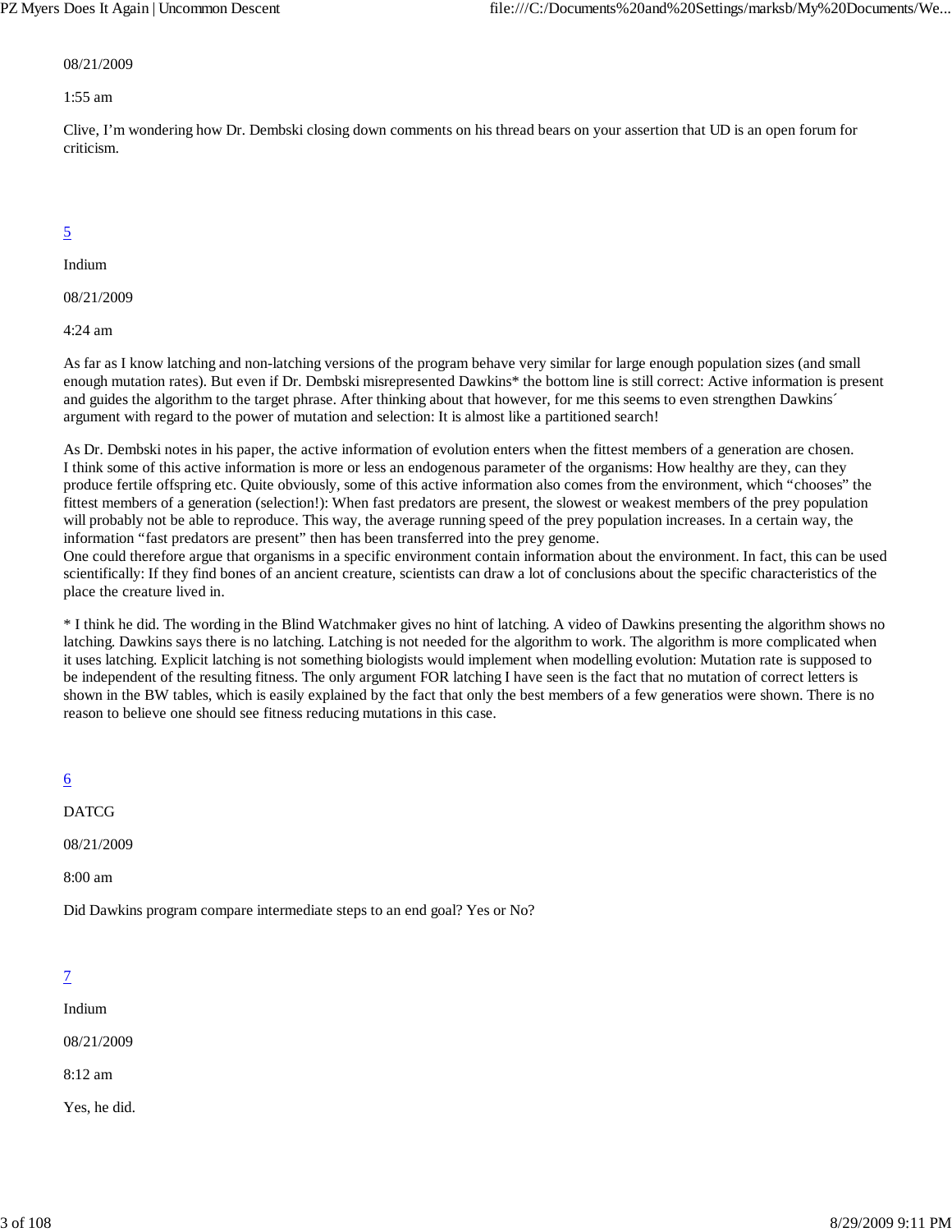08/21/2009

1:55 am

Clive, I'm wondering how Dr. Dembski closing down comments on his thread bears on your assertion that UD is an open forum for criticism.

[5](#)

Indium

08/21/2009

4:24 am

As far as I know latching and non-latching versions of the program behave very similar for large enough population sizes (and small enough mutation rates). But even if Dr. Dembski misrepresented Dawkins* the bottom line is still correct: Active information is present and guides the algorithm to the target phrase. After thinking about that however, for me this seems to even strengthen Dawkins´ argument with regard to the power of mutation and selection: It is almost like a partitioned search!

As Dr. Dembski notes in his paper, the active information of evolution enters when the fittest members of a generation are chosen. I think some of this active information is more or less an endogenous parameter of the organisms: How healthy are they, can they produce fertile offspring etc. Quite obviously, some of this active information also comes from the environment, which "chooses" the fittest members of a generation (selection!): When fast predators are present, the slowest or weakest members of the prey population will probably not be able to reproduce. This way, the average running speed of the prey population increases. In a certain way, the information "fast predators are present" then has been transferred into the prey genome.
One could therefore argue that organisms in a specific environment contain information about the environment. In fact, this can be used scientifically: If they find bones of an ancient creature, scientists can draw a lot of conclusions about the specific characteristics of the place the creature lived in.

* I think he did. The wording in the Blind Watchmaker gives no hint of latching. A video of Dawkins presenting the algorithm shows no latching. Dawkins says there is no latching. Latching is not needed for the algorithm to work. The algorithm is more complicated when it uses latching. Explicit latching is not something biologists would implement when modelling evolution: Mutation rate is supposed to be independent of the resulting fitness. The only argument FOR latching I have seen is the fact that no mutation of correct letters is shown in the BW tables, which is easily explained by the fact that only the best members of a few generatios were shown. There is no reason to believe one should see fitness reducing mutations in this case.

[6](#)

DATCG

08/21/2009

8:00 am

Did Dawkins program compare intermediate steps to an end goal? Yes or No?

[7](#)

Indium

08/21/2009

8:12 am

Yes, he did.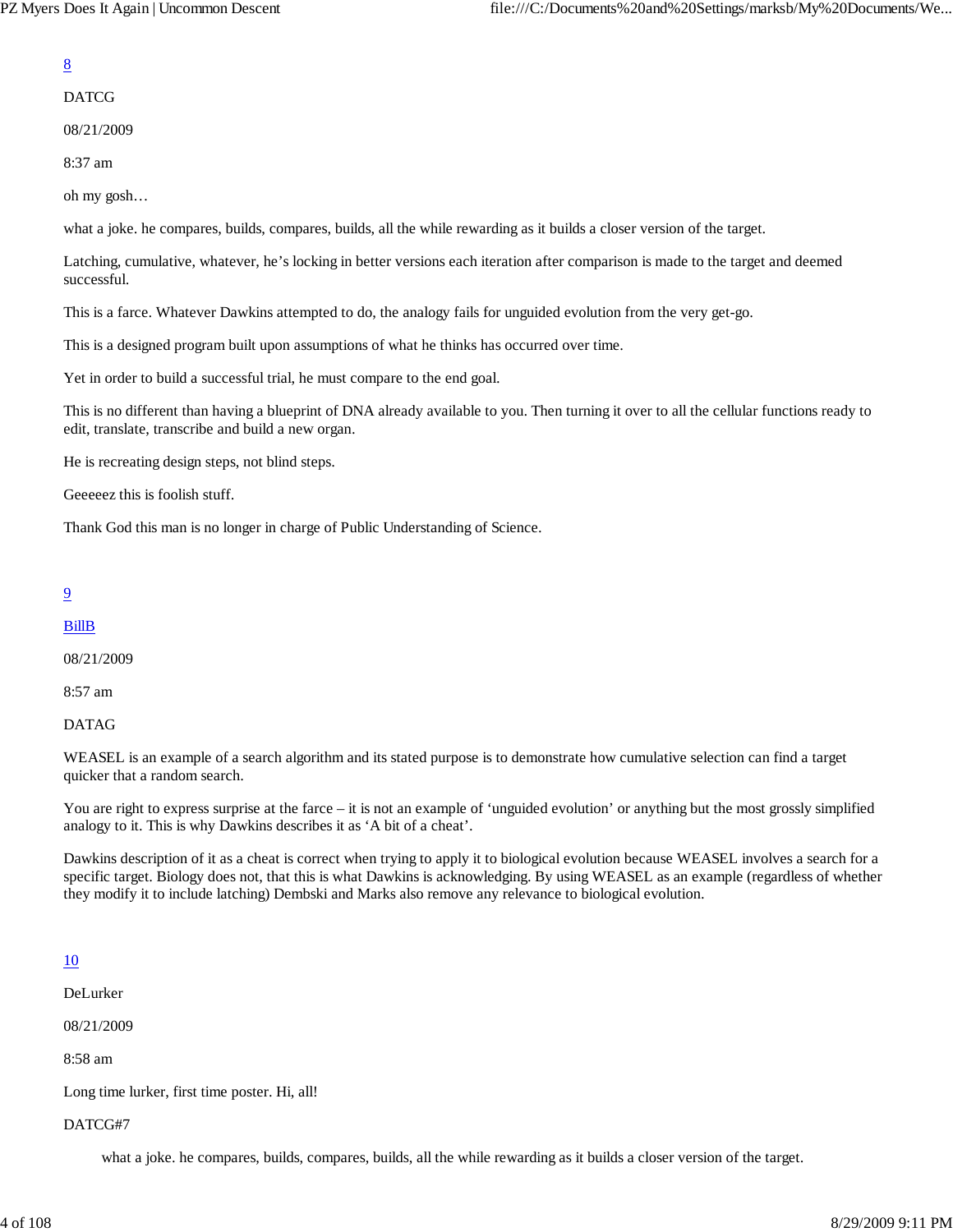8

DATCG

08/21/2009

8:37 am

oh my gosh…

what a joke. he compares, builds, compares, builds, all the while rewarding as it builds a closer version of the target.

Latching, cumulative, whatever, he's locking in better versions each iteration after comparison is made to the target and deemed successful.

This is a farce. Whatever Dawkins attempted to do, the analogy fails for unguided evolution from the very get-go.

This is a designed program built upon assumptions of what he thinks has occurred over time.

Yet in order to build a successful trial, he must compare to the end goal.

This is no different than having a blueprint of DNA already available to you. Then turning it over to all the cellular functions ready to edit, translate, transcribe and build a new organ.

He is recreating design steps, not blind steps.

Geeeeez this is foolish stuff.

Thank God this man is no longer in charge of Public Understanding of Science.

9

BillB

08/21/2009

8:57 am

DATAG

WEASEL is an example of a search algorithm and its stated purpose is to demonstrate how cumulative selection can find a target quicker that a random search.

You are right to express surprise at the farce – it is not an example of 'unguided evolution' or anything but the most grossly simplified analogy to it. This is why Dawkins describes it as 'A bit of a cheat'.

Dawkins description of it as a cheat is correct when trying to apply it to biological evolution because WEASEL involves a search for a specific target. Biology does not, that this is what Dawkins is acknowledging. By using WEASEL as an example (regardless of whether they modify it to include latching) Dembski and Marks also remove any relevance to biological evolution.

10

DeLurker

08/21/2009

8:58 am

Long time lurker, first time poster. Hi, all!

DATCG#7

> what a joke. he compares, builds, compares, builds, all the while rewarding as it builds a closer version of the target.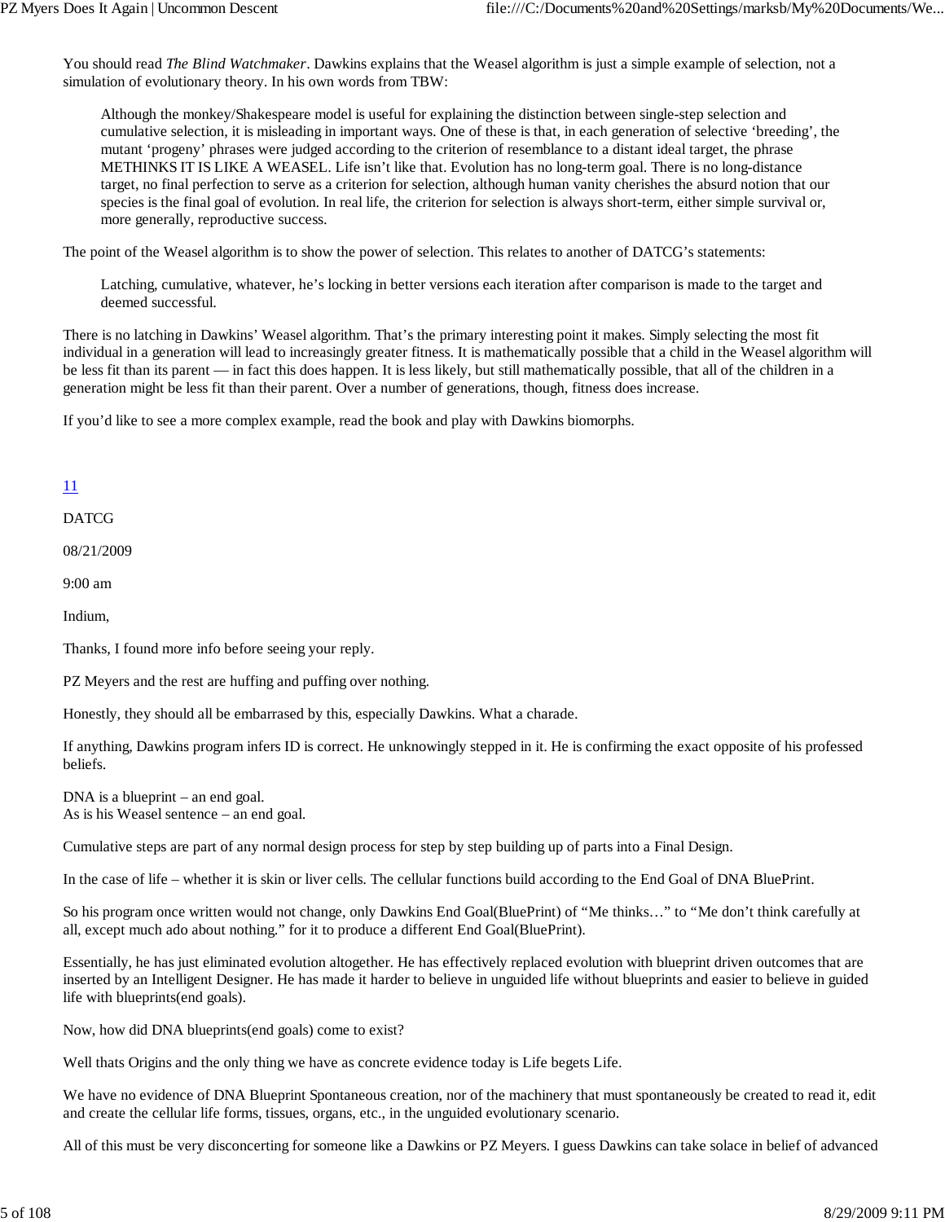You should read *The Blind Watchmaker*. Dawkins explains that the Weasel algorithm is just a simple example of selection, not a simulation of evolutionary theory. In his own words from TBW:

> Although the monkey/Shakespeare model is useful for explaining the distinction between single-step selection and cumulative selection, it is misleading in important ways. One of these is that, in each generation of selective 'breeding', the mutant 'progeny' phrases were judged according to the criterion of resemblance to a distant ideal target, the phrase METHINKS IT IS LIKE A WEASEL. Life isn't like that. Evolution has no long-term goal. There is no long-distance target, no final perfection to serve as a criterion for selection, although human vanity cherishes the absurd notion that our species is the final goal of evolution. In real life, the criterion for selection is always short-term, either simple survival or, more generally, reproductive success.

The point of the Weasel algorithm is to show the power of selection. This relates to another of DATCG's statements:

> Latching, cumulative, whatever, he's locking in better versions each iteration after comparison is made to the target and deemed successful.

There is no latching in Dawkins' Weasel algorithm. That's the primary interesting point it makes. Simply selecting the most fit individual in a generation will lead to increasingly greater fitness. It is mathematically possible that a child in the Weasel algorithm will be less fit than its parent — in fact this does happen. It is less likely, but still mathematically possible, that all of the children in a generation might be less fit than their parent. Over a number of generations, though, fitness does increase.

If you'd like to see a more complex example, read the book and play with Dawkins biomorphs.

11

DATCG

08/21/2009

9:00 am

Indium,

Thanks, I found more info before seeing your reply.

PZ Meyers and the rest are huffing and puffing over nothing.

Honestly, they should all be embarrased by this, especially Dawkins. What a charade.

If anything, Dawkins program infers ID is correct. He unknowingly stepped in it. He is confirming the exact opposite of his professed beliefs.

DNA is a blueprint – an end goal.
As is his Weasel sentence – an end goal.

Cumulative steps are part of any normal design process for step by step building up of parts into a Final Design.

In the case of life – whether it is skin or liver cells. The cellular functions build according to the End Goal of DNA BluePrint.

So his program once written would not change, only Dawkins End Goal(BluePrint) of "Me thinks…" to "Me don't think carefully at all, except much ado about nothing." for it to produce a different End Goal(BluePrint).

Essentially, he has just eliminated evolution altogether. He has effectively replaced evolution with blueprint driven outcomes that are inserted by an Intelligent Designer. He has made it harder to believe in unguided life without blueprints and easier to believe in guided life with blueprints(end goals).

Now, how did DNA blueprints(end goals) come to exist?

Well thats Origins and the only thing we have as concrete evidence today is Life begets Life.

We have no evidence of DNA Blueprint Spontaneous creation, nor of the machinery that must spontaneously be created to read it, edit and create the cellular life forms, tissues, organs, etc., in the unguided evolutionary scenario.

All of this must be very disconcerting for someone like a Dawkins or PZ Meyers. I guess Dawkins can take solace in belief of advanced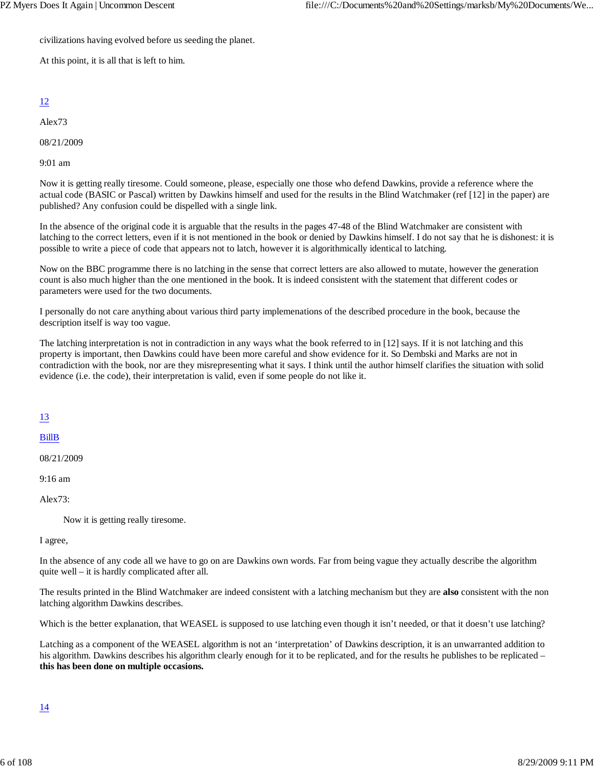civilizations having evolved before us seeding the planet.

At this point, it is all that is left to him.

12

Alex73

08/21/2009

9:01 am

Now it is getting really tiresome. Could someone, please, especially one those who defend Dawkins, provide a reference where the actual code (BASIC or Pascal) written by Dawkins himself and used for the results in the Blind Watchmaker (ref [12] in the paper) are published? Any confusion could be dispelled with a single link.

In the absence of the original code it is arguable that the results in the pages 47-48 of the Blind Watchmaker are consistent with latching to the correct letters, even if it is not mentioned in the book or denied by Dawkins himself. I do not say that he is dishonest: it is possible to write a piece of code that appears not to latch, however it is algorithmically identical to latching.

Now on the BBC programme there is no latching in the sense that correct letters are also allowed to mutate, however the generation count is also much higher than the one mentioned in the book. It is indeed consistent with the statement that different codes or parameters were used for the two documents.

I personally do not care anything about various third party implemenations of the described procedure in the book, because the description itself is way too vague.

The latching interpretation is not in contradiction in any ways what the book referred to in [12] says. If it is not latching and this property is important, then Dawkins could have been more careful and show evidence for it. So Dembski and Marks are not in contradiction with the book, nor are they misrepresenting what it says. I think until the author himself clarifies the situation with solid evidence (i.e. the code), their interpretation is valid, even if some people do not like it.

13

BillB

08/21/2009

9:16 am

Alex73:

> Now it is getting really tiresome.

I agree,

In the absence of any code all we have to go on are Dawkins own words. Far from being vague they actually describe the algorithm quite well – it is hardly complicated after all.

The results printed in the Blind Watchmaker are indeed consistent with a latching mechanism but they are **also** consistent with the non latching algorithm Dawkins describes.

Which is the better explanation, that WEASEL is supposed to use latching even though it isn't needed, or that it doesn't use latching?

Latching as a component of the WEASEL algorithm is not an 'interpretation' of Dawkins description, it is an unwarranted addition to his algorithm. Dawkins describes his algorithm clearly enough for it to be replicated, and for the results he publishes to be replicated – **this has been done on multiple occasions.**

14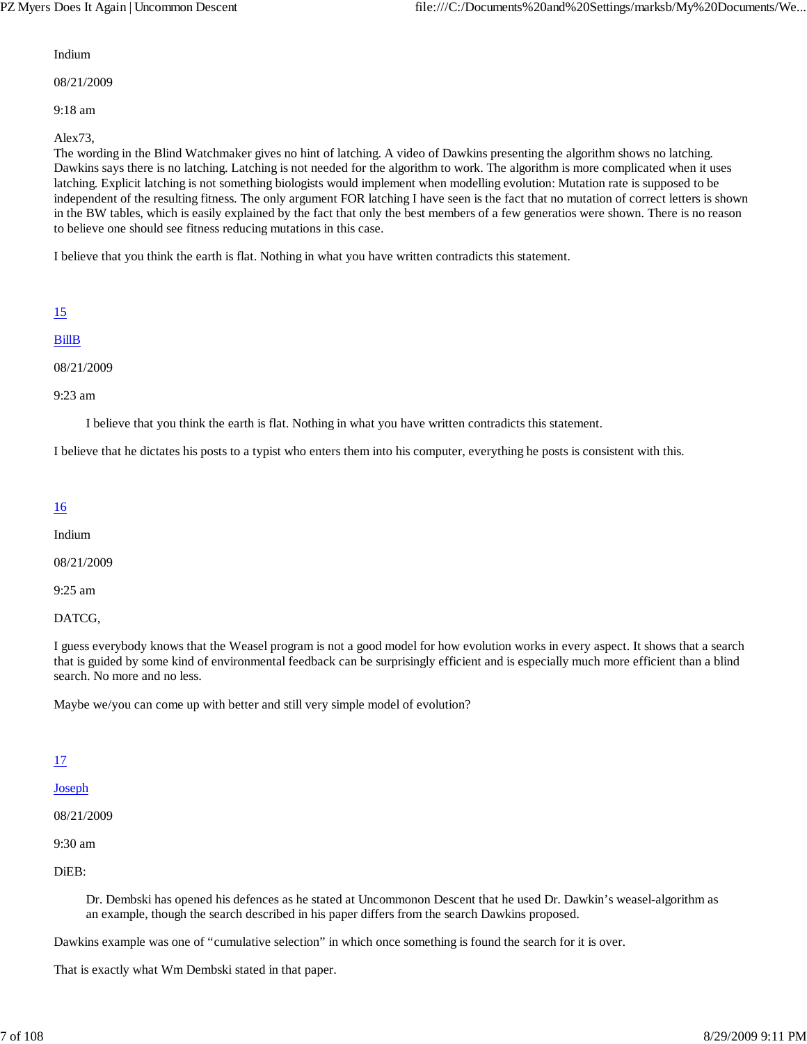Indium

08/21/2009

9:18 am

Alex73,
The wording in the Blind Watchmaker gives no hint of latching. A video of Dawkins presenting the algorithm shows no latching. Dawkins says there is no latching. Latching is not needed for the algorithm to work. The algorithm is more complicated when it uses latching. Explicit latching is not something biologists would implement when modelling evolution: Mutation rate is supposed to be independent of the resulting fitness. The only argument FOR latching I have seen is the fact that no mutation of correct letters is shown in the BW tables, which is easily explained by the fact that only the best members of a few generatios were shown. There is no reason to believe one should see fitness reducing mutations in this case.

I believe that you think the earth is flat. Nothing in what you have written contradicts this statement.

15

BillB

08/21/2009

9:23 am

> I believe that you think the earth is flat. Nothing in what you have written contradicts this statement.

I believe that he dictates his posts to a typist who enters them into his computer, everything he posts is consistent with this.

16

Indium

08/21/2009

9:25 am

DATCG,

I guess everybody knows that the Weasel program is not a good model for how evolution works in every aspect. It shows that a search that is guided by some kind of environmental feedback can be surprisingly efficient and is especially much more efficient than a blind search. No more and no less.

Maybe we/you can come up with better and still very simple model of evolution?

17

Joseph

08/21/2009

9:30 am

DiEB:

> Dr. Dembski has opened his defences as he stated at Uncommonon Descent that he used Dr. Dawkin's weasel-algorithm as an example, though the search described in his paper differs from the search Dawkins proposed.

Dawkins example was one of "cumulative selection" in which once something is found the search for it is over.

That is exactly what Wm Dembski stated in that paper.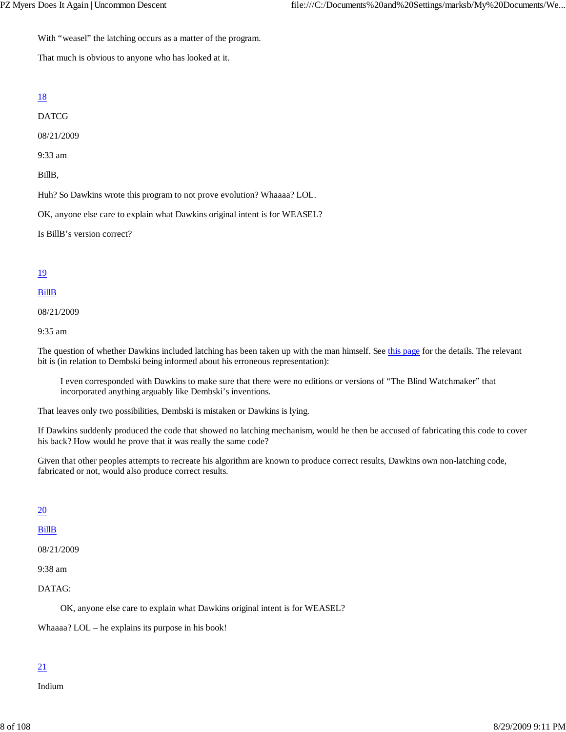With “weasel” the latching occurs as a matter of the program.

That much is obvious to anyone who has looked at it.

[18](#)

DATCG

08/21/2009

9:33 am

BillB,

Huh? So Dawkins wrote this program to not prove evolution? Whaaaa? LOL.

OK, anyone else care to explain what Dawkins original intent is for WEASEL?

Is BillB’s version correct?

[19](#)

[BillB](#)

08/21/2009

9:35 am

The question of whether Dawkins included latching has been taken up with the man himself. See [this page](#) for the details. The relevant bit is (in relation to Dembski being informed about his erroneous representation):

> I even corresponded with Dawkins to make sure that there were no editions or versions of “The Blind Watchmaker” that incorporated anything arguably like Dembski’s inventions.

That leaves only two possibilities, Dembski is mistaken or Dawkins is lying.

If Dawkins suddenly produced the code that showed no latching mechanism, would he then be accused of fabricating this code to cover his back? How would he prove that it was really the same code?

Given that other peoples attempts to recreate his algorithm are known to produce correct results, Dawkins own non-latching code, fabricated or not, would also produce correct results.

[20](#)

[BillB](#)

08/21/2009

9:38 am

DATAG:

> OK, anyone else care to explain what Dawkins original intent is for WEASEL?

Whaaaa? LOL – he explains its purpose in his book!

[21](#)

Indium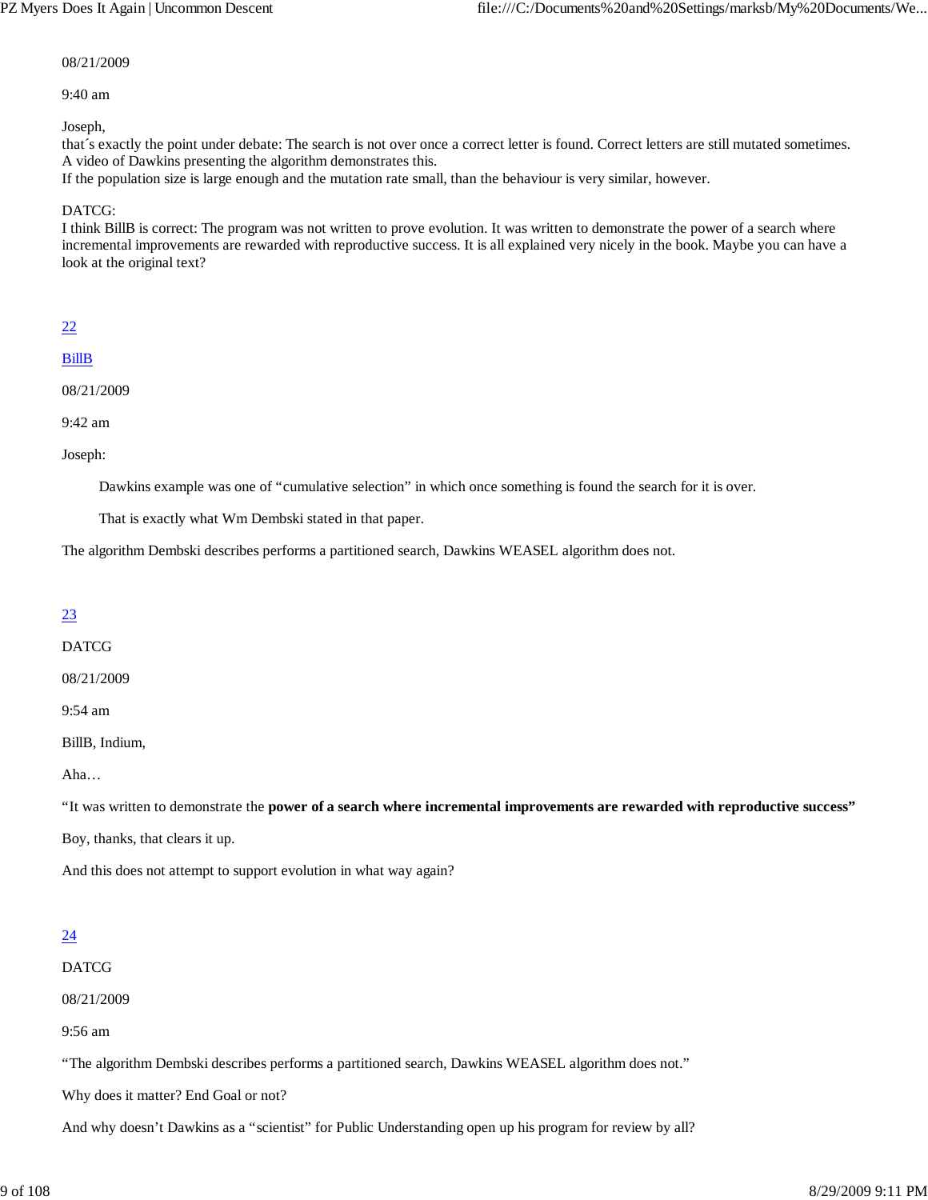08/21/2009

9:40 am

Joseph,
that´s exactly the point under debate: The search is not over once a correct letter is found. Correct letters are still mutated sometimes. A video of Dawkins presenting the algorithm demonstrates this.
If the population size is large enough and the mutation rate small, than the behaviour is very similar, however.

DATCG:
I think BillB is correct: The program was not written to prove evolution. It was written to demonstrate the power of a search where incremental improvements are rewarded with reproductive success. It is all explained very nicely in the book. Maybe you can have a look at the original text?

22

BillB

08/21/2009

9:42 am

Joseph:

> Dawkins example was one of "cumulative selection" in which once something is found the search for it is over.
>
> That is exactly what Wm Dembski stated in that paper.

The algorithm Dembski describes performs a partitioned search, Dawkins WEASEL algorithm does not.

23

DATCG

08/21/2009

9:54 am

BillB, Indium,

Aha…

"It was written to demonstrate the **power of a search where incremental improvements are rewarded with reproductive success"**

Boy, thanks, that clears it up.

And this does not attempt to support evolution in what way again?

24

DATCG

08/21/2009

9:56 am

"The algorithm Dembski describes performs a partitioned search, Dawkins WEASEL algorithm does not."

Why does it matter? End Goal or not?

And why doesn't Dawkins as a "scientist" for Public Understanding open up his program for review by all?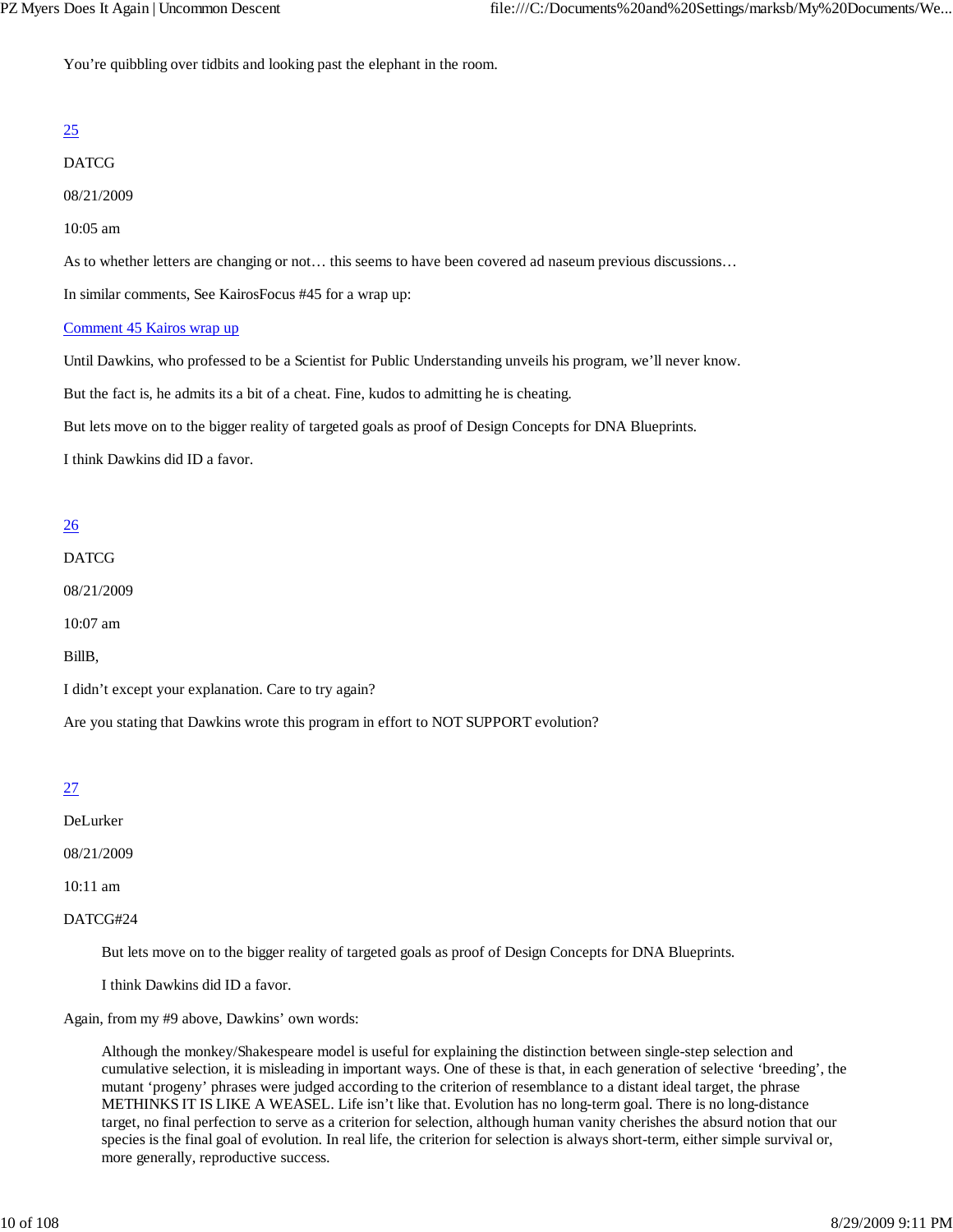You're quibbling over tidbits and looking past the elephant in the room.

[25](#)

DATCG

08/21/2009

10:05 am

As to whether letters are changing or not… this seems to have been covered ad naseum previous discussions…

In similar comments, See KairosFocus #45 for a wrap up:

[Comment 45 Kairos wrap up](#)

Until Dawkins, who professed to be a Scientist for Public Understanding unveils his program, we'll never know.

But the fact is, he admits its a bit of a cheat. Fine, kudos to admitting he is cheating.

But lets move on to the bigger reality of targeted goals as proof of Design Concepts for DNA Blueprints.

I think Dawkins did ID a favor.

[26](#)

DATCG

08/21/2009

10:07 am

BillB,

I didn't except your explanation. Care to try again?

Are you stating that Dawkins wrote this program in effort to NOT SUPPORT evolution?

[27](#)

DeLurker

08/21/2009

10:11 am

DATCG#24

> But lets move on to the bigger reality of targeted goals as proof of Design Concepts for DNA Blueprints.
>
> I think Dawkins did ID a favor.

Again, from my #9 above, Dawkins' own words:

> Although the monkey/Shakespeare model is useful for explaining the distinction between single-step selection and cumulative selection, it is misleading in important ways. One of these is that, in each generation of selective 'breeding', the mutant 'progeny' phrases were judged according to the criterion of resemblance to a distant ideal target, the phrase METHINKS IT IS LIKE A WEASEL. Life isn't like that. Evolution has no long-term goal. There is no long-distance target, no final perfection to serve as a criterion for selection, although human vanity cherishes the absurd notion that our species is the final goal of evolution. In real life, the criterion for selection is always short-term, either simple survival or, more generally, reproductive success.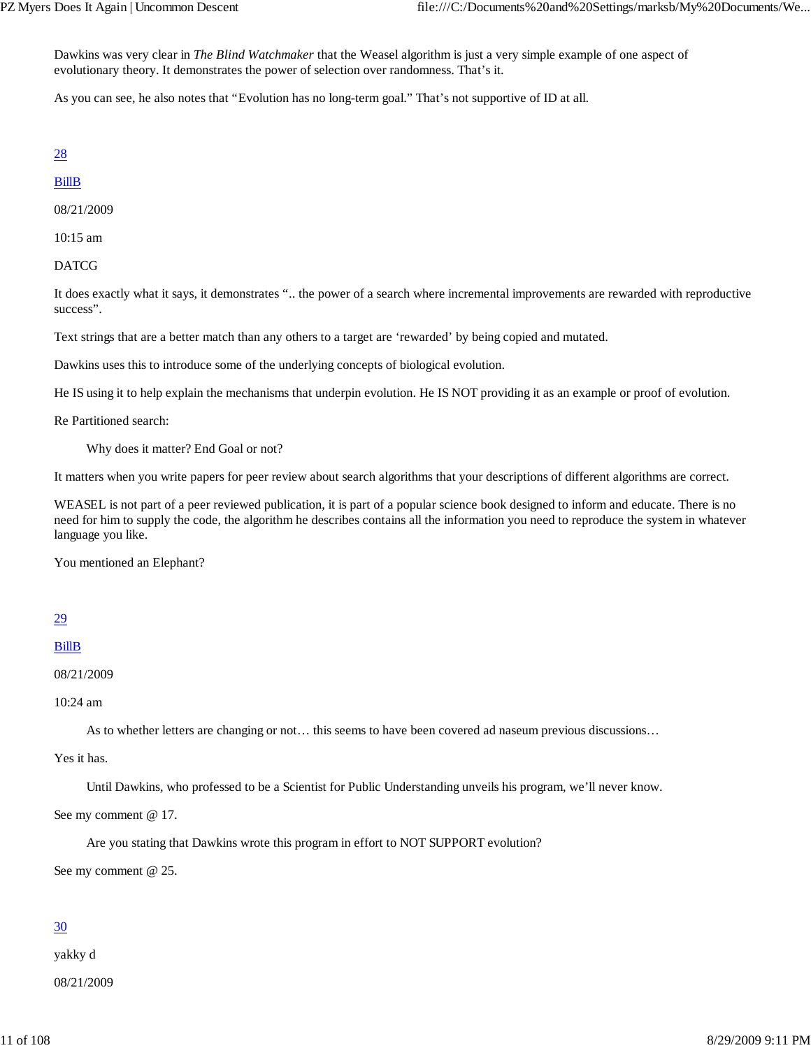Dawkins was very clear in *The Blind Watchmaker* that the Weasel algorithm is just a very simple example of one aspect of evolutionary theory. It demonstrates the power of selection over randomness. That's it.

As you can see, he also notes that "Evolution has no long-term goal." That's not supportive of ID at all.

[28](#)

[BillB](#)

08/21/2009

10:15 am

DATCG

It does exactly what it says, it demonstrates ".. the power of a search where incremental improvements are rewarded with reproductive success".

Text strings that are a better match than any others to a target are 'rewarded' by being copied and mutated.

Dawkins uses this to introduce some of the underlying concepts of biological evolution.

He IS using it to help explain the mechanisms that underpin evolution. He IS NOT providing it as an example or proof of evolution.

Re Partitioned search:

> Why does it matter? End Goal or not?

It matters when you write papers for peer review about search algorithms that your descriptions of different algorithms are correct.

WEASEL is not part of a peer reviewed publication, it is part of a popular science book designed to inform and educate. There is no need for him to supply the code, the algorithm he describes contains all the information you need to reproduce the system in whatever language you like.

You mentioned an Elephant?

[29](#)

[BillB](#)

08/21/2009

10:24 am

> As to whether letters are changing or not… this seems to have been covered ad naseum previous discussions…

Yes it has.

> Until Dawkins, who professed to be a Scientist for Public Understanding unveils his program, we'll never know.

See my comment @ 17.

> Are you stating that Dawkins wrote this program in effort to NOT SUPPORT evolution?

See my comment @ 25.

[30](#)

yakky d

08/21/2009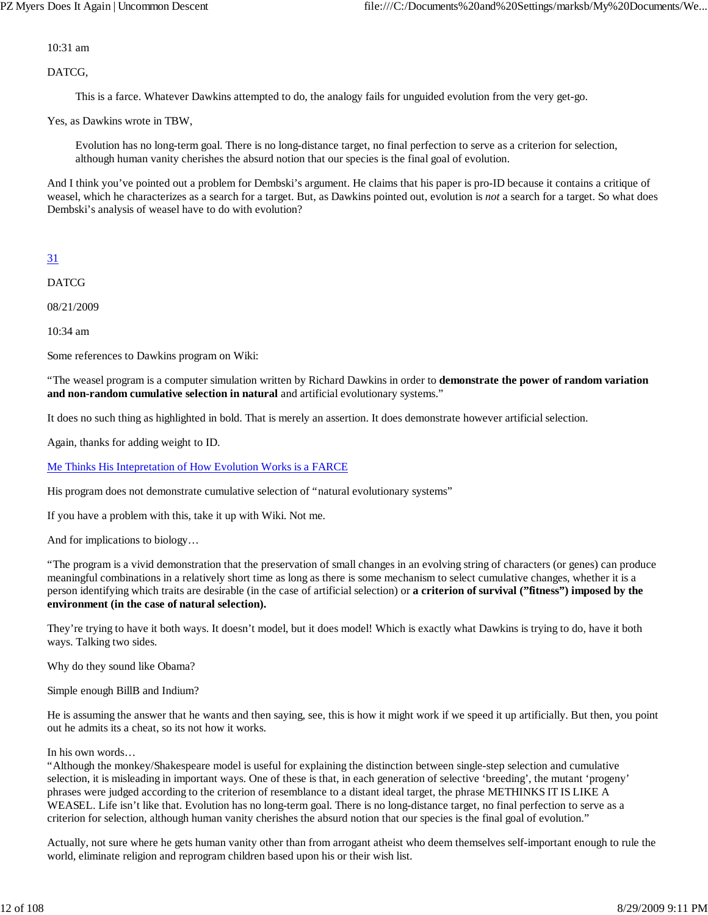10:31 am

DATCG,

> This is a farce. Whatever Dawkins attempted to do, the analogy fails for unguided evolution from the very get-go.

Yes, as Dawkins wrote in TBW,

> Evolution has no long-term goal. There is no long-distance target, no final perfection to serve as a criterion for selection, although human vanity cherishes the absurd notion that our species is the final goal of evolution.

And I think you've pointed out a problem for Dembski's argument. He claims that his paper is pro-ID because it contains a critique of weasel, which he characterizes as a search for a target. But, as Dawkins pointed out, evolution is *not* a search for a target. So what does Dembski's analysis of weasel have to do with evolution?

[31](#)

DATCG

08/21/2009

10:34 am

Some references to Dawkins program on Wiki:

"The weasel program is a computer simulation written by Richard Dawkins in order to **demonstrate the power of random variation and non-random cumulative selection in natural** and artificial evolutionary systems."

It does no such thing as highlighted in bold. That is merely an assertion. It does demonstrate however artificial selection.

Again, thanks for adding weight to ID.

[Me Thinks His Intepretation of How Evolution Works is a FARCE](#)

His program does not demonstrate cumulative selection of "natural evolutionary systems"

If you have a problem with this, take it up with Wiki. Not me.

And for implications to biology…

"The program is a vivid demonstration that the preservation of small changes in an evolving string of characters (or genes) can produce meaningful combinations in a relatively short time as long as there is some mechanism to select cumulative changes, whether it is a person identifying which traits are desirable (in the case of artificial selection) or **a criterion of survival ("fitness") imposed by the environment (in the case of natural selection).**

They're trying to have it both ways. It doesn't model, but it does model! Which is exactly what Dawkins is trying to do, have it both ways. Talking two sides.

Why do they sound like Obama?

Simple enough BillB and Indium?

He is assuming the answer that he wants and then saying, see, this is how it might work if we speed it up artificially. But then, you point out he admits its a cheat, so its not how it works.

In his own words…
"Although the monkey/Shakespeare model is useful for explaining the distinction between single-step selection and cumulative selection, it is misleading in important ways. One of these is that, in each generation of selective 'breeding', the mutant 'progeny' phrases were judged according to the criterion of resemblance to a distant ideal target, the phrase METHINKS IT IS LIKE A WEASEL. Life isn't like that. Evolution has no long-term goal. There is no long-distance target, no final perfection to serve as a criterion for selection, although human vanity cherishes the absurd notion that our species is the final goal of evolution."

Actually, not sure where he gets human vanity other than from arrogant atheist who deem themselves self-important enough to rule the world, eliminate religion and reprogram children based upon his or their wish list.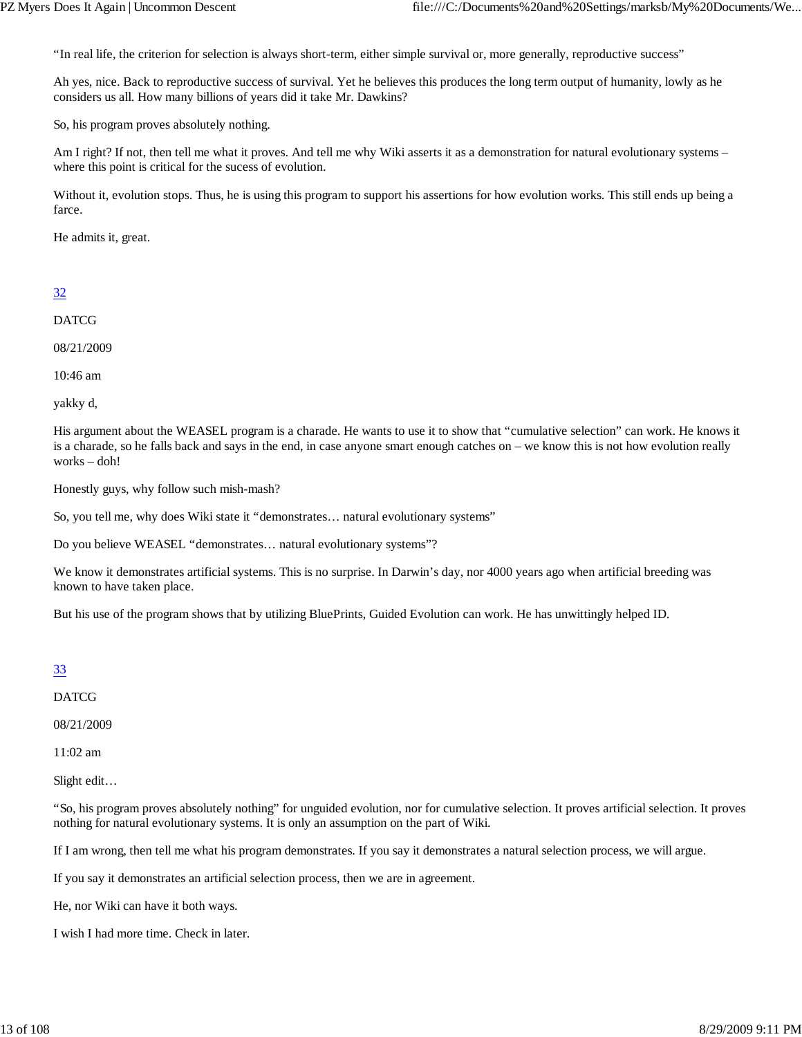"In real life, the criterion for selection is always short-term, either simple survival or, more generally, reproductive success"

Ah yes, nice. Back to reproductive success of survival. Yet he believes this produces the long term output of humanity, lowly as he considers us all. How many billions of years did it take Mr. Dawkins?

So, his program proves absolutely nothing.

Am I right? If not, then tell me what it proves. And tell me why Wiki asserts it as a demonstration for natural evolutionary systems – where this point is critical for the sucess of evolution.

Without it, evolution stops. Thus, he is using this program to support his assertions for how evolution works. This still ends up being a farce.

He admits it, great.

32

DATCG

08/21/2009

10:46 am

yakky d,

His argument about the WEASEL program is a charade. He wants to use it to show that "cumulative selection" can work. He knows it is a charade, so he falls back and says in the end, in case anyone smart enough catches on – we know this is not how evolution really works – doh!

Honestly guys, why follow such mish-mash?

So, you tell me, why does Wiki state it "demonstrates… natural evolutionary systems"

Do you believe WEASEL "demonstrates… natural evolutionary systems"?

We know it demonstrates artificial systems. This is no surprise. In Darwin's day, nor 4000 years ago when artificial breeding was known to have taken place.

But his use of the program shows that by utilizing BluePrints, Guided Evolution can work. He has unwittingly helped ID.

33

DATCG

08/21/2009

11:02 am

Slight edit…

"So, his program proves absolutely nothing" for unguided evolution, nor for cumulative selection. It proves artificial selection. It proves nothing for natural evolutionary systems. It is only an assumption on the part of Wiki.

If I am wrong, then tell me what his program demonstrates. If you say it demonstrates a natural selection process, we will argue.

If you say it demonstrates an artificial selection process, then we are in agreement.

He, nor Wiki can have it both ways.

I wish I had more time. Check in later.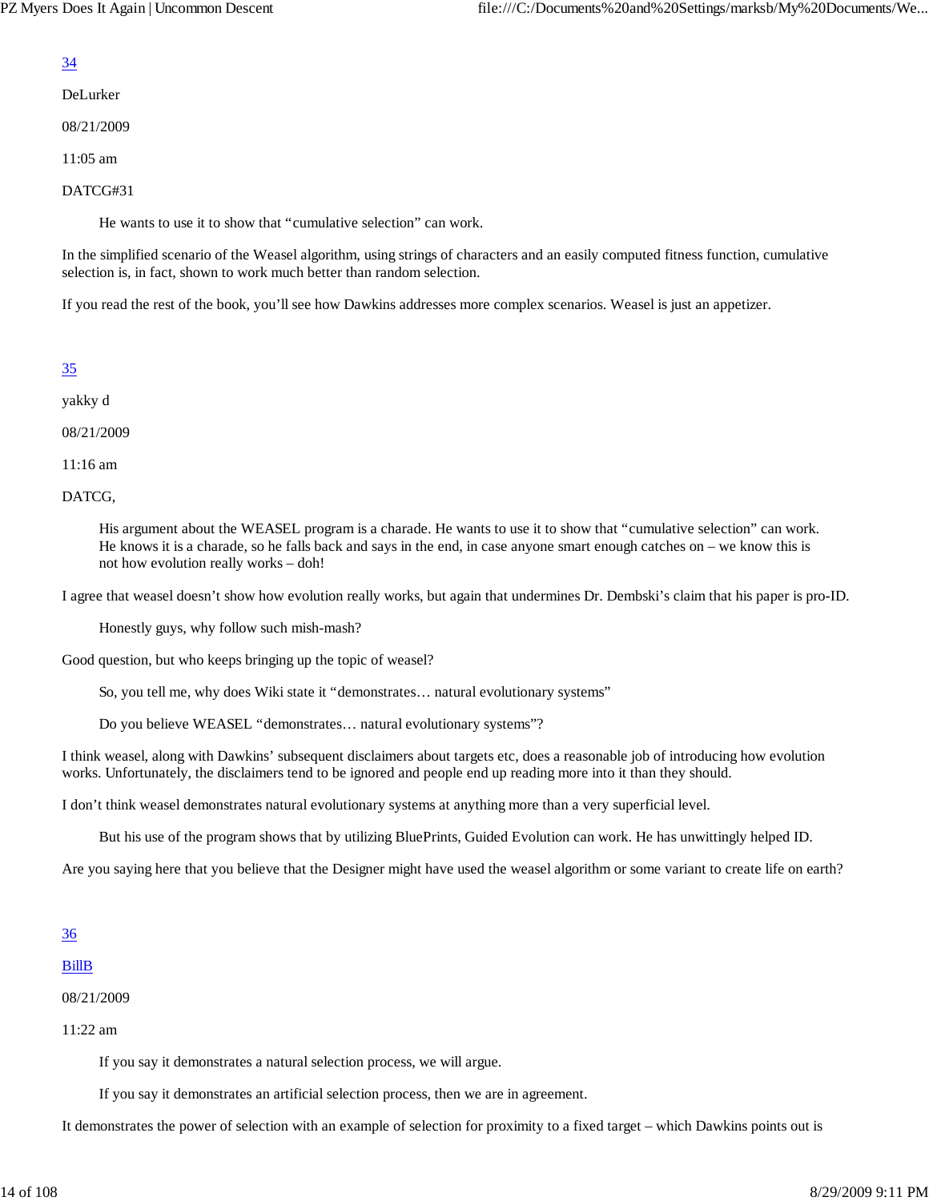[34](#)

DeLurker

08/21/2009

11:05 am

DATCG#31

> He wants to use it to show that "cumulative selection" can work.

In the simplified scenario of the Weasel algorithm, using strings of characters and an easily computed fitness function, cumulative selection is, in fact, shown to work much better than random selection.

If you read the rest of the book, you'll see how Dawkins addresses more complex scenarios. Weasel is just an appetizer.

[35](#)

yakky d

08/21/2009

11:16 am

DATCG,

> His argument about the WEASEL program is a charade. He wants to use it to show that "cumulative selection" can work. He knows it is a charade, so he falls back and says in the end, in case anyone smart enough catches on – we know this is not how evolution really works – doh!

I agree that weasel doesn't show how evolution really works, but again that undermines Dr. Dembski's claim that his paper is pro-ID.

> Honestly guys, why follow such mish-mash?

Good question, but who keeps bringing up the topic of weasel?

> So, you tell me, why does Wiki state it "demonstrates… natural evolutionary systems"
>
> Do you believe WEASEL "demonstrates… natural evolutionary systems"?

I think weasel, along with Dawkins' subsequent disclaimers about targets etc, does a reasonable job of introducing how evolution works. Unfortunately, the disclaimers tend to be ignored and people end up reading more into it than they should.

I don't think weasel demonstrates natural evolutionary systems at anything more than a very superficial level.

> But his use of the program shows that by utilizing BluePrints, Guided Evolution can work. He has unwittingly helped ID.

Are you saying here that you believe that the Designer might have used the weasel algorithm or some variant to create life on earth?

[36](#)

[BillB](#)

08/21/2009

11:22 am

> If you say it demonstrates a natural selection process, we will argue.
>
> If you say it demonstrates an artificial selection process, then we are in agreement.

It demonstrates the power of selection with an example of selection for proximity to a fixed target – which Dawkins points out is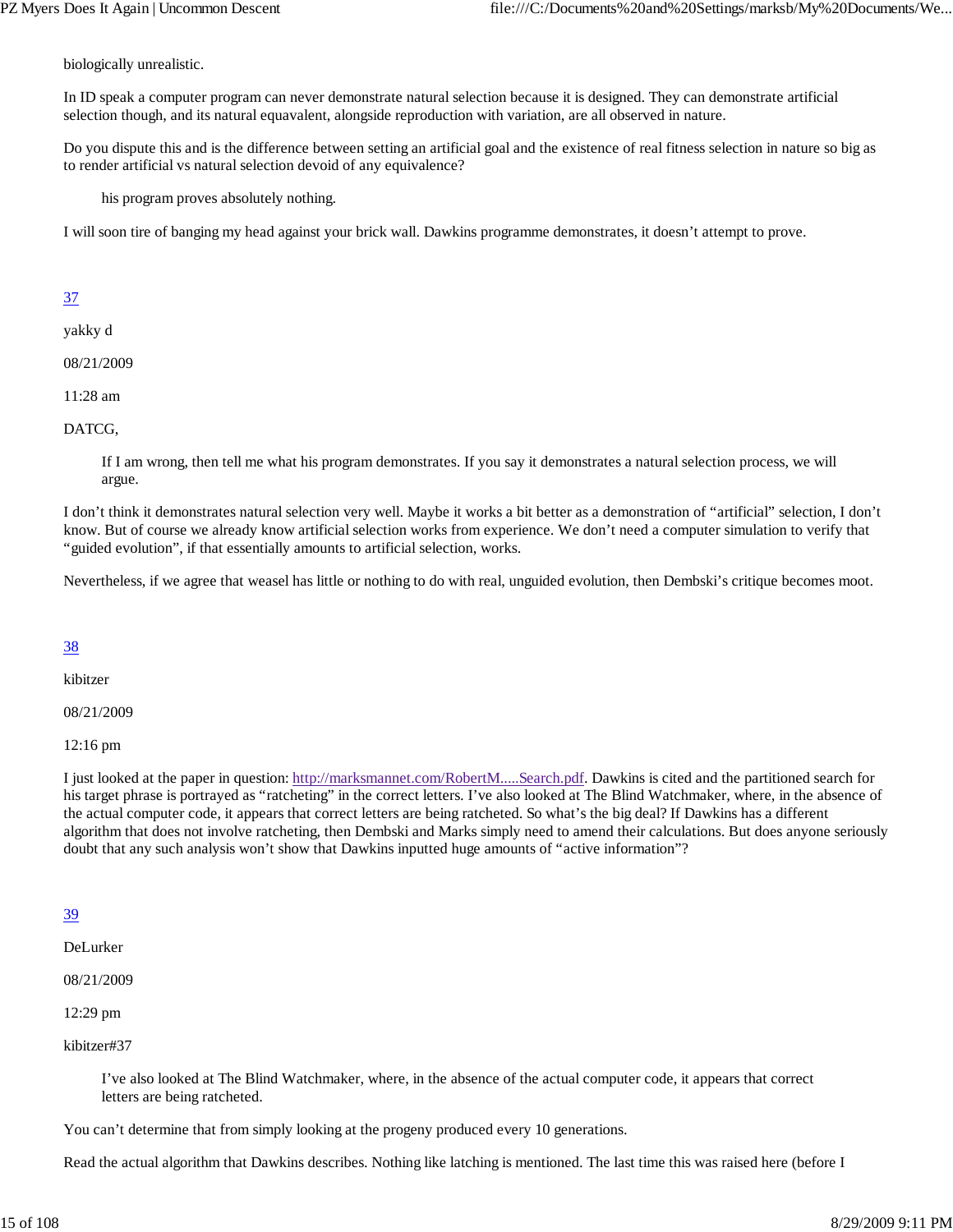biologically unrealistic.

In ID speak a computer program can never demonstrate natural selection because it is designed. They can demonstrate artificial selection though, and its natural equavalent, alongside reproduction with variation, are all observed in nature.

Do you dispute this and is the difference between setting an artificial goal and the existence of real fitness selection in nature so big as to render artificial vs natural selection devoid of any equivalence?

> his program proves absolutely nothing.

I will soon tire of banging my head against your brick wall. Dawkins programme demonstrates, it doesn't attempt to prove.

[37](#)

yakky d

08/21/2009

11:28 am

DATCG,

> If I am wrong, then tell me what his program demonstrates. If you say it demonstrates a natural selection process, we will argue.

I don't think it demonstrates natural selection very well. Maybe it works a bit better as a demonstration of "artificial" selection, I don't know. But of course we already know artificial selection works from experience. We don't need a computer simulation to verify that "guided evolution", if that essentially amounts to artificial selection, works.

Nevertheless, if we agree that weasel has little or nothing to do with real, unguided evolution, then Dembski's critique becomes moot.

[38](#)

kibitzer

08/21/2009

12:16 pm

I just looked at the paper in question: [http://marksmannet.com/RobertM.....Search.pdf](http://marksmannet.com/RobertM.....Search.pdf). Dawkins is cited and the partitioned search for his target phrase is portrayed as "ratcheting" in the correct letters. I've also looked at The Blind Watchmaker, where, in the absence of the actual computer code, it appears that correct letters are being ratcheted. So what's the big deal? If Dawkins has a different algorithm that does not involve ratcheting, then Dembski and Marks simply need to amend their calculations. But does anyone seriously doubt that any such analysis won't show that Dawkins inputted huge amounts of "active information"?

[39](#)

DeLurker

08/21/2009

12:29 pm

kibitzer#37

> I've also looked at The Blind Watchmaker, where, in the absence of the actual computer code, it appears that correct letters are being ratcheted.

You can't determine that from simply looking at the progeny produced every 10 generations.

Read the actual algorithm that Dawkins describes. Nothing like latching is mentioned. The last time this was raised here (before I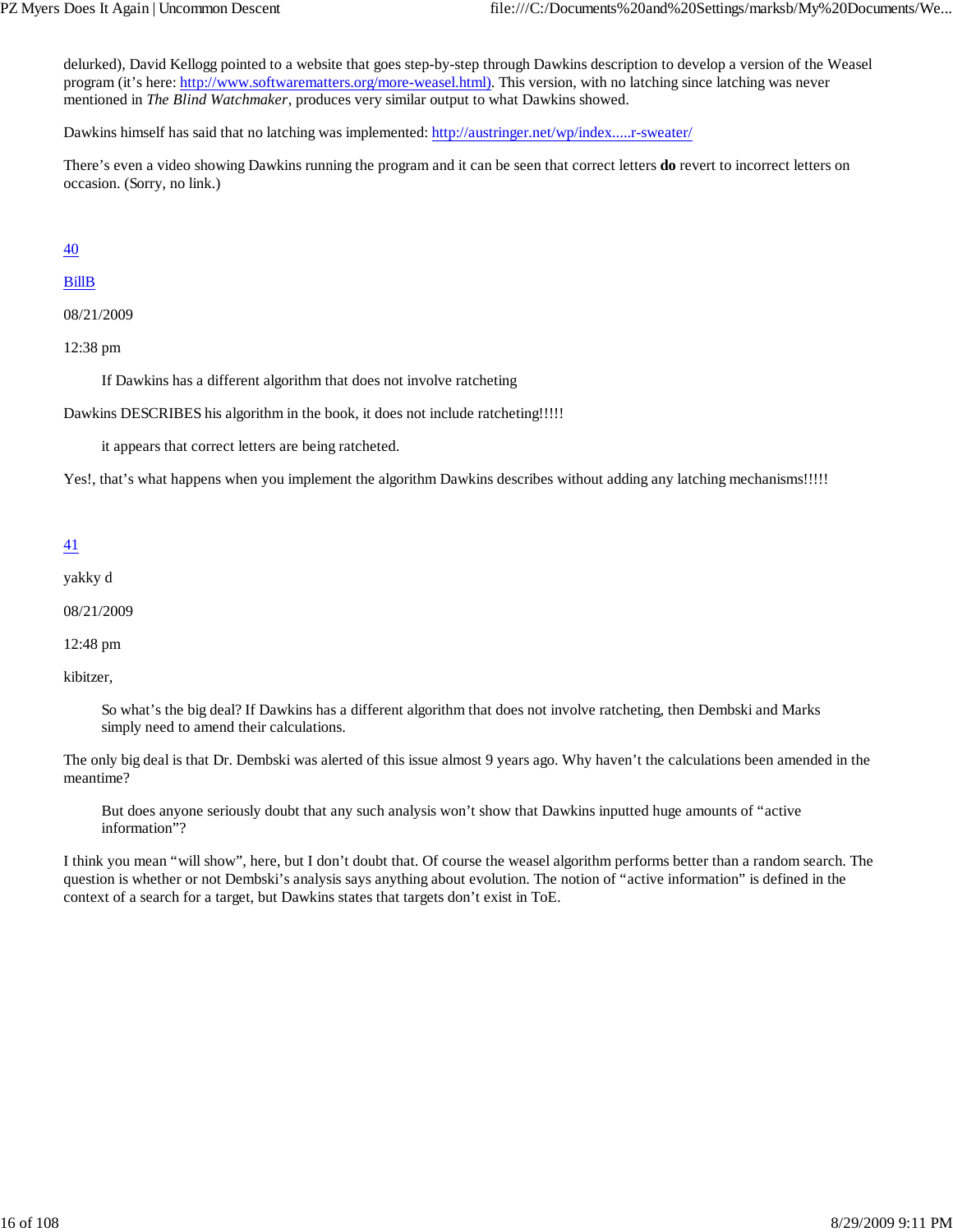delurked), David Kellogg pointed to a website that goes step-by-step through Dawkins description to develop a version of the Weasel program (it's here: [http://www.softwarematters.org/more-weasel.html)](http://www.softwarematters.org/more-weasel.html). This version, with no latching since latching was never mentioned in *The Blind Watchmaker*, produces very similar output to what Dawkins showed.

Dawkins himself has said that no latching was implemented: [http://austringer.net/wp/index.....r-sweater/](http://austringer.net/wp/index.....r-sweater/)

There's even a video showing Dawkins running the program and it can be seen that correct letters **do** revert to incorrect letters on occasion. (Sorry, no link.)

40

BillB

08/21/2009

12:38 pm

> If Dawkins has a different algorithm that does not involve ratcheting

Dawkins DESCRIBES his algorithm in the book, it does not include ratcheting!!!!!

> it appears that correct letters are being ratcheted.

Yes!, that's what happens when you implement the algorithm Dawkins describes without adding any latching mechanisms!!!!!

41

yakky d

08/21/2009

12:48 pm

kibitzer,

> So what's the big deal? If Dawkins has a different algorithm that does not involve ratcheting, then Dembski and Marks simply need to amend their calculations.

The only big deal is that Dr. Dembski was alerted of this issue almost 9 years ago. Why haven't the calculations been amended in the meantime?

> But does anyone seriously doubt that any such analysis won't show that Dawkins inputted huge amounts of "active information"?

I think you mean "will show", here, but I don't doubt that. Of course the weasel algorithm performs better than a random search. The question is whether or not Dembski's analysis says anything about evolution. The notion of "active information" is defined in the context of a search for a target, but Dawkins states that targets don't exist in ToE.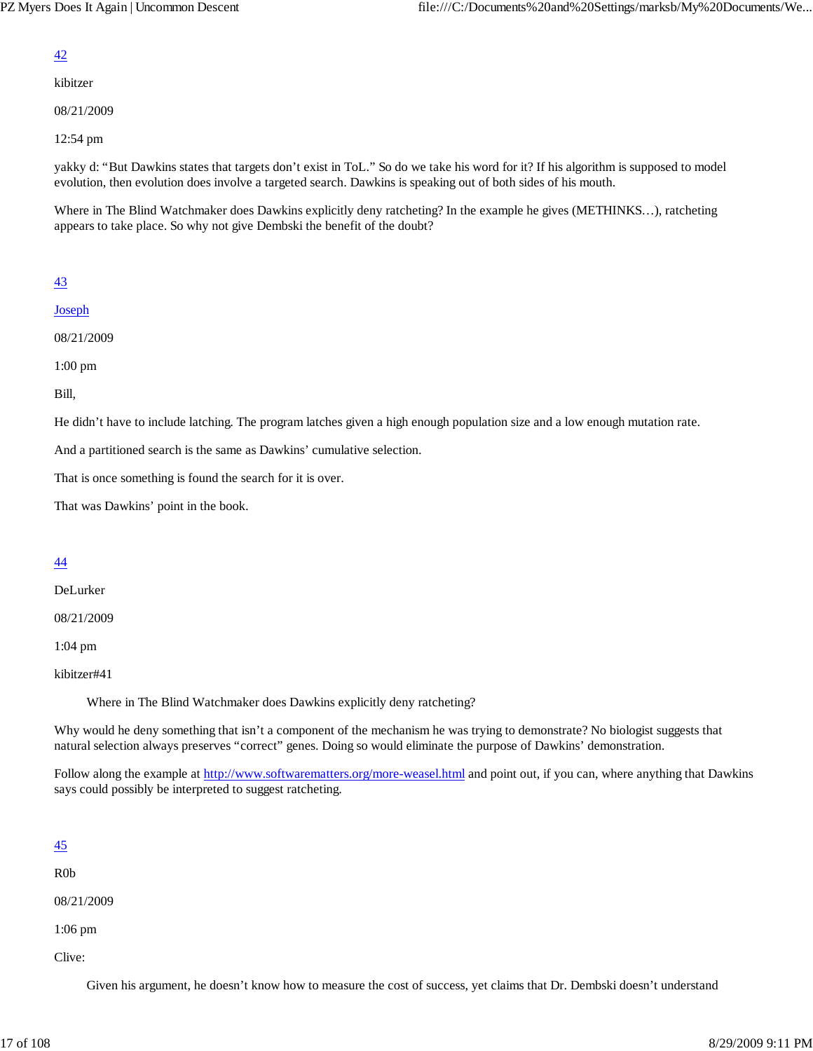42

kibitzer

08/21/2009

12:54 pm

yakky d: “But Dawkins states that targets don’t exist in ToL.” So do we take his word for it? If his algorithm is supposed to model evolution, then evolution does involve a targeted search. Dawkins is speaking out of both sides of his mouth.

Where in The Blind Watchmaker does Dawkins explicitly deny ratcheting? In the example he gives (METHINKS…), ratcheting appears to take place. So why not give Dembski the benefit of the doubt?

43

Joseph

08/21/2009

1:00 pm

Bill,

He didn’t have to include latching. The program latches given a high enough population size and a low enough mutation rate.

And a partitioned search is the same as Dawkins’ cumulative selection.

That is once something is found the search for it is over.

That was Dawkins’ point in the book.

44

DeLurker

08/21/2009

1:04 pm

kibitzer#41

> Where in The Blind Watchmaker does Dawkins explicitly deny ratcheting?

Why would he deny something that isn’t a component of the mechanism he was trying to demonstrate? No biologist suggests that natural selection always preserves “correct” genes. Doing so would eliminate the purpose of Dawkins’ demonstration.

Follow along the example at http://www.softwarematters.org/more-weasel.html and point out, if you can, where anything that Dawkins says could possibly be interpreted to suggest ratcheting.

45

R0b

08/21/2009

1:06 pm

Clive:

> Given his argument, he doesn’t know how to measure the cost of success, yet claims that Dr. Dembski doesn’t understand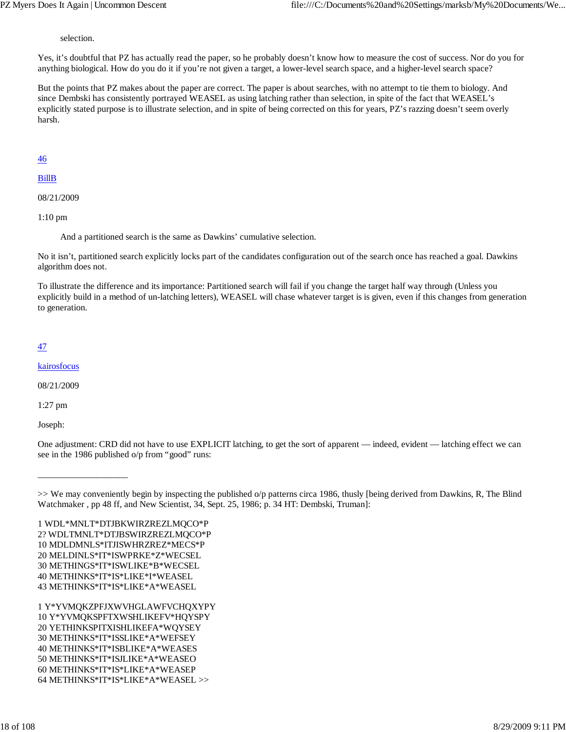> selection.

Yes, it's doubtful that PZ has actually read the paper, so he probably doesn't know how to measure the cost of success. Nor do you for anything biological. How do you do it if you're not given a target, a lower-level search space, and a higher-level search space?

But the points that PZ makes about the paper are correct. The paper is about searches, with no attempt to tie them to biology. And since Dembski has consistently portrayed WEASEL as using latching rather than selection, in spite of the fact that WEASEL's explicitly stated purpose is to illustrate selection, and in spite of being corrected on this for years, PZ's razzing doesn't seem overly harsh.

46

BillB

08/21/2009

1:10 pm

> And a partitioned search is the same as Dawkins' cumulative selection.

No it isn't, partitioned search explicitly locks part of the candidates configuration out of the search once has reached a goal. Dawkins algorithm does not.

To illustrate the difference and its importance: Partitioned search will fail if you change the target half way through (Unless you explicitly build in a method of un-latching letters), WEASEL will chase whatever target is is given, even if this changes from generation to generation.

47

kairosfocus

08/21/2009

1:27 pm

Joseph:

One adjustment: CRD did not have to use EXPLICIT latching, to get the sort of apparent — indeed, evident — latching effect we can see in the 1986 published o/p from "good" runs:

____________________

>> We may conveniently begin by inspecting the published o/p patterns circa 1986, thusly [being derived from Dawkins, R, The Blind Watchmaker , pp 48 ff, and New Scientist, 34, Sept. 25, 1986; p. 34 HT: Dembski, Truman]:

1 WDL*MNLT*DTJBKWIRZREZLMQCO*P
2? WDLTMNLT*DTJBSWIRZREZLMQCO*P
10 MDLDMNLS*ITJISWHRZREZ*MECS*P
20 MELDINLS*IT*ISWPRKE*Z*WECSEL
30 METHINGS*IT*ISWLIKE*B*WECSEL
40 METHINKS*IT*IS*LIKE*I*WEASEL
43 METHINKS*IT*IS*LIKE*A*WEASEL

1 Y*YVMQKZPFJXWVHGLAWFVCHQXYPY
10 Y*YVMQKSPFTXWSHLIKEFV*HQYSPY
20 YETHINKSPITXISHLIKEFA*WQYSEY
30 METHINKS*IT*ISSLIKE*A*WEFSEY
40 METHINKS*IT*ISBLIKE*A*WEASES
50 METHINKS*IT*ISJLIKE*A*WEASEO
60 METHINKS*IT*IS*LIKE*A*WEASEP
64 METHINKS*IT*IS*LIKE*A*WEASEL >>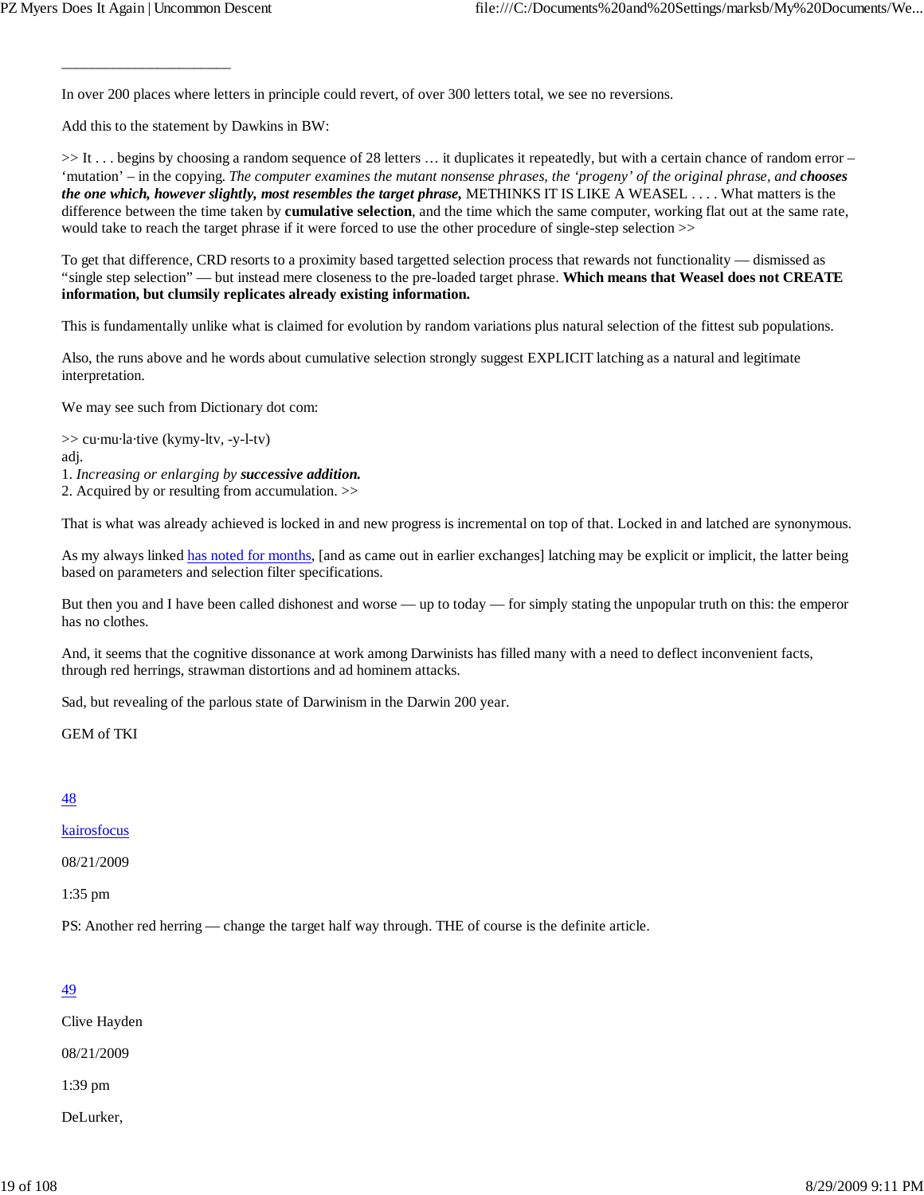---

In over 200 places where letters in principle could revert, of over 300 letters total, we see no reversions.

Add this to the statement by Dawkins in BW:

>> It . . . begins by choosing a random sequence of 28 letters … it duplicates it repeatedly, but with a certain chance of random error – ‘mutation’ – in the copying. *The computer examines the mutant nonsense phrases, the ‘progeny’ of the original phrase, and* ***chooses the one which, however slightly, most resembles the target phrase,*** METHINKS IT IS LIKE A WEASEL . . . . What matters is the difference between the time taken by **cumulative selection**, and the time which the same computer, working flat out at the same rate, would take to reach the target phrase if it were forced to use the other procedure of single-step selection >>

To get that difference, CRD resorts to a proximity based targetted selection process that rewards not functionality — dismissed as “single step selection” — but instead mere closeness to the pre-loaded target phrase. **Which means that Weasel does not CREATE information, but clumsily replicates already existing information.**

This is fundamentally unlike what is claimed for evolution by random variations plus natural selection of the fittest sub populations.

Also, the runs above and he words about cumulative selection strongly suggest EXPLICIT latching as a natural and legitimate interpretation.

We may see such from Dictionary dot com:

>> cu·mu·la·tive (kymy-ltv, -y-l-tv)
adj.
1. *Increasing or enlarging by* ***successive addition.***
2. Acquired by or resulting from accumulation. >>

That is what was already achieved is locked in and new progress is incremental on top of that. Locked in and latched are synonymous.

As my always linked has noted for months, [and as came out in earlier exchanges] latching may be explicit or implicit, the latter being based on parameters and selection filter specifications.

But then you and I have been called dishonest and worse — up to today — for simply stating the unpopular truth on this: the emperor has no clothes.

And, it seems that the cognitive dissonance at work among Darwinists has filled many with a need to deflect inconvenient facts, through red herrings, strawman distortions and ad hominem attacks.

Sad, but revealing of the parlous state of Darwinism in the Darwin 200 year.

GEM of TKI

48

kairosfocus

08/21/2009

1:35 pm

PS: Another red herring — change the target half way through. THE of course is the definite article.

49

Clive Hayden

08/21/2009

1:39 pm

DeLurker,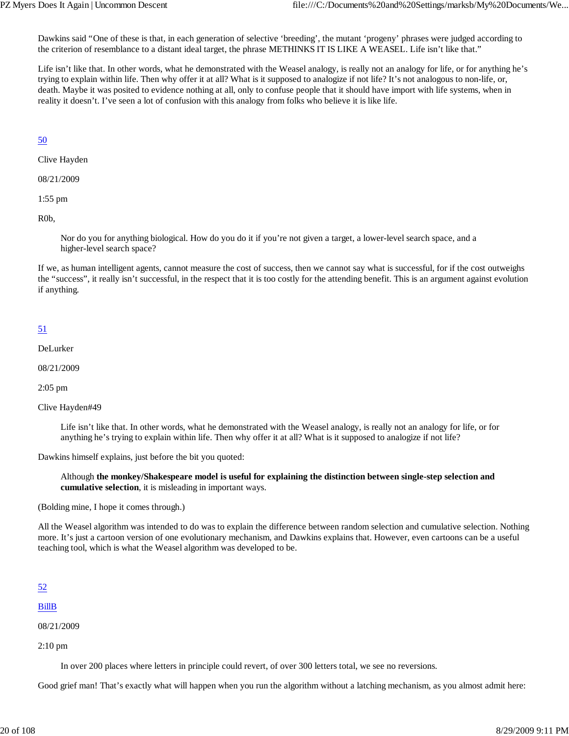Dawkins said "One of these is that, in each generation of selective 'breeding', the mutant 'progeny' phrases were judged according to the criterion of resemblance to a distant ideal target, the phrase METHINKS IT IS LIKE A WEASEL. Life isn't like that."

Life isn't like that. In other words, what he demonstrated with the Weasel analogy, is really not an analogy for life, or for anything he's trying to explain within life. Then why offer it at all? What is it supposed to analogize if not life? It's not analogous to non-life, or, death. Maybe it was posited to evidence nothing at all, only to confuse people that it should have import with life systems, when in reality it doesn't. I've seen a lot of confusion with this analogy from folks who believe it is like life.

50

Clive Hayden

08/21/2009

1:55 pm

R0b,

> Nor do you for anything biological. How do you do it if you're not given a target, a lower-level search space, and a higher-level search space?

If we, as human intelligent agents, cannot measure the cost of success, then we cannot say what is successful, for if the cost outweighs the "success", it really isn't successful, in the respect that it is too costly for the attending benefit. This is an argument against evolution if anything.

51

DeLurker

08/21/2009

2:05 pm

Clive Hayden#49

> Life isn't like that. In other words, what he demonstrated with the Weasel analogy, is really not an analogy for life, or for anything he's trying to explain within life. Then why offer it at all? What is it supposed to analogize if not life?

Dawkins himself explains, just before the bit you quoted:

> Although **the monkey/Shakespeare model is useful for explaining the distinction between single-step selection and cumulative selection**, it is misleading in important ways.

(Bolding mine, I hope it comes through.)

All the Weasel algorithm was intended to do was to explain the difference between random selection and cumulative selection. Nothing more. It's just a cartoon version of one evolutionary mechanism, and Dawkins explains that. However, even cartoons can be a useful teaching tool, which is what the Weasel algorithm was developed to be.

52

BillB

08/21/2009

2:10 pm

> In over 200 places where letters in principle could revert, of over 300 letters total, we see no reversions.

Good grief man! That's exactly what will happen when you run the algorithm without a latching mechanism, as you almost admit here: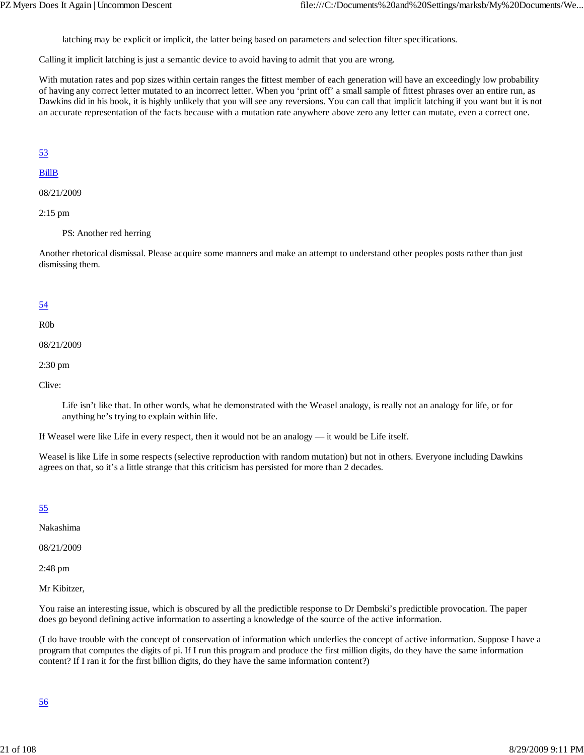> latching may be explicit or implicit, the latter being based on parameters and selection filter specifications.

Calling it implicit latching is just a semantic device to avoid having to admit that you are wrong.

With mutation rates and pop sizes within certain ranges the fittest member of each generation will have an exceedingly low probability of having any correct letter mutated to an incorrect letter. When you 'print off' a small sample of fittest phrases over an entire run, as Dawkins did in his book, it is highly unlikely that you will see any reversions. You can call that implicit latching if you want but it is not an accurate representation of the facts because with a mutation rate anywhere above zero any letter can mutate, even a correct one.

53

BillB

08/21/2009

2:15 pm

> PS: Another red herring

Another rhetorical dismissal. Please acquire some manners and make an attempt to understand other peoples posts rather than just dismissing them.

54

R0b

08/21/2009

2:30 pm

Clive:

> Life isn't like that. In other words, what he demonstrated with the Weasel analogy, is really not an analogy for life, or for anything he's trying to explain within life.

If Weasel were like Life in every respect, then it would not be an analogy — it would be Life itself.

Weasel is like Life in some respects (selective reproduction with random mutation) but not in others. Everyone including Dawkins agrees on that, so it's a little strange that this criticism has persisted for more than 2 decades.

55

Nakashima

08/21/2009

2:48 pm

Mr Kibitzer,

You raise an interesting issue, which is obscured by all the predictible response to Dr Dembski's predictible provocation. The paper does go beyond defining active information to asserting a knowledge of the source of the active information.

(I do have trouble with the concept of conservation of information which underlies the concept of active information. Suppose I have a program that computes the digits of pi. If I run this program and produce the first million digits, do they have the same information content? If I ran it for the first billion digits, do they have the same information content?)

56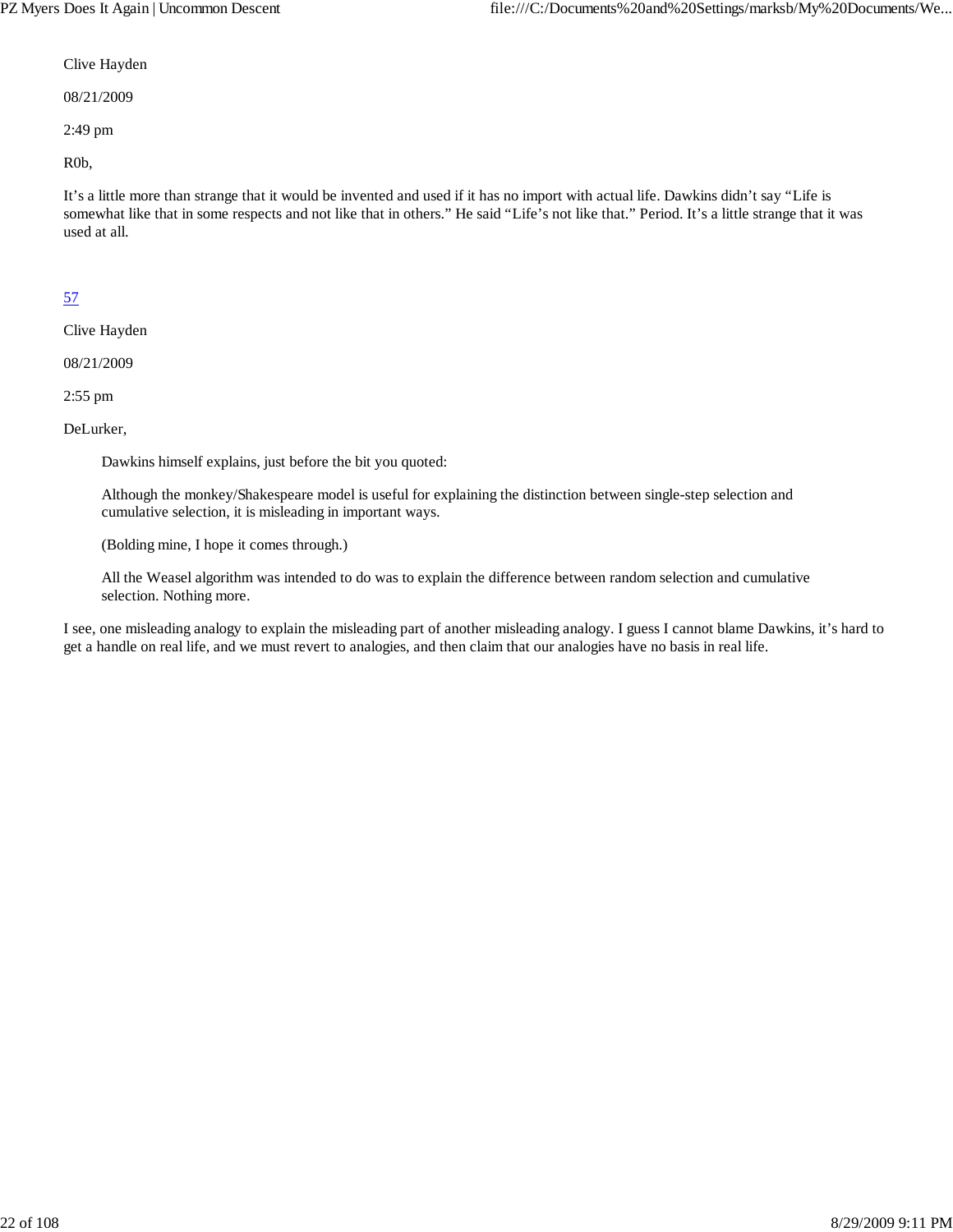Clive Hayden

08/21/2009

2:49 pm

R0b,

It's a little more than strange that it would be invented and used if it has no import with actual life. Dawkins didn't say "Life is somewhat like that in some respects and not like that in others." He said "Life's not like that." Period. It's a little strange that it was used at all.

57

Clive Hayden

08/21/2009

2:55 pm

DeLurker,

> Dawkins himself explains, just before the bit you quoted:
>
> Although the monkey/Shakespeare model is useful for explaining the distinction between single-step selection and cumulative selection, it is misleading in important ways.
>
> (Bolding mine, I hope it comes through.)
>
> All the Weasel algorithm was intended to do was to explain the difference between random selection and cumulative selection. Nothing more.

I see, one misleading analogy to explain the misleading part of another misleading analogy. I guess I cannot blame Dawkins, it's hard to get a handle on real life, and we must revert to analogies, and then claim that our analogies have no basis in real life.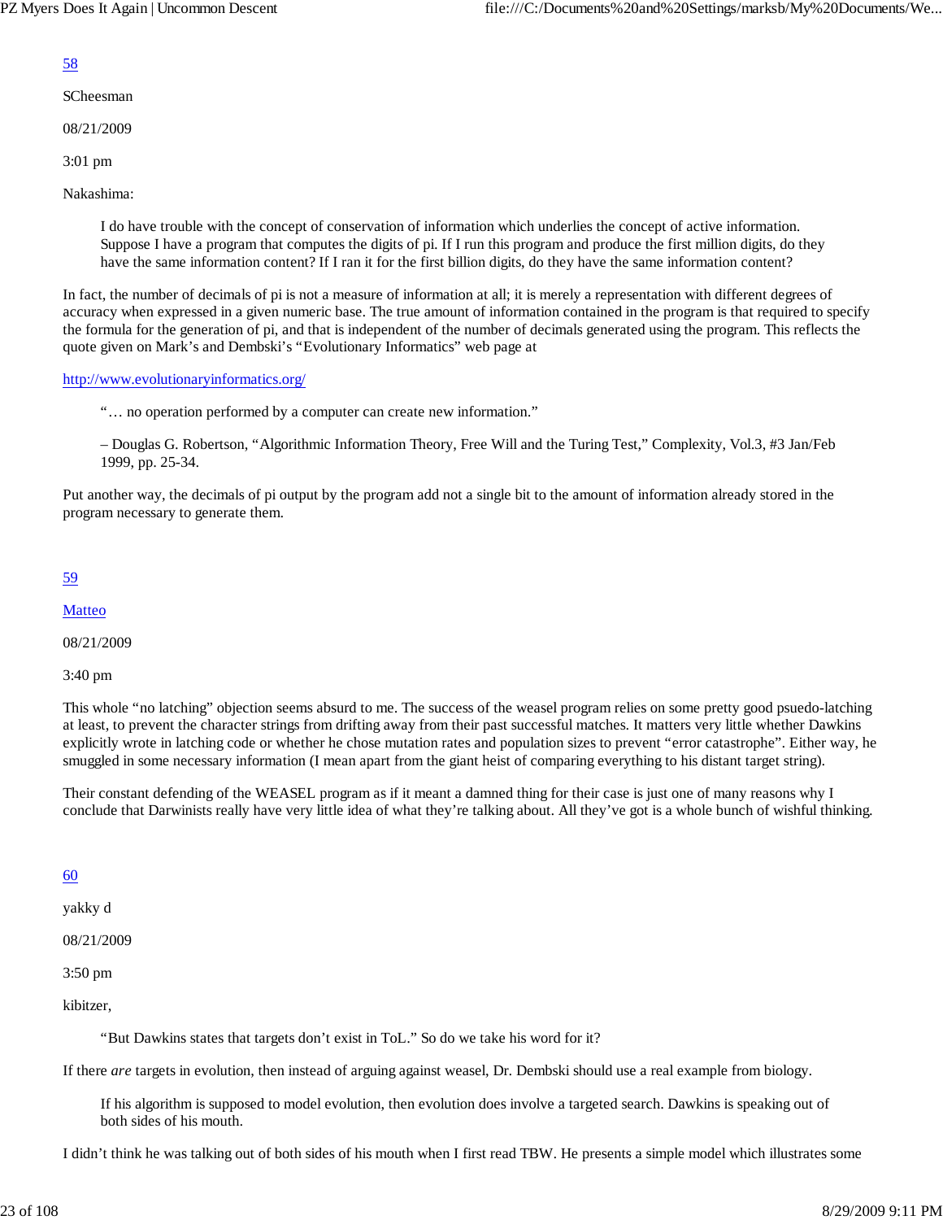58

SCheesman

08/21/2009

3:01 pm

Nakashima:

> I do have trouble with the concept of conservation of information which underlies the concept of active information. Suppose I have a program that computes the digits of pi. If I run this program and produce the first million digits, do they have the same information content? If I ran it for the first billion digits, do they have the same information content?

In fact, the number of decimals of pi is not a measure of information at all; it is merely a representation with different degrees of accuracy when expressed in a given numeric base. The true amount of information contained in the program is that required to specify the formula for the generation of pi, and that is independent of the number of decimals generated using the program. This reflects the quote given on Mark's and Dembski's "Evolutionary Informatics" web page at

http://www.evolutionaryinformatics.org/

> "… no operation performed by a computer can create new information."
>
> – Douglas G. Robertson, "Algorithmic Information Theory, Free Will and the Turing Test," Complexity, Vol.3, #3 Jan/Feb 1999, pp. 25-34.

Put another way, the decimals of pi output by the program add not a single bit to the amount of information already stored in the program necessary to generate them.

59

Matteo

08/21/2009

3:40 pm

This whole "no latching" objection seems absurd to me. The success of the weasel program relies on some pretty good psuedo-latching at least, to prevent the character strings from drifting away from their past successful matches. It matters very little whether Dawkins explicitly wrote in latching code or whether he chose mutation rates and population sizes to prevent "error catastrophe". Either way, he smuggled in some necessary information (I mean apart from the giant heist of comparing everything to his distant target string).

Their constant defending of the WEASEL program as if it meant a damned thing for their case is just one of many reasons why I conclude that Darwinists really have very little idea of what they're talking about. All they've got is a whole bunch of wishful thinking.

60

yakky d

08/21/2009

3:50 pm

kibitzer,

> "But Dawkins states that targets don't exist in ToL." So do we take his word for it?

If there *are* targets in evolution, then instead of arguing against weasel, Dr. Dembski should use a real example from biology.

> If his algorithm is supposed to model evolution, then evolution does involve a targeted search. Dawkins is speaking out of both sides of his mouth.

I didn't think he was talking out of both sides of his mouth when I first read TBW. He presents a simple model which illustrates some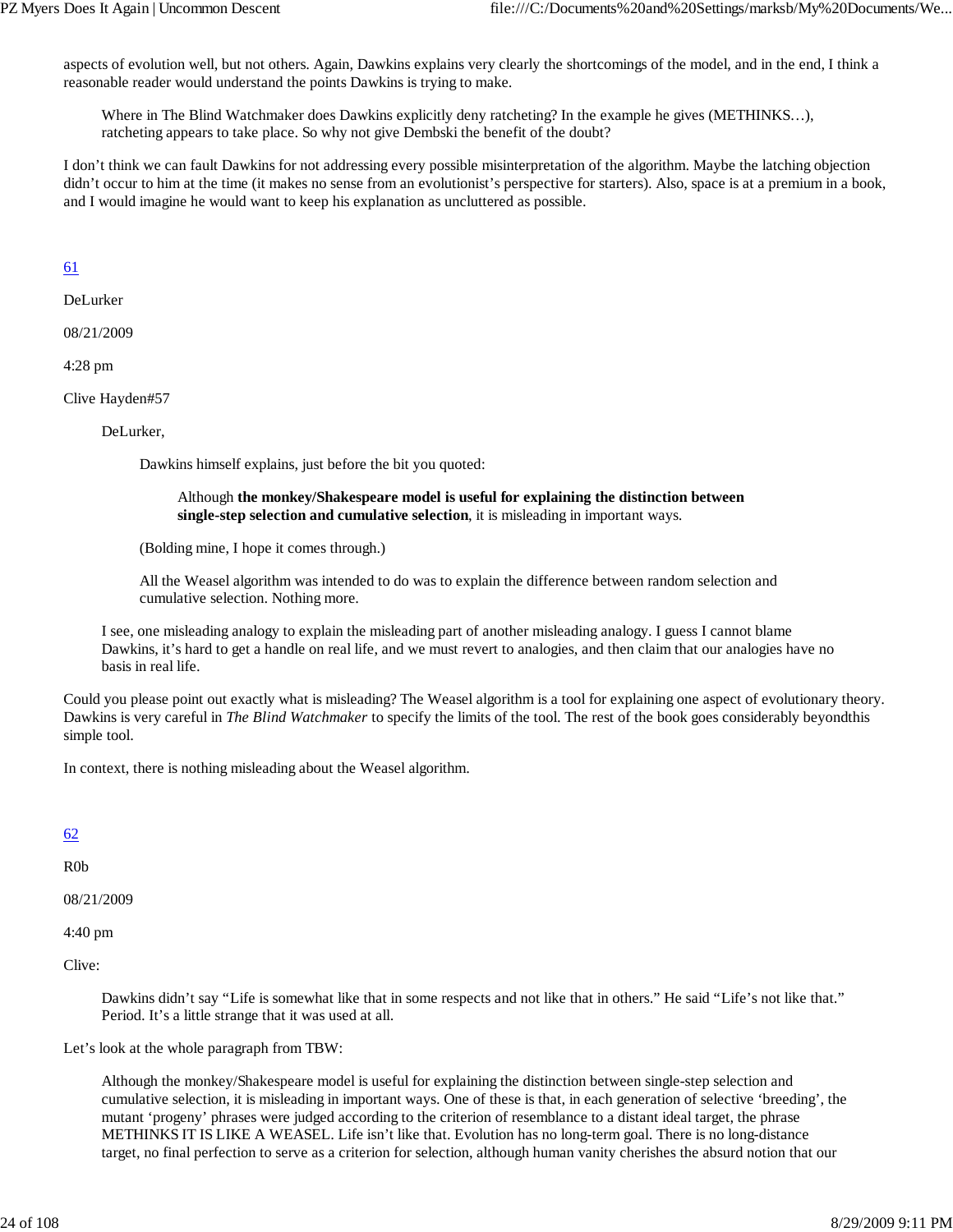aspects of evolution well, but not others. Again, Dawkins explains very clearly the shortcomings of the model, and in the end, I think a reasonable reader would understand the points Dawkins is trying to make.

> Where in The Blind Watchmaker does Dawkins explicitly deny ratcheting? In the example he gives (METHINKS…), ratcheting appears to take place. So why not give Dembski the benefit of the doubt?

I don't think we can fault Dawkins for not addressing every possible misinterpretation of the algorithm. Maybe the latching objection didn't occur to him at the time (it makes no sense from an evolutionist's perspective for starters). Also, space is at a premium in a book, and I would imagine he would want to keep his explanation as uncluttered as possible.

[61](#)

DeLurker

08/21/2009

4:28 pm

Clive Hayden#57

> DeLurker,
>
> > Dawkins himself explains, just before the bit you quoted:
> >
> > > Although **the monkey/Shakespeare model is useful for explaining the distinction between single-step selection and cumulative selection**, it is misleading in important ways.
> >
> > (Bolding mine, I hope it comes through.)
> >
> > All the Weasel algorithm was intended to do was to explain the difference between random selection and cumulative selection. Nothing more.
>
> I see, one misleading analogy to explain the misleading part of another misleading analogy. I guess I cannot blame Dawkins, it's hard to get a handle on real life, and we must revert to analogies, and then claim that our analogies have no basis in real life.

Could you please point out exactly what is misleading? The Weasel algorithm is a tool for explaining one aspect of evolutionary theory. Dawkins is very careful in *The Blind Watchmaker* to specify the limits of the tool. The rest of the book goes considerably beyondthis simple tool.

In context, there is nothing misleading about the Weasel algorithm.

[62](#)

R0b

08/21/2009

4:40 pm

Clive:

> Dawkins didn't say "Life is somewhat like that in some respects and not like that in others." He said "Life's not like that." Period. It's a little strange that it was used at all.

Let's look at the whole paragraph from TBW:

> Although the monkey/Shakespeare model is useful for explaining the distinction between single-step selection and cumulative selection, it is misleading in important ways. One of these is that, in each generation of selective 'breeding', the mutant 'progeny' phrases were judged according to the criterion of resemblance to a distant ideal target, the phrase METHINKS IT IS LIKE A WEASEL. Life isn't like that. Evolution has no long-term goal. There is no long-distance target, no final perfection to serve as a criterion for selection, although human vanity cherishes the absurd notion that our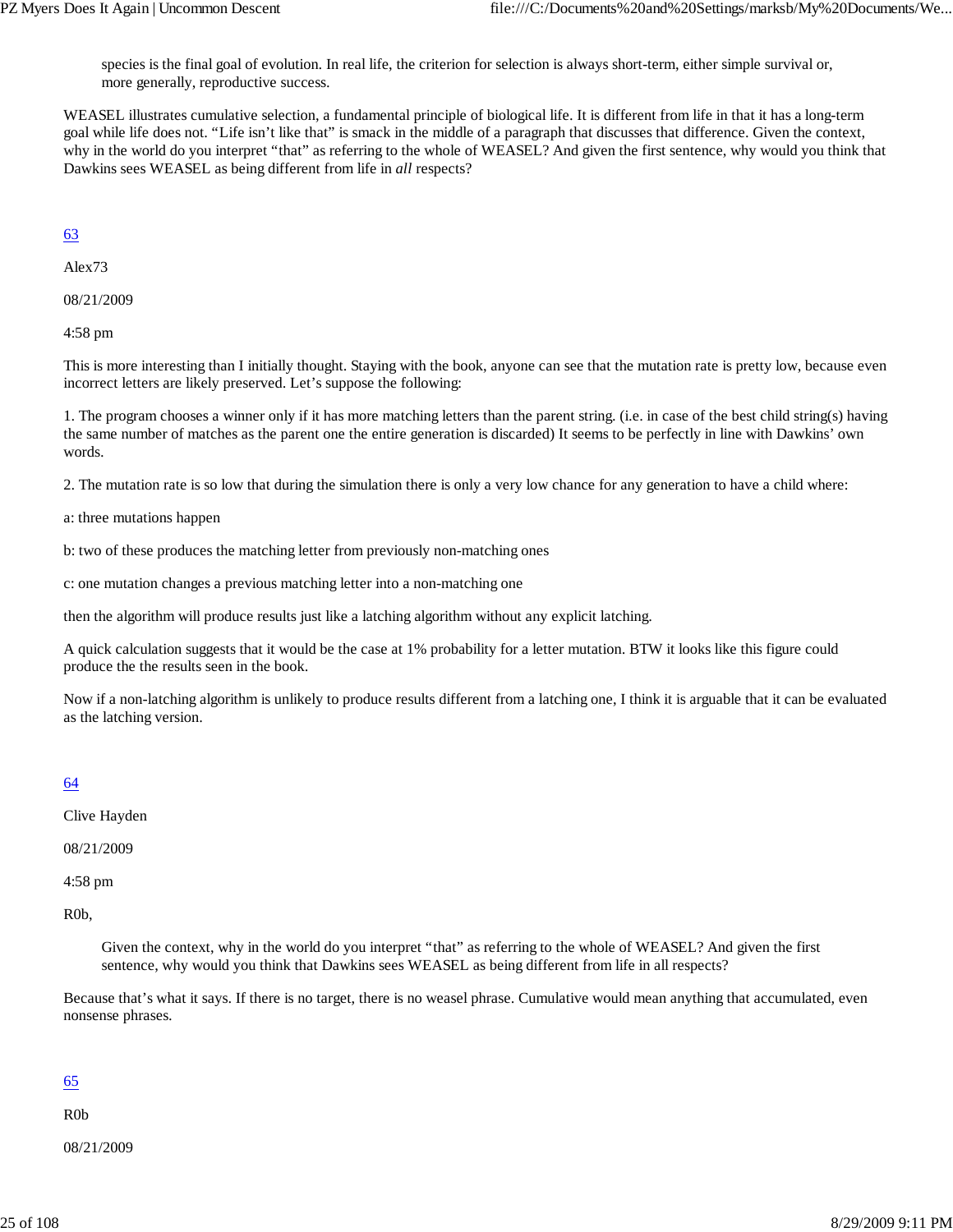> species is the final goal of evolution. In real life, the criterion for selection is always short-term, either simple survival or, more generally, reproductive success.

WEASEL illustrates cumulative selection, a fundamental principle of biological life. It is different from life in that it has a long-term goal while life does not. "Life isn't like that" is smack in the middle of a paragraph that discusses that difference. Given the context, why in the world do you interpret "that" as referring to the whole of WEASEL? And given the first sentence, why would you think that Dawkins sees WEASEL as being different from life in *all* respects?

[63](#)

Alex73

08/21/2009

4:58 pm

This is more interesting than I initially thought. Staying with the book, anyone can see that the mutation rate is pretty low, because even incorrect letters are likely preserved. Let's suppose the following:

1. The program chooses a winner only if it has more matching letters than the parent string. (i.e. in case of the best child string(s) having the same number of matches as the parent one the entire generation is discarded) It seems to be perfectly in line with Dawkins' own words.

2. The mutation rate is so low that during the simulation there is only a very low chance for any generation to have a child where:

a: three mutations happen

b: two of these produces the matching letter from previously non-matching ones

c: one mutation changes a previous matching letter into a non-matching one

then the algorithm will produce results just like a latching algorithm without any explicit latching.

A quick calculation suggests that it would be the case at 1% probability for a letter mutation. BTW it looks like this figure could produce the the results seen in the book.

Now if a non-latching algorithm is unlikely to produce results different from a latching one, I think it is arguable that it can be evaluated as the latching version.

[64](#)

Clive Hayden

08/21/2009

4:58 pm

R0b,

> Given the context, why in the world do you interpret "that" as referring to the whole of WEASEL? And given the first sentence, why would you think that Dawkins sees WEASEL as being different from life in all respects?

Because that's what it says. If there is no target, there is no weasel phrase. Cumulative would mean anything that accumulated, even nonsense phrases.

[65](#)

R0b

08/21/2009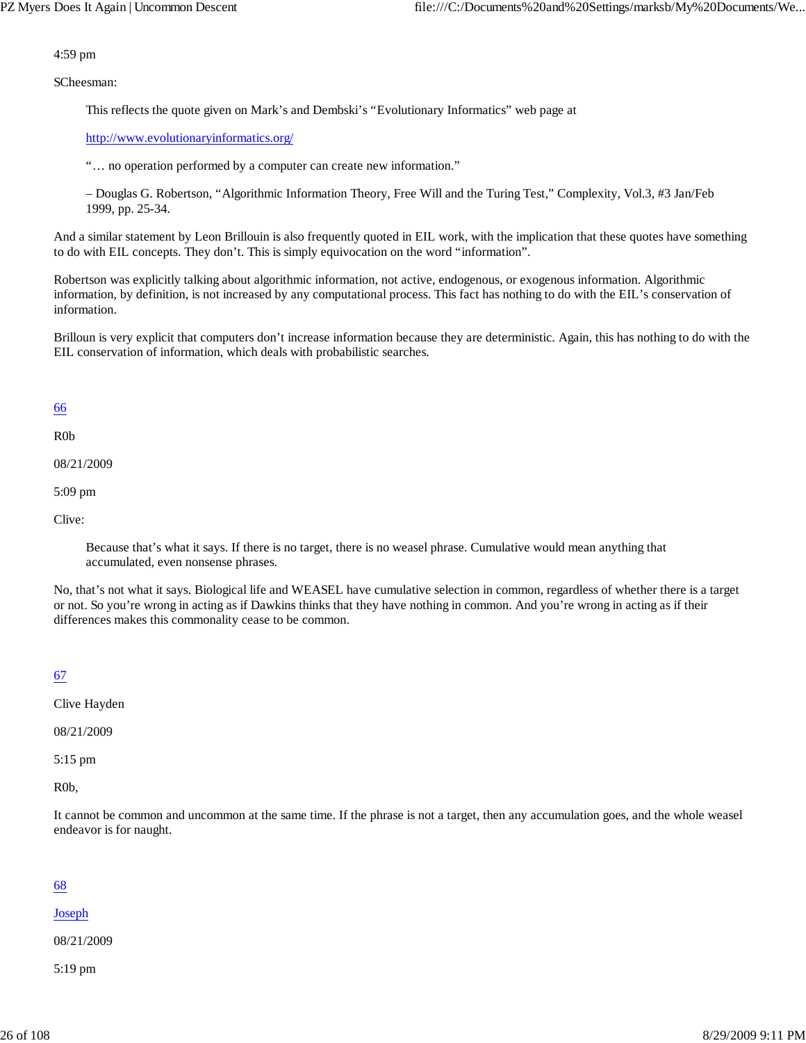4:59 pm

SCheesman:

> This reflects the quote given on Mark's and Dembski's "Evolutionary Informatics" web page at
>
> http://www.evolutionaryinformatics.org/
>
> "… no operation performed by a computer can create new information."
>
> – Douglas G. Robertson, "Algorithmic Information Theory, Free Will and the Turing Test," Complexity, Vol.3, #3 Jan/Feb 1999, pp. 25-34.

And a similar statement by Leon Brillouin is also frequently quoted in EIL work, with the implication that these quotes have something to do with EIL concepts. They don't. This is simply equivocation on the word "information".

Robertson was explicitly talking about algorithmic information, not active, endogenous, or exogenous information. Algorithmic information, by definition, is not increased by any computational process. This fact has nothing to do with the EIL's conservation of information.

Brilloun is very explicit that computers don't increase information because they are deterministic. Again, this has nothing to do with the EIL conservation of information, which deals with probabilistic searches.

66

R0b

08/21/2009

5:09 pm

Clive:

> Because that's what it says. If there is no target, there is no weasel phrase. Cumulative would mean anything that accumulated, even nonsense phrases.

No, that's not what it says. Biological life and WEASEL have cumulative selection in common, regardless of whether there is a target or not. So you're wrong in acting as if Dawkins thinks that they have nothing in common. And you're wrong in acting as if their differences makes this commonality cease to be common.

67

Clive Hayden

08/21/2009

5:15 pm

R0b,

It cannot be common and uncommon at the same time. If the phrase is not a target, then any accumulation goes, and the whole weasel endeavor is for naught.

68

Joseph

08/21/2009

5:19 pm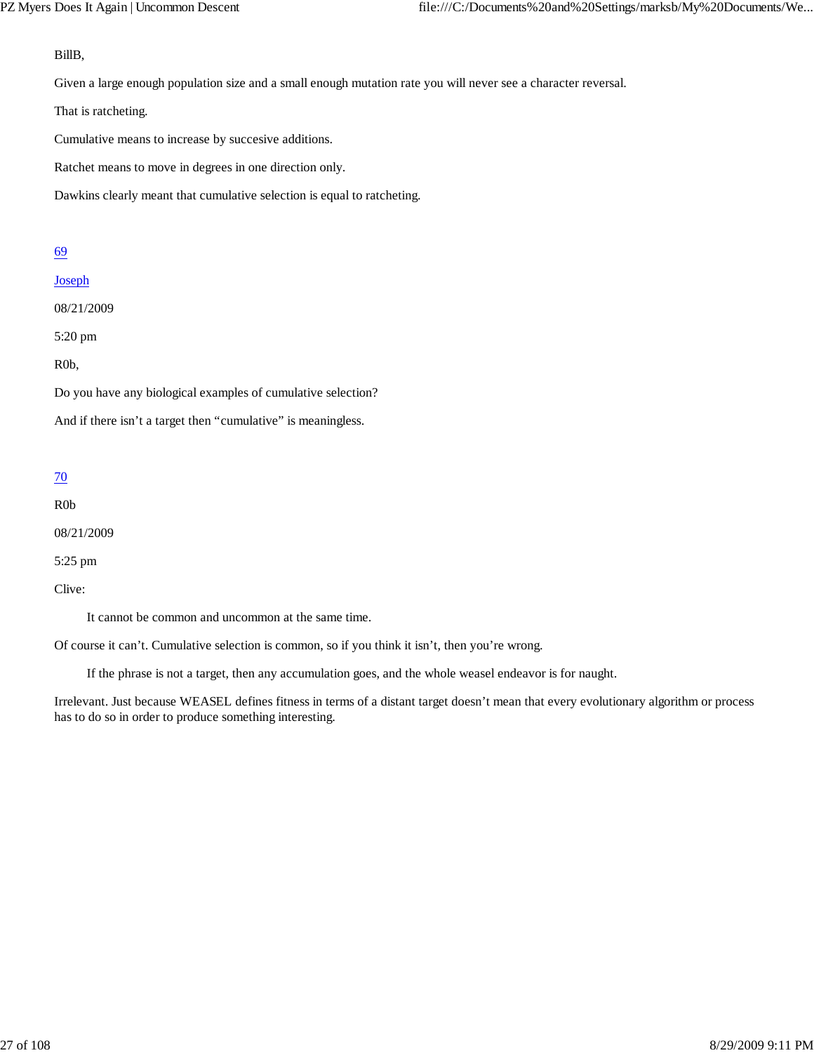BillB,

Given a large enough population size and a small enough mutation rate you will never see a character reversal.

That is ratcheting.

Cumulative means to increase by succesive additions.

Ratchet means to move in degrees in one direction only.

Dawkins clearly meant that cumulative selection is equal to ratcheting.

69

Joseph

08/21/2009

5:20 pm

R0b,

Do you have any biological examples of cumulative selection?

And if there isn't a target then "cumulative" is meaningless.

70

R0b

08/21/2009

5:25 pm

Clive:

> It cannot be common and uncommon at the same time.

Of course it can't. Cumulative selection is common, so if you think it isn't, then you're wrong.

> If the phrase is not a target, then any accumulation goes, and the whole weasel endeavor is for naught.

Irrelevant. Just because WEASEL defines fitness in terms of a distant target doesn't mean that every evolutionary algorithm or process has to do so in order to produce something interesting.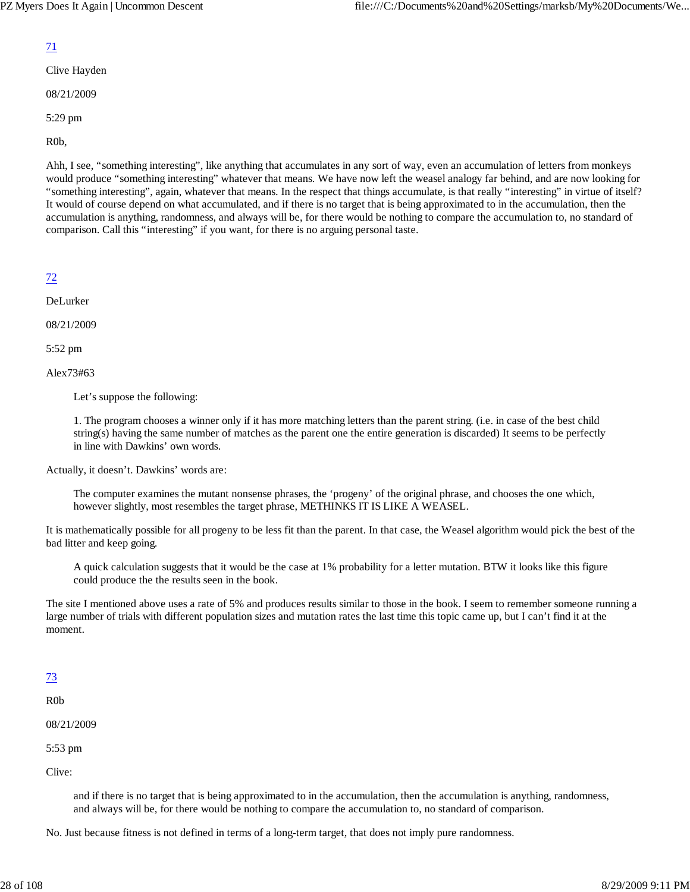71

Clive Hayden

08/21/2009

5:29 pm

R0b,

Ahh, I see, “something interesting”, like anything that accumulates in any sort of way, even an accumulation of letters from monkeys would produce “something interesting” whatever that means. We have now left the weasel analogy far behind, and are now looking for “something interesting”, again, whatever that means. In the respect that things accumulate, is that really “interesting” in virtue of itself? It would of course depend on what accumulated, and if there is no target that is being approximated to in the accumulation, then the accumulation is anything, randomness, and always will be, for there would be nothing to compare the accumulation to, no standard of comparison. Call this “interesting” if you want, for there is no arguing personal taste.

72

DeLurker

08/21/2009

5:52 pm

Alex73#63

> Let’s suppose the following:
>
> 1. The program chooses a winner only if it has more matching letters than the parent string. (i.e. in case of the best child string(s) having the same number of matches as the parent one the entire generation is discarded) It seems to be perfectly in line with Dawkins’ own words.

Actually, it doesn’t. Dawkins’ words are:

> The computer examines the mutant nonsense phrases, the ‘progeny’ of the original phrase, and chooses the one which, however slightly, most resembles the target phrase, METHINKS IT IS LIKE A WEASEL.

It is mathematically possible for all progeny to be less fit than the parent. In that case, the Weasel algorithm would pick the best of the bad litter and keep going.

> A quick calculation suggests that it would be the case at 1% probability for a letter mutation. BTW it looks like this figure could produce the the results seen in the book.

The site I mentioned above uses a rate of 5% and produces results similar to those in the book. I seem to remember someone running a large number of trials with different population sizes and mutation rates the last time this topic came up, but I can’t find it at the moment.

73

R0b

08/21/2009

5:53 pm

Clive:

> and if there is no target that is being approximated to in the accumulation, then the accumulation is anything, randomness, and always will be, for there would be nothing to compare the accumulation to, no standard of comparison.

No. Just because fitness is not defined in terms of a long-term target, that does not imply pure randomness.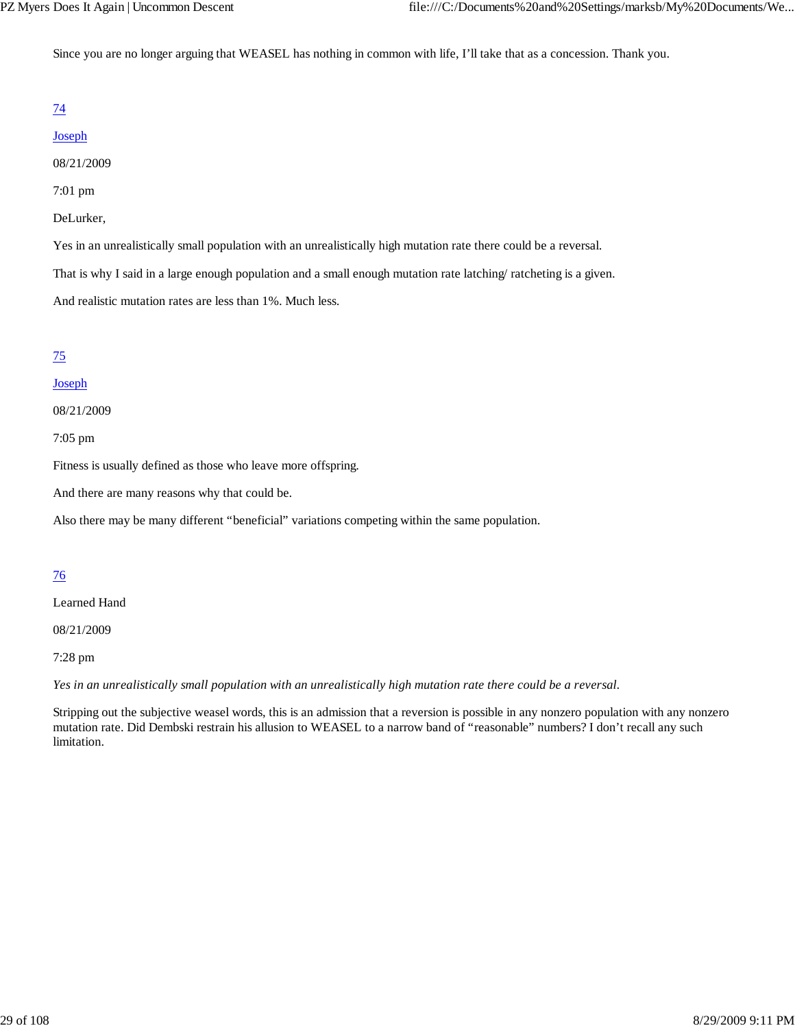Since you are no longer arguing that WEASEL has nothing in common with life, I'll take that as a concession. Thank you.

[74](#)

[Joseph](#)

08/21/2009

7:01 pm

DeLurker,

Yes in an unrealistically small population with an unrealistically high mutation rate there could be a reversal.

That is why I said in a large enough population and a small enough mutation rate latching/ ratcheting is a given.

And realistic mutation rates are less than 1%. Much less.

[75](#)

[Joseph](#)

08/21/2009

7:05 pm

Fitness is usually defined as those who leave more offspring.

And there are many reasons why that could be.

Also there may be many different "beneficial" variations competing within the same population.

[76](#)

Learned Hand

08/21/2009

7:28 pm

*Yes in an unrealistically small population with an unrealistically high mutation rate there could be a reversal.*

Stripping out the subjective weasel words, this is an admission that a reversion is possible in any nonzero population with any nonzero mutation rate. Did Dembski restrain his allusion to WEASEL to a narrow band of "reasonable" numbers? I don't recall any such limitation.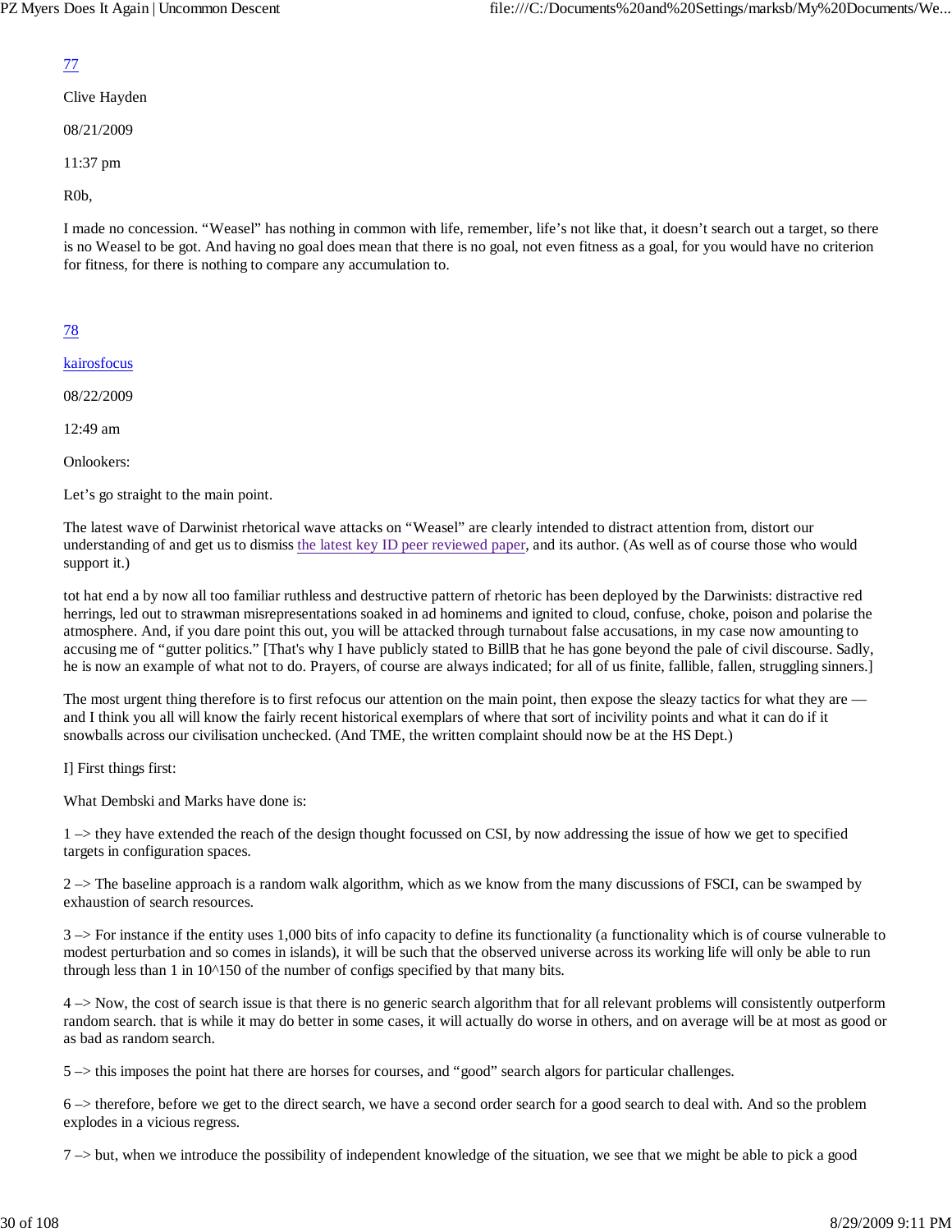77

Clive Hayden

08/21/2009

11:37 pm

R0b,

I made no concession. "Weasel" has nothing in common with life, remember, life's not like that, it doesn't search out a target, so there is no Weasel to be got. And having no goal does mean that there is no goal, not even fitness as a goal, for you would have no criterion for fitness, for there is nothing to compare any accumulation to.

78

kairosfocus

08/22/2009

12:49 am

Onlookers:

Let's go straight to the main point.

The latest wave of Darwinist rhetorical wave attacks on "Weasel" are clearly intended to distract attention from, distort our understanding of and get us to dismiss the latest key ID peer reviewed paper, and its author. (As well as of course those who would support it.)

tot hat end a by now all too familiar ruthless and destructive pattern of rhetoric has been deployed by the Darwinists: distractive red herrings, led out to strawman misrepresentations soaked in ad hominems and ignited to cloud, confuse, choke, poison and polarise the atmosphere. And, if you dare point this out, you will be attacked through turnabout false accusations, in my case now amounting to accusing me of "gutter politics." [That's why I have publicly stated to BillB that he has gone beyond the pale of civil discourse. Sadly, he is now an example of what not to do. Prayers, of course are always indicated; for all of us finite, fallible, fallen, struggling sinners.]

The most urgent thing therefore is to first refocus our attention on the main point, then expose the sleazy tactics for what they are — and I think you all will know the fairly recent historical exemplars of where that sort of incivility points and what it can do if it snowballs across our civilisation unchecked. (And TME, the written complaint should now be at the HS Dept.)

I] First things first:

What Dembski and Marks have done is:

1 –> they have extended the reach of the design thought focussed on CSI, by now addressing the issue of how we get to specified targets in configuration spaces.

2 –> The baseline approach is a random walk algorithm, which as we know from the many discussions of FSCI, can be swamped by exhaustion of search resources.

3 –> For instance if the entity uses 1,000 bits of info capacity to define its functionality (a functionality which is of course vulnerable to modest perturbation and so comes in islands), it will be such that the observed universe across its working life will only be able to run through less than 1 in 10^150 of the number of configs specified by that many bits.

4 –> Now, the cost of search issue is that there is no generic search algorithm that for all relevant problems will consistently outperform random search. that is while it may do better in some cases, it will actually do worse in others, and on average will be at most as good or as bad as random search.

5 –> this imposes the point hat there are horses for courses, and "good" search algors for particular challenges.

6 –> therefore, before we get to the direct search, we have a second order search for a good search to deal with. And so the problem explodes in a vicious regress.

7 –> but, when we introduce the possibility of independent knowledge of the situation, we see that we might be able to pick a good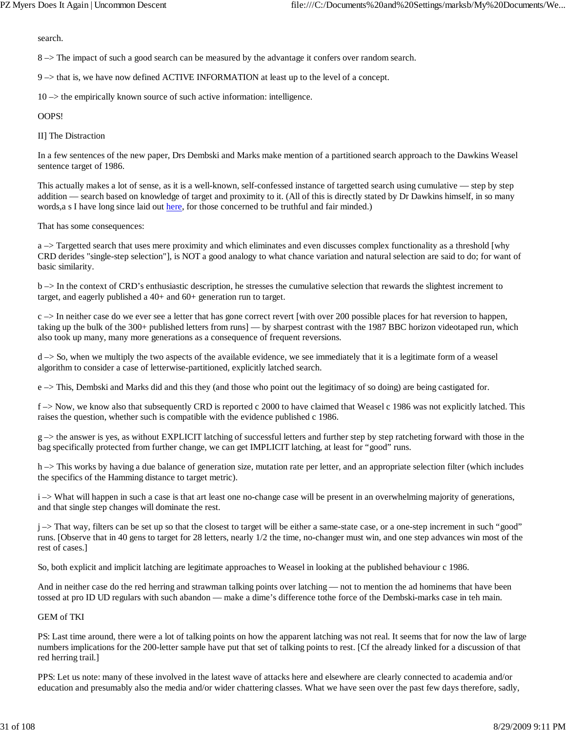search.

8 –> The impact of such a good search can be measured by the advantage it confers over random search.

9 –> that is, we have now defined ACTIVE INFORMATION at least up to the level of a concept.

10 –> the empirically known source of such active information: intelligence.

OOPS!

II] The Distraction

In a few sentences of the new paper, Drs Dembski and Marks make mention of a partitioned search approach to the Dawkins Weasel sentence target of 1986.

This actually makes a lot of sense, as it is a well-known, self-confessed instance of targetted search using cumulative — step by step addition — search based on knowledge of target and proximity to it. (All of this is directly stated by Dr Dawkins himself, in so many words,a s I have long since laid out here, for those concerned to be truthful and fair minded.)

That has some consequences:

a –> Targetted search that uses mere proximity and which eliminates and even discusses complex functionality as a threshold [why CRD derides "single-step selection"], is NOT a good analogy to what chance variation and natural selection are said to do; for want of basic similarity.

b –> In the context of CRD's enthusiastic description, he stresses the cumulative selection that rewards the slightest increment to target, and eagerly published a 40+ and 60+ generation run to target.

c –> In neither case do we ever see a letter that has gone correct revert [with over 200 possible places for hat reversion to happen, taking up the bulk of the 300+ published letters from runs] — by sharpest contrast with the 1987 BBC horizon videotaped run, which also took up many, many more generations as a consequence of frequent reversions.

d –> So, when we multiply the two aspects of the available evidence, we see immediately that it is a legitimate form of a weasel algorithm to consider a case of letterwise-partitioned, explicitly latched search.

e –> This, Dembski and Marks did and this they (and those who point out the legitimacy of so doing) are being castigated for.

f –> Now, we know also that subsequently CRD is reported c 2000 to have claimed that Weasel c 1986 was not explicitly latched. This raises the question, whether such is compatible with the evidence published c 1986.

g –> the answer is yes, as without EXPLICIT latching of successful letters and further step by step ratcheting forward with those in the bag specifically protected from further change, we can get IMPLICIT latching, at least for "good" runs.

h –> This works by having a due balance of generation size, mutation rate per letter, and an appropriate selection filter (which includes the specifics of the Hamming distance to target metric).

i –> What will happen in such a case is that art least one no-change case will be present in an overwhelming majority of generations, and that single step changes will dominate the rest.

j –> That way, filters can be set up so that the closest to target will be either a same-state case, or a one-step increment in such "good" runs. [Observe that in 40 gens to target for 28 letters, nearly 1/2 the time, no-changer must win, and one step advances win most of the rest of cases.]

So, both explicit and implicit latching are legitimate approaches to Weasel in looking at the published behaviour c 1986.

And in neither case do the red herring and strawman talking points over latching — not to mention the ad hominems that have been tossed at pro ID UD regulars with such abandon — make a dime's difference tothe force of the Dembski-marks case in teh main.

GEM of TKI

PS: Last time around, there were a lot of talking points on how the apparent latching was not real. It seems that for now the law of large numbers implications for the 200-letter sample have put that set of talking points to rest. [Cf the already linked for a discussion of that red herring trail.]

PPS: Let us note: many of these involved in the latest wave of attacks here and elsewhere are clearly connected to academia and/or education and presumably also the media and/or wider chattering classes. What we have seen over the past few days therefore, sadly,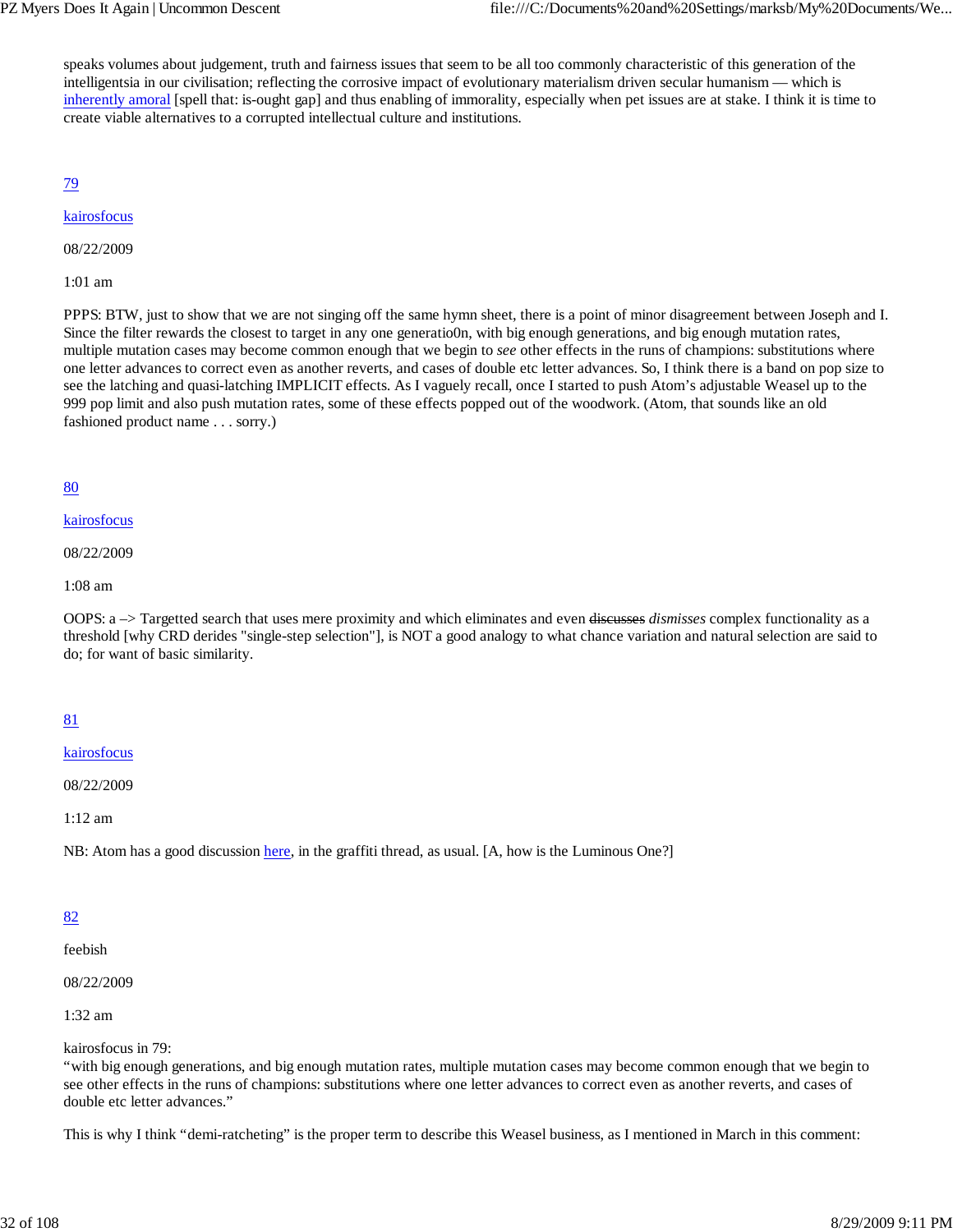speaks volumes about judgement, truth and fairness issues that seem to be all too commonly characteristic of this generation of the intelligentsia in our civilisation; reflecting the corrosive impact of evolutionary materialism driven secular humanism — which is inherently amoral [spell that: is-ought gap] and thus enabling of immorality, especially when pet issues are at stake. I think it is time to create viable alternatives to a corrupted intellectual culture and institutions.

79

kairosfocus

08/22/2009

1:01 am

PPPS: BTW, just to show that we are not singing off the same hymn sheet, there is a point of minor disagreement between Joseph and I. Since the filter rewards the closest to target in any one generatio0n, with big enough generations, and big enough mutation rates, multiple mutation cases may become common enough that we begin to *see* other effects in the runs of champions: substitutions where one letter advances to correct even as another reverts, and cases of double etc letter advances. So, I think there is a band on pop size to see the latching and quasi-latching IMPLICIT effects. As I vaguely recall, once I started to push Atom's adjustable Weasel up to the 999 pop limit and also push mutation rates, some of these effects popped out of the woodwork. (Atom, that sounds like an old fashioned product name . . . sorry.)

80

kairosfocus

08/22/2009

1:08 am

OOPS: a –> Targetted search that uses mere proximity and which eliminates and even ~~discusses~~ *dismisses* complex functionality as a threshold [why CRD derides "single-step selection"], is NOT a good analogy to what chance variation and natural selection are said to do; for want of basic similarity.

81

kairosfocus

08/22/2009

1:12 am

NB: Atom has a good discussion here, in the graffiti thread, as usual. [A, how is the Luminous One?]

82

feebish

08/22/2009

1:32 am

kairosfocus in 79:
"with big enough generations, and big enough mutation rates, multiple mutation cases may become common enough that we begin to see other effects in the runs of champions: substitutions where one letter advances to correct even as another reverts, and cases of double etc letter advances."

This is why I think "demi-ratcheting" is the proper term to describe this Weasel business, as I mentioned in March in this comment: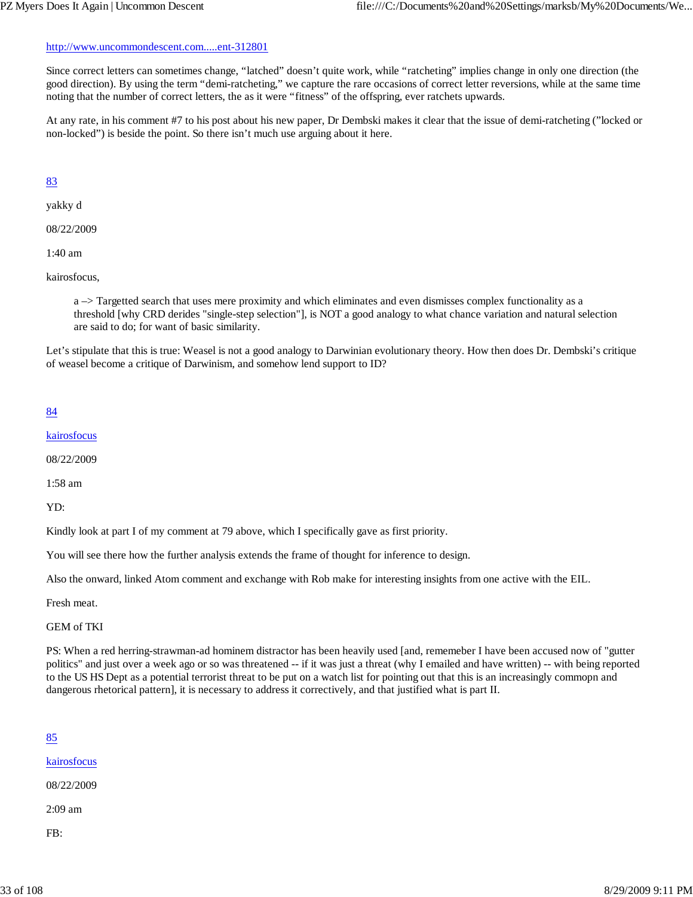http://www.uncommondescent.com.....ent-312801

Since correct letters can sometimes change, “latched” doesn’t quite work, while “ratcheting” implies change in only one direction (the good direction). By using the term “demi-ratcheting,” we capture the rare occasions of correct letter reversions, while at the same time noting that the number of correct letters, the as it were “fitness” of the offspring, ever ratchets upwards.

At any rate, in his comment #7 to his post about his new paper, Dr Dembski makes it clear that the issue of demi-ratcheting (”locked or non-locked”) is beside the point. So there isn’t much use arguing about it here.

83

yakky d

08/22/2009

1:40 am

kairosfocus,

> a –> Targetted search that uses mere proximity and which eliminates and even dismisses complex functionality as a threshold [why CRD derides "single-step selection"], is NOT a good analogy to what chance variation and natural selection are said to do; for want of basic similarity.

Let’s stipulate that this is true: Weasel is not a good analogy to Darwinian evolutionary theory. How then does Dr. Dembski’s critique of weasel become a critique of Darwinism, and somehow lend support to ID?

84

kairosfocus

08/22/2009

1:58 am

YD:

Kindly look at part I of my comment at 79 above, which I specifically gave as first priority.

You will see there how the further analysis extends the frame of thought for inference to design.

Also the onward, linked Atom comment and exchange with Rob make for interesting insights from one active with the EIL.

Fresh meat.

GEM of TKI

PS: When a red herring-strawman-ad hominem distractor has been heavily used [and, rememeber I have been accused now of "gutter politics" and just over a week ago or so was threatened -- if it was just a threat (why I emailed and have written) -- with being reported to the US HS Dept as a potential terrorist threat to be put on a watch list for pointing out that this is an increasingly commopn and dangerous rhetorical pattern], it is necessary to address it correctively, and that justified what is part II.

85

kairosfocus

08/22/2009

2:09 am

FB: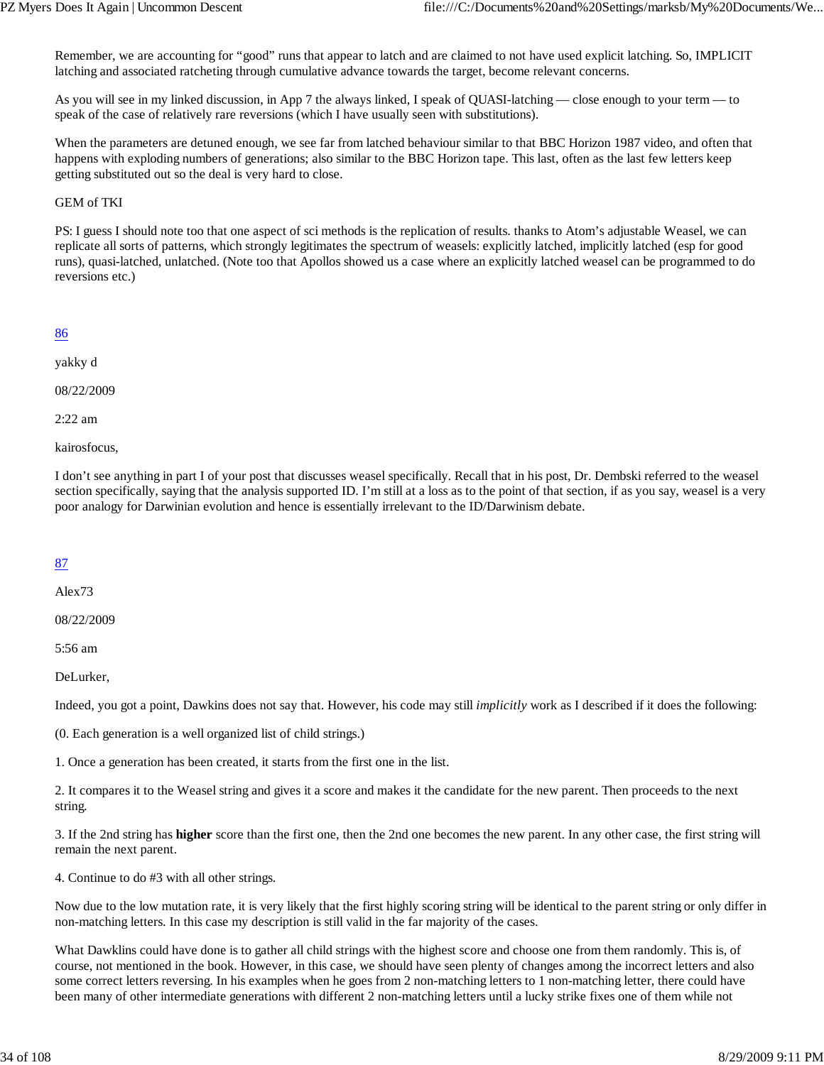Remember, we are accounting for “good” runs that appear to latch and are claimed to not have used explicit latching. So, IMPLICIT latching and associated ratcheting through cumulative advance towards the target, become relevant concerns.

As you will see in my linked discussion, in App 7 the always linked, I speak of QUASI-latching — close enough to your term — to speak of the case of relatively rare reversions (which I have usually seen with substitutions).

When the parameters are detuned enough, we see far from latched behaviour similar to that BBC Horizon 1987 video, and often that happens with exploding numbers of generations; also similar to the BBC Horizon tape. This last, often as the last few letters keep getting substituted out so the deal is very hard to close.

GEM of TKI

PS: I guess I should note too that one aspect of sci methods is the replication of results. thanks to Atom’s adjustable Weasel, we can replicate all sorts of patterns, which strongly legitimates the spectrum of weasels: explicitly latched, implicitly latched (esp for good runs), quasi-latched, unlatched. (Note too that Apollos showed us a case where an explicitly latched weasel can be programmed to do reversions etc.)

86

yakky d

08/22/2009

2:22 am

kairosfocus,

I don’t see anything in part I of your post that discusses weasel specifically. Recall that in his post, Dr. Dembski referred to the weasel section specifically, saying that the analysis supported ID. I’m still at a loss as to the point of that section, if as you say, weasel is a very poor analogy for Darwinian evolution and hence is essentially irrelevant to the ID/Darwinism debate.

87

Alex73

08/22/2009

5:56 am

DeLurker,

Indeed, you got a point, Dawkins does not say that. However, his code may still *implicitly* work as I described if it does the following:

(0. Each generation is a well organized list of child strings.)

1. Once a generation has been created, it starts from the first one in the list.

2. It compares it to the Weasel string and gives it a score and makes it the candidate for the new parent. Then proceeds to the next string.

3. If the 2nd string has **higher** score than the first one, then the 2nd one becomes the new parent. In any other case, the first string will remain the next parent.

4. Continue to do #3 with all other strings.

Now due to the low mutation rate, it is very likely that the first highly scoring string will be identical to the parent string or only differ in non-matching letters. In this case my description is still valid in the far majority of the cases.

What Dawklins could have done is to gather all child strings with the highest score and choose one from them randomly. This is, of course, not mentioned in the book. However, in this case, we should have seen plenty of changes among the incorrect letters and also some correct letters reversing. In his examples when he goes from 2 non-matching letters to 1 non-matching letter, there could have been many of other intermediate generations with different 2 non-matching letters until a lucky strike fixes one of them while not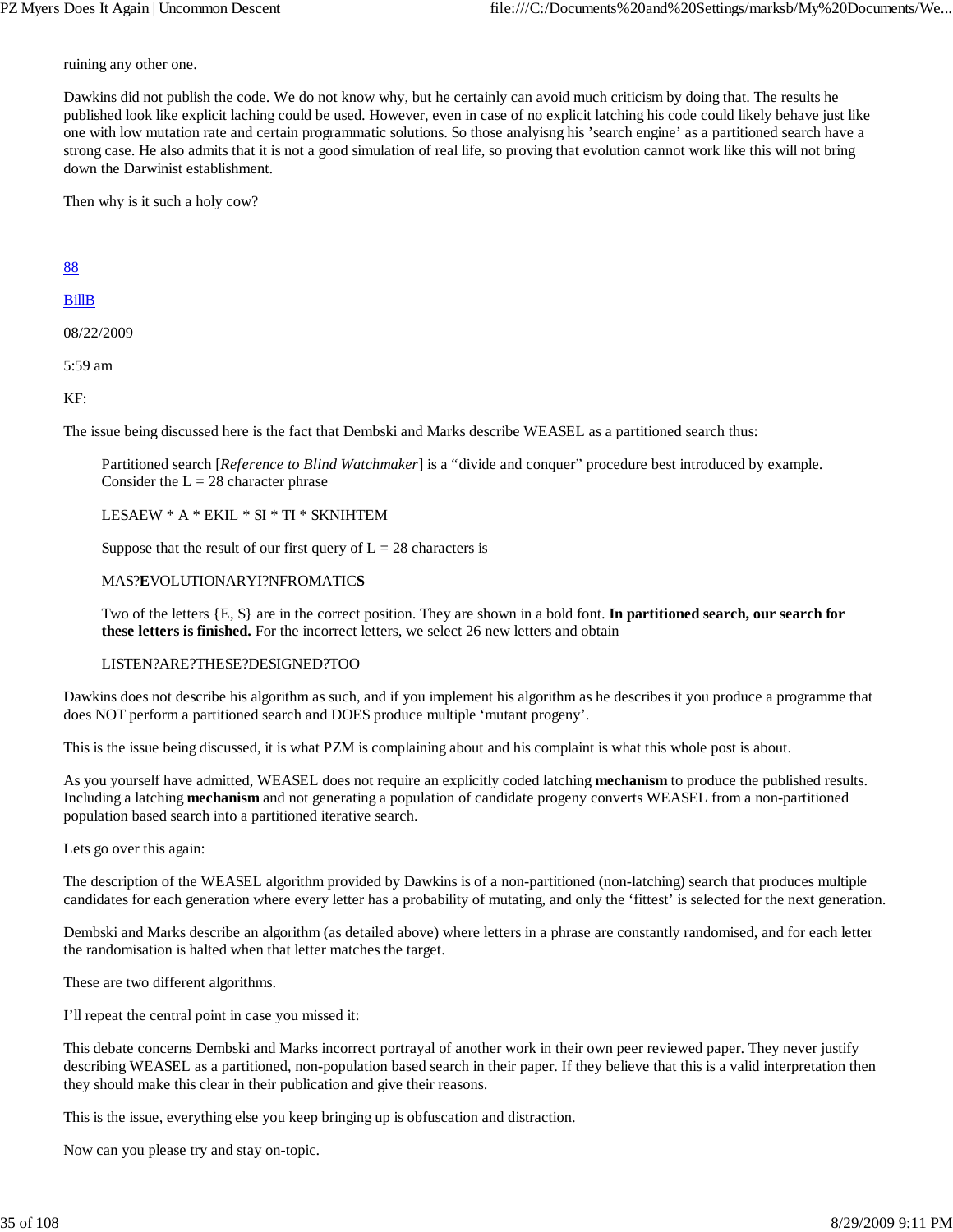ruining any other one.

Dawkins did not publish the code. We do not know why, but he certainly can avoid much criticism by doing that. The results he published look like explicit laching could be used. However, even in case of no explicit latching his code could likely behave just like one with low mutation rate and certain programmatic solutions. So those analyisng his 'search engine' as a partitioned search have a strong case. He also admits that it is not a good simulation of real life, so proving that evolution cannot work like this will not bring down the Darwinist establishment.

Then why is it such a holy cow?

88

BillB

08/22/2009

5:59 am

KF:

The issue being discussed here is the fact that Dembski and Marks describe WEASEL as a partitioned search thus:

> Partitioned search [*Reference to Blind Watchmaker*] is a "divide and conquer" procedure best introduced by example. Consider the L = 28 character phrase
>
> LESAEW * A * EKIL * SI * TI * SKNIHTEM
>
> Suppose that the result of our first query of L = 28 characters is
>
> MAS?**E**VOLUTIONARYI?NFROMATIC**S**
>
> Two of the letters {E, S} are in the correct position. They are shown in a bold font. **In partitioned search, our search for these letters is finished.** For the incorrect letters, we select 26 new letters and obtain
>
> LISTEN?ARE?THESE?DESIGNED?TOO

Dawkins does not describe his algorithm as such, and if you implement his algorithm as he describes it you produce a programme that does NOT perform a partitioned search and DOES produce multiple 'mutant progeny'.

This is the issue being discussed, it is what PZM is complaining about and his complaint is what this whole post is about.

As you yourself have admitted, WEASEL does not require an explicitly coded latching **mechanism** to produce the published results. Including a latching **mechanism** and not generating a population of candidate progeny converts WEASEL from a non-partitioned population based search into a partitioned iterative search.

Lets go over this again:

The description of the WEASEL algorithm provided by Dawkins is of a non-partitioned (non-latching) search that produces multiple candidates for each generation where every letter has a probability of mutating, and only the 'fittest' is selected for the next generation.

Dembski and Marks describe an algorithm (as detailed above) where letters in a phrase are constantly randomised, and for each letter the randomisation is halted when that letter matches the target.

These are two different algorithms.

I'll repeat the central point in case you missed it:

This debate concerns Dembski and Marks incorrect portrayal of another work in their own peer reviewed paper. They never justify describing WEASEL as a partitioned, non-population based search in their paper. If they believe that this is a valid interpretation then they should make this clear in their publication and give their reasons.

This is the issue, everything else you keep bringing up is obfuscation and distraction.

Now can you please try and stay on-topic.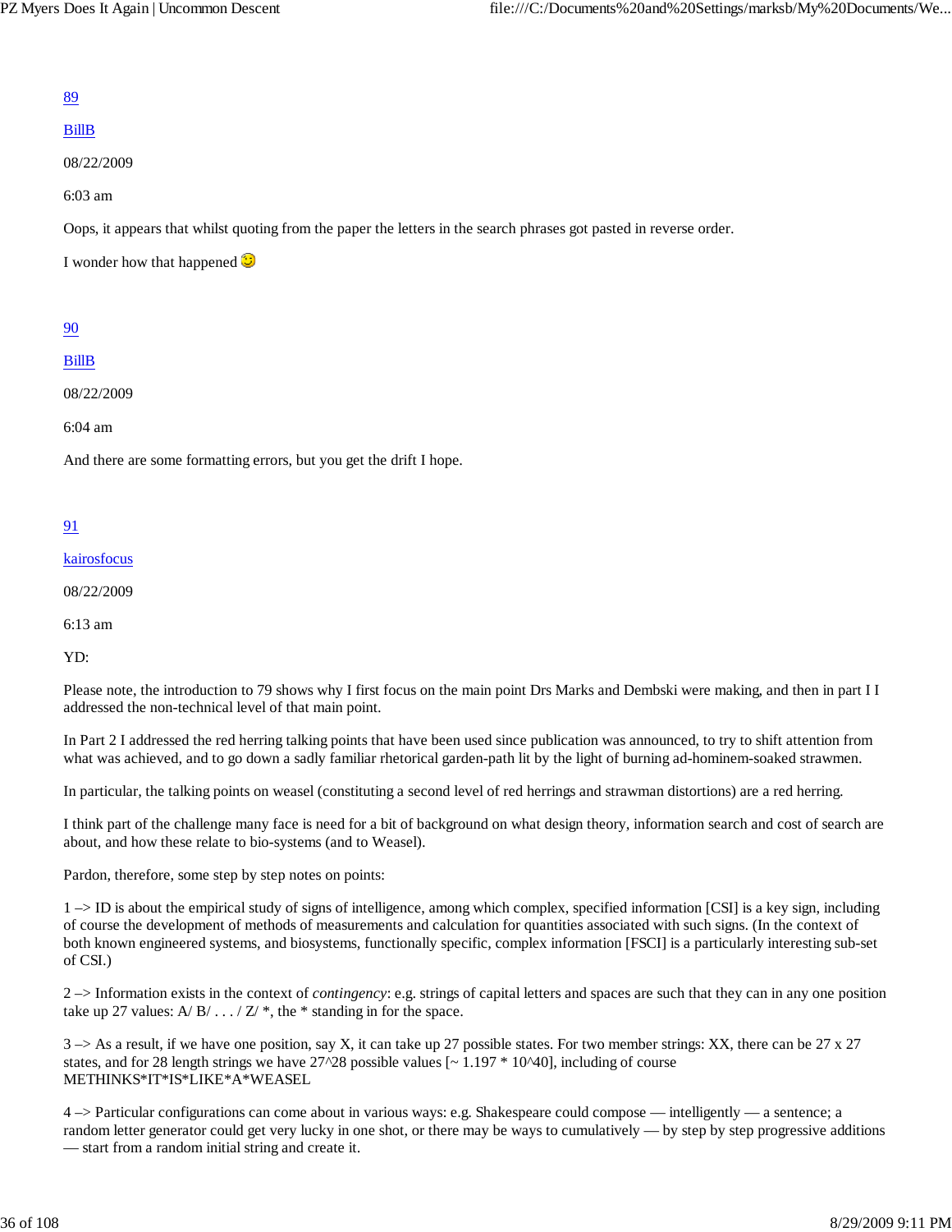89

BillB

08/22/2009

6:03 am

Oops, it appears that whilst quoting from the paper the letters in the search phrases got pasted in reverse order.

I wonder how that happened 😉

90

BillB

08/22/2009

6:04 am

And there are some formatting errors, but you get the drift I hope.

91

kairosfocus

08/22/2009

6:13 am

YD:

Please note, the introduction to 79 shows why I first focus on the main point Drs Marks and Dembski were making, and then in part I I addressed the non-technical level of that main point.

In Part 2 I addressed the red herring talking points that have been used since publication was announced, to try to shift attention from what was achieved, and to go down a sadly familiar rhetorical garden-path lit by the light of burning ad-hominem-soaked strawmen.

In particular, the talking points on weasel (constituting a second level of red herrings and strawman distortions) are a red herring.

I think part of the challenge many face is need for a bit of background on what design theory, information search and cost of search are about, and how these relate to bio-systems (and to Weasel).

Pardon, therefore, some step by step notes on points:

1 –> ID is about the empirical study of signs of intelligence, among which complex, specified information [CSI] is a key sign, including of course the development of methods of measurements and calculation for quantities associated with such signs. (In the context of both known engineered systems, and biosystems, functionally specific, complex information [FSCI] is a particularly interesting sub-set of CSI.)

2 –> Information exists in the context of *contingency*: e.g. strings of capital letters and spaces are such that they can in any one position take up 27 values: A/ B/ . . . / Z/ *, the * standing in for the space.

3 –> As a result, if we have one position, say X, it can take up 27 possible states. For two member strings: XX, there can be 27 x 27 states, and for 28 length strings we have 27^28 possible values [~ 1.197 * 10^40], including of course METHINKS*IT*IS*LIKE*A*WEASEL

4 –> Particular configurations can come about in various ways: e.g. Shakespeare could compose — intelligently — a sentence; a random letter generator could get very lucky in one shot, or there may be ways to cumulatively — by step by step progressive additions — start from a random initial string and create it.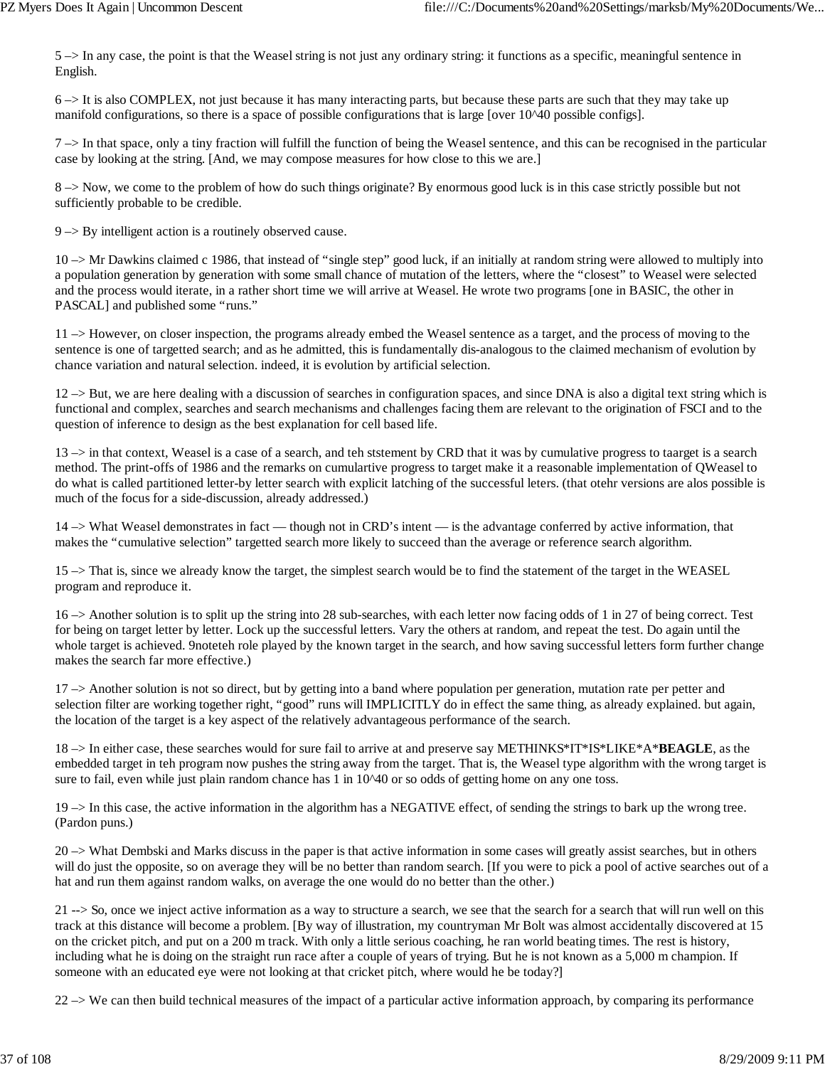5 –> In any case, the point is that the Weasel string is not just any ordinary string: it functions as a specific, meaningful sentence in English.

6 –> It is also COMPLEX, not just because it has many interacting parts, but because these parts are such that they may take up manifold configurations, so there is a space of possible configurations that is large [over 10^40 possible configs].

7 –> In that space, only a tiny fraction will fulfill the function of being the Weasel sentence, and this can be recognised in the particular case by looking at the string. [And, we may compose measures for how close to this we are.]

8 –> Now, we come to the problem of how do such things originate? By enormous good luck is in this case strictly possible but not sufficiently probable to be credible.

9 –> By intelligent action is a routinely observed cause.

10 –> Mr Dawkins claimed c 1986, that instead of "single step" good luck, if an initially at random string were allowed to multiply into a population generation by generation with some small chance of mutation of the letters, where the "closest" to Weasel were selected and the process would iterate, in a rather short time we will arrive at Weasel. He wrote two programs [one in BASIC, the other in PASCAL] and published some "runs."

11 –> However, on closer inspection, the programs already embed the Weasel sentence as a target, and the process of moving to the sentence is one of targetted search; and as he admitted, this is fundamentally dis-analogous to the claimed mechanism of evolution by chance variation and natural selection. indeed, it is evolution by artificial selection.

12 –> But, we are here dealing with a discussion of searches in configuration spaces, and since DNA is also a digital text string which is functional and complex, searches and search mechanisms and challenges facing them are relevant to the origination of FSCI and to the question of inference to design as the best explanation for cell based life.

13 –> in that context, Weasel is a case of a search, and teh ststement by CRD that it was by cumulative progress to taarget is a search method. The print-offs of 1986 and the remarks on cumulartive progress to target make it a reasonable implementation of QWeasel to do what is called partitioned letter-by letter search with explicit latching of the successful leters. (that otehr versions are alos possible is much of the focus for a side-discussion, already addressed.)

14 –> What Weasel demonstrates in fact — though not in CRD's intent — is the advantage conferred by active information, that makes the "cumulative selection" targetted search more likely to succeed than the average or reference search algorithm.

15 –> That is, since we already know the target, the simplest search would be to find the statement of the target in the WEASEL program and reproduce it.

16 –> Another solution is to split up the string into 28 sub-searches, with each letter now facing odds of 1 in 27 of being correct. Test for being on target letter by letter. Lock up the successful letters. Vary the others at random, and repeat the test. Do again until the whole target is achieved. 9noteteh role played by the known target in the search, and how saving successful letters form further change makes the search far more effective.)

17 –> Another solution is not so direct, but by getting into a band where population per generation, mutation rate per petter and selection filter are working together right, "good" runs will IMPLICITLY do in effect the same thing, as already explained. but again, the location of the target is a key aspect of the relatively advantageous performance of the search.

18 –> In either case, these searches would for sure fail to arrive at and preserve say METHINKS*IT*IS*LIKE*A***BEAGLE**, as the embedded target in teh program now pushes the string away from the target. That is, the Weasel type algorithm with the wrong target is sure to fail, even while just plain random chance has 1 in 10^40 or so odds of getting home on any one toss.

19 –> In this case, the active information in the algorithm has a NEGATIVE effect, of sending the strings to bark up the wrong tree. (Pardon puns.)

20 –> What Dembski and Marks discuss in the paper is that active information in some cases will greatly assist searches, but in others will do just the opposite, so on average they will be no better than random search. [If you were to pick a pool of active searches out of a hat and run them against random walks, on average the one would do no better than the other.)

21 --> So, once we inject active information as a way to structure a search, we see that the search for a search that will run well on this track at this distance will become a problem. [By way of illustration, my countryman Mr Bolt was almost accidentally discovered at 15 on the cricket pitch, and put on a 200 m track. With only a little serious coaching, he ran world beating times. The rest is history, including what he is doing on the straight run race after a couple of years of trying. But he is not known as a 5,000 m champion. If someone with an educated eye were not looking at that cricket pitch, where would he be today?]

22 –> We can then build technical measures of the impact of a particular active information approach, by comparing its performance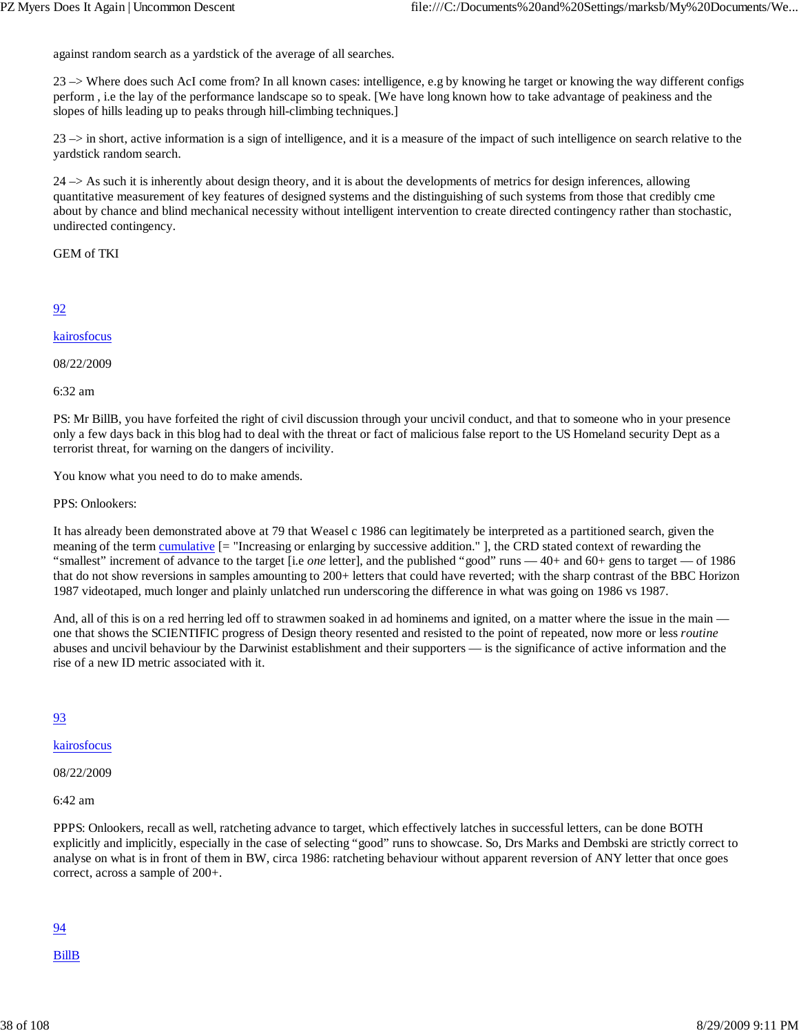against random search as a yardstick of the average of all searches.

23 –> Where does such AcI come from? In all known cases: intelligence, e.g by knowing he target or knowing the way different configs perform , i.e the lay of the performance landscape so to speak. [We have long known how to take advantage of peakiness and the slopes of hills leading up to peaks through hill-climbing techniques.]

23 –> in short, active information is a sign of intelligence, and it is a measure of the impact of such intelligence on search relative to the yardstick random search.

24 –> As such it is inherently about design theory, and it is about the developments of metrics for design inferences, allowing quantitative measurement of key features of designed systems and the distinguishing of such systems from those that credibly cme about by chance and blind mechanical necessity without intelligent intervention to create directed contingency rather than stochastic, undirected contingency.

GEM of TKI

92

kairosfocus

08/22/2009

6:32 am

PS: Mr BillB, you have forfeited the right of civil discussion through your uncivil conduct, and that to someone who in your presence only a few days back in this blog had to deal with the threat or fact of malicious false report to the US Homeland security Dept as a terrorist threat, for warning on the dangers of incivility.

You know what you need to do to make amends.

PPS: Onlookers:

It has already been demonstrated above at 79 that Weasel c 1986 can legitimately be interpreted as a partitioned search, given the meaning of the term cumulative [= "Increasing or enlarging by successive addition." ], the CRD stated context of rewarding the "smallest" increment of advance to the target [i.e *one* letter], and the published "good" runs — 40+ and 60+ gens to target — of 1986 that do not show reversions in samples amounting to 200+ letters that could have reverted; with the sharp contrast of the BBC Horizon 1987 videotaped, much longer and plainly unlatched run underscoring the difference in what was going on 1986 vs 1987.

And, all of this is on a red herring led off to strawmen soaked in ad hominems and ignited, on a matter where the issue in the main — one that shows the SCIENTIFIC progress of Design theory resented and resisted to the point of repeated, now more or less *routine* abuses and uncivil behaviour by the Darwinist establishment and their supporters — is the significance of active information and the rise of a new ID metric associated with it.

93

kairosfocus

08/22/2009

6:42 am

PPPS: Onlookers, recall as well, ratcheting advance to target, which effectively latches in successful letters, can be done BOTH explicitly and implicitly, especially in the case of selecting "good" runs to showcase. So, Drs Marks and Dembski are strictly correct to analyse on what is in front of them in BW, circa 1986: ratcheting behaviour without apparent reversion of ANY letter that once goes correct, across a sample of 200+.

94

BillB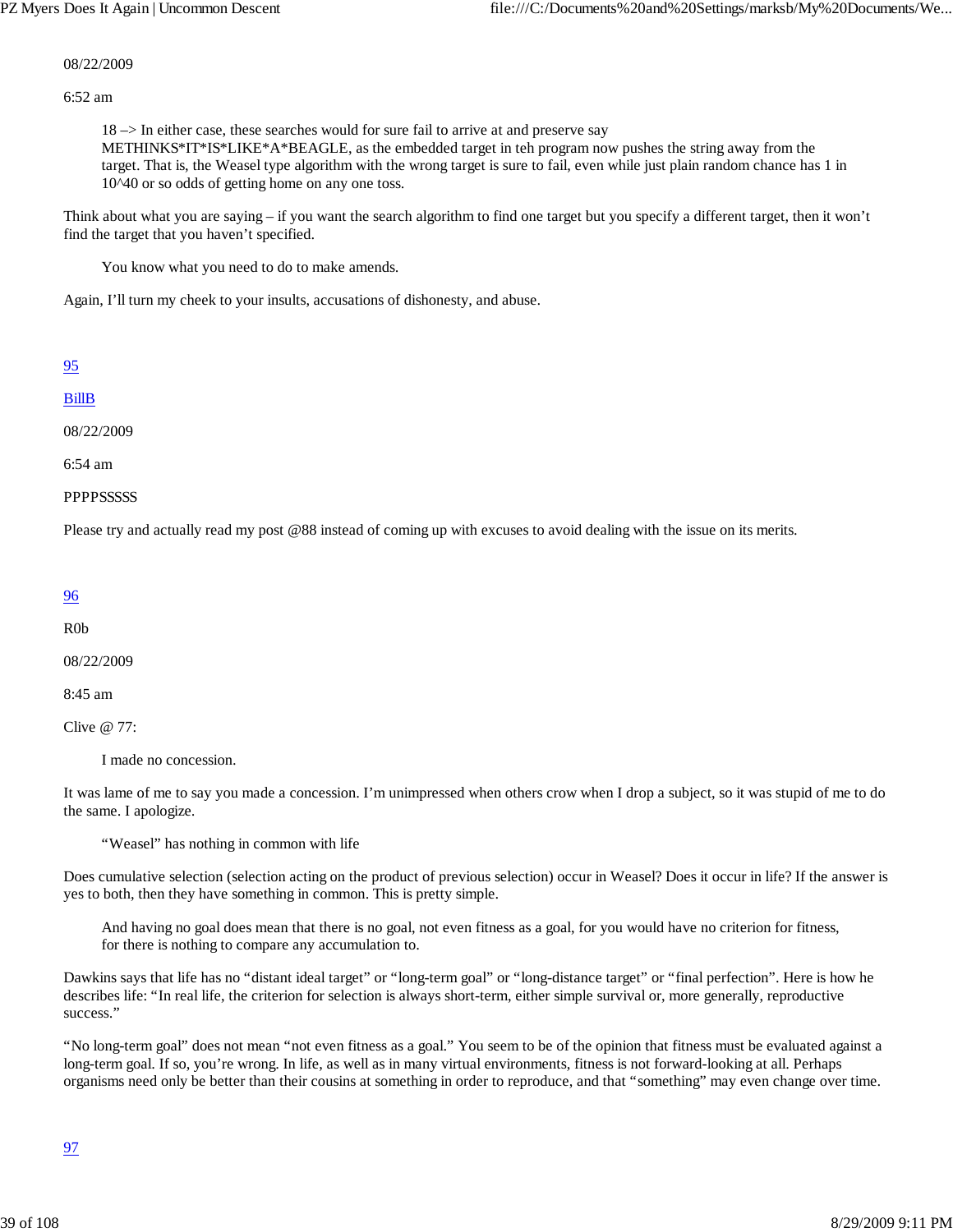08/22/2009

6:52 am

> 18 –> In either case, these searches would for sure fail to arrive at and preserve say METHINKS*IT*IS*LIKE*A*BEAGLE, as the embedded target in teh program now pushes the string away from the target. That is, the Weasel type algorithm with the wrong target is sure to fail, even while just plain random chance has 1 in 10^40 or so odds of getting home on any one toss.

Think about what you are saying – if you want the search algorithm to find one target but you specify a different target, then it won't find the target that you haven't specified.

> You know what you need to do to make amends.

Again, I'll turn my cheek to your insults, accusations of dishonesty, and abuse.

95

BillB

08/22/2009

6:54 am

PPPPSSSSS

Please try and actually read my post @88 instead of coming up with excuses to avoid dealing with the issue on its merits.

96

R0b

08/22/2009

8:45 am

Clive @ 77:

> I made no concession.

It was lame of me to say you made a concession. I'm unimpressed when others crow when I drop a subject, so it was stupid of me to do the same. I apologize.

> "Weasel" has nothing in common with life

Does cumulative selection (selection acting on the product of previous selection) occur in Weasel? Does it occur in life? If the answer is yes to both, then they have something in common. This is pretty simple.

> And having no goal does mean that there is no goal, not even fitness as a goal, for you would have no criterion for fitness, for there is nothing to compare any accumulation to.

Dawkins says that life has no "distant ideal target" or "long-term goal" or "long-distance target" or "final perfection". Here is how he describes life: "In real life, the criterion for selection is always short-term, either simple survival or, more generally, reproductive success."

"No long-term goal" does not mean "not even fitness as a goal." You seem to be of the opinion that fitness must be evaluated against a long-term goal. If so, you're wrong. In life, as well as in many virtual environments, fitness is not forward-looking at all. Perhaps organisms need only be better than their cousins at something in order to reproduce, and that "something" may even change over time.

97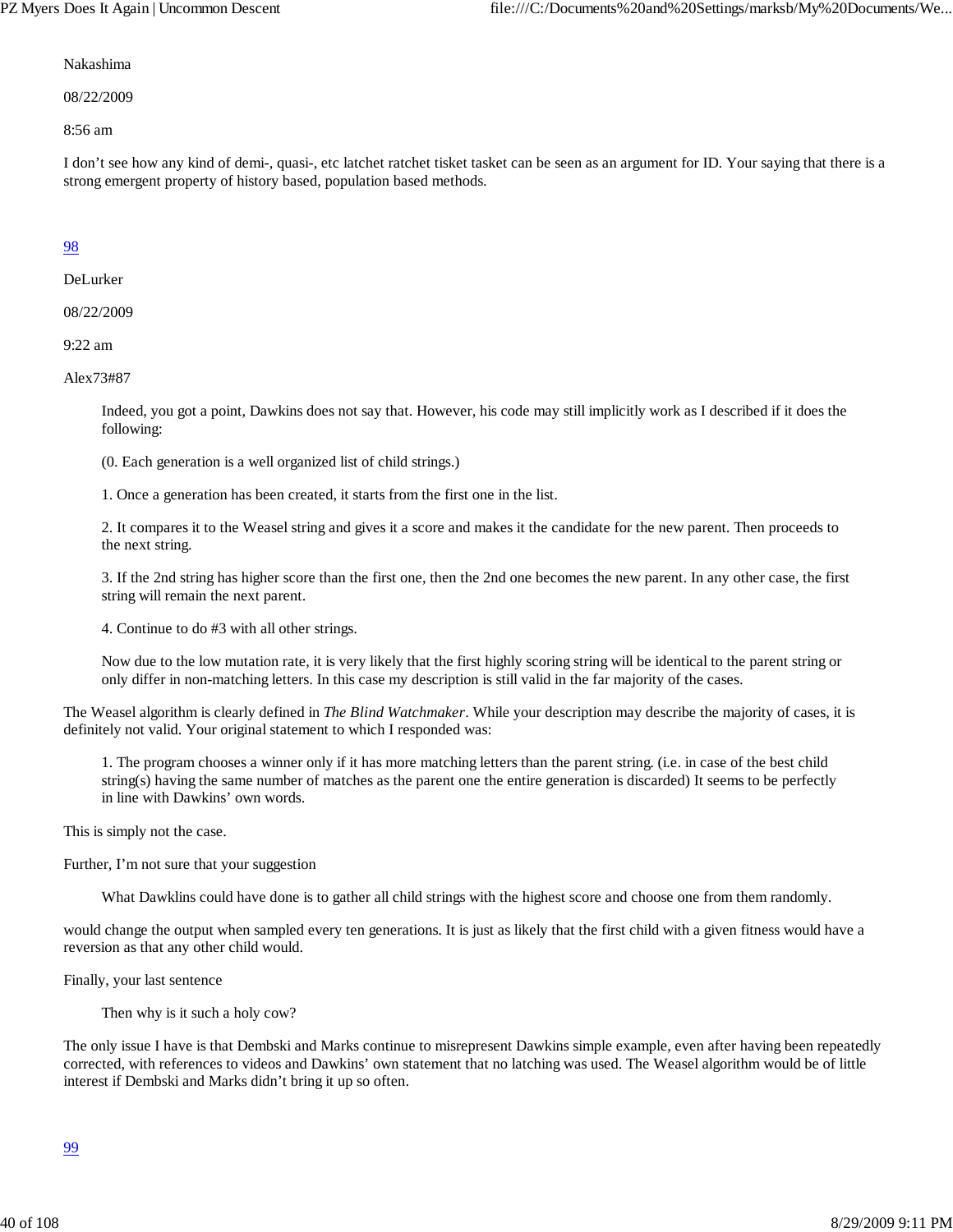Nakashima

08/22/2009

8:56 am

I don't see how any kind of demi-, quasi-, etc latchet ratchet tisket tasket can be seen as an argument for ID. Your saying that there is a strong emergent property of history based, population based methods.

98

DeLurker

08/22/2009

9:22 am

Alex73#87

> Indeed, you got a point, Dawkins does not say that. However, his code may still implicitly work as I described if it does the following:
>
> (0. Each generation is a well organized list of child strings.)
>
> 1. Once a generation has been created, it starts from the first one in the list.
>
> 2. It compares it to the Weasel string and gives it a score and makes it the candidate for the new parent. Then proceeds to the next string.
>
> 3. If the 2nd string has higher score than the first one, then the 2nd one becomes the new parent. In any other case, the first string will remain the next parent.
>
> 4. Continue to do #3 with all other strings.
>
> Now due to the low mutation rate, it is very likely that the first highly scoring string will be identical to the parent string or only differ in non-matching letters. In this case my description is still valid in the far majority of the cases.

The Weasel algorithm is clearly defined in *The Blind Watchmaker*. While your description may describe the majority of cases, it is definitely not valid. Your original statement to which I responded was:

> 1. The program chooses a winner only if it has more matching letters than the parent string. (i.e. in case of the best child string(s) having the same number of matches as the parent one the entire generation is discarded) It seems to be perfectly in line with Dawkins' own words.

This is simply not the case.

Further, I'm not sure that your suggestion

> What Dawklins could have done is to gather all child strings with the highest score and choose one from them randomly.

would change the output when sampled every ten generations. It is just as likely that the first child with a given fitness would have a reversion as that any other child would.

Finally, your last sentence

> Then why is it such a holy cow?

The only issue I have is that Dembski and Marks continue to misrepresent Dawkins simple example, even after having been repeatedly corrected, with references to videos and Dawkins' own statement that no latching was used. The Weasel algorithm would be of little interest if Dembski and Marks didn't bring it up so often.

99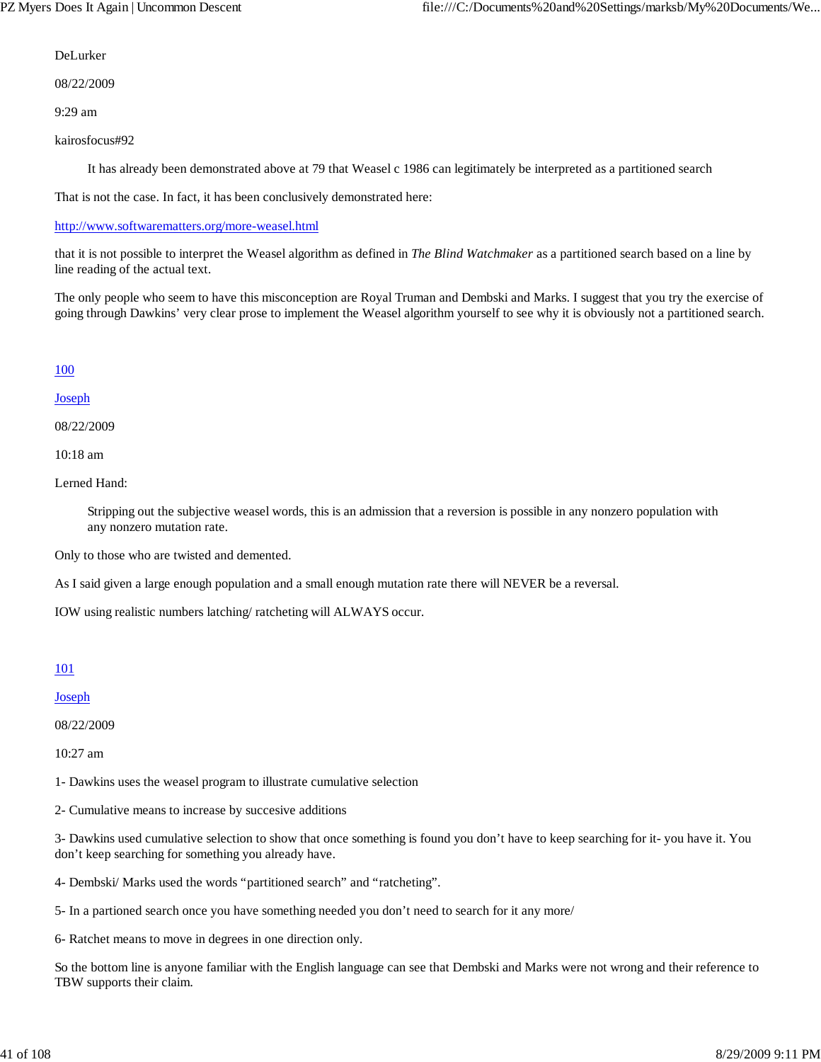DeLurker

08/22/2009

9:29 am

kairosfocus#92

> It has already been demonstrated above at 79 that Weasel c 1986 can legitimately be interpreted as a partitioned search

That is not the case. In fact, it has been conclusively demonstrated here:

[http://www.softwarematters.org/more-weasel.html](http://www.softwarematters.org/more-weasel.html)

that it is not possible to interpret the Weasel algorithm as defined in *The Blind Watchmaker* as a partitioned search based on a line by line reading of the actual text.

The only people who seem to have this misconception are Royal Truman and Dembski and Marks. I suggest that you try the exercise of going through Dawkins' very clear prose to implement the Weasel algorithm yourself to see why it is obviously not a partitioned search.

[100](#)

[Joseph](#)

08/22/2009

10:18 am

Lerned Hand:

> Stripping out the subjective weasel words, this is an admission that a reversion is possible in any nonzero population with any nonzero mutation rate.

Only to those who are twisted and demented.

As I said given a large enough population and a small enough mutation rate there will NEVER be a reversal.

IOW using realistic numbers latching/ ratcheting will ALWAYS occur.

[101](#)

[Joseph](#)

08/22/2009

10:27 am

1- Dawkins uses the weasel program to illustrate cumulative selection

2- Cumulative means to increase by succesive additions

3- Dawkins used cumulative selection to show that once something is found you don't have to keep searching for it- you have it. You don't keep searching for something you already have.

4- Dembski/ Marks used the words "partitioned search" and "ratcheting".

5- In a partioned search once you have something needed you don't need to search for it any more/

6- Ratchet means to move in degrees in one direction only.

So the bottom line is anyone familiar with the English language can see that Dembski and Marks were not wrong and their reference to TBW supports their claim.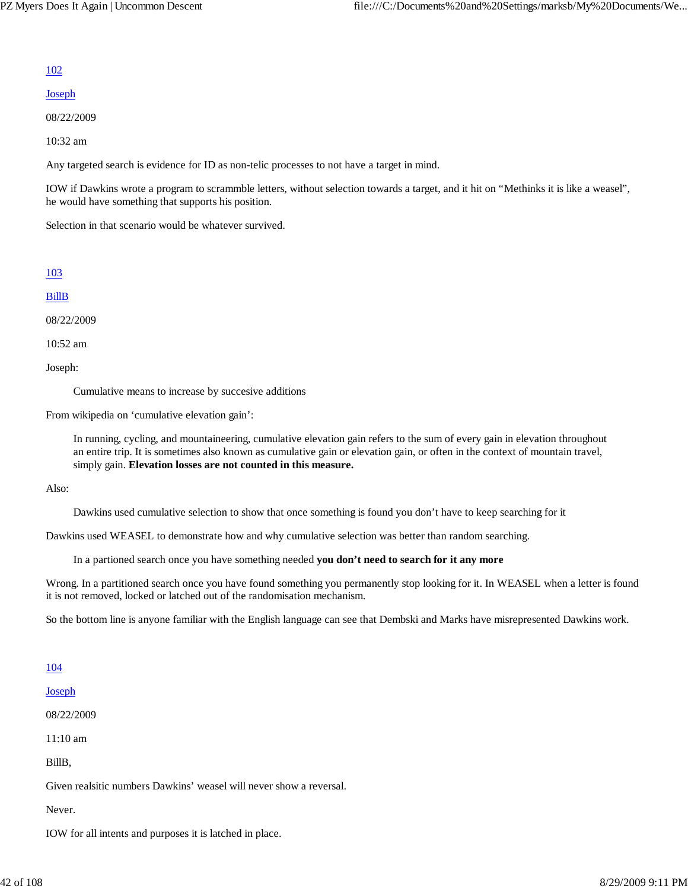[102](#)

[Joseph](#)

08/22/2009

10:32 am

Any targeted search is evidence for ID as non-telic processes to not have a target in mind.

IOW if Dawkins wrote a program to scrammble letters, without selection towards a target, and it hit on “Methinks it is like a weasel”, he would have something that supports his position.

Selection in that scenario would be whatever survived.

[103](#)

[BillB](#)

08/22/2009

10:52 am

Joseph:

> Cumulative means to increase by succesive additions

From wikipedia on ‘cumulative elevation gain’:

> In running, cycling, and mountaineering, cumulative elevation gain refers to the sum of every gain in elevation throughout an entire trip. It is sometimes also known as cumulative gain or elevation gain, or often in the context of mountain travel, simply gain. **Elevation losses are not counted in this measure.**

Also:

> Dawkins used cumulative selection to show that once something is found you don’t have to keep searching for it

Dawkins used WEASEL to demonstrate how and why cumulative selection was better than random searching.

> In a partioned search once you have something needed **you don’t need to search for it any more**

Wrong. In a partitioned search once you have found something you permanently stop looking for it. In WEASEL when a letter is found it is not removed, locked or latched out of the randomisation mechanism.

So the bottom line is anyone familiar with the English language can see that Dembski and Marks have misrepresented Dawkins work.

[104](#)

[Joseph](#)

08/22/2009

11:10 am

BillB,

Given realsitic numbers Dawkins’ weasel will never show a reversal.

Never.

IOW for all intents and purposes it is latched in place.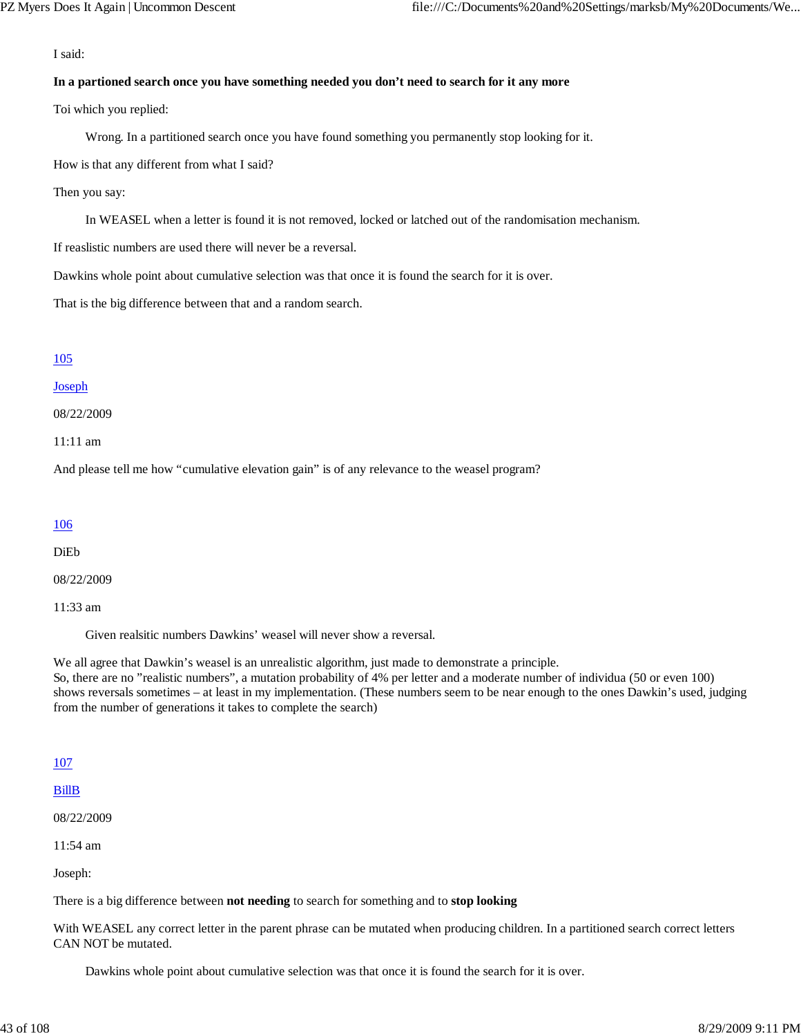I said:

**In a partioned search once you have something needed you don't need to search for it any more**

Toi which you replied:

> Wrong. In a partitioned search once you have found something you permanently stop looking for it.

How is that any different from what I said?

Then you say:

> In WEASEL when a letter is found it is not removed, locked or latched out of the randomisation mechanism.

If reaslistic numbers are used there will never be a reversal.

Dawkins whole point about cumulative selection was that once it is found the search for it is over.

That is the big difference between that and a random search.

105

Joseph

08/22/2009

11:11 am

And please tell me how "cumulative elevation gain" is of any relevance to the weasel program?

106

DiEb

08/22/2009

11:33 am

> Given realsitic numbers Dawkins' weasel will never show a reversal.

We all agree that Dawkin's weasel is an unrealistic algorithm, just made to demonstrate a principle.
So, there are no "realistic numbers", a mutation probability of 4% per letter and a moderate number of individua (50 or even 100) shows reversals sometimes – at least in my implementation. (These numbers seem to be near enough to the ones Dawkin's used, judging from the number of generations it takes to complete the search)

107

BillB

08/22/2009

11:54 am

Joseph:

There is a big difference between **not needing** to search for something and to **stop looking**

With WEASEL any correct letter in the parent phrase can be mutated when producing children. In a partitioned search correct letters CAN NOT be mutated.

> Dawkins whole point about cumulative selection was that once it is found the search for it is over.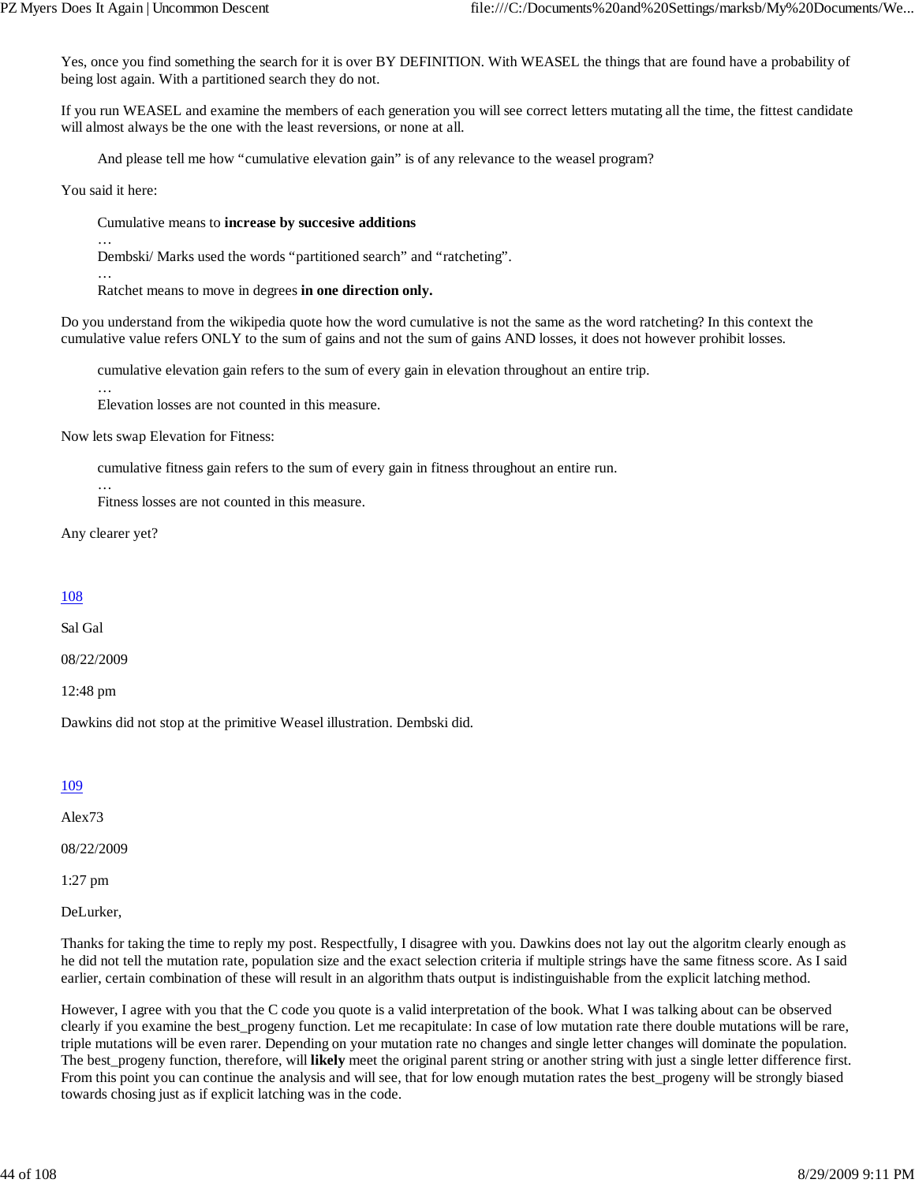Yes, once you find something the search for it is over BY DEFINITION. With WEASEL the things that are found have a probability of being lost again. With a partitioned search they do not.

If you run WEASEL and examine the members of each generation you will see correct letters mutating all the time, the fittest candidate will almost always be the one with the least reversions, or none at all.

> And please tell me how "cumulative elevation gain" is of any relevance to the weasel program?

You said it here:

> Cumulative means to **increase by succesive additions**
> …
> Dembski/ Marks used the words "partitioned search" and "ratcheting".
> …
> Ratchet means to move in degrees **in one direction only.**

Do you understand from the wikipedia quote how the word cumulative is not the same as the word ratcheting? In this context the cumulative value refers ONLY to the sum of gains and not the sum of gains AND losses, it does not however prohibit losses.

> cumulative elevation gain refers to the sum of every gain in elevation throughout an entire trip.
> …
> Elevation losses are not counted in this measure.

Now lets swap Elevation for Fitness:

> cumulative fitness gain refers to the sum of every gain in fitness throughout an entire run.
> …
> Fitness losses are not counted in this measure.

Any clearer yet?

108

Sal Gal

08/22/2009

12:48 pm

Dawkins did not stop at the primitive Weasel illustration. Dembski did.

109

Alex73

08/22/2009

1:27 pm

DeLurker,

Thanks for taking the time to reply my post. Respectfully, I disagree with you. Dawkins does not lay out the algoritm clearly enough as he did not tell the mutation rate, population size and the exact selection criteria if multiple strings have the same fitness score. As I said earlier, certain combination of these will result in an algorithm thats output is indistinguishable from the explicit latching method.

However, I agree with you that the C code you quote is a valid interpretation of the book. What I was talking about can be observed clearly if you examine the best_progeny function. Let me recapitulate: In case of low mutation rate there double mutations will be rare, triple mutations will be even rarer. Depending on your mutation rate no changes and single letter changes will dominate the population. The best_progeny function, therefore, will **likely** meet the original parent string or another string with just a single letter difference first. From this point you can continue the analysis and will see, that for low enough mutation rates the best_progeny will be strongly biased towards chosing just as if explicit latching was in the code.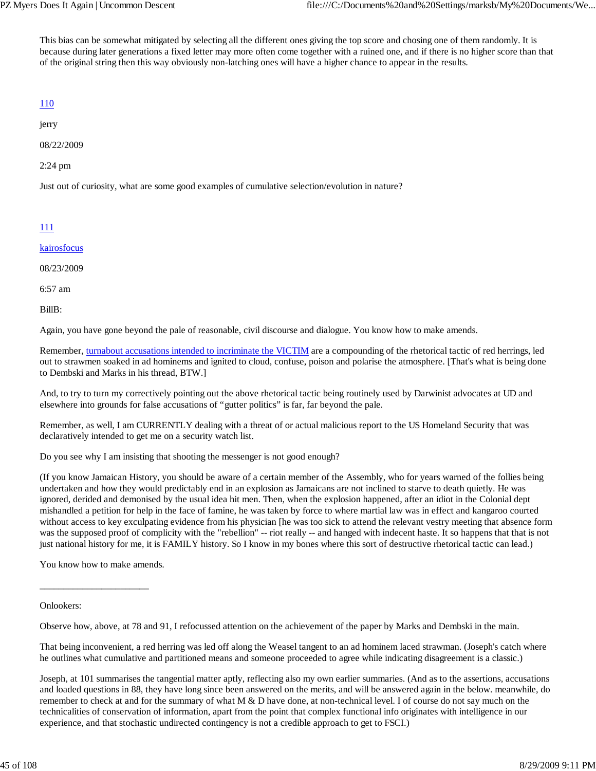This bias can be somewhat mitigated by selecting all the different ones giving the top score and chosing one of them randomly. It is because during later generations a fixed letter may more often come together with a ruined one, and if there is no higher score than that of the original string then this way obviously non-latching ones will have a higher chance to appear in the results.

110

jerry

08/22/2009

2:24 pm

Just out of curiosity, what are some good examples of cumulative selection/evolution in nature?

111

kairosfocus

08/23/2009

6:57 am

BillB:

Again, you have gone beyond the pale of reasonable, civil discourse and dialogue. You know how to make amends.

Remember, turnabout accusations intended to incriminate the VICTIM are a compounding of the rhetorical tactic of red herrings, led out to strawmen soaked in ad hominems and ignited to cloud, confuse, poison and polarise the atmosphere. [That's what is being done to Dembski and Marks in his thread, BTW.]

And, to try to turn my correctively pointing out the above rhetorical tactic being routinely used by Darwinist advocates at UD and elsewhere into grounds for false accusations of "gutter politics" is far, far beyond the pale.

Remember, as well, I am CURRENTLY dealing with a threat of or actual malicious report to the US Homeland Security that was declaratively intended to get me on a security watch list.

Do you see why I am insisting that shooting the messenger is not good enough?

(If you know Jamaican History, you should be aware of a certain member of the Assembly, who for years warned of the follies being undertaken and how they would predictably end in an explosion as Jamaicans are not inclined to starve to death quietly. He was ignored, derided and demonised by the usual idea hit men. Then, when the explosion happened, after an idiot in the Colonial dept mishandled a petition for help in the face of famine, he was taken by force to where martial law was in effect and kangaroo courted without access to key exculpating evidence from his physician [he was too sick to attend the relevant vestry meeting that absence form was the supposed proof of complicity with the "rebellion" -- riot really -- and hanged with indecent haste. It so happens that that is not just national history for me, it is FAMILY history. So I know in my bones where this sort of destructive rhetorical tactic can lead.)

You know how to make amends.

_______________________

Onlookers:

Observe how, above, at 78 and 91, I refocussed attention on the achievement of the paper by Marks and Dembski in the main.

That being inconvenient, a red herring was led off along the Weasel tangent to an ad hominem laced strawman. (Joseph's catch where he outlines what cumulative and partitioned means and someone proceeded to agree while indicating disagreement is a classic.)

Joseph, at 101 summarises the tangential matter aptly, reflecting also my own earlier summaries. (And as to the assertions, accusations and loaded questions in 88, they have long since been answered on the merits, and will be answered again in the below. meanwhile, do remember to check at and for the summary of what M & D have done, at non-technical level. I of course do not say much on the technicalities of conservation of information, apart from the point that complex functional info originates with intelligence in our experience, and that stochastic undirected contingency is not a credible approach to get to FSCI.)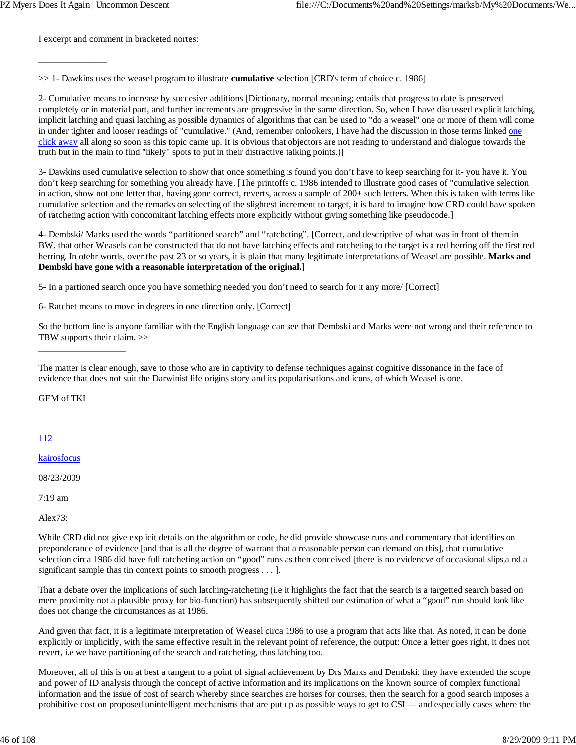I excerpt and comment in bracketed nortes:

_______________

>> 1- Dawkins uses the weasel program to illustrate **cumulative** selection [CRD's term of choice c. 1986]

2- Cumulative means to increase by succesive additions [Dictionary, normal meaning; entails that progress to date is preserved completely or in material part, and further increments are progressive in the same direction. So, when I have discussed explicit latching, implicit latching and quasi latching as possible dynamics of algorithms that can be used to "do a weasel" one or more of them will come in under tighter and looser readings of "cumulative." (And, remember onlookers, I have had the discussion in those terms linked one click away all along so soon as this topic came up. It is obvious that objectors are not reading to understand and dialogue towards the truth but in the main to find "likely" spots to put in their distractive talking points.)]

3- Dawkins used cumulative selection to show that once something is found you don't have to keep searching for it- you have it. You don't keep searching for something you already have. [The printoffs c. 1986 intended to illustrate good cases of "cumulative selection in action, show not one letter that, having gone correct, reverts, across a sample of 200+ such letters. When this is taken with terms like cumulative selection and the remarks on selecting of the slightest increment to target, it is hard to imagine how CRD could have spoken of ratcheting action with concomitant latching effects more explicitly without giving something like pseudocode.]

4- Dembski/ Marks used the words "partitioned search" and "ratcheting". [Correct, and descriptive of what was in front of them in BW. that other Weasels can be constructed that do not have latching effects and ratcheting to the target is a red herring off the first red herring. In otehr words, over the past 23 or so years, it is plain that many legitimate interpretations of Weasel are possible. **Marks and Dembski have gone with a reasonable interpretation of the original.**]

5- In a partioned search once you have something needed you don't need to search for it any more/ [Correct]

6- Ratchet means to move in degrees in one direction only. [Correct]

So the bottom line is anyone familiar with the English language can see that Dembski and Marks were not wrong and their reference to TBW supports their claim. >>

___________________

The matter is clear enough, save to those who are in captivity to defense techniques against cognitive dissonance in the face of evidence that does not suit the Darwinist life origins story and its popularisations and icons, of which Weasel is one.

GEM of TKI

112

kairosfocus

08/23/2009

7:19 am

Alex73:

While CRD did not give explicit details on the algorithm or code, he did provide showcase runs and commentary that identifies on preponderance of evidence [and that is all the degree of warrant that a reasonable person can demand on this], that cumulative selection circa 1986 did have full ratcheting action on "good" runs as then conceived [there is no evidencve of occasional slips,a nd a significant sample thas tin context points to smooth progress . . . ].

That a debate over the implications of such latching-ratcheting (i.e it highlights the fact that the search is a targetted search based on mere proximity not a plausible proxy for bio-function) has subsequently shifted our estimation of what a "good" run should look like does not change the circumstances as at 1986.

And given that fact, it is a legitimate interpretation of Weasel circa 1986 to use a program that acts like that. As noted, it can be done explicitly or implicitly, with the same effective result in the relevant point of reference, the output: Once a letter goes right, it does not revert, i.e we have partitioning of the search and ratcheting, thus latching too.

Moreover, all of this is on at best a tangent to a point of signal achievement by Drs Marks and Dembski: they have extended the scope and power of ID analysis through the concept of active information and its implications on the known source of complex functional information and the issue of cost of search whereby since searches are horses for courses, then the search for a good search imposes a prohibitive cost on proposed unintelligent mechanisms that are put up as possible ways to get to CSI — and especially cases where the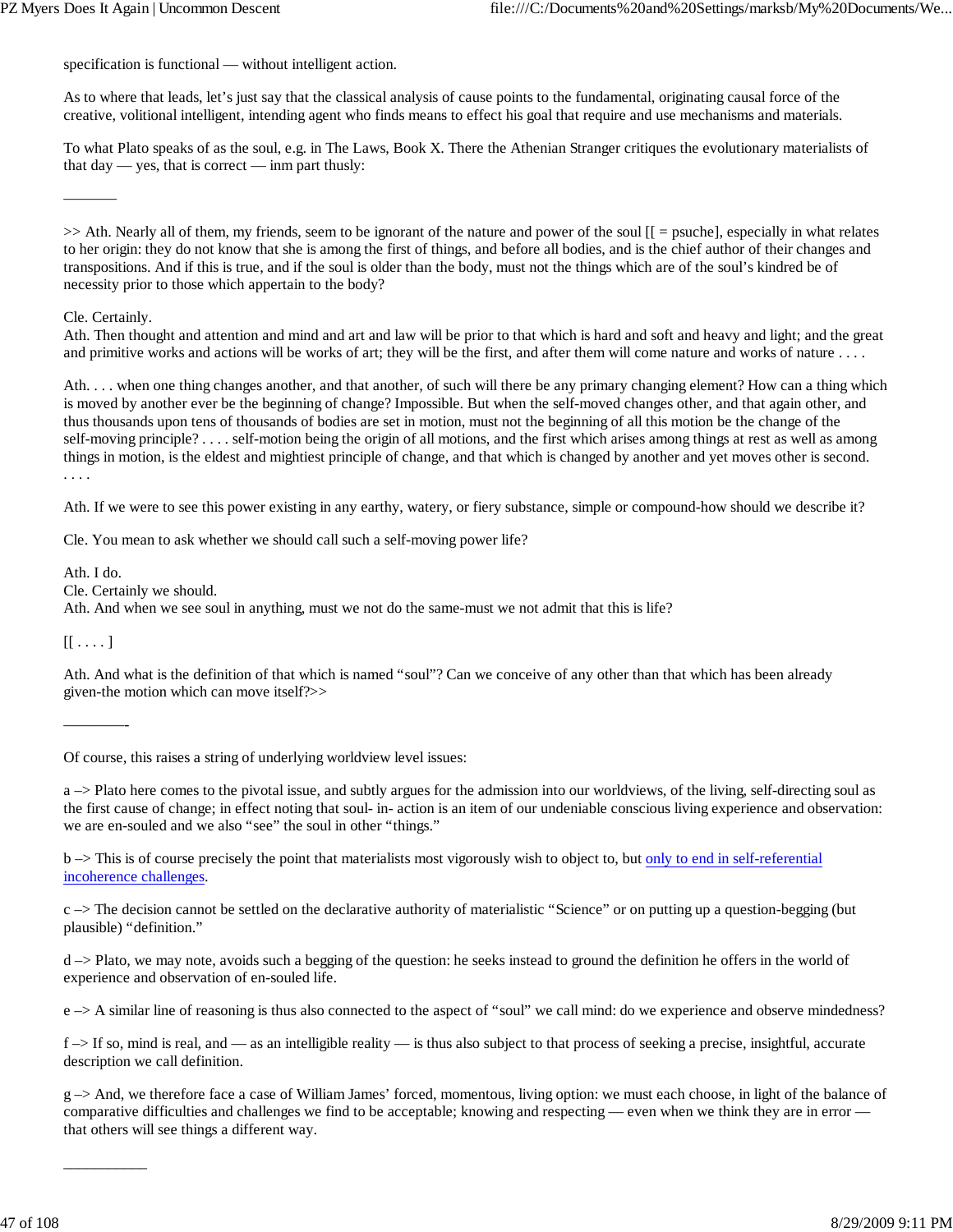specification is functional — without intelligent action.

As to where that leads, let's just say that the classical analysis of cause points to the fundamental, originating causal force of the creative, volitional intelligent, intending agent who finds means to effect his goal that require and use mechanisms and materials.

To what Plato speaks of as the soul, e.g. in The Laws, Book X. There the Athenian Stranger critiques the evolutionary materialists of that day — yes, that is correct — inm part thusly:

_______

>> Ath. Nearly all of them, my friends, seem to be ignorant of the nature and power of the soul [[ = psuche], especially in what relates to her origin: they do not know that she is among the first of things, and before all bodies, and is the chief author of their changes and transpositions. And if this is true, and if the soul is older than the body, must not the things which are of the soul's kindred be of necessity prior to those which appertain to the body?

Cle. Certainly.
Ath. Then thought and attention and mind and art and law will be prior to that which is hard and soft and heavy and light; and the great and primitive works and actions will be works of art; they will be the first, and after them will come nature and works of nature . . . .

Ath. . . . when one thing changes another, and that another, of such will there be any primary changing element? How can a thing which is moved by another ever be the beginning of change? Impossible. But when the self-moved changes other, and that again other, and thus thousands upon tens of thousands of bodies are set in motion, must not the beginning of all this motion be the change of the self-moving principle? . . . . self-motion being the origin of all motions, and the first which arises among things at rest as well as among things in motion, is the eldest and mightiest principle of change, and that which is changed by another and yet moves other is second. . . . .

Ath. If we were to see this power existing in any earthy, watery, or fiery substance, simple or compound-how should we describe it?

Cle. You mean to ask whether we should call such a self-moving power life?

Ath. I do.
Cle. Certainly we should.
Ath. And when we see soul in anything, must we not do the same-must we not admit that this is life?

[[ . . . . ]

Ath. And what is the definition of that which is named "soul"? Can we conceive of any other than that which has been already given-the motion which can move itself?>>

________-

Of course, this raises a string of underlying worldview level issues:

a –> Plato here comes to the pivotal issue, and subtly argues for the admission into our worldviews, of the living, self-directing soul as the first cause of change; in effect noting that soul- in- action is an item of our undeniable conscious living experience and observation: we are en-souled and we also "see" the soul in other "things."

b –> This is of course precisely the point that materialists most vigorously wish to object to, but only to end in self-referential incoherence challenges.

c –> The decision cannot be settled on the declarative authority of materialistic "Science" or on putting up a question-begging (but plausible) "definition."

d –> Plato, we may note, avoids such a begging of the question: he seeks instead to ground the definition he offers in the world of experience and observation of en-souled life.

e –> A similar line of reasoning is thus also connected to the aspect of "soul" we call mind: do we experience and observe mindedness?

f –> If so, mind is real, and — as an intelligible reality — is thus also subject to that process of seeking a precise, insightful, accurate description we call definition.

g –> And, we therefore face a case of William James' forced, momentous, living option: we must each choose, in light of the balance of comparative difficulties and challenges we find to be acceptable; knowing and respecting — even when we think they are in error — that others will see things a different way.

__________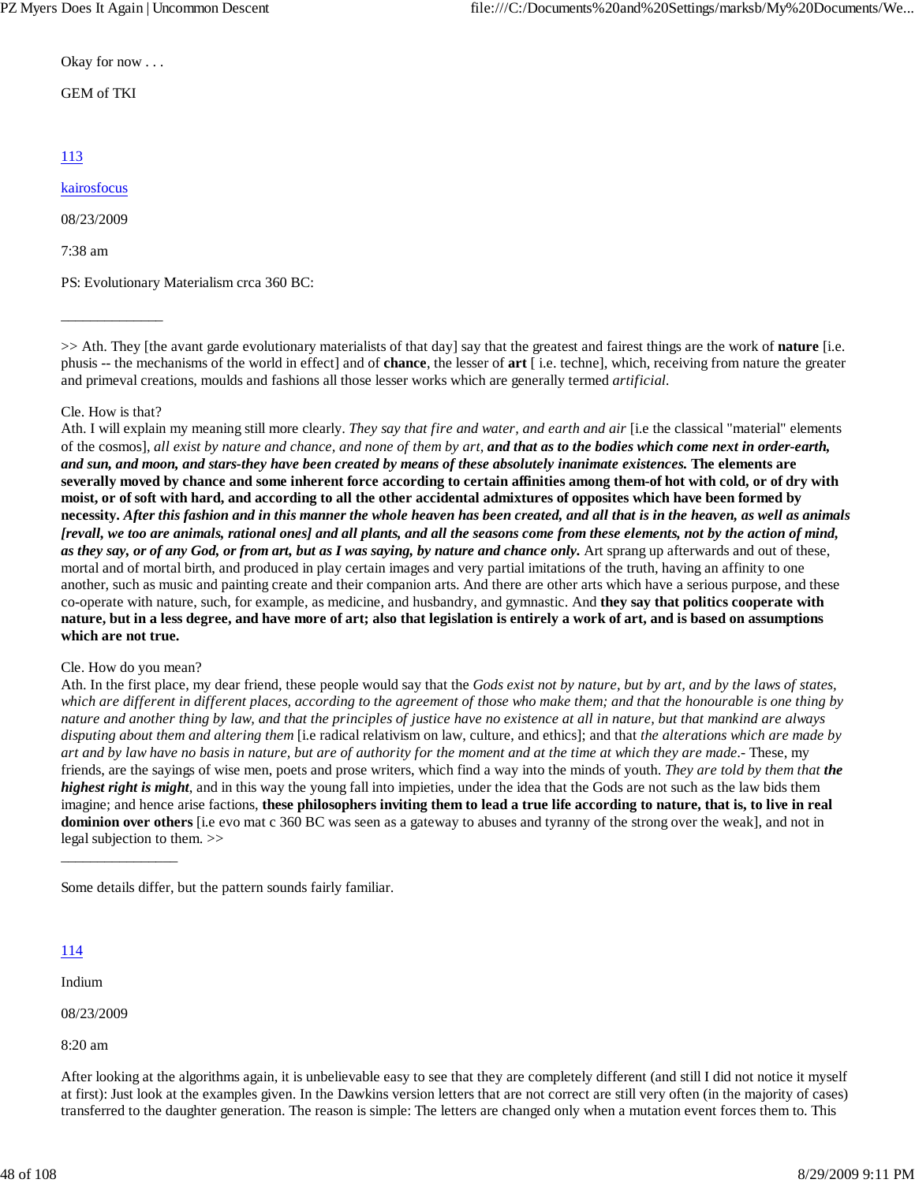Okay for now . . .

GEM of TKI

113

kairosfocus

08/23/2009

7:38 am

PS: Evolutionary Materialism crca 360 BC:

______________

>> Ath. They [the avant garde evolutionary materialists of that day] say that the greatest and fairest things are the work of **nature** [i.e. phusis -- the mechanisms of the world in effect] and of **chance**, the lesser of **art** [ i.e. techne], which, receiving from nature the greater and primeval creations, moulds and fashions all those lesser works which are generally termed *artificial.*

Cle. How is that?
Ath. I will explain my meaning still more clearly. *They say that fire and water, and earth and air* [i.e the classical "material" elements of the cosmos], *all exist by nature and chance, and none of them by art,* ***and that as to the bodies which come next in order-earth, and sun, and moon, and stars-they have been created by means of these absolutely inanimate existences.*** **The elements are severally moved by chance and some inherent force according to certain affinities among them-of hot with cold, or of dry with moist, or of soft with hard, and according to all the other accidental admixtures of opposites which have been formed by necessity.** ***After this fashion and in this manner the whole heaven has been created, and all that is in the heaven, as well as animals [revall, we too are animals, rational ones] and all plants, and all the seasons come from these elements, not by the action of mind, as they say, or of any God, or from art, but as I was saying, by nature and chance only.*** Art sprang up afterwards and out of these, mortal and of mortal birth, and produced in play certain images and very partial imitations of the truth, having an affinity to one another, such as music and painting create and their companion arts. And there are other arts which have a serious purpose, and these co-operate with nature, such, for example, as medicine, and husbandry, and gymnastic. And **they say that politics cooperate with nature, but in a less degree, and have more of art; also that legislation is entirely a work of art, and is based on assumptions which are not true.**

Cle. How do you mean?
Ath. In the first place, my dear friend, these people would say that the *Gods exist not by nature, but by art, and by the laws of states, which are different in different places, according to the agreement of those who make them; and that the honourable is one thing by nature and another thing by law, and that the principles of justice have no existence at all in nature, but that mankind are always disputing about them and altering them* [i.e radical relativism on law, culture, and ethics]; and that *the alterations which are made by art and by law have no basis in nature, but are of authority for the moment and at the time at which they are made*.- These, my friends, are the sayings of wise men, poets and prose writers, which find a way into the minds of youth. *They are told by them that **the highest right is might***, and in this way the young fall into impieties, under the idea that the Gods are not such as the law bids them imagine; and hence arise factions, **these philosophers inviting them to lead a true life according to nature, that is, to live in real dominion over others** [i.e evo mat c 360 BC was seen as a gateway to abuses and tyranny of the strong over the weak], and not in legal subjection to them. >>

________________

Some details differ, but the pattern sounds fairly familiar.

114

Indium

08/23/2009

8:20 am

After looking at the algorithms again, it is unbelievable easy to see that they are completely different (and still I did not notice it myself at first): Just look at the examples given. In the Dawkins version letters that are not correct are still very often (in the majority of cases) transferred to the daughter generation. The reason is simple: The letters are changed only when a mutation event forces them to. This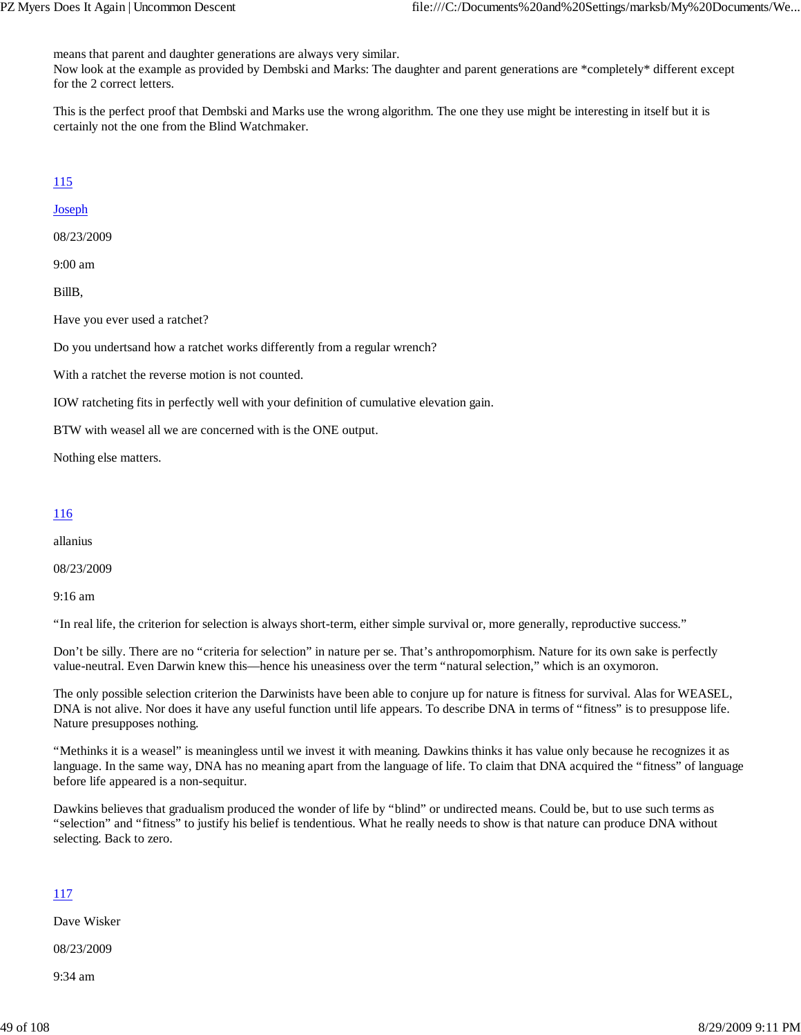means that parent and daughter generations are always very similar.
Now look at the example as provided by Dembski and Marks: The daughter and parent generations are *completely* different except for the 2 correct letters.

This is the perfect proof that Dembski and Marks use the wrong algorithm. The one they use might be interesting in itself but it is certainly not the one from the Blind Watchmaker.

115

Joseph

08/23/2009

9:00 am

BillB,

Have you ever used a ratchet?

Do you undertsand how a ratchet works differently from a regular wrench?

With a ratchet the reverse motion is not counted.

IOW ratcheting fits in perfectly well with your definition of cumulative elevation gain.

BTW with weasel all we are concerned with is the ONE output.

Nothing else matters.

116

allanius

08/23/2009

9:16 am

"In real life, the criterion for selection is always short-term, either simple survival or, more generally, reproductive success."

Don't be silly. There are no "criteria for selection" in nature per se. That's anthropomorphism. Nature for its own sake is perfectly value-neutral. Even Darwin knew this—hence his uneasiness over the term "natural selection," which is an oxymoron.

The only possible selection criterion the Darwinists have been able to conjure up for nature is fitness for survival. Alas for WEASEL, DNA is not alive. Nor does it have any useful function until life appears. To describe DNA in terms of "fitness" is to presuppose life. Nature presupposes nothing.

"Methinks it is a weasel" is meaningless until we invest it with meaning. Dawkins thinks it has value only because he recognizes it as language. In the same way, DNA has no meaning apart from the language of life. To claim that DNA acquired the "fitness" of language before life appeared is a non-sequitur.

Dawkins believes that gradualism produced the wonder of life by "blind" or undirected means. Could be, but to use such terms as "selection" and "fitness" to justify his belief is tendentious. What he really needs to show is that nature can produce DNA without selecting. Back to zero.

117

Dave Wisker

08/23/2009

9:34 am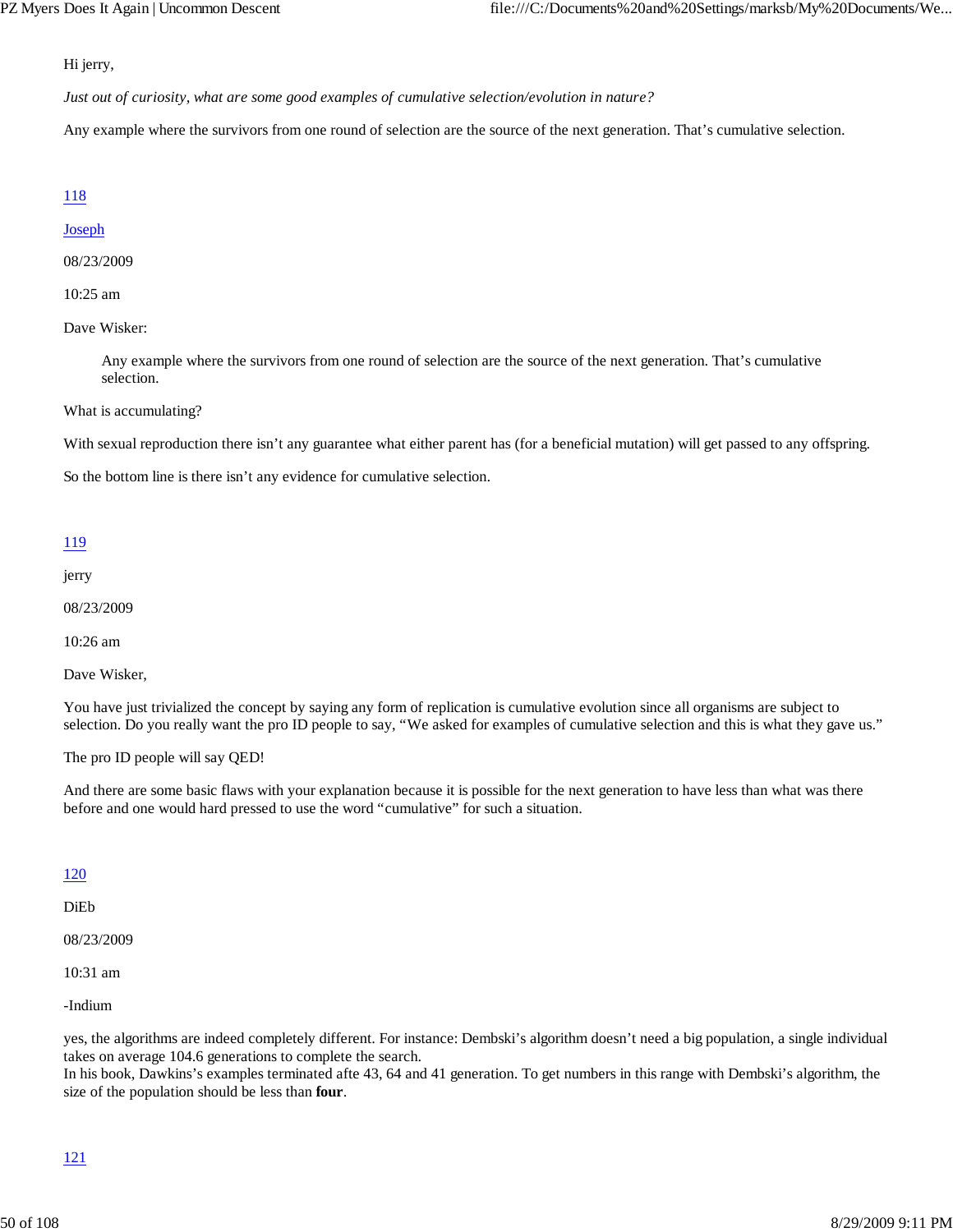Hi jerry,

*Just out of curiosity, what are some good examples of cumulative selection/evolution in nature?*

Any example where the survivors from one round of selection are the source of the next generation. That's cumulative selection.

118

Joseph

08/23/2009

10:25 am

Dave Wisker:

> Any example where the survivors from one round of selection are the source of the next generation. That's cumulative selection.

What is accumulating?

With sexual reproduction there isn't any guarantee what either parent has (for a beneficial mutation) will get passed to any offspring.

So the bottom line is there isn't any evidence for cumulative selection.

119

jerry

08/23/2009

10:26 am

Dave Wisker,

You have just trivialized the concept by saying any form of replication is cumulative evolution since all organisms are subject to selection. Do you really want the pro ID people to say, "We asked for examples of cumulative selection and this is what they gave us."

The pro ID people will say QED!

And there are some basic flaws with your explanation because it is possible for the next generation to have less than what was there before and one would hard pressed to use the word "cumulative" for such a situation.

120

DiEb

08/23/2009

10:31 am

-Indium

yes, the algorithms are indeed completely different. For instance: Dembski's algorithm doesn't need a big population, a single individual takes on average 104.6 generations to complete the search.
In his book, Dawkins's examples terminated afte 43, 64 and 41 generation. To get numbers in this range with Dembski's algorithm, the size of the population should be less than **four**.

121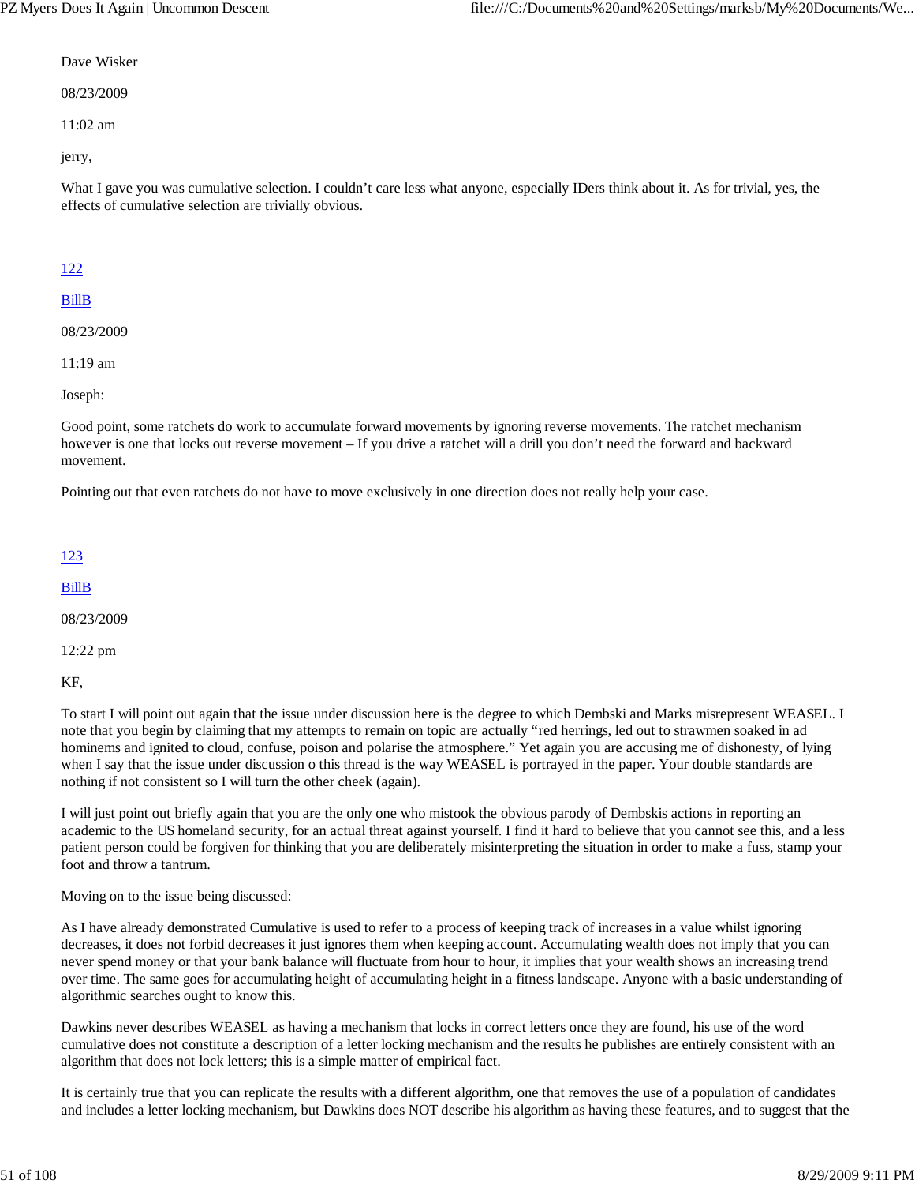Dave Wisker

08/23/2009

11:02 am

jerry,

What I gave you was cumulative selection. I couldn't care less what anyone, especially IDers think about it. As for trivial, yes, the effects of cumulative selection are trivially obvious.

[122](#)

[BillB](#)

08/23/2009

11:19 am

Joseph:

Good point, some ratchets do work to accumulate forward movements by ignoring reverse movements. The ratchet mechanism however is one that locks out reverse movement – If you drive a ratchet will a drill you don't need the forward and backward movement.

Pointing out that even ratchets do not have to move exclusively in one direction does not really help your case.

[123](#)

[BillB](#)

08/23/2009

12:22 pm

KF,

To start I will point out again that the issue under discussion here is the degree to which Dembski and Marks misrepresent WEASEL. I note that you begin by claiming that my attempts to remain on topic are actually "red herrings, led out to strawmen soaked in ad hominems and ignited to cloud, confuse, poison and polarise the atmosphere." Yet again you are accusing me of dishonesty, of lying when I say that the issue under discussion o this thread is the way WEASEL is portrayed in the paper. Your double standards are nothing if not consistent so I will turn the other cheek (again).

I will just point out briefly again that you are the only one who mistook the obvious parody of Dembskis actions in reporting an academic to the US homeland security, for an actual threat against yourself. I find it hard to believe that you cannot see this, and a less patient person could be forgiven for thinking that you are deliberately misinterpreting the situation in order to make a fuss, stamp your foot and throw a tantrum.

Moving on to the issue being discussed:

As I have already demonstrated Cumulative is used to refer to a process of keeping track of increases in a value whilst ignoring decreases, it does not forbid decreases it just ignores them when keeping account. Accumulating wealth does not imply that you can never spend money or that your bank balance will fluctuate from hour to hour, it implies that your wealth shows an increasing trend over time. The same goes for accumulating height of accumulating height in a fitness landscape. Anyone with a basic understanding of algorithmic searches ought to know this.

Dawkins never describes WEASEL as having a mechanism that locks in correct letters once they are found, his use of the word cumulative does not constitute a description of a letter locking mechanism and the results he publishes are entirely consistent with an algorithm that does not lock letters; this is a simple matter of empirical fact.

It is certainly true that you can replicate the results with a different algorithm, one that removes the use of a population of candidates and includes a letter locking mechanism, but Dawkins does NOT describe his algorithm as having these features, and to suggest that the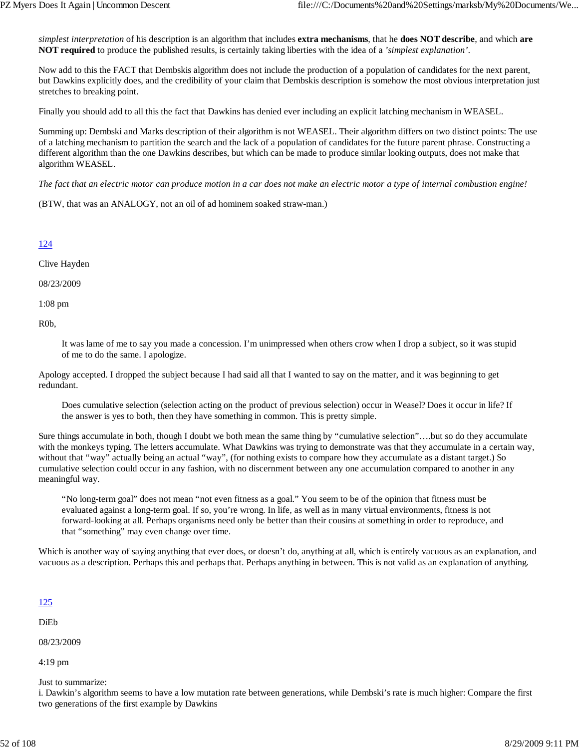*simplest interpretation* of his description is an algorithm that includes **extra mechanisms**, that he **does NOT describe**, and which **are NOT required** to produce the published results, is certainly taking liberties with the idea of a *'simplest explanation'*.

Now add to this the FACT that Dembskis algorithm does not include the production of a population of candidates for the next parent, but Dawkins explicitly does, and the credibility of your claim that Dembskis description is somehow the most obvious interpretation just stretches to breaking point.

Finally you should add to all this the fact that Dawkins has denied ever including an explicit latching mechanism in WEASEL.

Summing up: Dembski and Marks description of their algorithm is not WEASEL. Their algorithm differs on two distinct points: The use of a latching mechanism to partition the search and the lack of a population of candidates for the future parent phrase. Constructing a different algorithm than the one Dawkins describes, but which can be made to produce similar looking outputs, does not make that algorithm WEASEL.

*The fact that an electric motor can produce motion in a car does not make an electric motor a type of internal combustion engine!*

(BTW, that was an ANALOGY, not an oil of ad hominem soaked straw-man.)

124

Clive Hayden

08/23/2009

1:08 pm

R0b,

> It was lame of me to say you made a concession. I'm unimpressed when others crow when I drop a subject, so it was stupid of me to do the same. I apologize.

Apology accepted. I dropped the subject because I had said all that I wanted to say on the matter, and it was beginning to get redundant.

> Does cumulative selection (selection acting on the product of previous selection) occur in Weasel? Does it occur in life? If the answer is yes to both, then they have something in common. This is pretty simple.

Sure things accumulate in both, though I doubt we both mean the same thing by "cumulative selection"….but so do they accumulate with the monkeys typing. The letters accumulate. What Dawkins was trying to demonstrate was that they accumulate in a certain way, without that "way" actually being an actual "way", (for nothing exists to compare how they accumulate as a distant target.) So cumulative selection could occur in any fashion, with no discernment between any one accumulation compared to another in any meaningful way.

> "No long-term goal" does not mean "not even fitness as a goal." You seem to be of the opinion that fitness must be evaluated against a long-term goal. If so, you're wrong. In life, as well as in many virtual environments, fitness is not forward-looking at all. Perhaps organisms need only be better than their cousins at something in order to reproduce, and that "something" may even change over time.

Which is another way of saying anything that ever does, or doesn't do, anything at all, which is entirely vacuous as an explanation, and vacuous as a description. Perhaps this and perhaps that. Perhaps anything in between. This is not valid as an explanation of anything.

125

DiEb

08/23/2009

4:19 pm

Just to summarize:
i. Dawkin's algorithm seems to have a low mutation rate between generations, while Dembski's rate is much higher: Compare the first two generations of the first example by Dawkins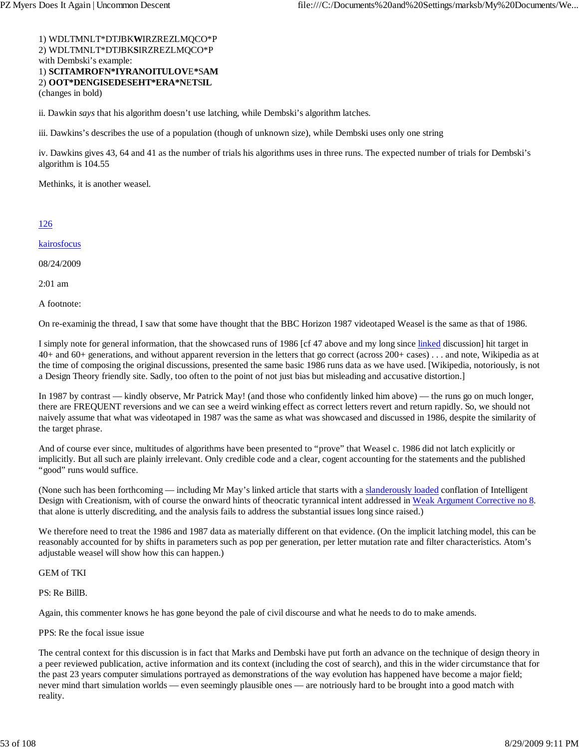1) WDLTMNLT*DTJBK**W**IRZREZLMQCO*P
2) WDLTMNLT*DTJBK**S**IRZREZLMQCO*P
with Dembski's example:
1) **SCITAMROFN*IYRANOITULOV**E*S**AM**
2) **OOT*DENGISEDESEHT*ERA*NET**S**IL**
(changes in bold)

ii. Dawkin *says* that his algorithm doesn't use latching, while Dembski's algorithm latches.

iii. Dawkins's describes the use of a population (though of unknown size), while Dembski uses only one string

iv. Dawkins gives 43, 64 and 41 as the number of trials his algorithms uses in three runs. The expected number of trials for Dembski's algorithm is 104.55

Methinks, it is another weasel.

126

kairosfocus

08/24/2009

2:01 am

A footnote:

On re-examinig the thread, I saw that some have thought that the BBC Horizon 1987 videotaped Weasel is the same as that of 1986.

I simply note for general information, that the showcased runs of 1986 [cf 47 above and my long since linked discussion] hit target in 40+ and 60+ generations, and without apparent reversion in the letters that go correct (across 200+ cases) . . . and note, Wikipedia as at the time of composing the original discussions, presented the same basic 1986 runs data as we have used. [Wikipedia, notoriously, is not a Design Theory friendly site. Sadly, too often to the point of not just bias but misleading and accusative distortion.]

In 1987 by contrast — kindly observe, Mr Patrick May! (and those who confidently linked him above) — the runs go on much longer, there are FREQUENT reversions and we can see a weird winking effect as correct letters revert and return rapidly. So, we should not naively assume that what was videotaped in 1987 was the same as what was showcased and discussed in 1986, despite the similarity of the target phrase.

And of course ever since, multitudes of algorithms have been presented to "prove" that Weasel c. 1986 did not latch explicitly or implicitly. But all such are plainly irrelevant. Only credible code and a clear, cogent accounting for the statements and the published "good" runs would suffice.

(None such has been forthcoming — including Mr May's linked article that starts with a slanderously loaded conflation of Intelligent Design with Creationism, with of course the onward hints of theocratic tyrannical intent addressed in Weak Argument Corrective no 8. that alone is utterly discrediting, and the analysis fails to address the substantial issues long since raised.)

We therefore need to treat the 1986 and 1987 data as materially different on that evidence. (On the implicit latching model, this can be reasonably accounted for by shifts in parameters such as pop per generation, per letter mutation rate and filter characteristics. Atom's adjustable weasel will show how this can happen.)

GEM of TKI

PS: Re BillB.

Again, this commenter knows he has gone beyond the pale of civil discourse and what he needs to do to make amends.

PPS: Re the focal issue issue

The central context for this discussion is in fact that Marks and Dembski have put forth an advance on the technique of design theory in a peer reviewed publication, active information and its context (including the cost of search), and this in the wider circumstance that for the past 23 years computer simulations portrayed as demonstrations of the way evolution has happened have become a major field; never mind thart simulation worlds — even seemingly plausible ones — are notroiusly hard to be brought into a good match with reality.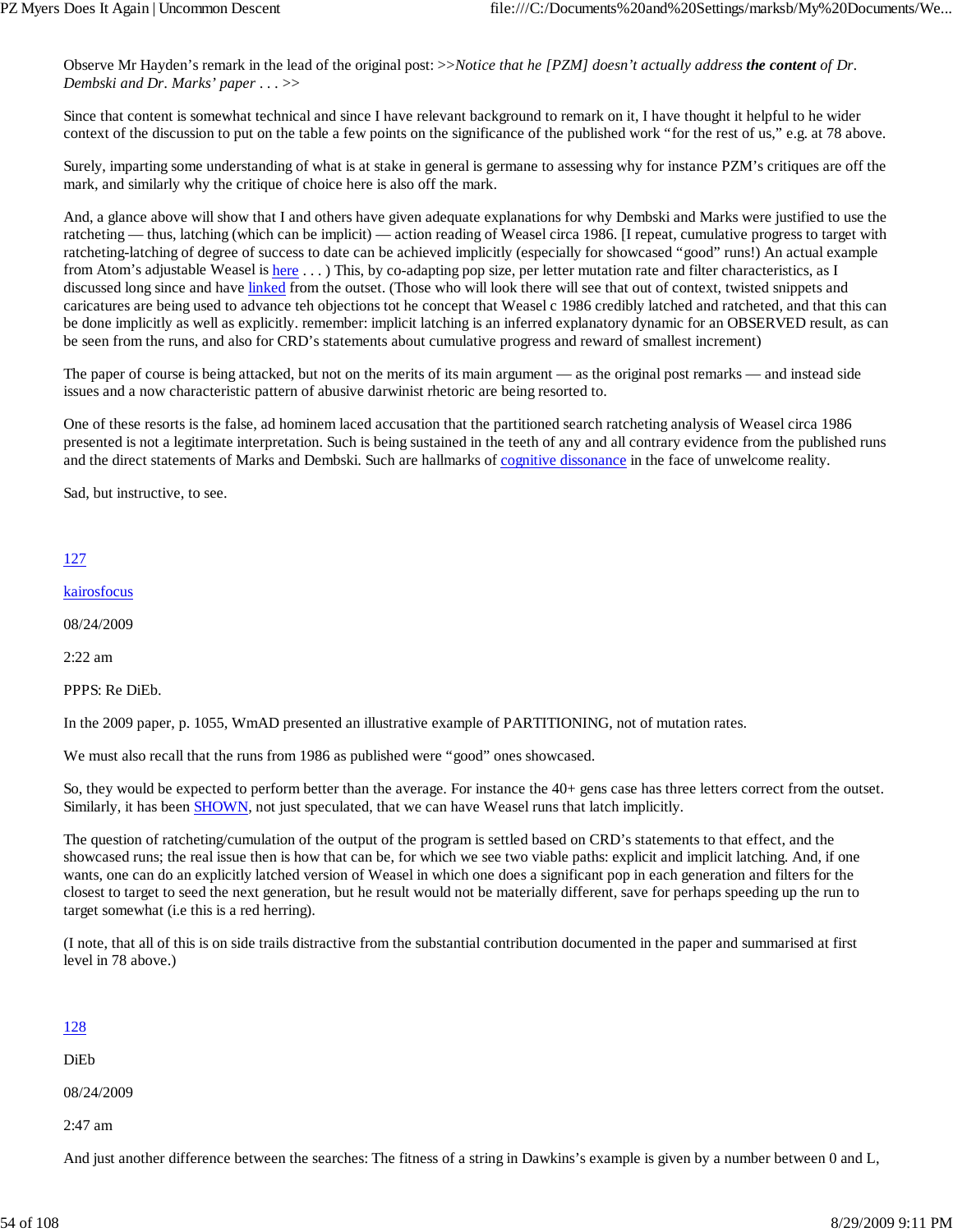Observe Mr Hayden's remark in the lead of the original post: >>*Notice that he [PZM] doesn't actually address **the content** of Dr. Dembski and Dr. Marks' paper . . .* >>

Since that content is somewhat technical and since I have relevant background to remark on it, I have thought it helpful to he wider context of the discussion to put on the table a few points on the significance of the published work "for the rest of us," e.g. at 78 above.

Surely, imparting some understanding of what is at stake in general is germane to assessing why for instance PZM's critiques are off the mark, and similarly why the critique of choice here is also off the mark.

And, a glance above will show that I and others have given adequate explanations for why Dembski and Marks were justified to use the ratcheting — thus, latching (which can be implicit) — action reading of Weasel circa 1986. [I repeat, cumulative progress to target with ratcheting-latching of degree of success to date can be achieved implicitly (especially for showcased "good" runs!) An actual example from Atom's adjustable Weasel is here . . . ) This, by co-adapting pop size, per letter mutation rate and filter characteristics, as I discussed long since and have linked from the outset. (Those who will look there will see that out of context, twisted snippets and caricatures are being used to advance teh objections tot he concept that Weasel c 1986 credibly latched and ratcheted, and that this can be done implicitly as well as explicitly. remember: implicit latching is an inferred explanatory dynamic for an OBSERVED result, as can be seen from the runs, and also for CRD's statements about cumulative progress and reward of smallest increment)

The paper of course is being attacked, but not on the merits of its main argument — as the original post remarks — and instead side issues and a now characteristic pattern of abusive darwinist rhetoric are being resorted to.

One of these resorts is the false, ad hominem laced accusation that the partitioned search ratcheting analysis of Weasel circa 1986 presented is not a legitimate interpretation. Such is being sustained in the teeth of any and all contrary evidence from the published runs and the direct statements of Marks and Dembski. Such are hallmarks of cognitive dissonance in the face of unwelcome reality.

Sad, but instructive, to see.

127

kairosfocus

08/24/2009

2:22 am

PPPS: Re DiEb.

In the 2009 paper, p. 1055, WmAD presented an illustrative example of PARTITIONING, not of mutation rates.

We must also recall that the runs from 1986 as published were "good" ones showcased.

So, they would be expected to perform better than the average. For instance the 40+ gens case has three letters correct from the outset. Similarly, it has been SHOWN, not just speculated, that we can have Weasel runs that latch implicitly.

The question of ratcheting/cumulation of the output of the program is settled based on CRD's statements to that effect, and the showcased runs; the real issue then is how that can be, for which we see two viable paths: explicit and implicit latching. And, if one wants, one can do an explicitly latched version of Weasel in which one does a significant pop in each generation and filters for the closest to target to seed the next generation, but he result would not be materially different, save for perhaps speeding up the run to target somewhat (i.e this is a red herring).

(I note, that all of this is on side trails distractive from the substantial contribution documented in the paper and summarised at first level in 78 above.)

128

DiEb

08/24/2009

2:47 am

And just another difference between the searches: The fitness of a string in Dawkins's example is given by a number between 0 and L,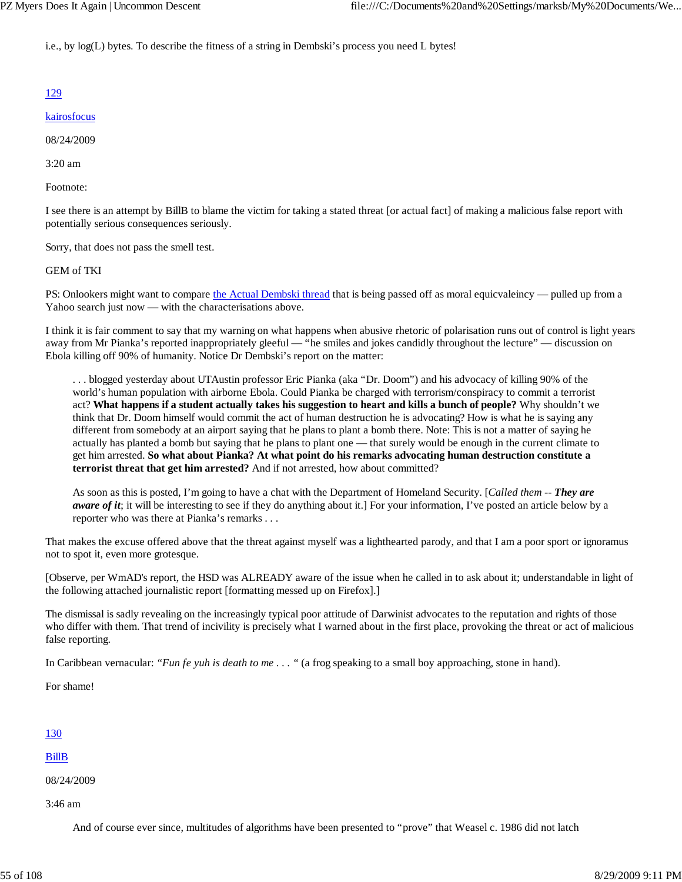i.e., by log(L) bytes. To describe the fitness of a string in Dembski's process you need L bytes!

129

kairosfocus

08/24/2009

3:20 am

Footnote:

I see there is an attempt by BillB to blame the victim for taking a stated threat [or actual fact] of making a malicious false report with potentially serious consequences seriously.

Sorry, that does not pass the smell test.

GEM of TKI

PS: Onlookers might want to compare the Actual Dembski thread that is being passed off as moral equicvaleincy — pulled up from a Yahoo search just now — with the characterisations above.

I think it is fair comment to say that my warning on what happens when abusive rhetoric of polarisation runs out of control is light years away from Mr Pianka's reported inappropriately gleeful — "he smiles and jokes candidly throughout the lecture" — discussion on Ebola killing off 90% of humanity. Notice Dr Dembski's report on the matter:

> . . . blogged yesterday about UTAustin professor Eric Pianka (aka "Dr. Doom") and his advocacy of killing 90% of the world's human population with airborne Ebola. Could Pianka be charged with terrorism/conspiracy to commit a terrorist act? **What happens if a student actually takes his suggestion to heart and kills a bunch of people?** Why shouldn't we think that Dr. Doom himself would commit the act of human destruction he is advocating? How is what he is saying any different from somebody at an airport saying that he plans to plant a bomb there. Note: This is not a matter of saying he actually has planted a bomb but saying that he plans to plant one — that surely would be enough in the current climate to get him arrested. **So what about Pianka? At what point do his remarks advocating human destruction constitute a terrorist threat that get him arrested?** And if not arrested, how about committed?
>
> As soon as this is posted, I'm going to have a chat with the Department of Homeland Security. [*Called them -- **They are aware of it***; it will be interesting to see if they do anything about it.] For your information, I've posted an article below by a reporter who was there at Pianka's remarks . . .

That makes the excuse offered above that the threat against myself was a lighthearted parody, and that I am a poor sport or ignoramus not to spot it, even more grotesque.

[Observe, per WmAD's report, the HSD was ALREADY aware of the issue when he called in to ask about it; understandable in light of the following attached journalistic report [formatting messed up on Firefox].]

The dismissal is sadly revealing on the increasingly typical poor attitude of Darwinist advocates to the reputation and rights of those who differ with them. That trend of incivility is precisely what I warned about in the first place, provoking the threat or act of malicious false reporting.

In Caribbean vernacular: *"Fun fe yuh is death to me . . . "* (a frog speaking to a small boy approaching, stone in hand).

For shame!

130

BillB

08/24/2009

3:46 am

> And of course ever since, multitudes of algorithms have been presented to "prove" that Weasel c. 1986 did not latch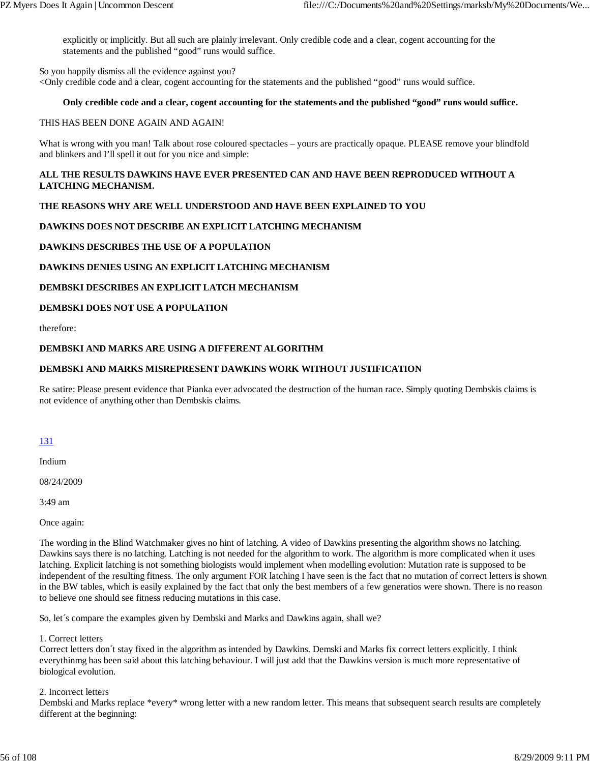> explicitly or implicitly. But all such are plainly irrelevant. Only credible code and a clear, cogent accounting for the statements and the published "good" runs would suffice.

So you happily dismiss all the evidence against you?
<Only credible code and a clear, cogent accounting for the statements and the published "good" runs would suffice.

> **Only credible code and a clear, cogent accounting for the statements and the published "good" runs would suffice.**

THIS HAS BEEN DONE AGAIN AND AGAIN!

What is wrong with you man! Talk about rose coloured spectacles – yours are practically opaque. PLEASE remove your blindfold and blinkers and I'll spell it out for you nice and simple:

**ALL THE RESULTS DAWKINS HAVE EVER PRESENTED CAN AND HAVE BEEN REPRODUCED WITHOUT A LATCHING MECHANISM.**

**THE REASONS WHY ARE WELL UNDERSTOOD AND HAVE BEEN EXPLAINED TO YOU**

**DAWKINS DOES NOT DESCRIBE AN EXPLICIT LATCHING MECHANISM**

**DAWKINS DESCRIBES THE USE OF A POPULATION**

**DAWKINS DENIES USING AN EXPLICIT LATCHING MECHANISM**

**DEMBSKI DESCRIBES AN EXPLICIT LATCH MECHANISM**

**DEMBSKI DOES NOT USE A POPULATION**

therefore:

**DEMBSKI AND MARKS ARE USING A DIFFERENT ALGORITHM**

**DEMBSKI AND MARKS MISREPRESENT DAWKINS WORK WITHOUT JUSTIFICATION**

Re satire: Please present evidence that Pianka ever advocated the destruction of the human race. Simply quoting Dembskis claims is not evidence of anything other than Dembskis claims.

131

Indium

08/24/2009

3:49 am

Once again:

The wording in the Blind Watchmaker gives no hint of latching. A video of Dawkins presenting the algorithm shows no latching. Dawkins says there is no latching. Latching is not needed for the algorithm to work. The algorithm is more complicated when it uses latching. Explicit latching is not something biologists would implement when modelling evolution: Mutation rate is supposed to be independent of the resulting fitness. The only argument FOR latching I have seen is the fact that no mutation of correct letters is shown in the BW tables, which is easily explained by the fact that only the best members of a few generatios were shown. There is no reason to believe one should see fitness reducing mutations in this case.

So, let´s compare the examples given by Dembski and Marks and Dawkins again, shall we?

1. Correct letters
Correct letters don´t stay fixed in the algorithm as intended by Dawkins. Demski and Marks fix correct letters explicitly. I think everythinmg has been said about this latching behaviour. I will just add that the Dawkins version is much more representative of biological evolution.

2. Incorrect letters
Dembski and Marks replace *every* wrong letter with a new random letter. This means that subsequent search results are completely different at the beginning: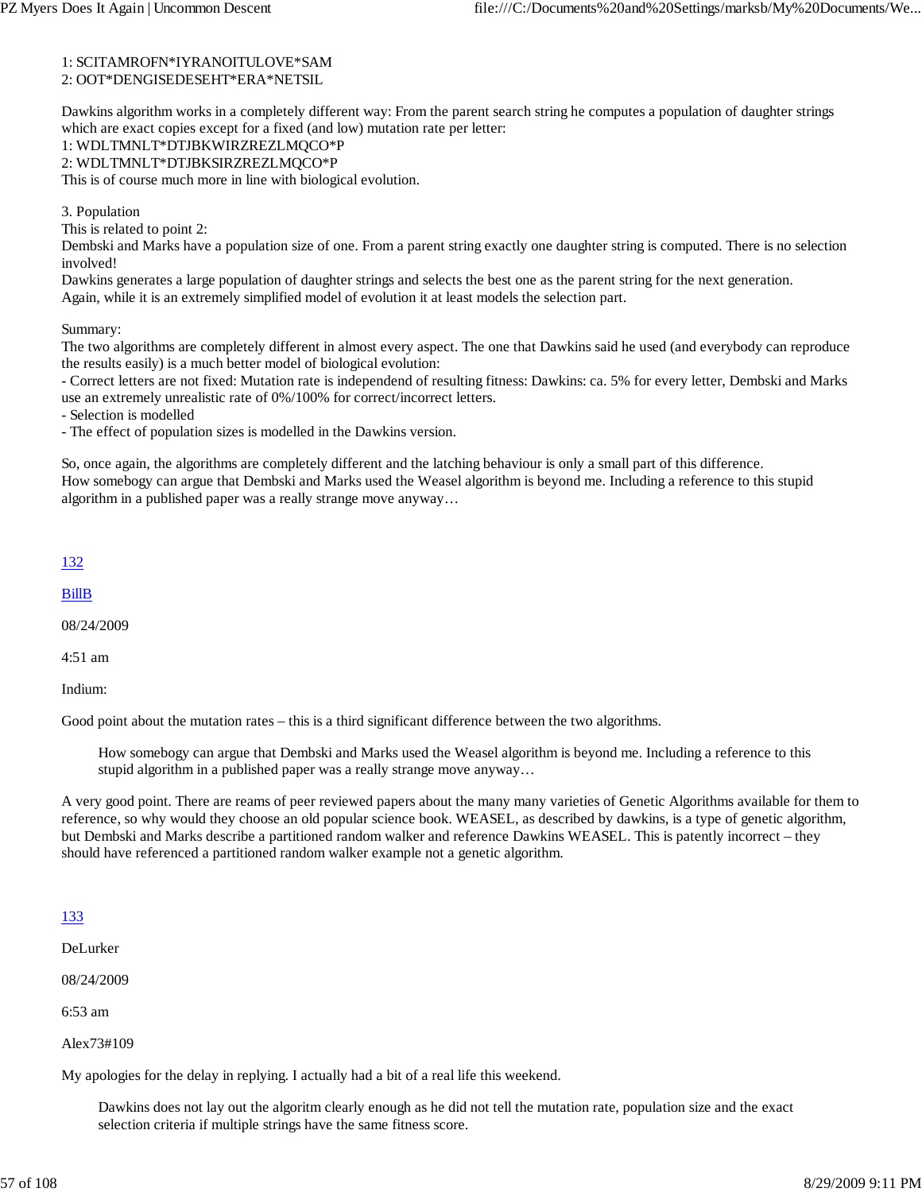1: SCITAMROFN*IYRANOITULOVE*SAM
2: OOT*DENGISEDESEHT*ERA*NETSIL

Dawkins algorithm works in a completely different way: From the parent search string he computes a population of daughter strings which are exact copies except for a fixed (and low) mutation rate per letter:
1: WDLTMNLT*DTJBKWIRZREZLMQCO*P
2: WDLTMNLT*DTJBKSIRZREZLMQCO*P
This is of course much more in line with biological evolution.

3. Population
This is related to point 2:
Dembski and Marks have a population size of one. From a parent string exactly one daughter string is computed. There is no selection involved!
Dawkins generates a large population of daughter strings and selects the best one as the parent string for the next generation.
Again, while it is an extremely simplified model of evolution it at least models the selection part.

Summary:
The two algorithms are completely different in almost every aspect. The one that Dawkins said he used (and everybody can reproduce the results easily) is a much better model of biological evolution:
- Correct letters are not fixed: Mutation rate is independend of resulting fitness: Dawkins: ca. 5% for every letter, Dembski and Marks use an extremely unrealistic rate of 0%/100% for correct/incorrect letters.
- Selection is modelled
- The effect of population sizes is modelled in the Dawkins version.

So, once again, the algorithms are completely different and the latching behaviour is only a small part of this difference.
How somebogy can argue that Dembski and Marks used the Weasel algorithm is beyond me. Including a reference to this stupid algorithm in a published paper was a really strange move anyway…

132

BillB

08/24/2009

4:51 am

Indium:

Good point about the mutation rates – this is a third significant difference between the two algorithms.

> How somebogy can argue that Dembski and Marks used the Weasel algorithm is beyond me. Including a reference to this stupid algorithm in a published paper was a really strange move anyway…

A very good point. There are reams of peer reviewed papers about the many many varieties of Genetic Algorithms available for them to reference, so why would they choose an old popular science book. WEASEL, as described by dawkins, is a type of genetic algorithm, but Dembski and Marks describe a partitioned random walker and reference Dawkins WEASEL. This is patently incorrect – they should have referenced a partitioned random walker example not a genetic algorithm.

133

DeLurker

08/24/2009

6:53 am

Alex73#109

My apologies for the delay in replying. I actually had a bit of a real life this weekend.

> Dawkins does not lay out the algoritm clearly enough as he did not tell the mutation rate, population size and the exact selection criteria if multiple strings have the same fitness score.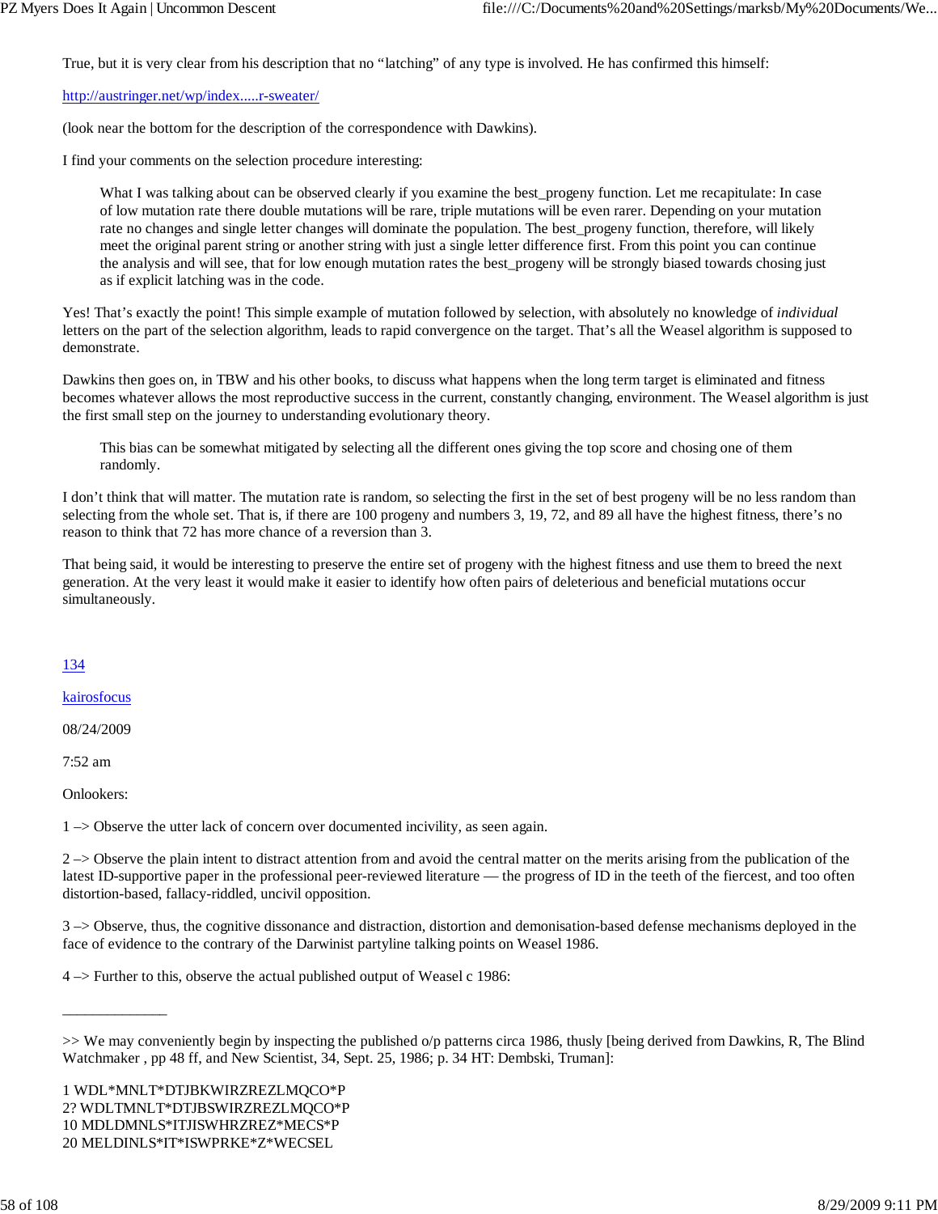True, but it is very clear from his description that no "latching" of any type is involved. He has confirmed this himself:

http://austringer.net/wp/index.....r-sweater/

(look near the bottom for the description of the correspondence with Dawkins).

I find your comments on the selection procedure interesting:

> What I was talking about can be observed clearly if you examine the best_progeny function. Let me recapitulate: In case of low mutation rate there double mutations will be rare, triple mutations will be even rarer. Depending on your mutation rate no changes and single letter changes will dominate the population. The best_progeny function, therefore, will likely meet the original parent string or another string with just a single letter difference first. From this point you can continue the analysis and will see, that for low enough mutation rates the best_progeny will be strongly biased towards chosing just as if explicit latching was in the code.

Yes! That's exactly the point! This simple example of mutation followed by selection, with absolutely no knowledge of *individual* letters on the part of the selection algorithm, leads to rapid convergence on the target. That's all the Weasel algorithm is supposed to demonstrate.

Dawkins then goes on, in TBW and his other books, to discuss what happens when the long term target is eliminated and fitness becomes whatever allows the most reproductive success in the current, constantly changing, environment. The Weasel algorithm is just the first small step on the journey to understanding evolutionary theory.

> This bias can be somewhat mitigated by selecting all the different ones giving the top score and chosing one of them randomly.

I don't think that will matter. The mutation rate is random, so selecting the first in the set of best progeny will be no less random than selecting from the whole set. That is, if there are 100 progeny and numbers 3, 19, 72, and 89 all have the highest fitness, there's no reason to think that 72 has more chance of a reversion than 3.

That being said, it would be interesting to preserve the entire set of progeny with the highest fitness and use them to breed the next generation. At the very least it would make it easier to identify how often pairs of deleterious and beneficial mutations occur simultaneously.

134

kairosfocus

08/24/2009

7:52 am

Onlookers:

1 –> Observe the utter lack of concern over documented incivility, as seen again.

2 –> Observe the plain intent to distract attention from and avoid the central matter on the merits arising from the publication of the latest ID-supportive paper in the professional peer-reviewed literature — the progress of ID in the teeth of the fiercest, and too often distortion-based, fallacy-riddled, uncivil opposition.

3 –> Observe, thus, the cognitive dissonance and distraction, distortion and demonisation-based defense mechanisms deployed in the face of evidence to the contrary of the Darwinist partyline talking points on Weasel 1986.

4 –> Further to this, observe the actual published output of Weasel c 1986:

______________

>> We may conveniently begin by inspecting the published o/p patterns circa 1986, thusly [being derived from Dawkins, R, The Blind Watchmaker , pp 48 ff, and New Scientist, 34, Sept. 25, 1986; p. 34 HT: Dembski, Truman]:

1 WDL*MNLT*DTJBKWIRZREZLMQCO*P
2? WDLTMNLT*DTJBSWIRZREZLMQCO*P
10 MDLDMNLS*ITJISWHRZREZ*MECS*P
20 MELDINLS*IT*ISWPRKE*Z*WECSEL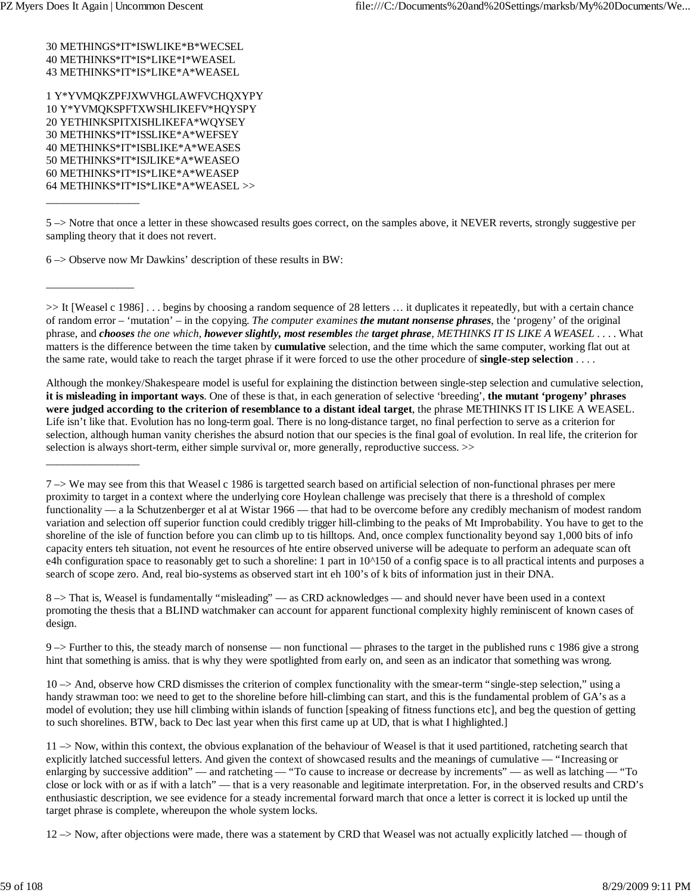30 METHINGS*IT*ISWLIKE*B*WECSEL
40 METHINKS*IT*IS*LIKE*I*WEASEL
43 METHINKS*IT*IS*LIKE*A*WEASEL

1 Y*YVMQKZPFJXWVHGLAWFVCHQXYPY
10 Y*YVMQKSPFTXWSHLIKEFV*HQYSPY
20 YETHINKSPITXISHLIKEFA*WQYSEY
30 METHINKS*IT*ISSLIKE*A*WEFSEY
40 METHINKS*IT*ISBLIKE*A*WEASES
50 METHINKS*IT*ISJLIKE*A*WEASEO
60 METHINKS*IT*IS*LIKE*A*WEASEP
64 METHINKS*IT*IS*LIKE*A*WEASEL >>

________________

5 –> Notre that once a letter in these showcased results goes correct, on the samples above, it NEVER reverts, strongly suggestive per sampling theory that it does not revert.

6 –> Observe now Mr Dawkins' description of these results in BW:

________________

>> It [Weasel c 1986] . . . begins by choosing a random sequence of 28 letters … it duplicates it repeatedly, but with a certain chance of random error – 'mutation' – in the copying. *The computer examines **the mutant nonsense phrases**,* the 'progeny' of the original phrase, and ***chooses** the one which, **however slightly, most resembles** the **target phrase**, METHINKS IT IS LIKE A WEASEL* . . . . What matters is the difference between the time taken by **cumulative** selection, and the time which the same computer, working flat out at the same rate, would take to reach the target phrase if it were forced to use the other procedure of **single-step selection** . . . .

Although the monkey/Shakespeare model is useful for explaining the distinction between single-step selection and cumulative selection, **it is misleading in important ways**. One of these is that, in each generation of selective 'breeding', **the mutant 'progeny' phrases were judged according to the criterion of resemblance to a distant ideal target**, the phrase METHINKS IT IS LIKE A WEASEL. Life isn't like that. Evolution has no long-term goal. There is no long-distance target, no final perfection to serve as a criterion for selection, although human vanity cherishes the absurd notion that our species is the final goal of evolution. In real life, the criterion for selection is always short-term, either simple survival or, more generally, reproductive success. >>

________________

7 –> We may see from this that Weasel c 1986 is targetted search based on artificial selection of non-functional phrases per mere proximity to target in a context where the underlying core Hoylean challenge was precisely that there is a threshold of complex functionality — a la Schutzenberger et al at Wistar 1966 — that had to be overcome before any credibly mechanism of modest random variation and selection off superior function could credibly trigger hill-climbing to the peaks of Mt Improbability. You have to get to the shoreline of the isle of function before you can climb up to tis hilltops. And, once complex functionality beyond say 1,000 bits of info capacity enters teh situation, not event he resources of hte entire observed universe will be adequate to perform an adequate scan oft e4h configuration space to reasonably get to such a shoreline: 1 part in 10^150 of a config space is to all practical intents and purposes a search of scope zero. And, real bio-systems as observed start int eh 100's of k bits of information just in their DNA.

8 –> That is, Weasel is fundamentally "misleading" — as CRD acknowledges — and should never have been used in a context promoting the thesis that a BLIND watchmaker can account for apparent functional complexity highly reminiscent of known cases of design.

9 –> Further to this, the steady march of nonsense — non functional — phrases to the target in the published runs c 1986 give a strong hint that something is amiss. that is why they were spotlighted from early on, and seen as an indicator that something was wrong.

10 –> And, observe how CRD dismisses the criterion of complex functionality with the smear-term "single-step selection," using a handy strawman too: we need to get to the shoreline before hill-climbing can start, and this is the fundamental problem of GA's as a model of evolution; they use hill climbing within islands of function [speaking of fitness functions etc], and beg the question of getting to such shorelines. BTW, back to Dec last year when this first came up at UD, that is what I highlighted.]

11 –> Now, within this context, the obvious explanation of the behaviour of Weasel is that it used partitioned, ratcheting search that explicitly latched successful letters. And given the context of showcased results and the meanings of cumulative — "Increasing or enlarging by successive addition" — and ratcheting — "To cause to increase or decrease by increments" — as well as latching — "To close or lock with or as if with a latch" — that is a very reasonable and legitimate interpretation. For, in the observed results and CRD's enthusiastic description, we see evidence for a steady incremental forward march that once a letter is correct it is locked up until the target phrase is complete, whereupon the whole system locks.

12 –> Now, after objections were made, there was a statement by CRD that Weasel was not actually explicitly latched — though of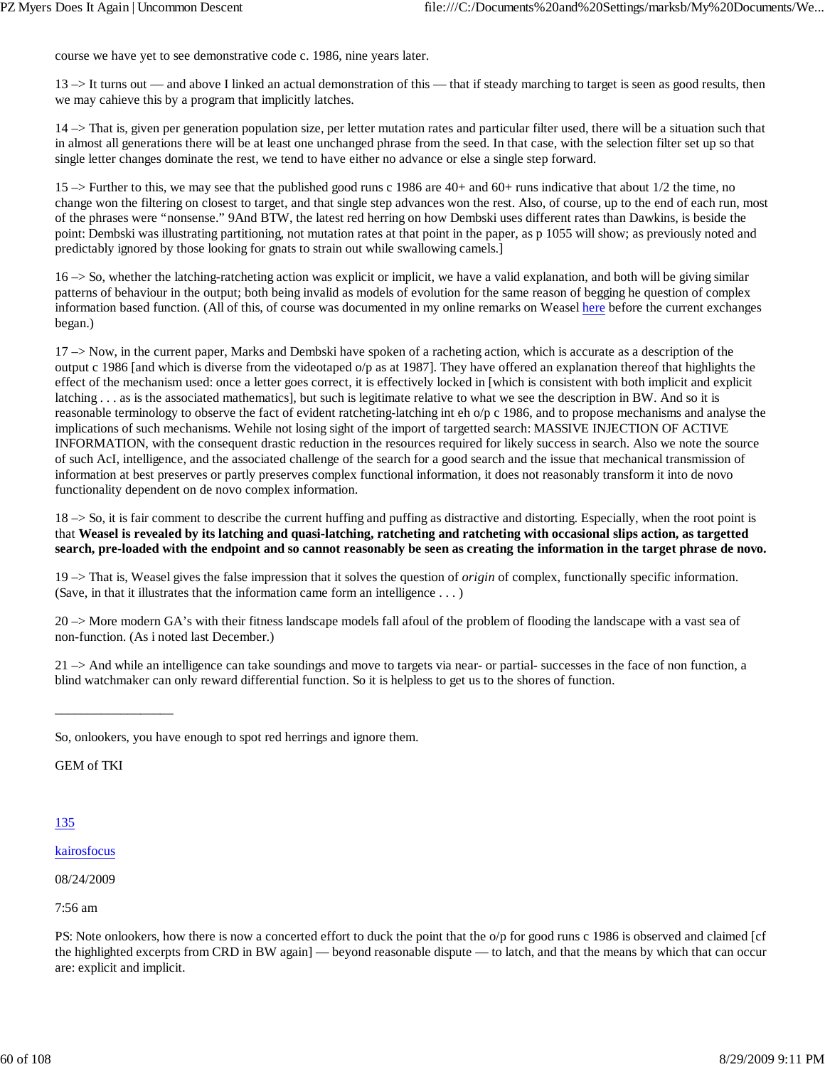course we have yet to see demonstrative code c. 1986, nine years later.

13 –> It turns out — and above I linked an actual demonstration of this — that if steady marching to target is seen as good results, then we may cahieve this by a program that implicitly latches.

14 –> That is, given per generation population size, per letter mutation rates and particular filter used, there will be a situation such that in almost all generations there will be at least one unchanged phrase from the seed. In that case, with the selection filter set up so that single letter changes dominate the rest, we tend to have either no advance or else a single step forward.

15 –> Further to this, we may see that the published good runs c 1986 are 40+ and 60+ runs indicative that about 1/2 the time, no change won the filtering on closest to target, and that single step advances won the rest. Also, of course, up to the end of each run, most of the phrases were "nonsense." 9And BTW, the latest red herring on how Dembski uses different rates than Dawkins, is beside the point: Dembski was illustrating partitioning, not mutation rates at that point in the paper, as p 1055 will show; as previously noted and predictably ignored by those looking for gnats to strain out while swallowing camels.]

16 –> So, whether the latching-ratcheting action was explicit or implicit, we have a valid explanation, and both will be giving similar patterns of behaviour in the output; both being invalid as models of evolution for the same reason of begging he question of complex information based function. (All of this, of course was documented in my online remarks on Weasel here before the current exchanges began.)

17 –> Now, in the current paper, Marks and Dembski have spoken of a racheting action, which is accurate as a description of the output c 1986 [and which is diverse from the videotaped o/p as at 1987]. They have offered an explanation thereof that highlights the effect of the mechanism used: once a letter goes correct, it is effectively locked in [which is consistent with both implicit and explicit latching . . . as is the associated mathematics], but such is legitimate relative to what we see the description in BW. And so it is reasonable terminology to observe the fact of evident ratcheting-latching int eh o/p c 1986, and to propose mechanisms and analyse the implications of such mechanisms. Wehile not losing sight of the import of targetted search: MASSIVE INJECTION OF ACTIVE INFORMATION, with the consequent drastic reduction in the resources required for likely success in search. Also we note the source of such AcI, intelligence, and the associated challenge of the search for a good search and the issue that mechanical transmission of information at best preserves or partly preserves complex functional information, it does not reasonably transform it into de novo functionality dependent on de novo complex information.

18 –> So, it is fair comment to describe the current huffing and puffing as distractive and distorting. Especially, when the root point is that **Weasel is revealed by its latching and quasi-latching, ratcheting and ratcheting with occasional slips action, as targetted search, pre-loaded with the endpoint and so cannot reasonably be seen as creating the information in the target phrase de novo.**

19 –> That is, Weasel gives the false impression that it solves the question of *origin* of complex, functionally specific information. (Save, in that it illustrates that the information came form an intelligence . . . )

20 –> More modern GA's with their fitness landscape models fall afoul of the problem of flooding the landscape with a vast sea of non-function. (As i noted last December.)

21 –> And while an intelligence can take soundings and move to targets via near- or partial- successes in the face of non function, a blind watchmaker can only reward differential function. So it is helpless to get us to the shores of function.

_________________

So, onlookers, you have enough to spot red herrings and ignore them.

GEM of TKI

135

kairosfocus

08/24/2009

7:56 am

PS: Note onlookers, how there is now a concerted effort to duck the point that the o/p for good runs c 1986 is observed and claimed [cf the highlighted excerpts from CRD in BW again] — beyond reasonable dispute — to latch, and that the means by which that can occur are: explicit and implicit.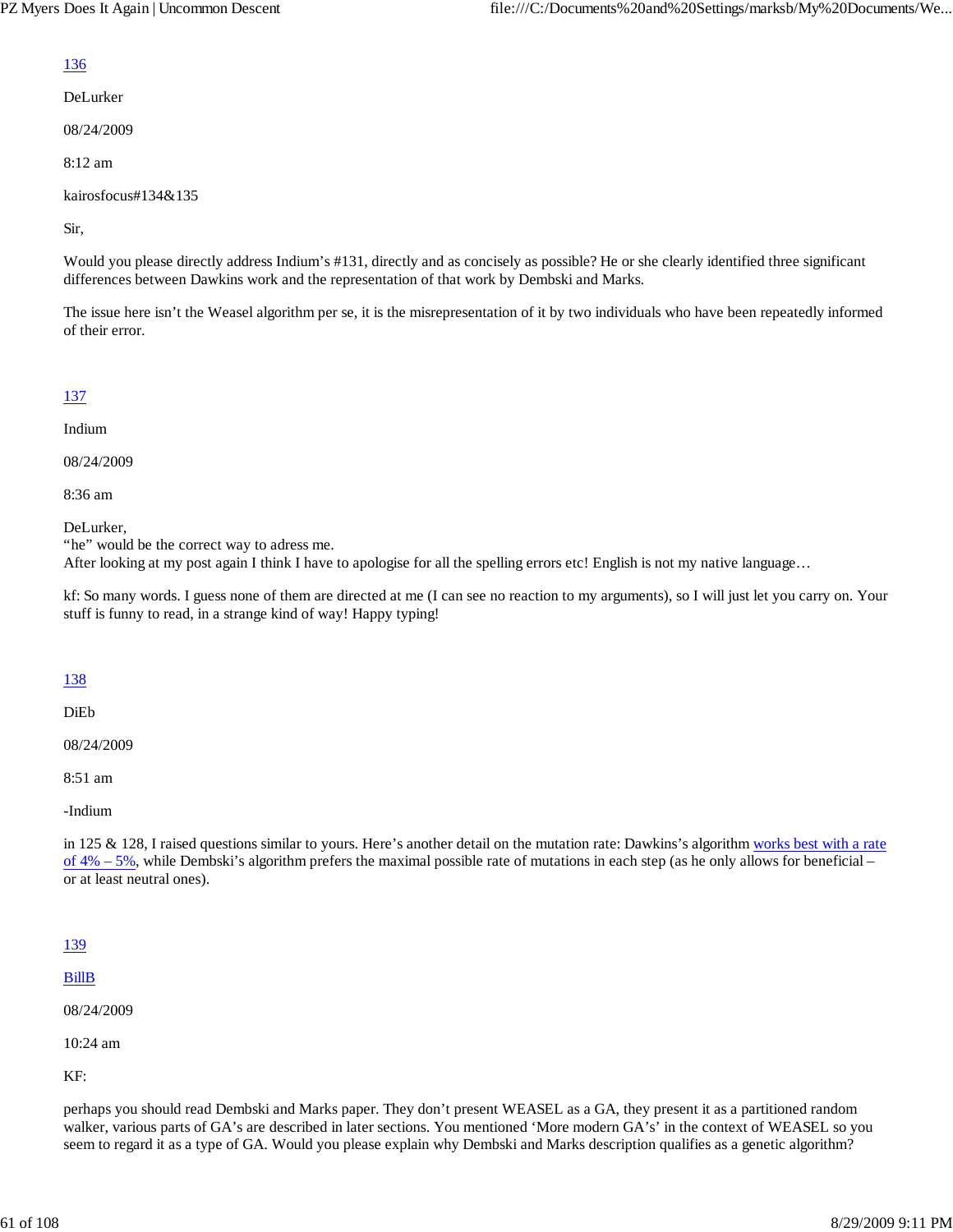[136](#)

DeLurker

08/24/2009

8:12 am

kairosfocus#134&135

Sir,

Would you please directly address Indium's #131, directly and as concisely as possible? He or she clearly identified three significant differences between Dawkins work and the representation of that work by Dembski and Marks.

The issue here isn't the Weasel algorithm per se, it is the misrepresentation of it by two individuals who have been repeatedly informed of their error.

[137](#)

Indium

08/24/2009

8:36 am

DeLurker,
"he" would be the correct way to adress me.
After looking at my post again I think I have to apologise for all the spelling errors etc! English is not my native language…

kf: So many words. I guess none of them are directed at me (I can see no reaction to my arguments), so I will just let you carry on. Your stuff is funny to read, in a strange kind of way! Happy typing!

[138](#)

DiEb

08/24/2009

8:51 am

-Indium

in 125 & 128, I raised questions similar to yours. Here's another detail on the mutation rate: Dawkins's algorithm [works best with a rate of 4% – 5%](#), while Dembski's algorithm prefers the maximal possible rate of mutations in each step (as he only allows for beneficial – or at least neutral ones).

[139](#)

[BillB](#)

08/24/2009

10:24 am

KF:

perhaps you should read Dembski and Marks paper. They don't present WEASEL as a GA, they present it as a partitioned random walker, various parts of GA's are described in later sections. You mentioned 'More modern GA's' in the context of WEASEL so you seem to regard it as a type of GA. Would you please explain why Dembski and Marks description qualifies as a genetic algorithm?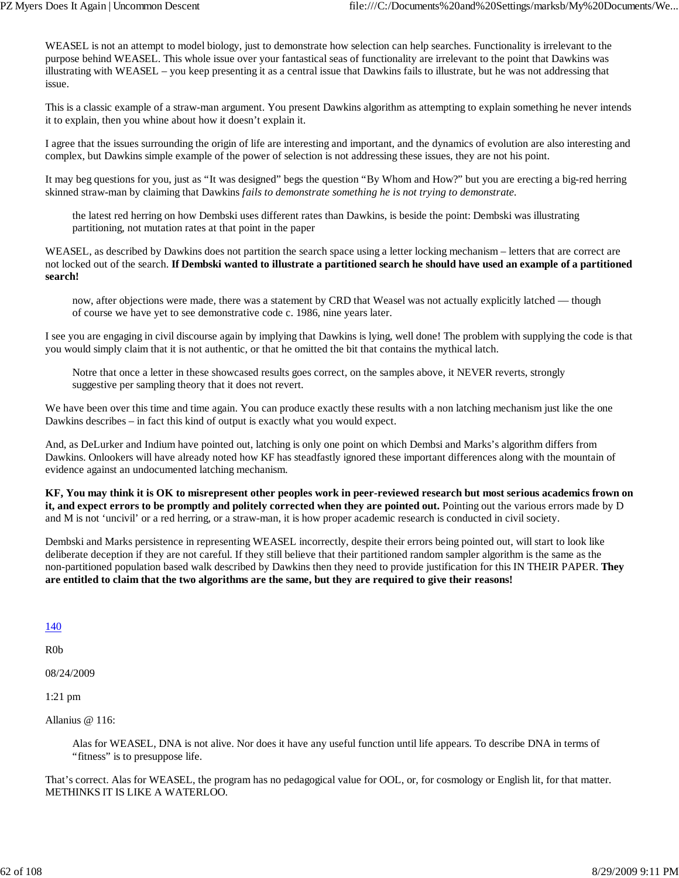WEASEL is not an attempt to model biology, just to demonstrate how selection can help searches. Functionality is irrelevant to the purpose behind WEASEL. This whole issue over your fantastical seas of functionality are irrelevant to the point that Dawkins was illustrating with WEASEL – you keep presenting it as a central issue that Dawkins fails to illustrate, but he was not addressing that issue.

This is a classic example of a straw-man argument. You present Dawkins algorithm as attempting to explain something he never intends it to explain, then you whine about how it doesn't explain it.

I agree that the issues surrounding the origin of life are interesting and important, and the dynamics of evolution are also interesting and complex, but Dawkins simple example of the power of selection is not addressing these issues, they are not his point.

It may beg questions for you, just as "It was designed" begs the question "By Whom and How?" but you are erecting a big-red herring skinned straw-man by claiming that Dawkins *fails to demonstrate something he is not trying to demonstrate.*

> the latest red herring on how Dembski uses different rates than Dawkins, is beside the point: Dembski was illustrating partitioning, not mutation rates at that point in the paper

WEASEL, as described by Dawkins does not partition the search space using a letter locking mechanism – letters that are correct are not locked out of the search. **If Dembski wanted to illustrate a partitioned search he should have used an example of a partitioned search!**

> now, after objections were made, there was a statement by CRD that Weasel was not actually explicitly latched — though of course we have yet to see demonstrative code c. 1986, nine years later.

I see you are engaging in civil discourse again by implying that Dawkins is lying, well done! The problem with supplying the code is that you would simply claim that it is not authentic, or that he omitted the bit that contains the mythical latch.

> Notre that once a letter in these showcased results goes correct, on the samples above, it NEVER reverts, strongly suggestive per sampling theory that it does not revert.

We have been over this time and time again. You can produce exactly these results with a non latching mechanism just like the one Dawkins describes – in fact this kind of output is exactly what you would expect.

And, as DeLurker and Indium have pointed out, latching is only one point on which Dembsi and Marks's algorithm differs from Dawkins. Onlookers will have already noted how KF has steadfastly ignored these important differences along with the mountain of evidence against an undocumented latching mechanism.

**KF, You may think it is OK to misrepresent other peoples work in peer-reviewed research but most serious academics frown on it, and expect errors to be promptly and politely corrected when they are pointed out.** Pointing out the various errors made by D and M is not 'uncivil' or a red herring, or a straw-man, it is how proper academic research is conducted in civil society.

Dembski and Marks persistence in representing WEASEL incorrectly, despite their errors being pointed out, will start to look like deliberate deception if they are not careful. If they still believe that their partitioned random sampler algorithm is the same as the non-partitioned population based walk described by Dawkins then they need to provide justification for this IN THEIR PAPER. **They are entitled to claim that the two algorithms are the same, but they are required to give their reasons!**

140

R0b

08/24/2009

1:21 pm

Allanius @ 116:

> Alas for WEASEL, DNA is not alive. Nor does it have any useful function until life appears. To describe DNA in terms of "fitness" is to presuppose life.

That's correct. Alas for WEASEL, the program has no pedagogical value for OOL, or, for cosmology or English lit, for that matter. METHINKS IT IS LIKE A WATERLOO.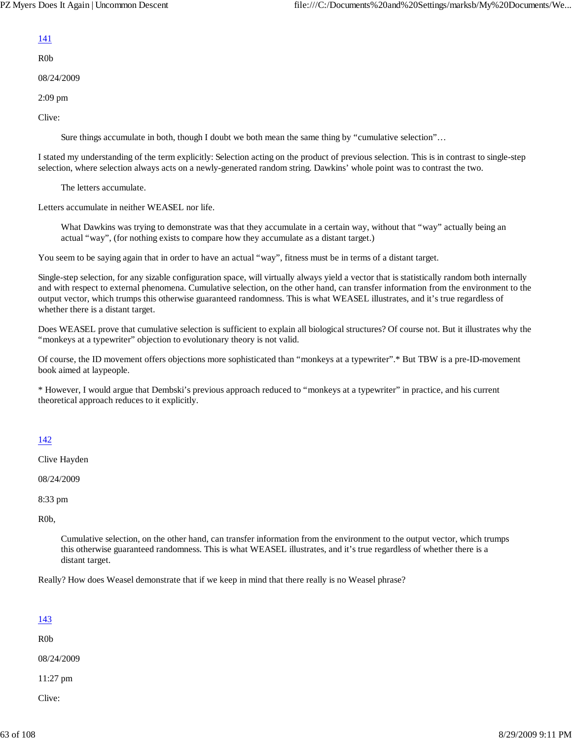[141](#)

R0b

08/24/2009

2:09 pm

Clive:

> Sure things accumulate in both, though I doubt we both mean the same thing by "cumulative selection"…

I stated my understanding of the term explicitly: Selection acting on the product of previous selection. This is in contrast to single-step selection, where selection always acts on a newly-generated random string. Dawkins' whole point was to contrast the two.

> The letters accumulate.

Letters accumulate in neither WEASEL nor life.

> What Dawkins was trying to demonstrate was that they accumulate in a certain way, without that "way" actually being an actual "way", (for nothing exists to compare how they accumulate as a distant target.)

You seem to be saying again that in order to have an actual "way", fitness must be in terms of a distant target.

Single-step selection, for any sizable configuration space, will virtually always yield a vector that is statistically random both internally and with respect to external phenomena. Cumulative selection, on the other hand, can transfer information from the environment to the output vector, which trumps this otherwise guaranteed randomness. This is what WEASEL illustrates, and it's true regardless of whether there is a distant target.

Does WEASEL prove that cumulative selection is sufficient to explain all biological structures? Of course not. But it illustrates why the "monkeys at a typewriter" objection to evolutionary theory is not valid.

Of course, the ID movement offers objections more sophisticated than "monkeys at a typewriter".* But TBW is a pre-ID-movement book aimed at laypeople.

* However, I would argue that Dembski's previous approach reduced to "monkeys at a typewriter" in practice, and his current theoretical approach reduces to it explicitly.

[142](#)

Clive Hayden

08/24/2009

8:33 pm

R0b,

> Cumulative selection, on the other hand, can transfer information from the environment to the output vector, which trumps this otherwise guaranteed randomness. This is what WEASEL illustrates, and it's true regardless of whether there is a distant target.

Really? How does Weasel demonstrate that if we keep in mind that there really is no Weasel phrase?

[143](#)

R0b

08/24/2009

11:27 pm

Clive: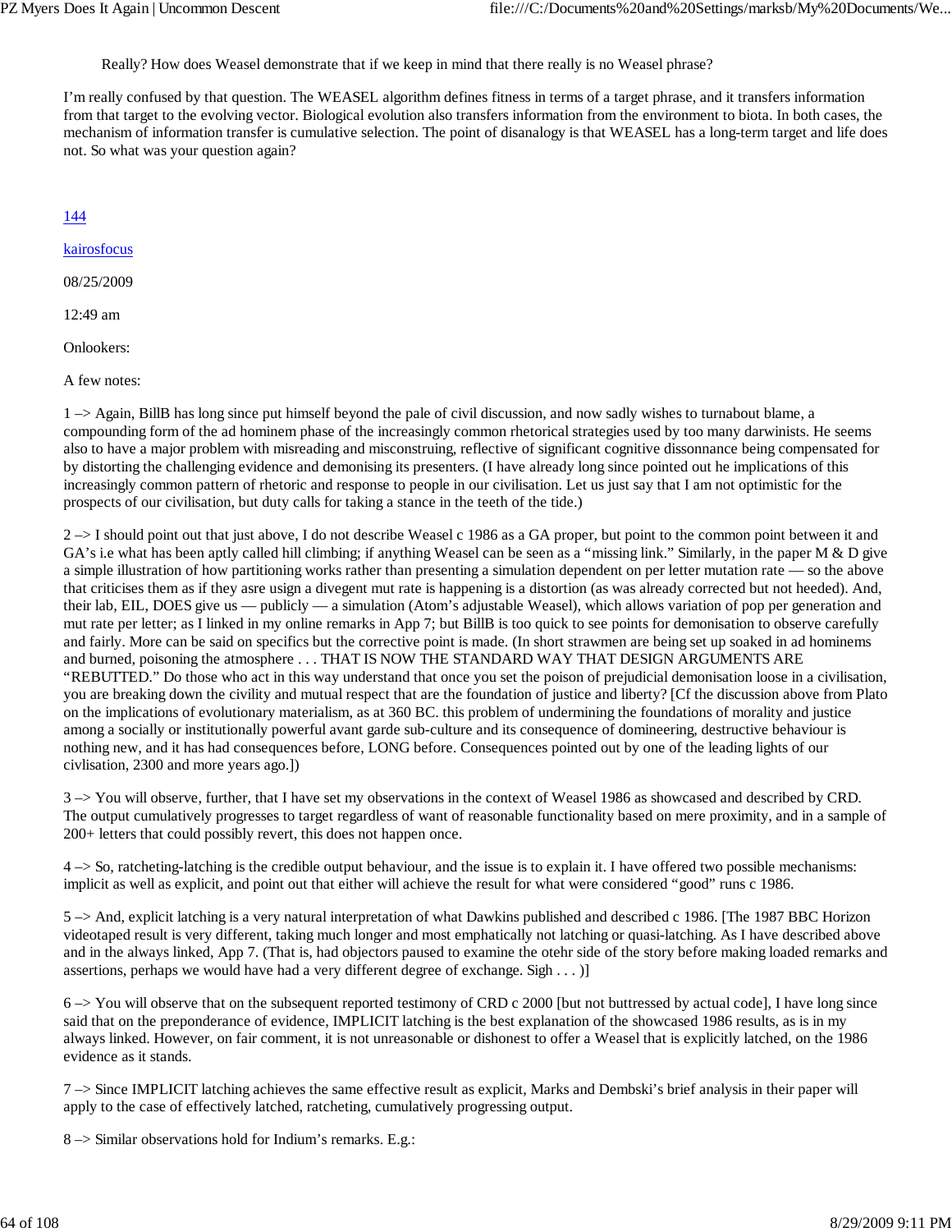> Really? How does Weasel demonstrate that if we keep in mind that there really is no Weasel phrase?

I'm really confused by that question. The WEASEL algorithm defines fitness in terms of a target phrase, and it transfers information from that target to the evolving vector. Biological evolution also transfers information from the environment to biota. In both cases, the mechanism of information transfer is cumulative selection. The point of disanalogy is that WEASEL has a long-term target and life does not. So what was your question again?

144

kairosfocus

08/25/2009

12:49 am

Onlookers:

A few notes:

1 –> Again, BillB has long since put himself beyond the pale of civil discussion, and now sadly wishes to turnabout blame, a compounding form of the ad hominem phase of the increasingly common rhetorical strategies used by too many darwinists. He seems also to have a major problem with misreading and misconstruing, reflective of significant cognitive dissonnance being compensated for by distorting the challenging evidence and demonising its presenters. (I have already long since pointed out he implications of this increasingly common pattern of rhetoric and response to people in our civilisation. Let us just say that I am not optimistic for the prospects of our civilisation, but duty calls for taking a stance in the teeth of the tide.)

2 –> I should point out that just above, I do not describe Weasel c 1986 as a GA proper, but point to the common point between it and GA's i.e what has been aptly called hill climbing; if anything Weasel can be seen as a "missing link." Similarly, in the paper M & D give a simple illustration of how partitioning works rather than presenting a simulation dependent on per letter mutation rate — so the above that criticises them as if they asre usign a divegent mut rate is happening is a distortion (as was already corrected but not heeded). And, their lab, EIL, DOES give us — publicly — a simulation (Atom's adjustable Weasel), which allows variation of pop per generation and mut rate per letter; as I linked in my online remarks in App 7; but BillB is too quick to see points for demonisation to observe carefully and fairly. More can be said on specifics but the corrective point is made. (In short strawmen are being set up soaked in ad hominems and burned, poisoning the atmosphere . . . THAT IS NOW THE STANDARD WAY THAT DESIGN ARGUMENTS ARE "REBUTTED." Do those who act in this way understand that once you set the poison of prejudicial demonisation loose in a civilisation, you are breaking down the civility and mutual respect that are the foundation of justice and liberty? [Cf the discussion above from Plato on the implications of evolutionary materialism, as at 360 BC. this problem of undermining the foundations of morality and justice among a socially or institutionally powerful avant garde sub-culture and its consequence of domineering, destructive behaviour is nothing new, and it has had consequences before, LONG before. Consequences pointed out by one of the leading lights of our civlisation, 2300 and more years ago.])

3 –> You will observe, further, that I have set my observations in the context of Weasel 1986 as showcased and described by CRD. The output cumulatively progresses to target regardless of want of reasonable functionality based on mere proximity, and in a sample of 200+ letters that could possibly revert, this does not happen once.

4 –> So, ratcheting-latching is the credible output behaviour, and the issue is to explain it. I have offered two possible mechanisms: implicit as well as explicit, and point out that either will achieve the result for what were considered "good" runs c 1986.

5 –> And, explicit latching is a very natural interpretation of what Dawkins published and described c 1986. [The 1987 BBC Horizon videotaped result is very different, taking much longer and most emphatically not latching or quasi-latching. As I have described above and in the always linked, App 7. (That is, had objectors paused to examine the otehr side of the story before making loaded remarks and assertions, perhaps we would have had a very different degree of exchange. Sigh . . . )]

6 –> You will observe that on the subsequent reported testimony of CRD c 2000 [but not buttressed by actual code], I have long since said that on the preponderance of evidence, IMPLICIT latching is the best explanation of the showcased 1986 results, as is in my always linked. However, on fair comment, it is not unreasonable or dishonest to offer a Weasel that is explicitly latched, on the 1986 evidence as it stands.

7 –> Since IMPLICIT latching achieves the same effective result as explicit, Marks and Dembski's brief analysis in their paper will apply to the case of effectively latched, ratcheting, cumulatively progressing output.

8 –> Similar observations hold for Indium's remarks. E.g.: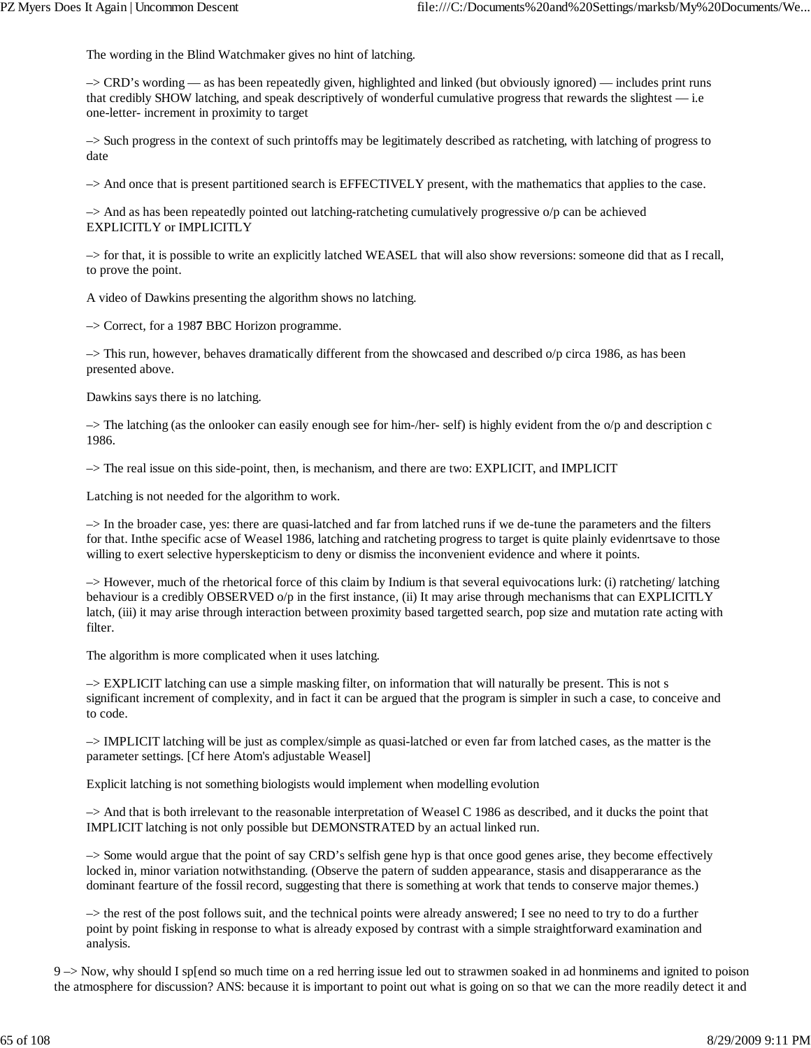The wording in the Blind Watchmaker gives no hint of latching.

–> CRD's wording — as has been repeatedly given, highlighted and linked (but obviously ignored) — includes print runs that credibly SHOW latching, and speak descriptively of wonderful cumulative progress that rewards the slightest — i.e one-letter- increment in proximity to target

–> Such progress in the context of such printoffs may be legitimately described as ratcheting, with latching of progress to date

–> And once that is present partitioned search is EFFECTIVELY present, with the mathematics that applies to the case.

–> And as has been repeatedly pointed out latching-ratcheting cumulatively progressive o/p can be achieved EXPLICITLY or IMPLICITLY

–> for that, it is possible to write an explicitly latched WEASEL that will also show reversions: someone did that as I recall, to prove the point.

A video of Dawkins presenting the algorithm shows no latching.

–> Correct, for a 198**7** BBC Horizon programme.

–> This run, however, behaves dramatically different from the showcased and described o/p circa 1986, as has been presented above.

Dawkins says there is no latching.

–> The latching (as the onlooker can easily enough see for him-/her- self) is highly evident from the o/p and description c 1986.

–> The real issue on this side-point, then, is mechanism, and there are two: EXPLICIT, and IMPLICIT

Latching is not needed for the algorithm to work.

–> In the broader case, yes: there are quasi-latched and far from latched runs if we de-tune the parameters and the filters for that. Inthe specific acse of Weasel 1986, latching and ratcheting progress to target is quite plainly evidenrtsave to those willing to exert selective hyperskepticism to deny or dismiss the inconvenient evidence and where it points.

–> However, much of the rhetorical force of this claim by Indium is that several equivocations lurk: (i) ratcheting/ latching behaviour is a credibly OBSERVED o/p in the first instance, (ii) It may arise through mechanisms that can EXPLICITLY latch, (iii) it may arise through interaction between proximity based targetted search, pop size and mutation rate acting with filter.

The algorithm is more complicated when it uses latching.

–> EXPLICIT latching can use a simple masking filter, on information that will naturally be present. This is not s significant increment of complexity, and in fact it can be argued that the program is simpler in such a case, to conceive and to code.

–> IMPLICIT latching will be just as complex/simple as quasi-latched or even far from latched cases, as the matter is the parameter settings. [Cf here Atom's adjustable Weasel]

Explicit latching is not something biologists would implement when modelling evolution

–> And that is both irrelevant to the reasonable interpretation of Weasel C 1986 as described, and it ducks the point that IMPLICIT latching is not only possible but DEMONSTRATED by an actual linked run.

–> Some would argue that the point of say CRD's selfish gene hyp is that once good genes arise, they become effectively locked in, minor variation notwithstanding. (Observe the patern of sudden appearance, stasis and disapperarance as the dominant fearture of the fossil record, suggesting that there is something at work that tends to conserve major themes.)

–> the rest of the post follows suit, and the technical points were already answered; I see no need to try to do a further point by point fisking in response to what is already exposed by contrast with a simple straightforward examination and analysis.

9 –> Now, why should I sp[end so much time on a red herring issue led out to strawmen soaked in ad honminems and ignited to poison the atmosphere for discussion? ANS: because it is important to point out what is going on so that we can the more readily detect it and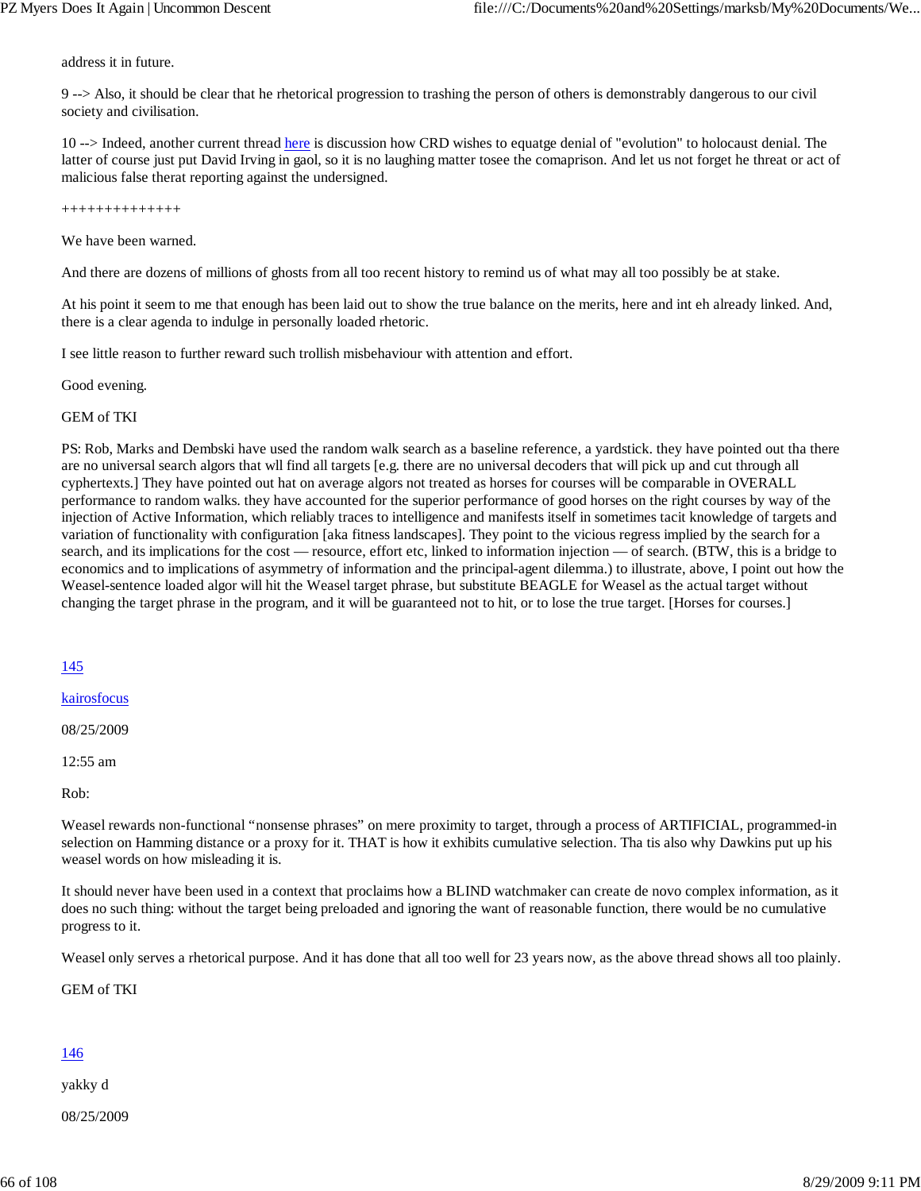address it in future.

9 --> Also, it should be clear that he rhetorical progression to trashing the person of others is demonstrably dangerous to our civil society and civilisation.

10 --> Indeed, another current thread here is discussion how CRD wishes to equatge denial of "evolution" to holocaust denial. The latter of course just put David Irving in gaol, so it is no laughing matter tosee the comaprison. And let us not forget he threat or act of malicious false therat reporting against the undersigned.

++++++++++++++

We have been warned.

And there are dozens of millions of ghosts from all too recent history to remind us of what may all too possibly be at stake.

At his point it seem to me that enough has been laid out to show the true balance on the merits, here and int eh already linked. And, there is a clear agenda to indulge in personally loaded rhetoric.

I see little reason to further reward such trollish misbehaviour with attention and effort.

Good evening.

GEM of TKI

PS: Rob, Marks and Dembski have used the random walk search as a baseline reference, a yardstick. they have pointed out tha there are no universal search algors that wll find all targets [e.g. there are no universal decoders that will pick up and cut through all cyphertexts.] They have pointed out hat on average algors not treated as horses for courses will be comparable in OVERALL performance to random walks. they have accounted for the superior performance of good horses on the right courses by way of the injection of Active Information, which reliably traces to intelligence and manifests itself in sometimes tacit knowledge of targets and variation of functionality with configuration [aka fitness landscapes]. They point to the vicious regress implied by the search for a search, and its implications for the cost — resource, effort etc, linked to information injection — of search. (BTW, this is a bridge to economics and to implications of asymmetry of information and the principal-agent dilemma.) to illustrate, above, I point out how the Weasel-sentence loaded algor will hit the Weasel target phrase, but substitute BEAGLE for Weasel as the actual target without changing the target phrase in the program, and it will be guaranteed not to hit, or to lose the true target. [Horses for courses.]

145

kairosfocus

08/25/2009

12:55 am

Rob:

Weasel rewards non-functional "nonsense phrases" on mere proximity to target, through a process of ARTIFICIAL, programmed-in selection on Hamming distance or a proxy for it. THAT is how it exhibits cumulative selection. Tha tis also why Dawkins put up his weasel words on how misleading it is.

It should never have been used in a context that proclaims how a BLIND watchmaker can create de novo complex information, as it does no such thing: without the target being preloaded and ignoring the want of reasonable function, there would be no cumulative progress to it.

Weasel only serves a rhetorical purpose. And it has done that all too well for 23 years now, as the above thread shows all too plainly.

GEM of TKI

146

yakky d

08/25/2009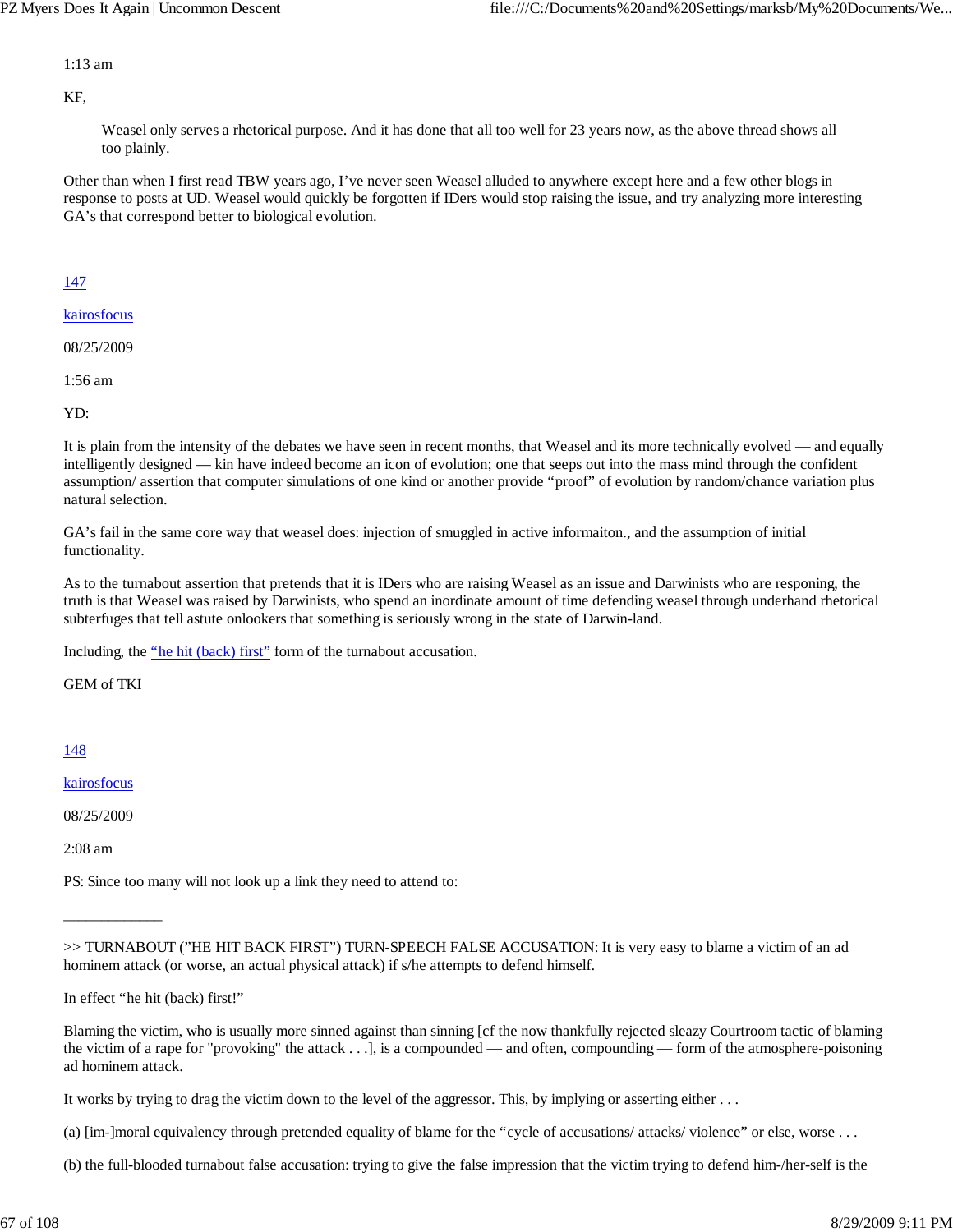1:13 am

KF,

> Weasel only serves a rhetorical purpose. And it has done that all too well for 23 years now, as the above thread shows all too plainly.

Other than when I first read TBW years ago, I've never seen Weasel alluded to anywhere except here and a few other blogs in response to posts at UD. Weasel would quickly be forgotten if IDers would stop raising the issue, and try analyzing more interesting GA's that correspond better to biological evolution.

147

kairosfocus

08/25/2009

1:56 am

YD:

It is plain from the intensity of the debates we have seen in recent months, that Weasel and its more technically evolved — and equally intelligently designed — kin have indeed become an icon of evolution; one that seeps out into the mass mind through the confident assumption/ assertion that computer simulations of one kind or another provide "proof" of evolution by random/chance variation plus natural selection.

GA's fail in the same core way that weasel does: injection of smuggled in active informaiton., and the assumption of initial functionality.

As to the turnabout assertion that pretends that it is IDers who are raising Weasel as an issue and Darwinists who are responing, the truth is that Weasel was raised by Darwinists, who spend an inordinate amount of time defending weasel through underhand rhetorical subterfuges that tell astute onlookers that something is seriously wrong in the state of Darwin-land.

Including, the "he hit (back) first" form of the turnabout accusation.

GEM of TKI

148

kairosfocus

08/25/2009

2:08 am

PS: Since too many will not look up a link they need to attend to:

______________

>> TURNABOUT ("HE HIT BACK FIRST") TURN-SPEECH FALSE ACCUSATION: It is very easy to blame a victim of an ad hominem attack (or worse, an actual physical attack) if s/he attempts to defend himself.

In effect "he hit (back) first!"

Blaming the victim, who is usually more sinned against than sinning [cf the now thankfully rejected sleazy Courtroom tactic of blaming the victim of a rape for "provoking" the attack . . .], is a compounded — and often, compounding — form of the atmosphere-poisoning ad hominem attack.

It works by trying to drag the victim down to the level of the aggressor. This, by implying or asserting either . . .

(a) [im-]moral equivalency through pretended equality of blame for the "cycle of accusations/ attacks/ violence" or else, worse . . .

(b) the full-blooded turnabout false accusation: trying to give the false impression that the victim trying to defend him-/her-self is the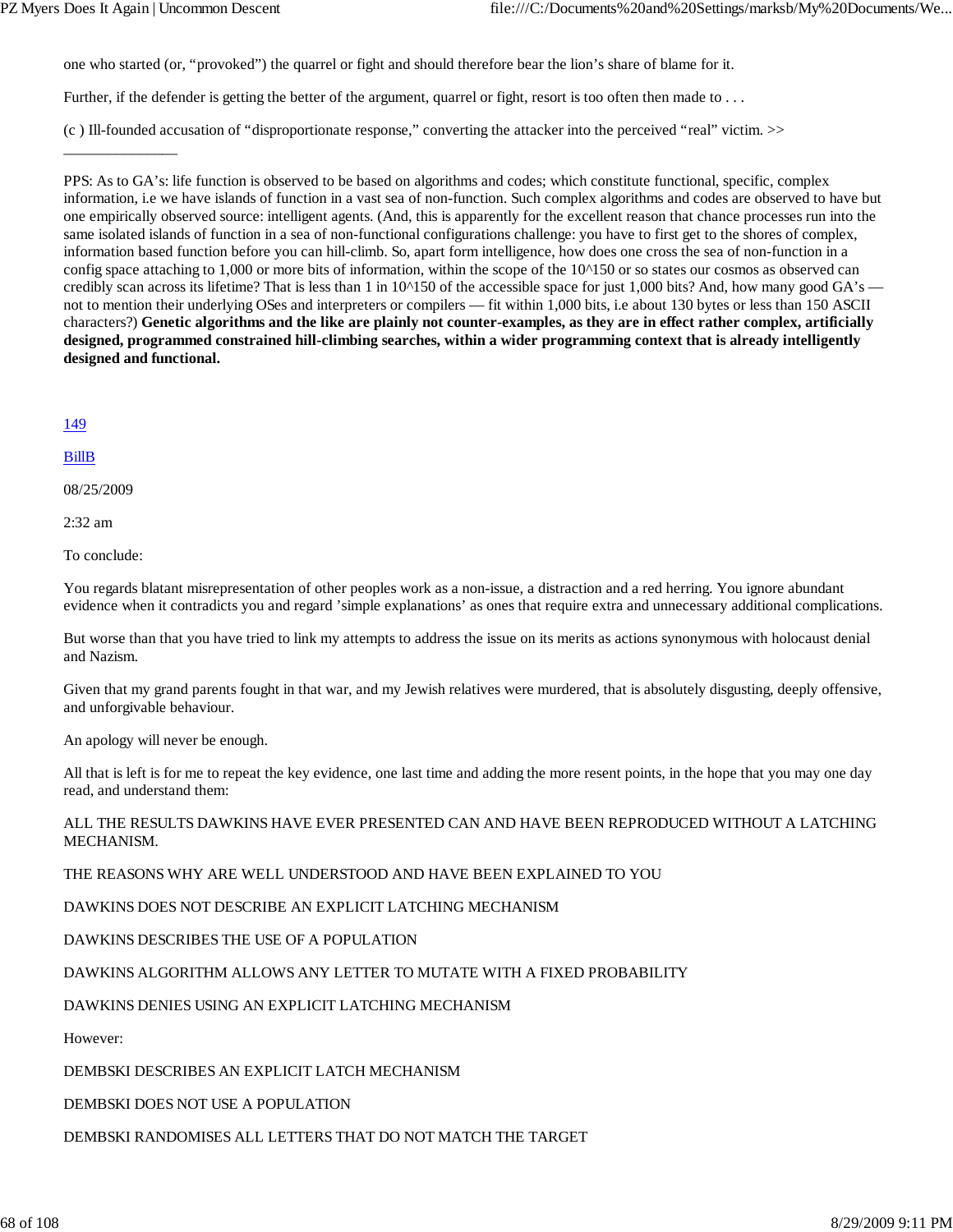one who started (or, “provoked”) the quarrel or fight and should therefore bear the lion’s share of blame for it.

Further, if the defender is getting the better of the argument, quarrel or fight, resort is too often then made to . . .

(c ) Ill-founded accusation of “disproportionate response,” converting the attacker into the perceived “real” victim. >>

_______________

PPS: As to GA’s: life function is observed to be based on algorithms and codes; which constitute functional, specific, complex information, i.e we have islands of function in a vast sea of non-function. Such complex algorithms and codes are observed to have but one empirically observed source: intelligent agents. (And, this is apparently for the excellent reason that chance processes run into the same isolated islands of function in a sea of non-functional configurations challenge: you have to first get to the shores of complex, information based function before you can hill-climb. So, apart form intelligence, how does one cross the sea of non-function in a config space attaching to 1,000 or more bits of information, within the scope of the 10^150 or so states our cosmos as observed can credibly scan across its lifetime? That is less than 1 in 10^150 of the accessible space for just 1,000 bits? And, how many good GA’s — not to mention their underlying OSes and interpreters or compilers — fit within 1,000 bits, i.e about 130 bytes or less than 150 ASCII characters?) **Genetic algorithms and the like are plainly not counter-examples, as they are in effect rather complex, artificially designed, programmed constrained hill-climbing searches, within a wider programming context that is already intelligently designed and functional.**

149

BillB

08/25/2009

2:32 am

To conclude:

You regards blatant misrepresentation of other peoples work as a non-issue, a distraction and a red herring. You ignore abundant evidence when it contradicts you and regard ’simple explanations’ as ones that require extra and unnecessary additional complications.

But worse than that you have tried to link my attempts to address the issue on its merits as actions synonymous with holocaust denial and Nazism.

Given that my grand parents fought in that war, and my Jewish relatives were murdered, that is absolutely disgusting, deeply offensive, and unforgivable behaviour.

An apology will never be enough.

All that is left is for me to repeat the key evidence, one last time and adding the more resent points, in the hope that you may one day read, and understand them:

ALL THE RESULTS DAWKINS HAVE EVER PRESENTED CAN AND HAVE BEEN REPRODUCED WITHOUT A LATCHING MECHANISM.

THE REASONS WHY ARE WELL UNDERSTOOD AND HAVE BEEN EXPLAINED TO YOU

DAWKINS DOES NOT DESCRIBE AN EXPLICIT LATCHING MECHANISM

DAWKINS DESCRIBES THE USE OF A POPULATION

DAWKINS ALGORITHM ALLOWS ANY LETTER TO MUTATE WITH A FIXED PROBABILITY

DAWKINS DENIES USING AN EXPLICIT LATCHING MECHANISM

However:

DEMBSKI DESCRIBES AN EXPLICIT LATCH MECHANISM

DEMBSKI DOES NOT USE A POPULATION

DEMBSKI RANDOMISES ALL LETTERS THAT DO NOT MATCH THE TARGET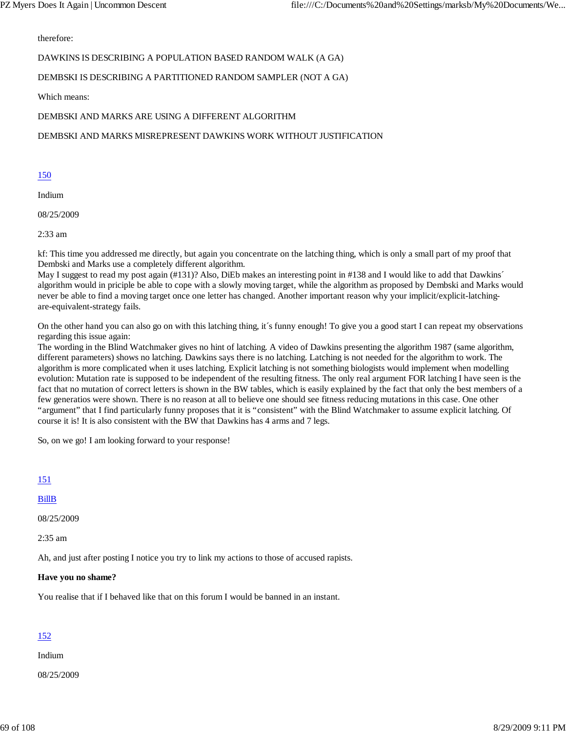therefore:

DAWKINS IS DESCRIBING A POPULATION BASED RANDOM WALK (A GA)

DEMBSKI IS DESCRIBING A PARTITIONED RANDOM SAMPLER (NOT A GA)

Which means:

DEMBSKI AND MARKS ARE USING A DIFFERENT ALGORITHM

DEMBSKI AND MARKS MISREPRESENT DAWKINS WORK WITHOUT JUSTIFICATION

[150](#)

Indium

08/25/2009

2:33 am

kf: This time you addressed me directly, but again you concentrate on the latching thing, which is only a small part of my proof that Dembski and Marks use a completely different algorithm.
May I suggest to read my post again (#131)? Also, DiEb makes an interesting point in #138 and I would like to add that Dawkins´ algorithm would in priciple be able to cope with a slowly moving target, while the algorithm as proposed by Dembski and Marks would never be able to find a moving target once one letter has changed. Another important reason why your implicit/explicit-latching-are-equivalent-strategy fails.

On the other hand you can also go on with this latching thing, it´s funny enough! To give you a good start I can repeat my observations regarding this issue again:
The wording in the Blind Watchmaker gives no hint of latching. A video of Dawkins presenting the algorithm 1987 (same algorithm, different parameters) shows no latching. Dawkins says there is no latching. Latching is not needed for the algorithm to work. The algorithm is more complicated when it uses latching. Explicit latching is not something biologists would implement when modelling evolution: Mutation rate is supposed to be independent of the resulting fitness. The only real argument FOR latching I have seen is the fact that no mutation of correct letters is shown in the BW tables, which is easily explained by the fact that only the best members of a few generatios were shown. There is no reason at all to believe one should see fitness reducing mutations in this case. One other "argument" that I find particularly funny proposes that it is "consistent" with the Blind Watchmaker to assume explicit latching. Of course it is! It is also consistent with the BW that Dawkins has 4 arms and 7 legs.

So, on we go! I am looking forward to your response!

[151](#)

[BillB](#)

08/25/2009

2:35 am

Ah, and just after posting I notice you try to link my actions to those of accused rapists.

**Have you no shame?**

You realise that if I behaved like that on this forum I would be banned in an instant.

[152](#)

Indium

08/25/2009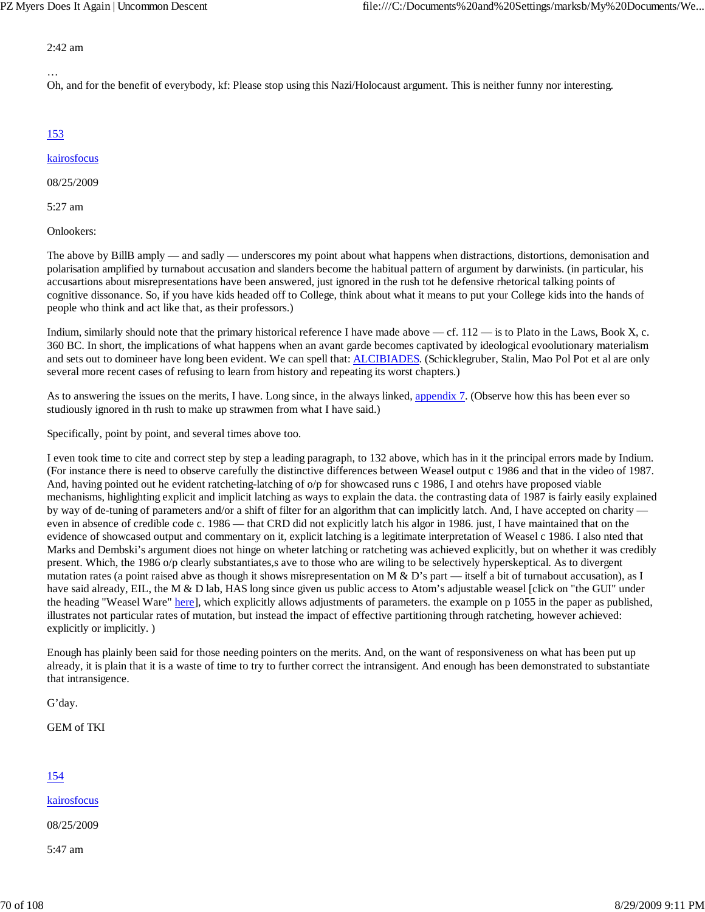2:42 am

…
Oh, and for the benefit of everybody, kf: Please stop using this Nazi/Holocaust argument. This is neither funny nor interesting.

153

kairosfocus

08/25/2009

5:27 am

Onlookers:

The above by BillB amply — and sadly — underscores my point about what happens when distractions, distortions, demonisation and polarisation amplified by turnabout accusation and slanders become the habitual pattern of argument by darwinists. (in particular, his accusartions about misrepresentations have been answered, just ignored in the rush tot he defensive rhetorical talking points of cognitive dissonance. So, if you have kids headed off to College, think about what it means to put your College kids into the hands of people who think and act like that, as their professors.)

Indium, similarly should note that the primary historical reference I have made above — cf. 112 — is to Plato in the Laws, Book X, c. 360 BC. In short, the implications of what happens when an avant garde becomes captivated by ideological evoolutionary materialism and sets out to domineer have long been evident. We can spell that: ALCIBIADES. (Schicklegruber, Stalin, Mao Pol Pot et al are only several more recent cases of refusing to learn from history and repeating its worst chapters.)

As to answering the issues on the merits, I have. Long since, in the always linked, appendix 7. (Observe how this has been ever so studiously ignored in th rush to make up strawmen from what I have said.)

Specifically, point by point, and several times above too.

I even took time to cite and correct step by step a leading paragraph, to 132 above, which has in it the principal errors made by Indium. (For instance there is need to observe carefully the distinctive differences between Weasel output c 1986 and that in the video of 1987. And, having pointed out he evident ratcheting-latching of o/p for showcased runs c 1986, I and otehrs have proposed viable mechanisms, highlighting explicit and implicit latching as ways to explain the data. the contrasting data of 1987 is fairly easily explained by way of de-tuning of parameters and/or a shift of filter for an algorithm that can implicitly latch. And, I have accepted on charity — even in absence of credible code c. 1986 — that CRD did not explicitly latch his algor in 1986. just, I have maintained that on the evidence of showcased output and commentary on it, explicit latching is a legitimate interpretation of Weasel c 1986. I also nted that Marks and Dembski's argument dioes not hinge on wheter latching or ratcheting was achieved explicitly, but on whether it was credibly present. Which, the 1986 o/p clearly substantiates,s ave to those who are wiling to be selectively hyperskeptical. As to divergent mutation rates (a point raised abve as though it shows misrepresentation on M & D's part — itself a bit of turnabout accusation), as I have said already, EIL, the M & D lab, HAS long since given us public access to Atom's adjustable weasel [click on "the GUI" under the heading "Weasel Ware" here], which explicitly allows adjustments of parameters. the example on p 1055 in the paper as published, illustrates not particular rates of mutation, but instead the impact of effective partitioning through ratcheting, however achieved: explicitly or implicitly. )

Enough has plainly been said for those needing pointers on the merits. And, on the want of responsiveness on what has been put up already, it is plain that it is a waste of time to try to further correct the intransigent. And enough has been demonstrated to substantiate that intransigence.

G'day.

GEM of TKI

154

kairosfocus

08/25/2009

5:47 am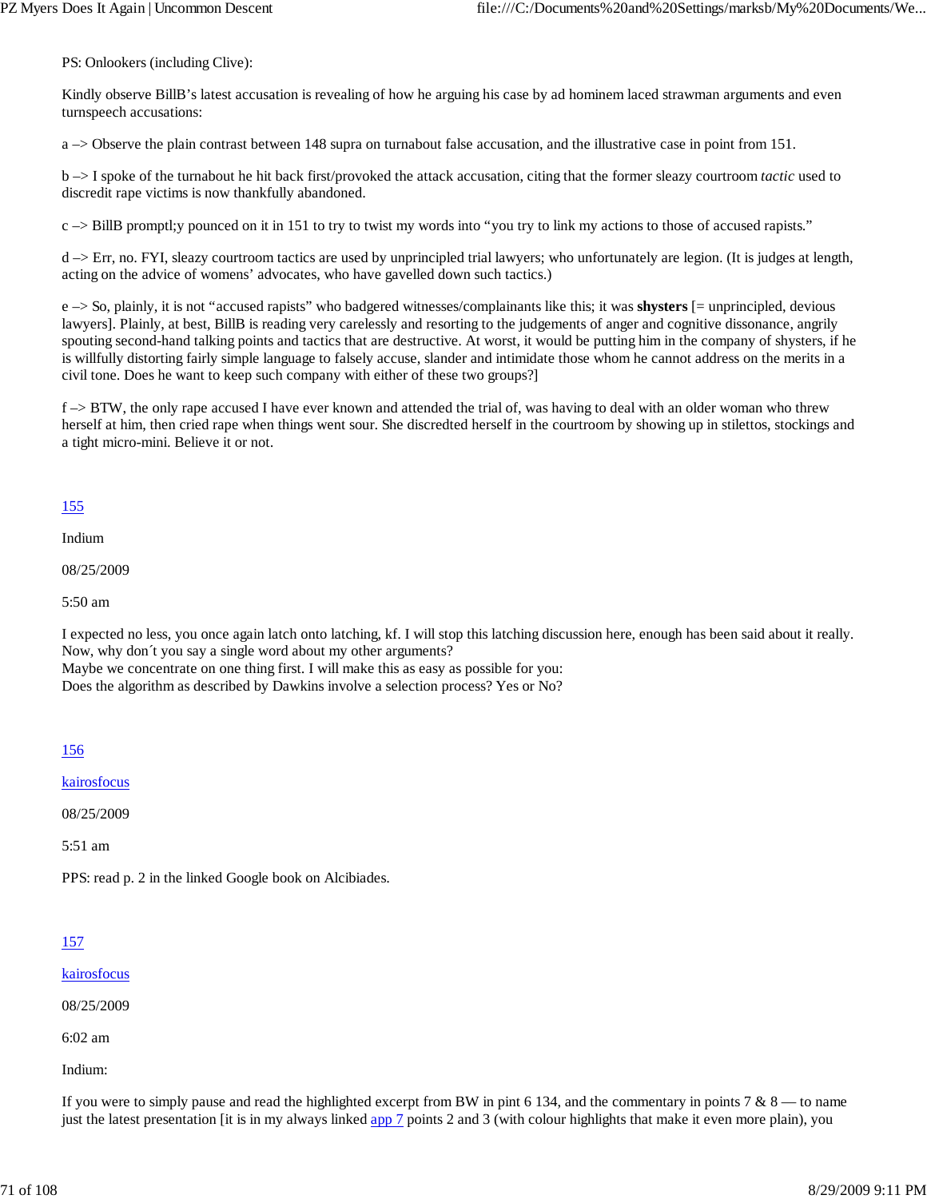PS: Onlookers (including Clive):

Kindly observe BillB's latest accusation is revealing of how he arguing his case by ad hominem laced strawman arguments and even turnspeech accusations:

a –> Observe the plain contrast between 148 supra on turnabout false accusation, and the illustrative case in point from 151.

b –> I spoke of the turnabout he hit back first/provoked the attack accusation, citing that the former sleazy courtroom *tactic* used to discredit rape victims is now thankfully abandoned.

c –> BillB promptl;y pounced on it in 151 to try to twist my words into "you try to link my actions to those of accused rapists."

d –> Err, no. FYI, sleazy courtroom tactics are used by unprincipled trial lawyers; who unfortunately are legion. (It is judges at length, acting on the advice of womens' advocates, who have gavelled down such tactics.)

e –> So, plainly, it is not "accused rapists" who badgered witnesses/complainants like this; it was **shysters** [= unprincipled, devious lawyers]. Plainly, at best, BillB is reading very carelessly and resorting to the judgements of anger and cognitive dissonance, angrily spouting second-hand talking points and tactics that are destructive. At worst, it would be putting him in the company of shysters, if he is willfully distorting fairly simple language to falsely accuse, slander and intimidate those whom he cannot address on the merits in a civil tone. Does he want to keep such company with either of these two groups?]

f –> BTW, the only rape accused I have ever known and attended the trial of, was having to deal with an older woman who threw herself at him, then cried rape when things went sour. She discredted herself in the courtroom by showing up in stilettos, stockings and a tight micro-mini. Believe it or not.

155

Indium

08/25/2009

5:50 am

I expected no less, you once again latch onto latching, kf. I will stop this latching discussion here, enough has been said about it really. Now, why don´t you say a single word about my other arguments?
Maybe we concentrate on one thing first. I will make this as easy as possible for you:
Does the algorithm as described by Dawkins involve a selection process? Yes or No?

156

kairosfocus

08/25/2009

5:51 am

PPS: read p. 2 in the linked Google book on Alcibiades.

157

kairosfocus

08/25/2009

6:02 am

Indium:

If you were to simply pause and read the highlighted excerpt from BW in pint 6 134, and the commentary in points 7 & 8 — to name just the latest presentation [it is in my always linked app 7 points 2 and 3 (with colour highlights that make it even more plain), you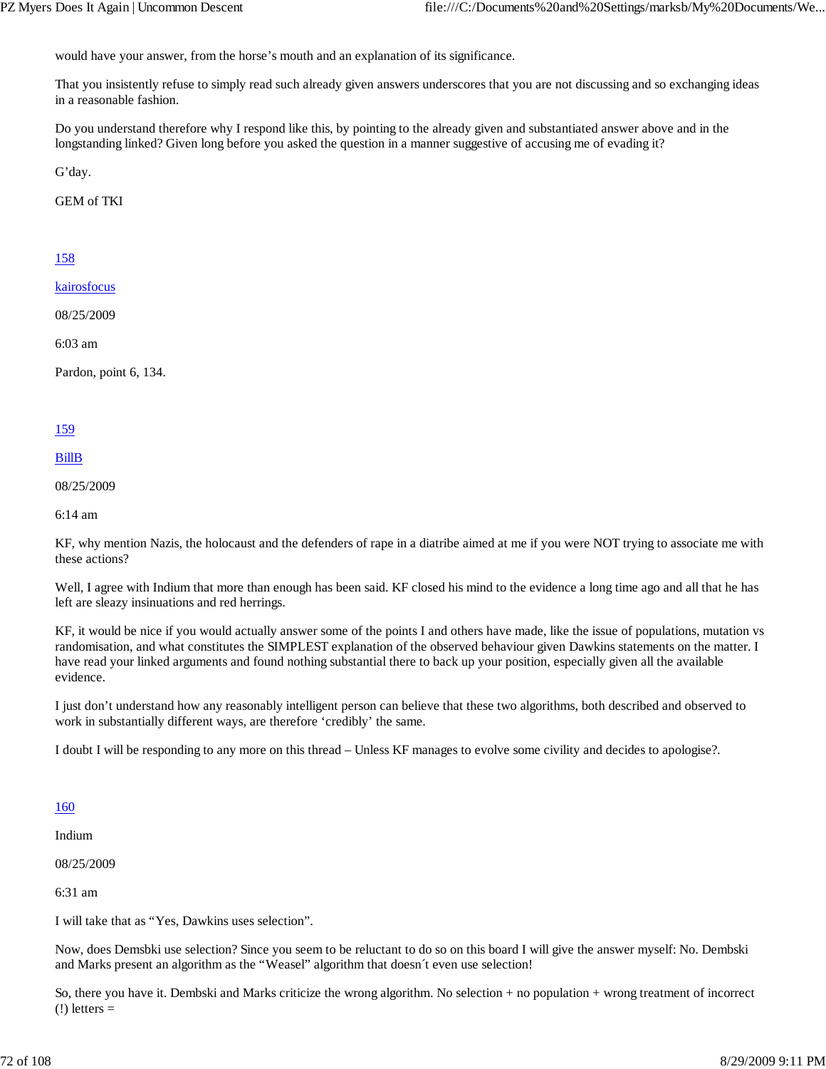would have your answer, from the horse's mouth and an explanation of its significance.

That you insistently refuse to simply read such already given answers underscores that you are not discussing and so exchanging ideas in a reasonable fashion.

Do you understand therefore why I respond like this, by pointing to the already given and substantiated answer above and in the longstanding linked? Given long before you asked the question in a manner suggestive of accusing me of evading it?

G'day.

GEM of TKI

158

kairosfocus

08/25/2009

6:03 am

Pardon, point 6, 134.

159

BillB

08/25/2009

6:14 am

KF, why mention Nazis, the holocaust and the defenders of rape in a diatribe aimed at me if you were NOT trying to associate me with these actions?

Well, I agree with Indium that more than enough has been said. KF closed his mind to the evidence a long time ago and all that he has left are sleazy insinuations and red herrings.

KF, it would be nice if you would actually answer some of the points I and others have made, like the issue of populations, mutation vs randomisation, and what constitutes the SIMPLEST explanation of the observed behaviour given Dawkins statements on the matter. I have read your linked arguments and found nothing substantial there to back up your position, especially given all the available evidence.

I just don't understand how any reasonably intelligent person can believe that these two algorithms, both described and observed to work in substantially different ways, are therefore 'credibly' the same.

I doubt I will be responding to any more on this thread – Unless KF manages to evolve some civility and decides to apologise?.

160

Indium

08/25/2009

6:31 am

I will take that as "Yes, Dawkins uses selection".

Now, does Demsbki use selection? Since you seem to be reluctant to do so on this board I will give the answer myself: No. Dembski and Marks present an algorithm as the "Weasel" algorithm that doesn´t even use selection!

So, there you have it. Dembski and Marks criticize the wrong algorithm. No selection + no population + wrong treatment of incorrect (!) letters =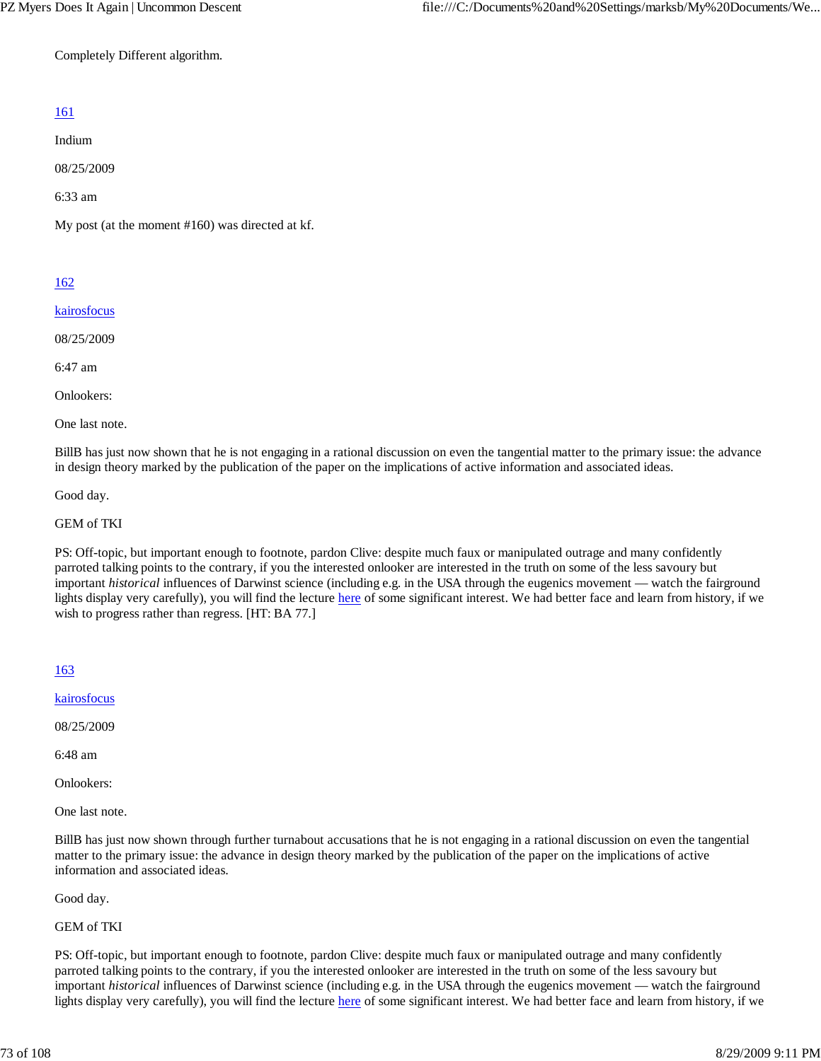Completely Different algorithm.

[161](#)

Indium

08/25/2009

6:33 am

My post (at the moment #160) was directed at kf.

[162](#)

[kairosfocus](#)

08/25/2009

6:47 am

Onlookers:

One last note.

BillB has just now shown that he is not engaging in a rational discussion on even the tangential matter to the primary issue: the advance in design theory marked by the publication of the paper on the implications of active information and associated ideas.

Good day.

GEM of TKI

PS: Off-topic, but important enough to footnote, pardon Clive: despite much faux or manipulated outrage and many confidently parroted talking points to the contrary, if you the interested onlooker are interested in the truth on some of the less savoury but important *historical* influences of Darwinst science (including e.g. in the USA through the eugenics movement — watch the fairground lights display very carefully), you will find the lecture [here](#) of some significant interest. We had better face and learn from history, if we wish to progress rather than regress. [HT: BA 77.]

[163](#)

[kairosfocus](#)

08/25/2009

6:48 am

Onlookers:

One last note.

BillB has just now shown through further turnabout accusations that he is not engaging in a rational discussion on even the tangential matter to the primary issue: the advance in design theory marked by the publication of the paper on the implications of active information and associated ideas.

Good day.

GEM of TKI

PS: Off-topic, but important enough to footnote, pardon Clive: despite much faux or manipulated outrage and many confidently parroted talking points to the contrary, if you the interested onlooker are interested in the truth on some of the less savoury but important *historical* influences of Darwinst science (including e.g. in the USA through the eugenics movement — watch the fairground lights display very carefully), you will find the lecture [here](#) of some significant interest. We had better face and learn from history, if we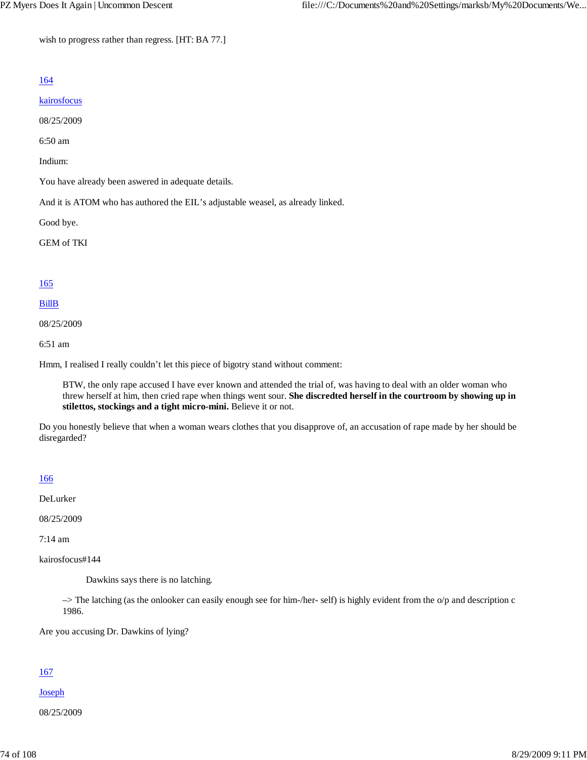wish to progress rather than regress. [HT: BA 77.]

164

kairosfocus

08/25/2009

6:50 am

Indium:

You have already been aswered in adequate details.

And it is ATOM who has authored the EIL's adjustable weasel, as already linked.

Good bye.

GEM of TKI

165

BillB

08/25/2009

6:51 am

Hmm, I realised I really couldn't let this piece of bigotry stand without comment:

> BTW, the only rape accused I have ever known and attended the trial of, was having to deal with an older woman who threw herself at him, then cried rape when things went sour. **She discredted herself in the courtroom by showing up in stilettos, stockings and a tight micro-mini.** Believe it or not.

Do you honestly believe that when a woman wears clothes that you disapprove of, an accusation of rape made by her should be disregarded?

166

DeLurker

08/25/2009

7:14 am

kairosfocus#144

> Dawkins says there is no latching.
>
> –> The latching (as the onlooker can easily enough see for him-/her- self) is highly evident from the o/p and description c 1986.

Are you accusing Dr. Dawkins of lying?

167

Joseph

08/25/2009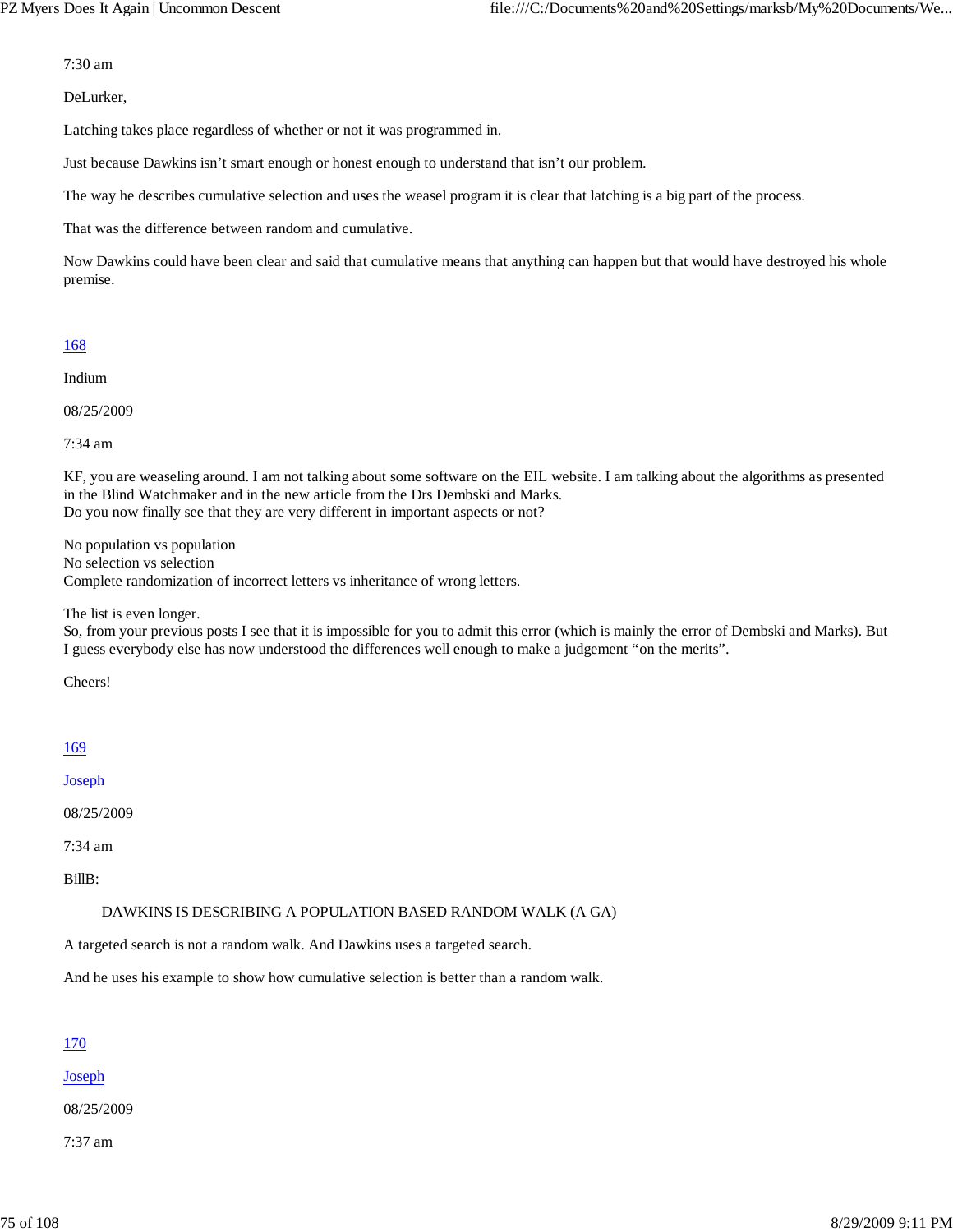7:30 am

DeLurker,

Latching takes place regardless of whether or not it was programmed in.

Just because Dawkins isn't smart enough or honest enough to understand that isn't our problem.

The way he describes cumulative selection and uses the weasel program it is clear that latching is a big part of the process.

That was the difference between random and cumulative.

Now Dawkins could have been clear and said that cumulative means that anything can happen but that would have destroyed his whole premise.

168

Indium

08/25/2009

7:34 am

KF, you are weaseling around. I am not talking about some software on the EIL website. I am talking about the algorithms as presented in the Blind Watchmaker and in the new article from the Drs Dembski and Marks.
Do you now finally see that they are very different in important aspects or not?

No population vs population
No selection vs selection
Complete randomization of incorrect letters vs inheritance of wrong letters.

The list is even longer.
So, from your previous posts I see that it is impossible for you to admit this error (which is mainly the error of Dembski and Marks). But I guess everybody else has now understood the differences well enough to make a judgement "on the merits".

Cheers!

169

Joseph

08/25/2009

7:34 am

BillB:

> DAWKINS IS DESCRIBING A POPULATION BASED RANDOM WALK (A GA)

A targeted search is not a random walk. And Dawkins uses a targeted search.

And he uses his example to show how cumulative selection is better than a random walk.

170

Joseph

08/25/2009

7:37 am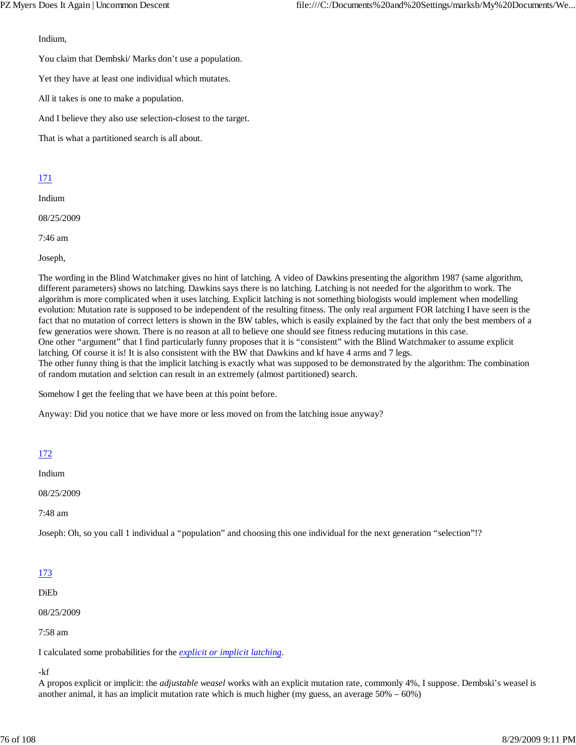Indium,

You claim that Dembski/ Marks don't use a population.

Yet they have at least one individual which mutates.

All it takes is one to make a population.

And I believe they also use selection-closest to the target.

That is what a partitioned search is all about.

171

Indium

08/25/2009

7:46 am

Joseph,

The wording in the Blind Watchmaker gives no hint of latching. A video of Dawkins presenting the algorithm 1987 (same algorithm, different parameters) shows no latching. Dawkins says there is no latching. Latching is not needed for the algorithm to work. The algorithm is more complicated when it uses latching. Explicit latching is not something biologists would implement when modelling evolution: Mutation rate is supposed to be independent of the resulting fitness. The only real argument FOR latching I have seen is the fact that no mutation of correct letters is shown in the BW tables, which is easily explained by the fact that only the best members of a few generatios were shown. There is no reason at all to believe one should see fitness reducing mutations in this case.
One other "argument" that I find particularly funny proposes that it is "consistent" with the Blind Watchmaker to assume explicit latching. Of course it is! It is also consistent with the BW that Dawkins and kf have 4 arms and 7 legs.
The other funny thing is that the implicit latching is exactly what was supposed to be demonstrated by the algorithm: The combination of random mutation and selction can result in an extremely (almost partitioned) search.

Somehow I get the feeling that we have been at this point before.

Anyway: Did you notice that we have more or less moved on from the latching issue anyway?

172

Indium

08/25/2009

7:48 am

Joseph: Oh, so you call 1 individual a "population" and choosing this one individual for the next generation "selection"!?

173

DiEb

08/25/2009

7:58 am

I calculated some probabilities for the *explicit or implicit latching*.

-kf
A propos explicit or implicit: the *adjustable weasel* works with an explicit mutation rate, commonly 4%, I suppose. Dembski's weasel is another animal, it has an implicit mutation rate which is much higher (my guess, an average 50% – 60%)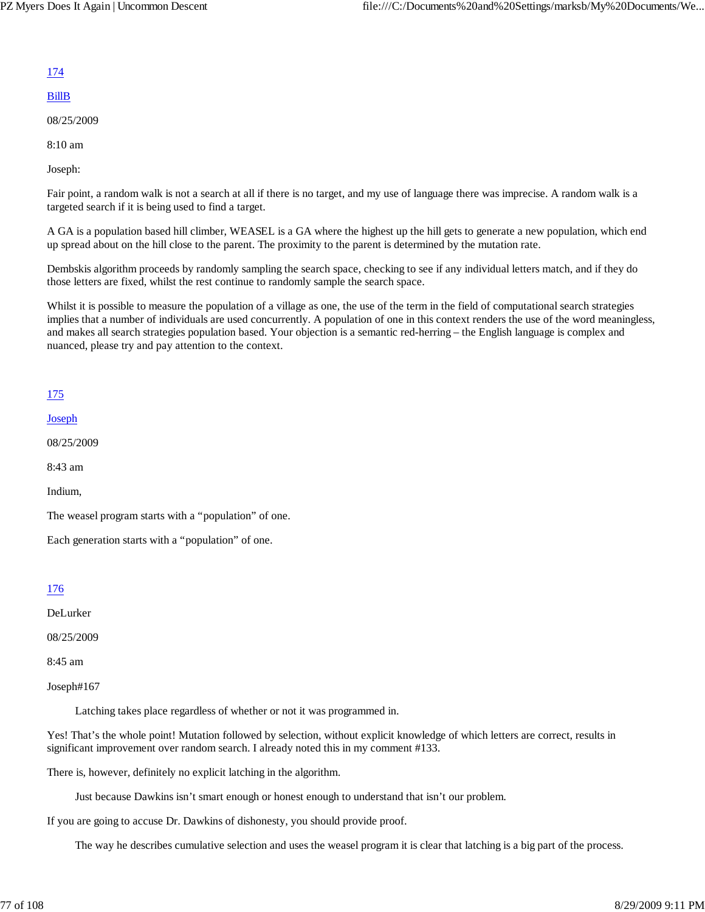174

BillB

08/25/2009

8:10 am

Joseph:

Fair point, a random walk is not a search at all if there is no target, and my use of language there was imprecise. A random walk is a targeted search if it is being used to find a target.

A GA is a population based hill climber, WEASEL is a GA where the highest up the hill gets to generate a new population, which end up spread about on the hill close to the parent. The proximity to the parent is determined by the mutation rate.

Dembskis algorithm proceeds by randomly sampling the search space, checking to see if any individual letters match, and if they do those letters are fixed, whilst the rest continue to randomly sample the search space.

Whilst it is possible to measure the population of a village as one, the use of the term in the field of computational search strategies implies that a number of individuals are used concurrently. A population of one in this context renders the use of the word meaningless, and makes all search strategies population based. Your objection is a semantic red-herring – the English language is complex and nuanced, please try and pay attention to the context.

175

Joseph

08/25/2009

8:43 am

Indium,

The weasel program starts with a "population" of one.

Each generation starts with a "population" of one.

176

DeLurker

08/25/2009

8:45 am

Joseph#167

> Latching takes place regardless of whether or not it was programmed in.

Yes! That's the whole point! Mutation followed by selection, without explicit knowledge of which letters are correct, results in significant improvement over random search. I already noted this in my comment #133.

There is, however, definitely no explicit latching in the algorithm.

> Just because Dawkins isn't smart enough or honest enough to understand that isn't our problem.

If you are going to accuse Dr. Dawkins of dishonesty, you should provide proof.

> The way he describes cumulative selection and uses the weasel program it is clear that latching is a big part of the process.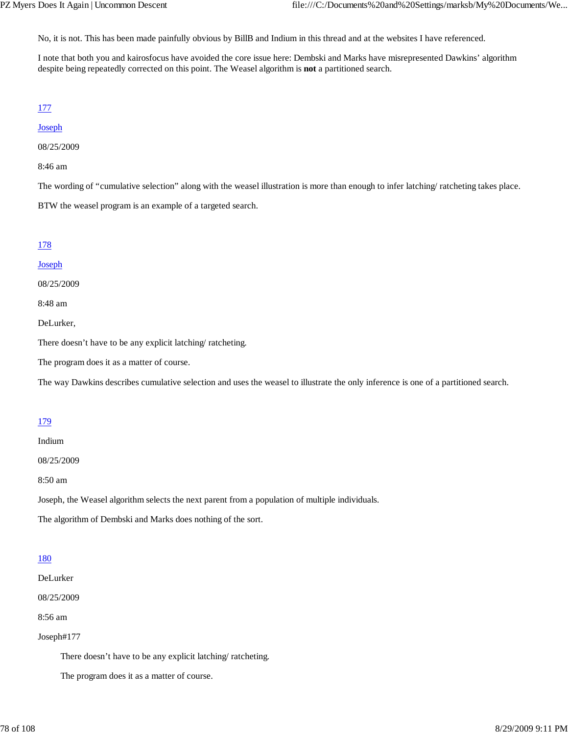No, it is not. This has been made painfully obvious by BillB and Indium in this thread and at the websites I have referenced.

I note that both you and kairosfocus have avoided the core issue here: Dembski and Marks have misrepresented Dawkins' algorithm despite being repeatedly corrected on this point. The Weasel algorithm is **not** a partitioned search.

[177](#)

[Joseph](#)

08/25/2009

8:46 am

The wording of "cumulative selection" along with the weasel illustration is more than enough to infer latching/ ratcheting takes place.

BTW the weasel program is an example of a targeted search.

[178](#)

[Joseph](#)

08/25/2009

8:48 am

DeLurker,

There doesn't have to be any explicit latching/ ratcheting.

The program does it as a matter of course.

The way Dawkins describes cumulative selection and uses the weasel to illustrate the only inference is one of a partitioned search.

[179](#)

Indium

08/25/2009

8:50 am

Joseph, the Weasel algorithm selects the next parent from a population of multiple individuals.

The algorithm of Dembski and Marks does nothing of the sort.

[180](#)

DeLurker

08/25/2009

8:56 am

Joseph#177

> There doesn't have to be any explicit latching/ ratcheting.
>
> The program does it as a matter of course.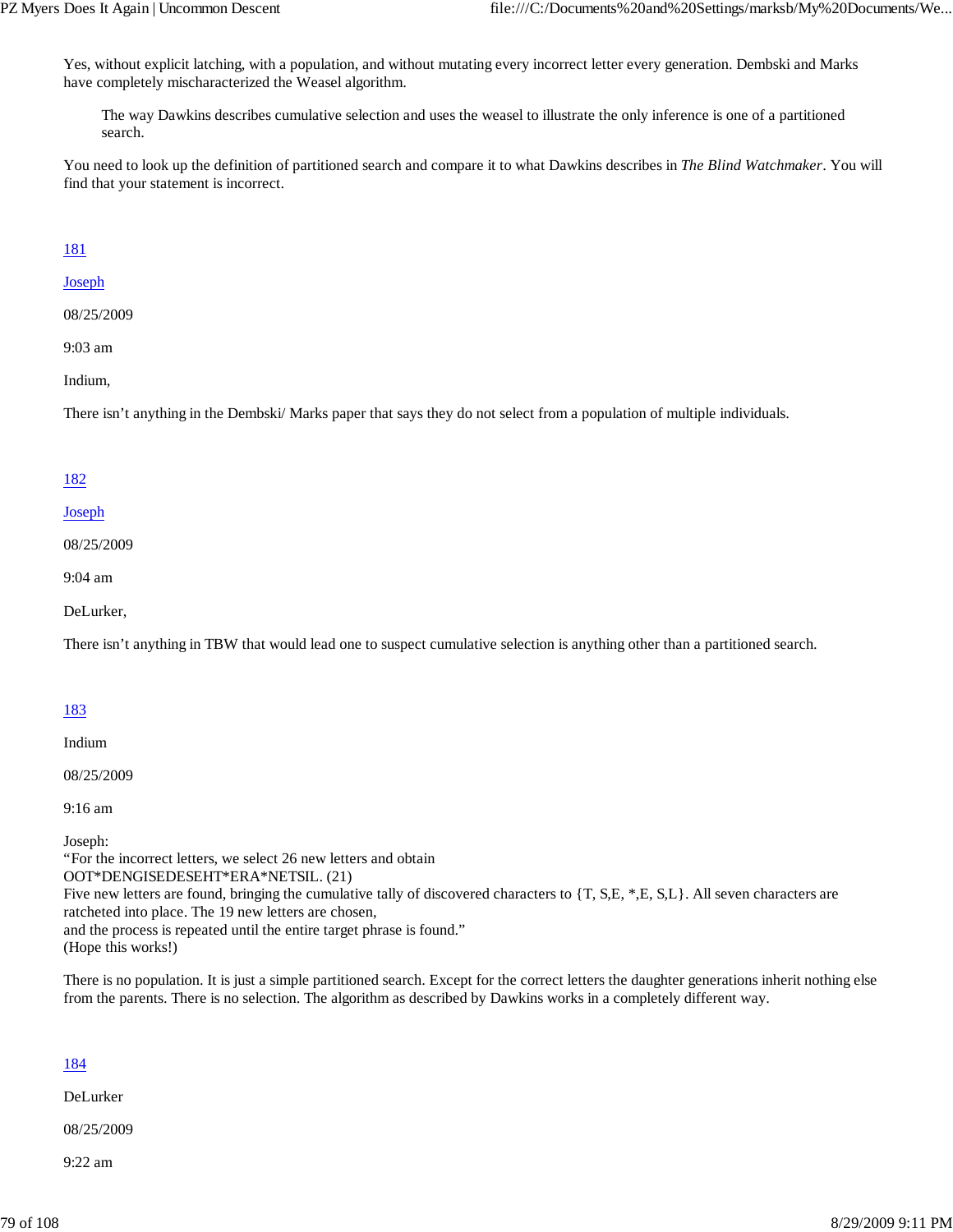Yes, without explicit latching, with a population, and without mutating every incorrect letter every generation. Dembski and Marks have completely mischaracterized the Weasel algorithm.

> The way Dawkins describes cumulative selection and uses the weasel to illustrate the only inference is one of a partitioned search.

You need to look up the definition of partitioned search and compare it to what Dawkins describes in *The Blind Watchmaker*. You will find that your statement is incorrect.

[181](#)

[Joseph](#)

08/25/2009

9:03 am

Indium,

There isn't anything in the Dembski/ Marks paper that says they do not select from a population of multiple individuals.

[182](#)

[Joseph](#)

08/25/2009

9:04 am

DeLurker,

There isn't anything in TBW that would lead one to suspect cumulative selection is anything other than a partitioned search.

[183](#)

Indium

08/25/2009

9:16 am

Joseph:
"For the incorrect letters, we select 26 new letters and obtain
OOT*DENGISEDESEHT*ERA*NETSIL. (21)
Five new letters are found, bringing the cumulative tally of discovered characters to {T, S,E, *,E, S,L}. All seven characters are ratcheted into place. The 19 new letters are chosen,
and the process is repeated until the entire target phrase is found."
(Hope this works!)

There is no population. It is just a simple partitioned search. Except for the correct letters the daughter generations inherit nothing else from the parents. There is no selection. The algorithm as described by Dawkins works in a completely different way.

[184](#)

DeLurker

08/25/2009

9:22 am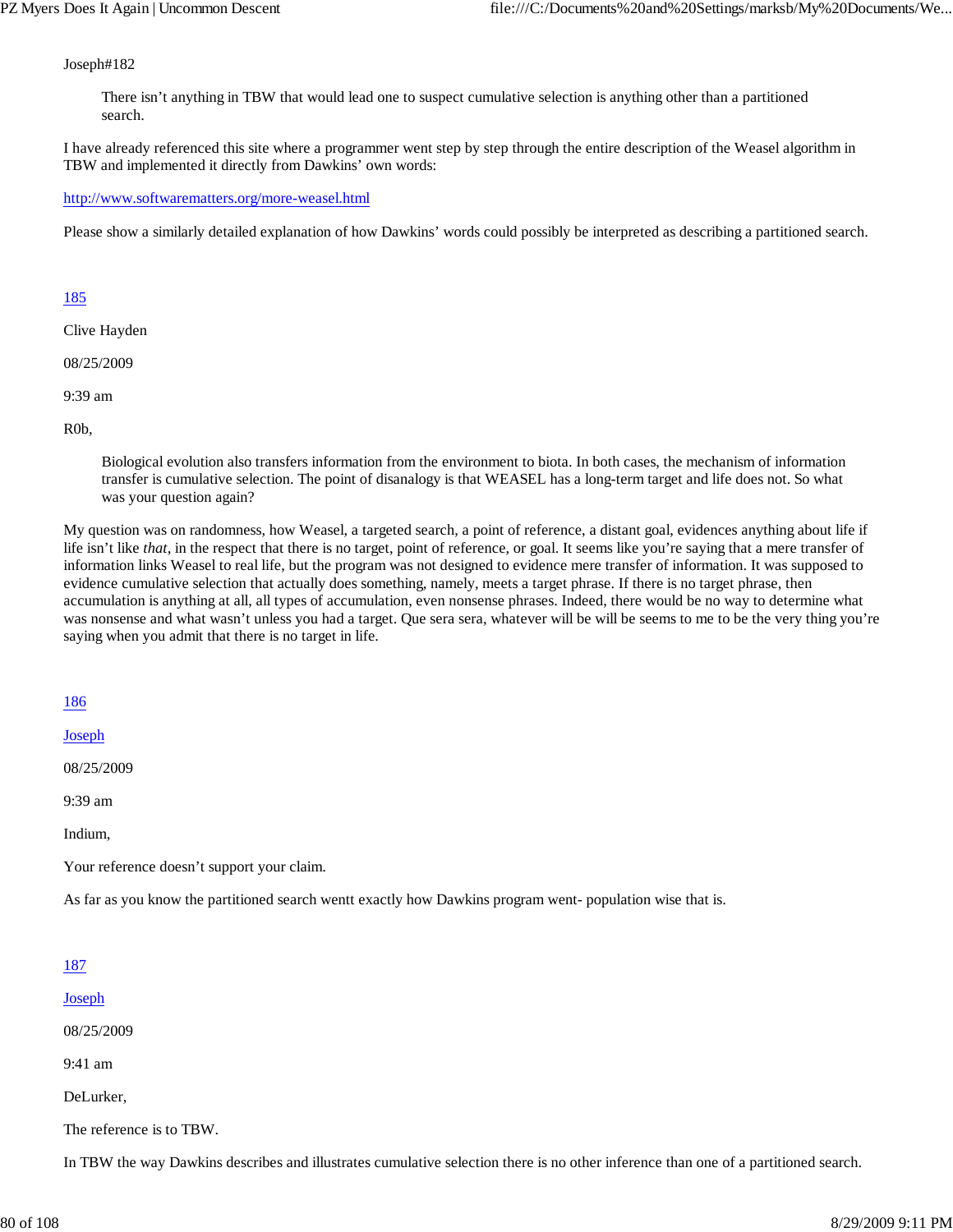Joseph#182

> There isn't anything in TBW that would lead one to suspect cumulative selection is anything other than a partitioned search.

I have already referenced this site where a programmer went step by step through the entire description of the Weasel algorithm in TBW and implemented it directly from Dawkins' own words:

[http://www.softwarematters.org/more-weasel.html](http://www.softwarematters.org/more-weasel.html)

Please show a similarly detailed explanation of how Dawkins' words could possibly be interpreted as describing a partitioned search.

[185](#)

Clive Hayden

08/25/2009

9:39 am

R0b,

> Biological evolution also transfers information from the environment to biota. In both cases, the mechanism of information transfer is cumulative selection. The point of disanalogy is that WEASEL has a long-term target and life does not. So what was your question again?

My question was on randomness, how Weasel, a targeted search, a point of reference, a distant goal, evidences anything about life if life isn't like *that*, in the respect that there is no target, point of reference, or goal. It seems like you're saying that a mere transfer of information links Weasel to real life, but the program was not designed to evidence mere transfer of information. It was supposed to evidence cumulative selection that actually does something, namely, meets a target phrase. If there is no target phrase, then accumulation is anything at all, all types of accumulation, even nonsense phrases. Indeed, there would be no way to determine what was nonsense and what wasn't unless you had a target. Que sera sera, whatever will be will be seems to me to be the very thing you're saying when you admit that there is no target in life.

[186](#)

[Joseph](#)

08/25/2009

9:39 am

Indium,

Your reference doesn't support your claim.

As far as you know the partitioned search wentt exactly how Dawkins program went- population wise that is.

[187](#)

[Joseph](#)

08/25/2009

9:41 am

DeLurker,

The reference is to TBW.

In TBW the way Dawkins describes and illustrates cumulative selection there is no other inference than one of a partitioned search.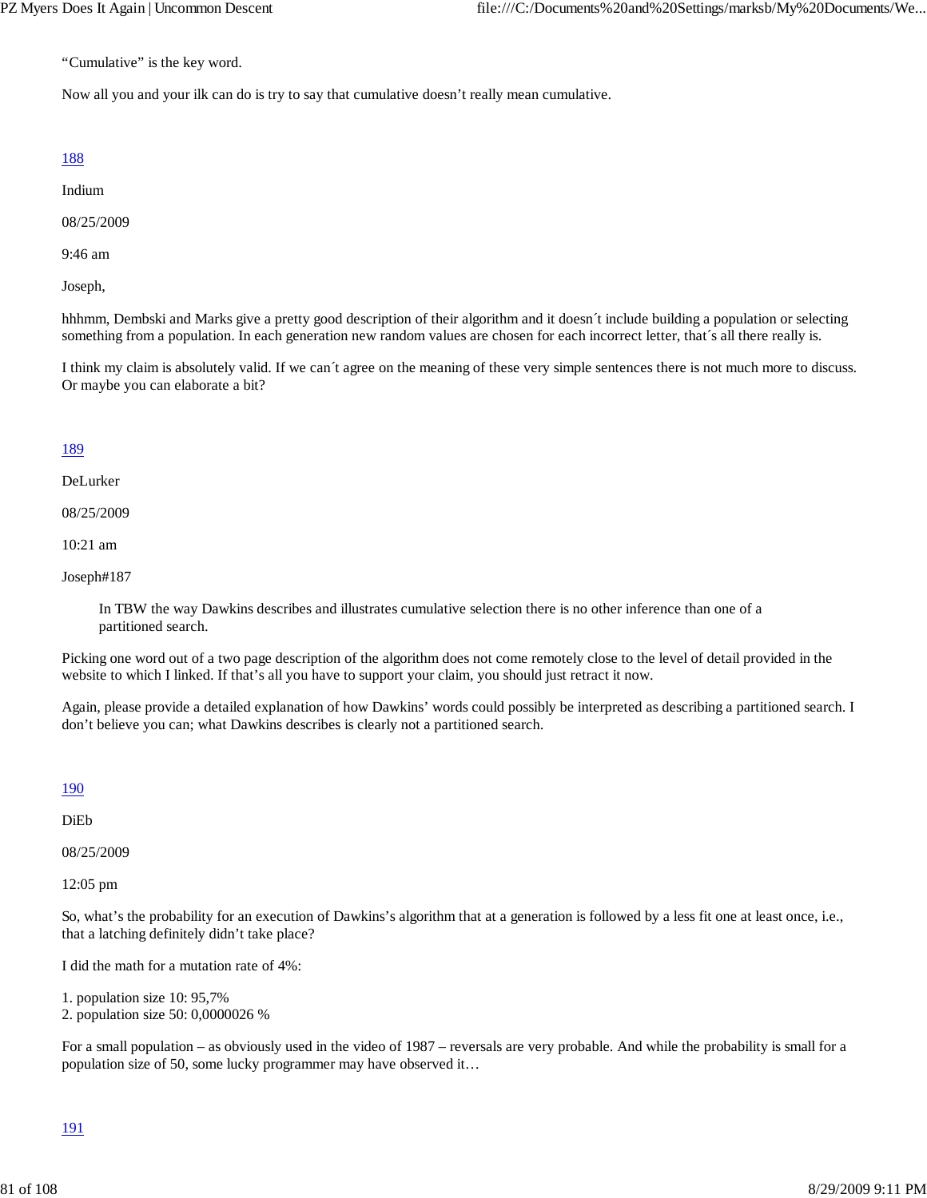"Cumulative" is the key word.

Now all you and your ilk can do is try to say that cumulative doesn't really mean cumulative.

188

Indium

08/25/2009

9:46 am

Joseph,

hhhmm, Dembski and Marks give a pretty good description of their algorithm and it doesn´t include building a population or selecting something from a population. In each generation new random values are chosen for each incorrect letter, that´s all there really is.

I think my claim is absolutely valid. If we can´t agree on the meaning of these very simple sentences there is not much more to discuss. Or maybe you can elaborate a bit?

189

DeLurker

08/25/2009

10:21 am

Joseph#187

> In TBW the way Dawkins describes and illustrates cumulative selection there is no other inference than one of a partitioned search.

Picking one word out of a two page description of the algorithm does not come remotely close to the level of detail provided in the website to which I linked. If that's all you have to support your claim, you should just retract it now.

Again, please provide a detailed explanation of how Dawkins' words could possibly be interpreted as describing a partitioned search. I don't believe you can; what Dawkins describes is clearly not a partitioned search.

190

DiEb

08/25/2009

12:05 pm

So, what's the probability for an execution of Dawkins's algorithm that at a generation is followed by a less fit one at least once, i.e., that a latching definitely didn't take place?

I did the math for a mutation rate of 4%:

1. population size 10: 95,7%
2. population size 50: 0,0000026 %

For a small population – as obviously used in the video of 1987 – reversals are very probable. And while the probability is small for a population size of 50, some lucky programmer may have observed it…

191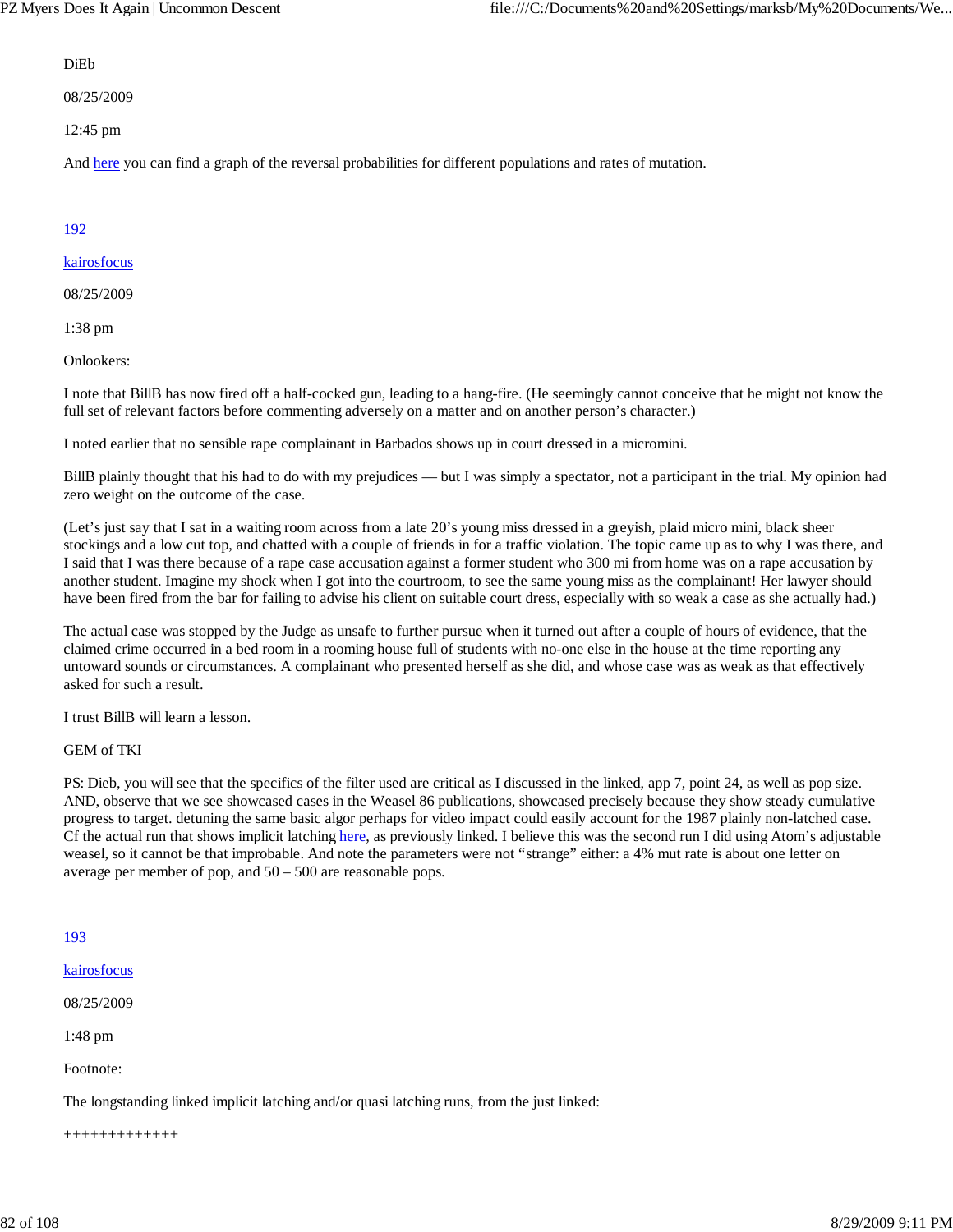DiEb

08/25/2009

12:45 pm

And here you can find a graph of the reversal probabilities for different populations and rates of mutation.

192

kairosfocus

08/25/2009

1:38 pm

Onlookers:

I note that BillB has now fired off a half-cocked gun, leading to a hang-fire. (He seemingly cannot conceive that he might not know the full set of relevant factors before commenting adversely on a matter and on another person's character.)

I noted earlier that no sensible rape complainant in Barbados shows up in court dressed in a micromini.

BillB plainly thought that his had to do with my prejudices — but I was simply a spectator, not a participant in the trial. My opinion had zero weight on the outcome of the case.

(Let's just say that I sat in a waiting room across from a late 20's young miss dressed in a greyish, plaid micro mini, black sheer stockings and a low cut top, and chatted with a couple of friends in for a traffic violation. The topic came up as to why I was there, and I said that I was there because of a rape case accusation against a former student who 300 mi from home was on a rape accusation by another student. Imagine my shock when I got into the courtroom, to see the same young miss as the complainant! Her lawyer should have been fired from the bar for failing to advise his client on suitable court dress, especially with so weak a case as she actually had.)

The actual case was stopped by the Judge as unsafe to further pursue when it turned out after a couple of hours of evidence, that the claimed crime occurred in a bed room in a rooming house full of students with no-one else in the house at the time reporting any untoward sounds or circumstances. A complainant who presented herself as she did, and whose case was as weak as that effectively asked for such a result.

I trust BillB will learn a lesson.

GEM of TKI

PS: Dieb, you will see that the specifics of the filter used are critical as I discussed in the linked, app 7, point 24, as well as pop size. AND, observe that we see showcased cases in the Weasel 86 publications, showcased precisely because they show steady cumulative progress to target. detuning the same basic algor perhaps for video impact could easily account for the 1987 plainly non-latched case. Cf the actual run that shows implicit latching here, as previously linked. I believe this was the second run I did using Atom's adjustable weasel, so it cannot be that improbable. And note the parameters were not "strange" either: a 4% mut rate is about one letter on average per member of pop, and 50 – 500 are reasonable pops.

193

kairosfocus

08/25/2009

1:48 pm

Footnote:

The longstanding linked implicit latching and/or quasi latching runs, from the just linked:

+++++++++++++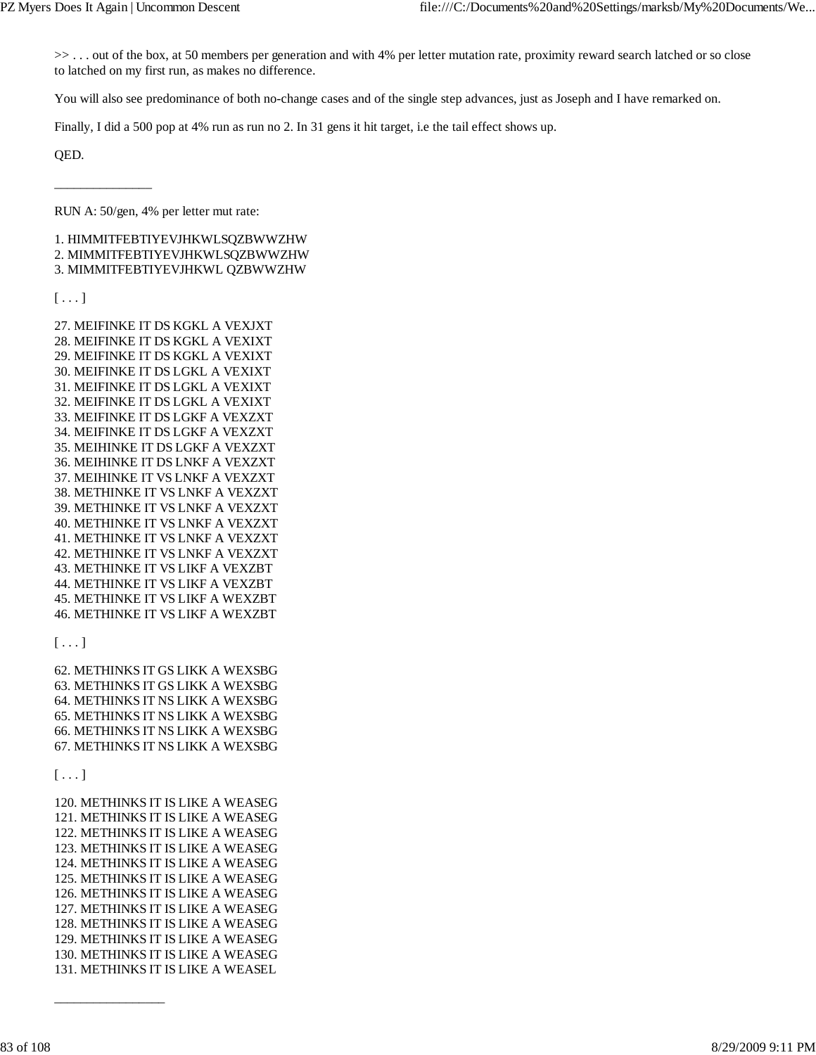>> . . . out of the box, at 50 members per generation and with 4% per letter mutation rate, proximity reward search latched or so close to latched on my first run, as makes no difference.

You will also see predominance of both no-change cases and of the single step advances, just as Joseph and I have remarked on.

Finally, I did a 500 pop at 4% run as run no 2. In 31 gens it hit target, i.e the tail effect shows up.

QED.

---

RUN A: 50/gen, 4% per letter mut rate:

1. HIMMITFEBTIYEVJHKWLSQZBWWZHW
2. MIMMITFEBTIYEVJHKWLSQZBWWZHW
3. MIMMITFEBTIYEVJHKWL QZBWWZHW

[ . . . ]

27. MEIFINKE IT DS KGKL A VEXJXT
28. MEIFINKE IT DS KGKL A VEXIXT
29. MEIFINKE IT DS KGKL A VEXIXT
30. MEIFINKE IT DS LGKL A VEXIXT
31. MEIFINKE IT DS LGKL A VEXIXT
32. MEIFINKE IT DS LGKL A VEXIXT
33. MEIFINKE IT DS LGKF A VEXZXT
34. MEIFINKE IT DS LGKF A VEXZXT
35. MEIHINKE IT DS LGKF A VEXZXT
36. MEIHINKE IT DS LNKF A VEXZXT
37. MEIHINKE IT VS LNKF A VEXZXT
38. METHINKE IT VS LNKF A VEXZXT
39. METHINKE IT VS LNKF A VEXZXT
40. METHINKE IT VS LNKF A VEXZXT
41. METHINKE IT VS LNKF A VEXZXT
42. METHINKE IT VS LNKF A VEXZXT
43. METHINKE IT VS LIKF A VEXZBT
44. METHINKE IT VS LIKF A VEXZBT
45. METHINKE IT VS LIKF A WEXZBT
46. METHINKE IT VS LIKF A WEXZBT

[ . . . ]

62. METHINKS IT GS LIKK A WEXSBG
63. METHINKS IT GS LIKK A WEXSBG
64. METHINKS IT NS LIKK A WEXSBG
65. METHINKS IT NS LIKK A WEXSBG
66. METHINKS IT NS LIKK A WEXSBG
67. METHINKS IT NS LIKK A WEXSBG

[ . . . ]

120. METHINKS IT IS LIKE A WEASEG
121. METHINKS IT IS LIKE A WEASEG
122. METHINKS IT IS LIKE A WEASEG
123. METHINKS IT IS LIKE A WEASEG
124. METHINKS IT IS LIKE A WEASEG
125. METHINKS IT IS LIKE A WEASEG
126. METHINKS IT IS LIKE A WEASEG
127. METHINKS IT IS LIKE A WEASEG
128. METHINKS IT IS LIKE A WEASEG
129. METHINKS IT IS LIKE A WEASEG
130. METHINKS IT IS LIKE A WEASEG
131. METHINKS IT IS LIKE A WEASEL

---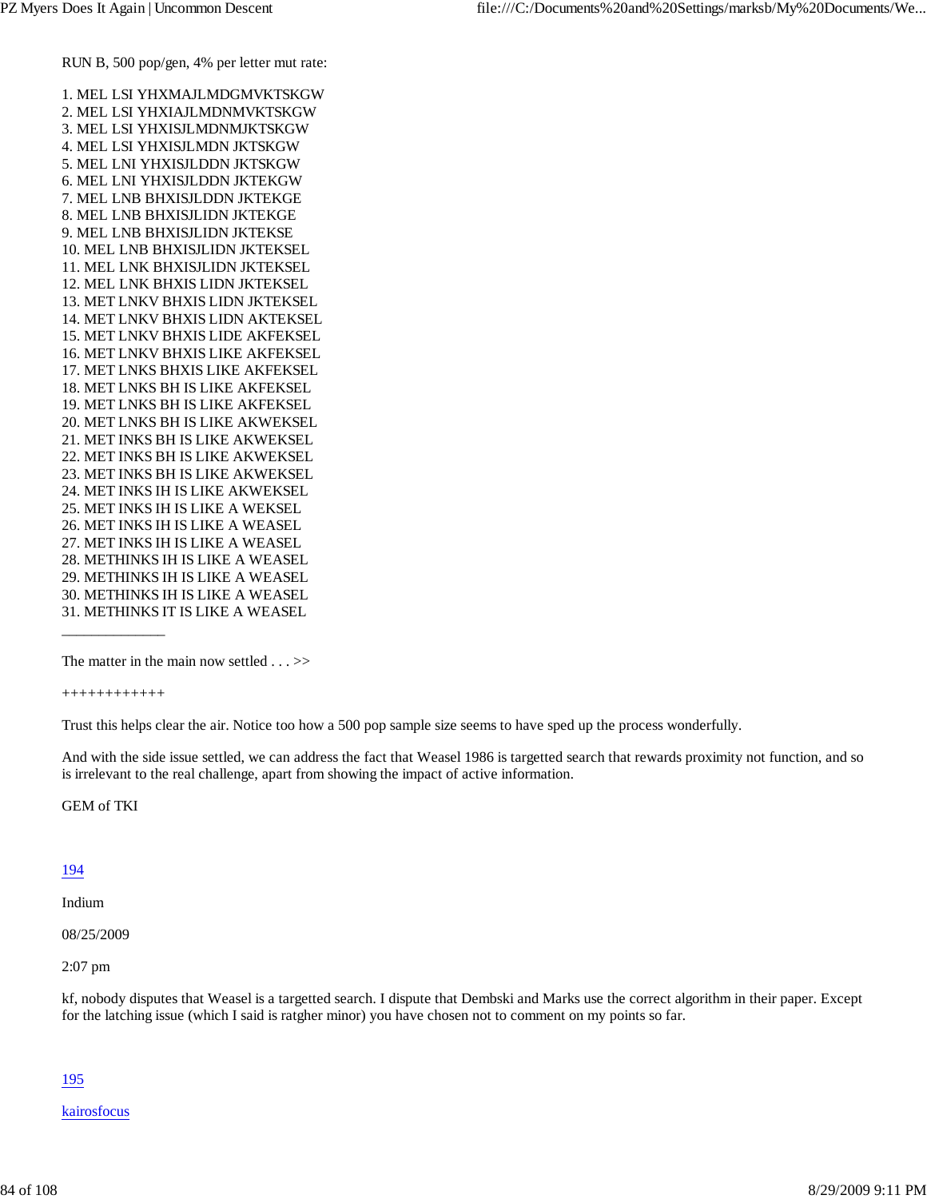RUN B, 500 pop/gen, 4% per letter mut rate:

1. MEL LSI YHXMAJLMDGMVKTSKGW
2. MEL LSI YHXIAJLMDNMVKTSKGW
3. MEL LSI YHXISJLMDNMJKTSKGW
4. MEL LSI YHXISJLMDN JKTSKGW
5. MEL LNI YHXISJLDDN JKTSKGW
6. MEL LNI YHXISJLDDN JKTEKGW
7. MEL LNB BHXISJLDDN JKTEKGE
8. MEL LNB BHXISJLIDN JKTEKGE
9. MEL LNB BHXISJLIDN JKTEKSE
10. MEL LNB BHXISJLIDN JKTEKSEL
11. MEL LNK BHXISJLIDN JKTEKSEL
12. MEL LNK BHXIS LIDN JKTEKSEL
13. MET LNKV BHXIS LIDN JKTEKSEL
14. MET LNKV BHXIS LIDN AKTEKSEL
15. MET LNKV BHXIS LIDE AKFEKSEL
16. MET LNKV BHXIS LIKE AKFEKSEL
17. MET LNKS BHXIS LIKE AKFEKSEL
18. MET LNKS BH IS LIKE AKFEKSEL
19. MET LNKS BH IS LIKE AKFEKSEL
20. MET LNKS BH IS LIKE AKWEKSEL
21. MET INKS BH IS LIKE AKWEKSEL
22. MET INKS BH IS LIKE AKWEKSEL
23. MET INKS BH IS LIKE AKWEKSEL
24. MET INKS IH IS LIKE AKWEKSEL
25. MET INKS IH IS LIKE A WEKSEL
26. MET INKS IH IS LIKE A WEASEL
27. MET INKS IH IS LIKE A WEASEL
28. METHINKS IH IS LIKE A WEASEL
29. METHINKS IH IS LIKE A WEASEL
30. METHINKS IH IS LIKE A WEASEL
31. METHINKS IT IS LIKE A WEASEL

———————

The matter in the main now settled . . . >>

++++++++++++

Trust this helps clear the air. Notice too how a 500 pop sample size seems to have sped up the process wonderfully.

And with the side issue settled, we can address the fact that Weasel 1986 is targetted search that rewards proximity not function, and so is irrelevant to the real challenge, apart from showing the impact of active information.

GEM of TKI

194

Indium

08/25/2009

2:07 pm

kf, nobody disputes that Weasel is a targetted search. I dispute that Dembski and Marks use the correct algorithm in their paper. Except for the latching issue (which I said is ratgher minor) you have chosen not to comment on my points so far.

195

kairosfocus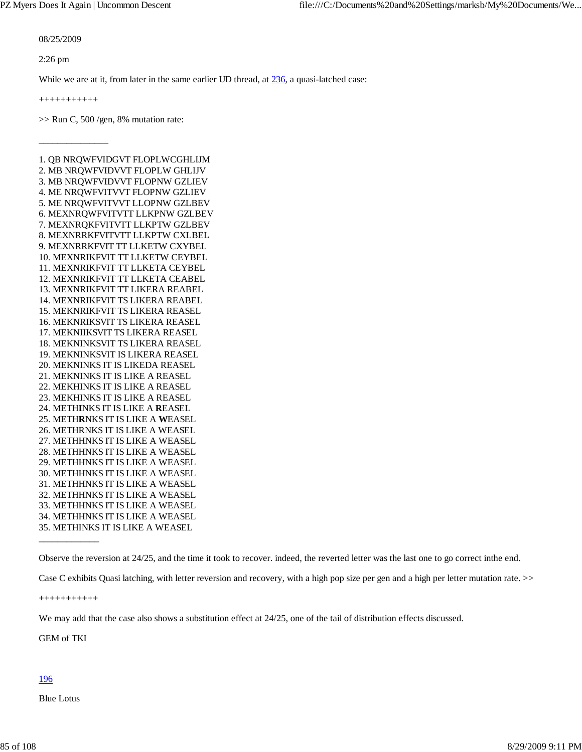08/25/2009

2:26 pm

While we are at it, from later in the same earlier UD thread, at 236, a quasi-latched case:

+++++++++++

>> Run C, 500 /gen, 8% mutation rate:

\_\_\_\_\_\_\_\_\_\_\_\_\_\_\_

1. QB NRQWFVIDGVT FLOPLWCGHLIJM
2. MB NRQWFVIDVVT FLOPLW GHLIJV
3. MB NRQWFVIDVVT FLOPNW GZLIEV
4. ME NRQWFVITVVT FLOPNW GZLIEV
5. ME NRQWFVITVVT LLOPNW GZLBEV
6. MEXNRQWFVITVTT LLKPNW GZLBEV
7. MEXNRQKFVITVTT LLKPTW GZLBEV
8. MEXNRRKFVITVTT LLKPTW CXLBEL
9. MEXNRRKFVIT TT LLKETW CXYBEL
10. MEXNRIKFVIT TT LLKETW CEYBEL
11. MEXNRIKFVIT TT LLKETA CEYBEL
12. MEXNRIKFVIT TT LLKETA CEABEL
13. MEXNRIKFVIT TT LIKERA REABEL
14. MEXNRIKFVIT TS LIKERA REABEL
15. MEKNRIKFVIT TS LIKERA REASEL
16. MEKNRIKSVIT TS LIKERA REASEL
17. MEKNIIKSVIT TS LIKERA REASEL
18. MEKNINKSVIT TS LIKERA REASEL
19. MEKNINKSVIT IS LIKERA REASEL
20. MEKNINKS IT IS LIKEDA REASEL
21. MEKNINKS IT IS LIKE A REASEL
22. MEKHINKS IT IS LIKE A REASEL
23. MEKHINKS IT IS LIKE A REASEL
24. METH**I**NKS IT IS LIKE A **R**EASEL
25. METH**R**NKS IT IS LIKE A **W**EASEL
26. METHRNKS IT IS LIKE A WEASEL
27. METHHNKS IT IS LIKE A WEASEL
28. METHHNKS IT IS LIKE A WEASEL
29. METHHNKS IT IS LIKE A WEASEL
30. METHHNKS IT IS LIKE A WEASEL
31. METHHNKS IT IS LIKE A WEASEL
32. METHHNKS IT IS LIKE A WEASEL
33. METHHNKS IT IS LIKE A WEASEL
34. METHHNKS IT IS LIKE A WEASEL
35. METHINKS IT IS LIKE A WEASEL

\_\_\_\_\_\_\_\_\_\_\_\_\_

Observe the reversion at 24/25, and the time it took to recover. indeed, the reverted letter was the last one to go correct inthe end.

Case C exhibits Quasi latching, with letter reversion and recovery, with a high pop size per gen and a high per letter mutation rate. >>

+++++++++++

We may add that the case also shows a substitution effect at 24/25, one of the tail of distribution effects discussed.

GEM of TKI

196

Blue Lotus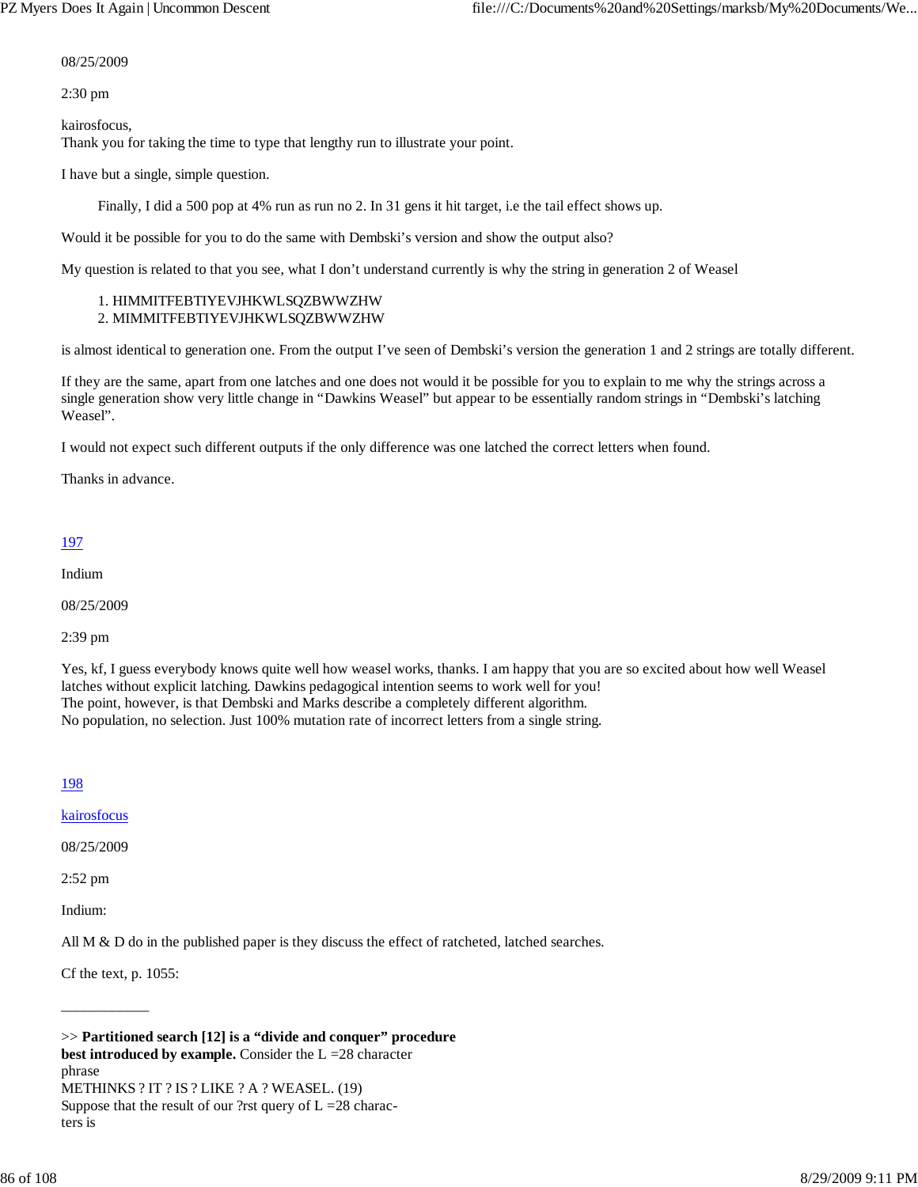08/25/2009

2:30 pm

kairosfocus,
Thank you for taking the time to type that lengthy run to illustrate your point.

I have but a single, simple question.

> Finally, I did a 500 pop at 4% run as run no 2. In 31 gens it hit target, i.e the tail effect shows up.

Would it be possible for you to do the same with Dembski's version and show the output also?

My question is related to that you see, what I don't understand currently is why the string in generation 2 of Weasel

1. HIMMITFEBTIYEVJHKWLSQZBWWZHW
2. MIMMITFEBTIYEVJHKWLSQZBWWZHW

is almost identical to generation one. From the output I've seen of Dembski's version the generation 1 and 2 strings are totally different.

If they are the same, apart from one latches and one does not would it be possible for you to explain to me why the strings across a single generation show very little change in "Dawkins Weasel" but appear to be essentially random strings in "Dembski's latching Weasel".

I would not expect such different outputs if the only difference was one latched the correct letters when found.

Thanks in advance.

197

Indium

08/25/2009

2:39 pm

Yes, kf, I guess everybody knows quite well how weasel works, thanks. I am happy that you are so excited about how well Weasel latches without explicit latching. Dawkins pedagogical intention seems to work well for you!
The point, however, is that Dembski and Marks describe a completely different algorithm.
No population, no selection. Just 100% mutation rate of incorrect letters from a single string.

198

kairosfocus

08/25/2009

2:52 pm

Indium:

All M & D do in the published paper is they discuss the effect of ratcheted, latched searches.

Cf the text, p. 1055:

\_\_\_\_\_\_\_\_\_\_\_\_

>> **Partitioned search [12] is a "divide and conquer" procedure best introduced by example.** Consider the L =28 character phrase
METHINKS ? IT ? IS ? LIKE ? A ? WEASEL. (19)
Suppose that the result of our ?rst query of L =28 characters is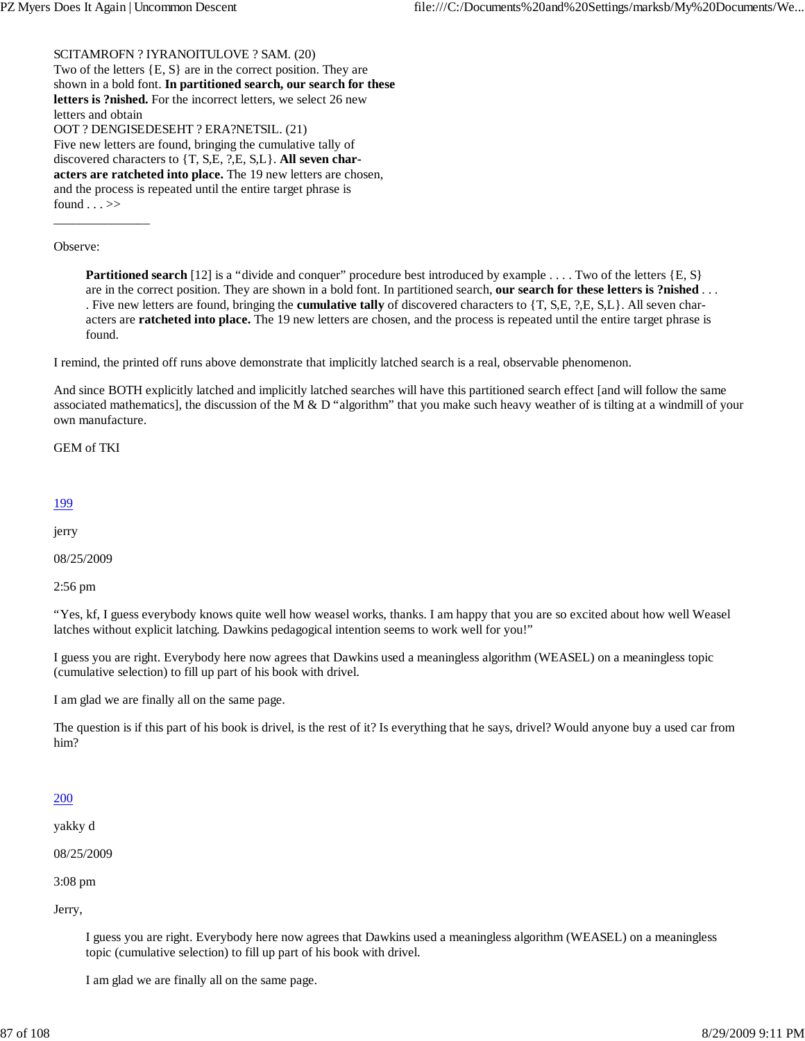SCITAMROFN ? IYRANOITULOVE ? SAM. (20)
Two of the letters {E, S} are in the correct position. They are shown in a bold font. **In partitioned search, our search for these letters is ?nished.** For the incorrect letters, we select 26 new letters and obtain
OOT ? DENGISEDESEHT ? ERA?NETSIL. (21)
Five new letters are found, bringing the cumulative tally of discovered characters to {T, S,E, ?,E, S,L}. **All seven characters are ratcheted into place.** The 19 new letters are chosen, and the process is repeated until the entire target phrase is found . . . >>

———————

Observe:

> **Partitioned search** [12] is a "divide and conquer" procedure best introduced by example . . . . Two of the letters {E, S} are in the correct position. They are shown in a bold font. In partitioned search, **our search for these letters is ?nished** . . . . Five new letters are found, bringing the **cumulative tally** of discovered characters to {T, S,E, ?,E, S,L}. All seven characters are **ratcheted into place.** The 19 new letters are chosen, and the process is repeated until the entire target phrase is found.

I remind, the printed off runs above demonstrate that implicitly latched search is a real, observable phenomenon.

And since BOTH explicitly latched and implicitly latched searches will have this partitioned search effect [and will follow the same associated mathematics], the discussion of the M & D "algorithm" that you make such heavy weather of is tilting at a windmill of your own manufacture.

GEM of TKI

199

jerry

08/25/2009

2:56 pm

"Yes, kf, I guess everybody knows quite well how weasel works, thanks. I am happy that you are so excited about how well Weasel latches without explicit latching. Dawkins pedagogical intention seems to work well for you!"

I guess you are right. Everybody here now agrees that Dawkins used a meaningless algorithm (WEASEL) on a meaningless topic (cumulative selection) to fill up part of his book with drivel.

I am glad we are finally all on the same page.

The question is if this part of his book is drivel, is the rest of it? Is everything that he says, drivel? Would anyone buy a used car from him?

200

yakky d

08/25/2009

3:08 pm

Jerry,

> I guess you are right. Everybody here now agrees that Dawkins used a meaningless algorithm (WEASEL) on a meaningless topic (cumulative selection) to fill up part of his book with drivel.
>
> I am glad we are finally all on the same page.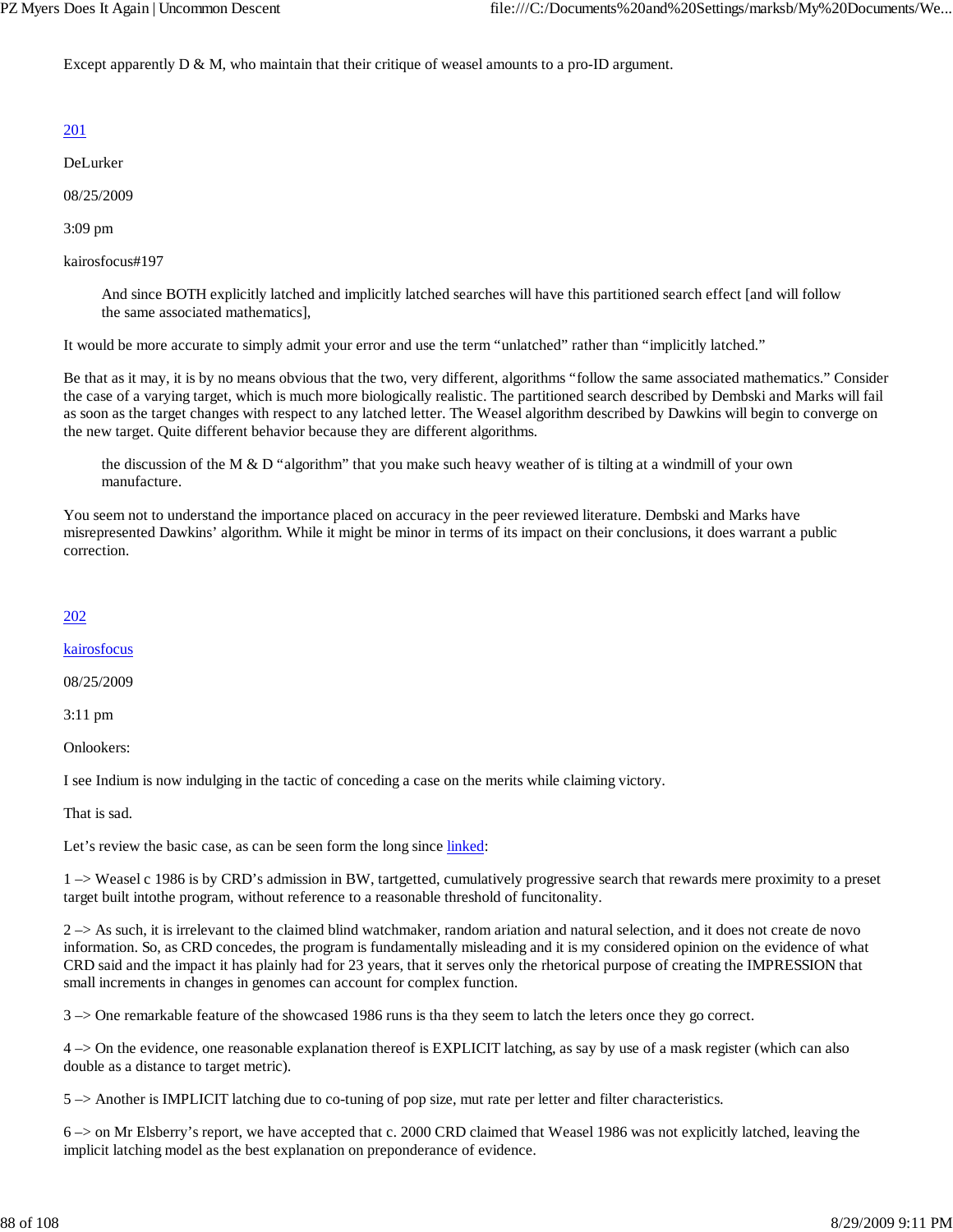Except apparently D & M, who maintain that their critique of weasel amounts to a pro-ID argument.

[201](#)

DeLurker

08/25/2009

3:09 pm

kairosfocus#197

> And since BOTH explicitly latched and implicitly latched searches will have this partitioned search effect [and will follow the same associated mathematics],

It would be more accurate to simply admit your error and use the term “unlatched” rather than “implicitly latched.”

Be that as it may, it is by no means obvious that the two, very different, algorithms “follow the same associated mathematics.” Consider the case of a varying target, which is much more biologically realistic. The partitioned search described by Dembski and Marks will fail as soon as the target changes with respect to any latched letter. The Weasel algorithm described by Dawkins will begin to converge on the new target. Quite different behavior because they are different algorithms.

> the discussion of the M & D “algorithm” that you make such heavy weather of is tilting at a windmill of your own manufacture.

You seem not to understand the importance placed on accuracy in the peer reviewed literature. Dembski and Marks have misrepresented Dawkins’ algorithm. While it might be minor in terms of its impact on their conclusions, it does warrant a public correction.

[202](#)

[kairosfocus](#)

08/25/2009

3:11 pm

Onlookers:

I see Indium is now indulging in the tactic of conceding a case on the merits while claiming victory.

That is sad.

Let’s review the basic case, as can be seen form the long since [linked](#):

1 –> Weasel c 1986 is by CRD’s admission in BW, tartgetted, cumulatively progressive search that rewards mere proximity to a preset target built intothe program, without reference to a reasonable threshold of funcitonality.

2 –> As such, it is irrelevant to the claimed blind watchmaker, random ariation and natural selection, and it does not create de novo information. So, as CRD concedes, the program is fundamentally misleading and it is my considered opinion on the evidence of what CRD said and the impact it has plainly had for 23 years, that it serves only the rhetorical purpose of creating the IMPRESSION that small increments in changes in genomes can account for complex function.

3 –> One remarkable feature of the showcased 1986 runs is tha they seem to latch the leters once they go correct.

4 –> On the evidence, one reasonable explanation thereof is EXPLICIT latching, as say by use of a mask register (which can also double as a distance to target metric).

5 –> Another is IMPLICIT latching due to co-tuning of pop size, mut rate per letter and filter characteristics.

6 –> on Mr Elsberry’s report, we have accepted that c. 2000 CRD claimed that Weasel 1986 was not explicitly latched, leaving the implicit latching model as the best explanation on preponderance of evidence.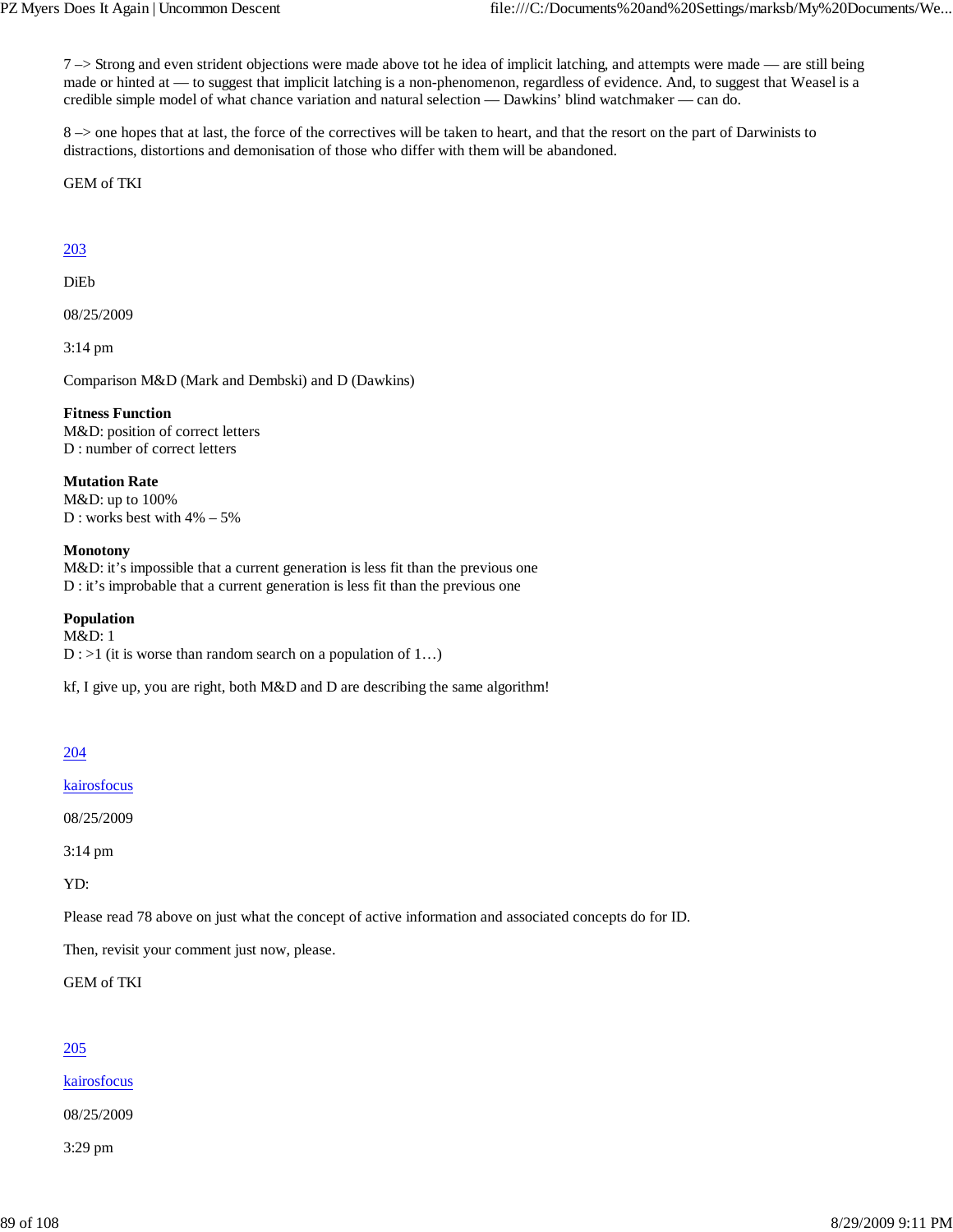7 –> Strong and even strident objections were made above tot he idea of implicit latching, and attempts were made — are still being made or hinted at — to suggest that implicit latching is a non-phenomenon, regardless of evidence. And, to suggest that Weasel is a credible simple model of what chance variation and natural selection — Dawkins' blind watchmaker — can do.

8 –> one hopes that at last, the force of the correctives will be taken to heart, and that the resort on the part of Darwinists to distractions, distortions and demonisation of those who differ with them will be abandoned.

GEM of TKI

[203](#)

DiEb

08/25/2009

3:14 pm

Comparison M&D (Mark and Dembski) and D (Dawkins)

**Fitness Function**
M&D: position of correct letters
D : number of correct letters

**Mutation Rate**
M&D: up to 100%
D : works best with 4% – 5%

**Monotony**
M&D: it's impossible that a current generation is less fit than the previous one
D : it's improbable that a current generation is less fit than the previous one

**Population**
M&D: 1
D : >1 (it is worse than random search on a population of 1…)

kf, I give up, you are right, both M&D and D are describing the same algorithm!

[204](#)

[kairosfocus](#)

08/25/2009

3:14 pm

YD:

Please read 78 above on just what the concept of active information and associated concepts do for ID.

Then, revisit your comment just now, please.

GEM of TKI

[205](#)

[kairosfocus](#)

08/25/2009

3:29 pm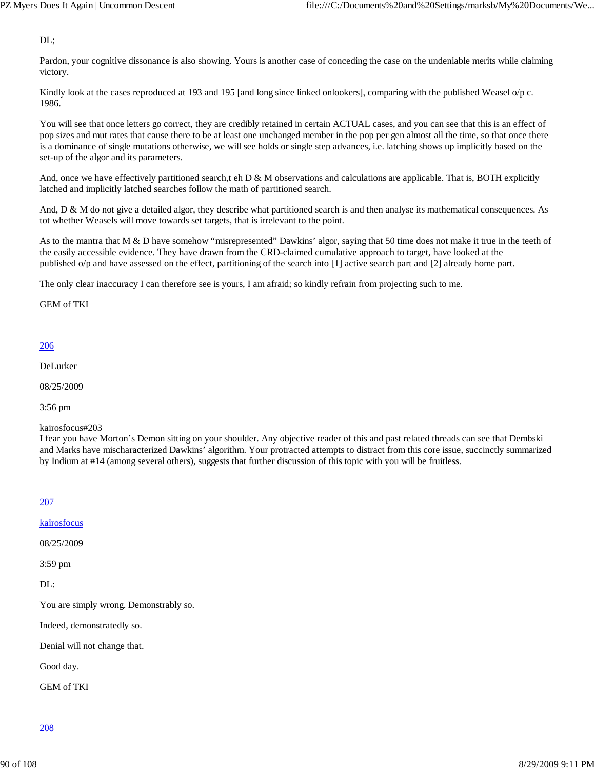DL;

Pardon, your cognitive dissonance is also showing. Yours is another case of conceding the case on the undeniable merits while claiming victory.

Kindly look at the cases reproduced at 193 and 195 [and long since linked onlookers], comparing with the published Weasel o/p c. 1986.

You will see that once letters go correct, they are credibly retained in certain ACTUAL cases, and you can see that this is an effect of pop sizes and mut rates that cause there to be at least one unchanged member in the pop per gen almost all the time, so that once there is a dominance of single mutations otherwise, we will see holds or single step advances, i.e. latching shows up implicitly based on the set-up of the algor and its parameters.

And, once we have effectively partitioned search,t eh D & M observations and calculations are applicable. That is, BOTH explicitly latched and implicitly latched searches follow the math of partitioned search.

And, D & M do not give a detailed algor, they describe what partitioned search is and then analyse its mathematical consequences. As tot whether Weasels will move towards set targets, that is irrelevant to the point.

As to the mantra that M & D have somehow "misrepresented" Dawkins' algor, saying that 50 time does not make it true in the teeth of the easily accessible evidence. They have drawn from the CRD-claimed cumulative approach to target, have looked at the published o/p and have assessed on the effect, partitioning of the search into [1] active search part and [2] already home part.

The only clear inaccuracy I can therefore see is yours, I am afraid; so kindly refrain from projecting such to me.

GEM of TKI

206

DeLurker

08/25/2009

3:56 pm

kairosfocus#203
I fear you have Morton's Demon sitting on your shoulder. Any objective reader of this and past related threads can see that Dembski and Marks have mischaracterized Dawkins' algorithm. Your protracted attempts to distract from this core issue, succinctly summarized by Indium at #14 (among several others), suggests that further discussion of this topic with you will be fruitless.

207

kairosfocus

08/25/2009

3:59 pm

DL:

You are simply wrong. Demonstrably so.

Indeed, demonstratedly so.

Denial will not change that.

Good day.

GEM of TKI

208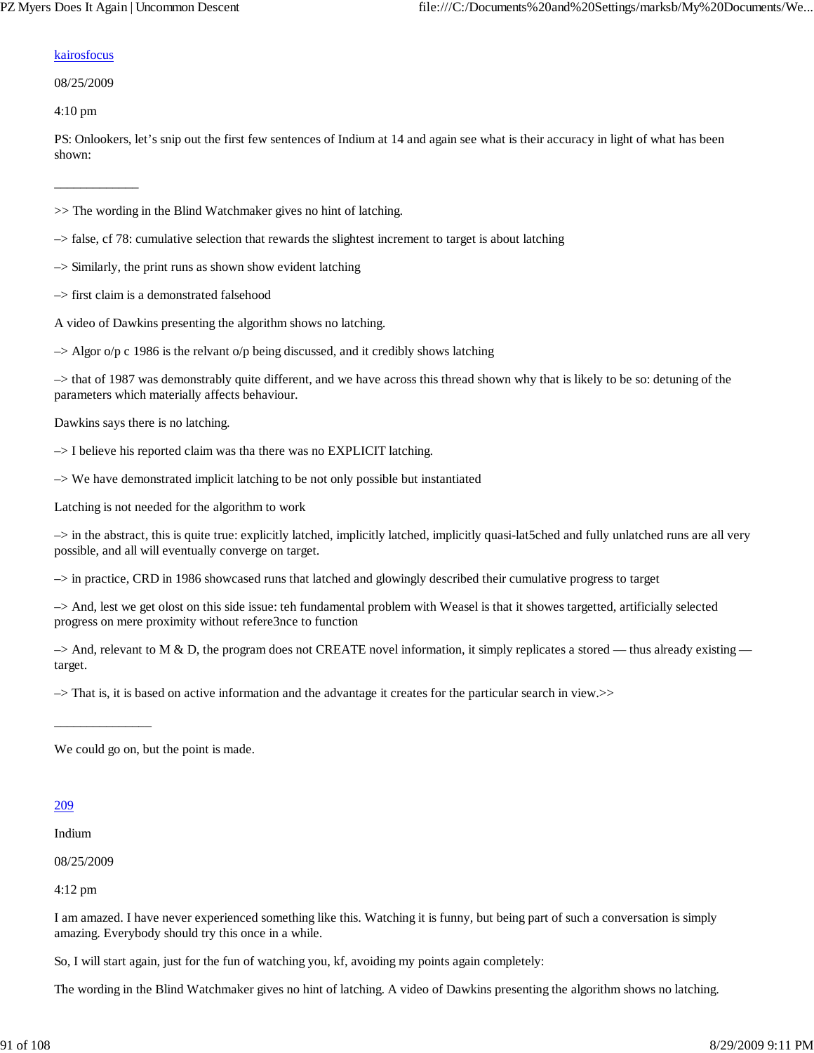[kairosfocus](#)

08/25/2009

4:10 pm

PS: Onlookers, let's snip out the first few sentences of Indium at 14 and again see what is their accuracy in light of what has been shown:

____________

>> The wording in the Blind Watchmaker gives no hint of latching.

–> false, cf 78: cumulative selection that rewards the slightest increment to target is about latching

–> Similarly, the print runs as shown show evident latching

–> first claim is a demonstrated falsehood

A video of Dawkins presenting the algorithm shows no latching.

–> Algor o/p c 1986 is the relvant o/p being discussed, and it credibly shows latching

–> that of 1987 was demonstrably quite different, and we have across this thread shown why that is likely to be so: detuning of the parameters which materially affects behaviour.

Dawkins says there is no latching.

–> I believe his reported claim was tha there was no EXPLICIT latching.

–> We have demonstrated implicit latching to be not only possible but instantiated

Latching is not needed for the algorithm to work

–> in the abstract, this is quite true: explicitly latched, implicitly latched, implicitly quasi-lat5ched and fully unlatched runs are all very possible, and all will eventually converge on target.

–> in practice, CRD in 1986 showcased runs that latched and glowingly described their cumulative progress to target

–> And, lest we get olost on this side issue: teh fundamental problem with Weasel is that it showes targetted, artificially selected progress on mere proximity without refere3nce to function

–> And, relevant to M & D, the program does not CREATE novel information, it simply replicates a stored — thus already existing — target.

–> That is, it is based on active information and the advantage it creates for the particular search in view.>>

______________

We could go on, but the point is made.

[209](#)

Indium

08/25/2009

4:12 pm

I am amazed. I have never experienced something like this. Watching it is funny, but being part of such a conversation is simply amazing. Everybody should try this once in a while.

So, I will start again, just for the fun of watching you, kf, avoiding my points again completely:

The wording in the Blind Watchmaker gives no hint of latching. A video of Dawkins presenting the algorithm shows no latching.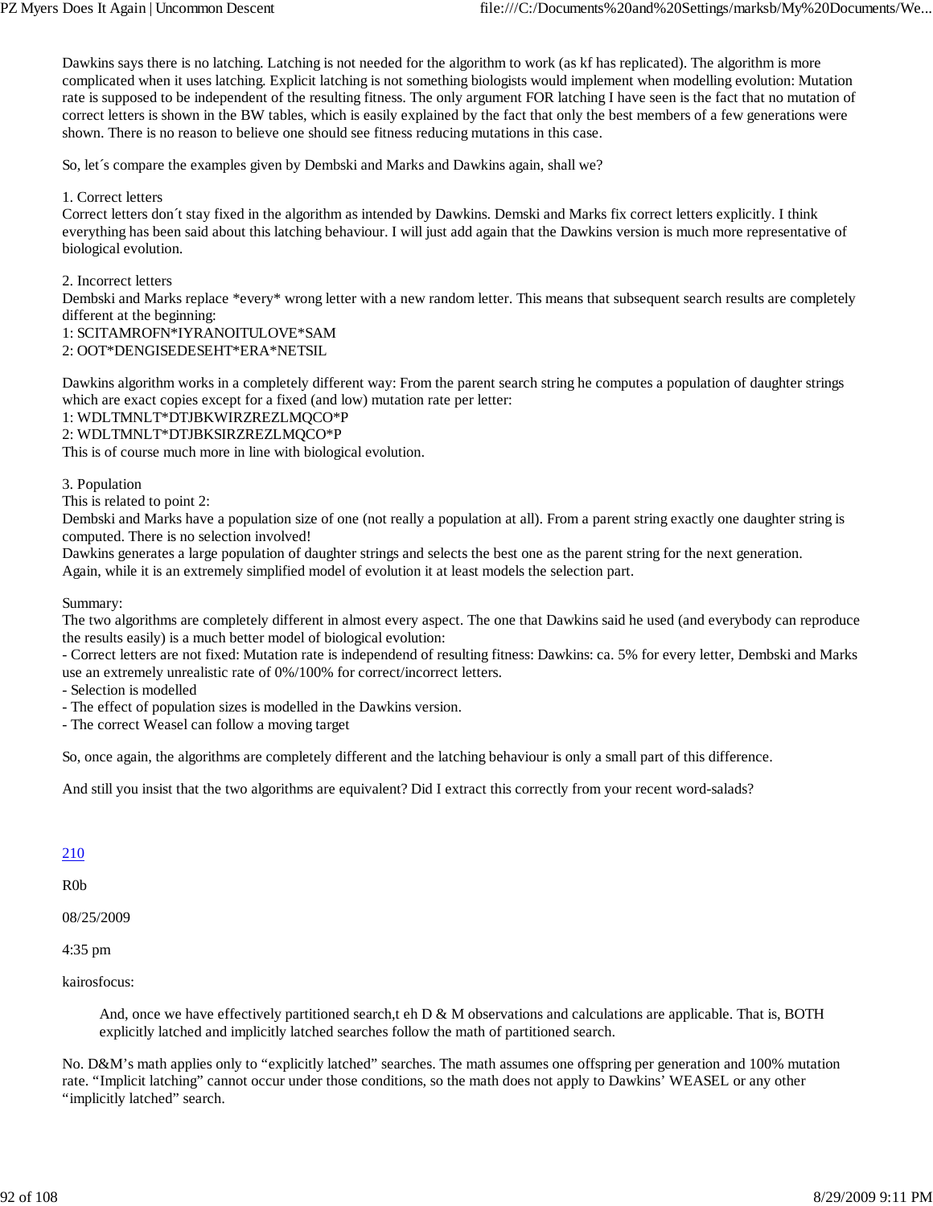Dawkins says there is no latching. Latching is not needed for the algorithm to work (as kf has replicated). The algorithm is more complicated when it uses latching. Explicit latching is not something biologists would implement when modelling evolution: Mutation rate is supposed to be independent of the resulting fitness. The only argument FOR latching I have seen is the fact that no mutation of correct letters is shown in the BW tables, which is easily explained by the fact that only the best members of a few generations were shown. There is no reason to believe one should see fitness reducing mutations in this case.

So, let´s compare the examples given by Dembski and Marks and Dawkins again, shall we?

1. Correct letters
Correct letters don´t stay fixed in the algorithm as intended by Dawkins. Demski and Marks fix correct letters explicitly. I think everything has been said about this latching behaviour. I will just add again that the Dawkins version is much more representative of biological evolution.

2. Incorrect letters
Dembski and Marks replace *every* wrong letter with a new random letter. This means that subsequent search results are completely different at the beginning:
1: SCITAMROFN*IYRANOITULOVE*SAM
2: OOT*DENGISEDESEHT*ERA*NETSIL

Dawkins algorithm works in a completely different way: From the parent search string he computes a population of daughter strings which are exact copies except for a fixed (and low) mutation rate per letter:
1: WDLTMNLT*DTJBKWIRZREZLMQCO*P
2: WDLTMNLT*DTJBKSIRZREZLMQCO*P
This is of course much more in line with biological evolution.

3. Population
This is related to point 2:
Dembski and Marks have a population size of one (not really a population at all). From a parent string exactly one daughter string is computed. There is no selection involved!
Dawkins generates a large population of daughter strings and selects the best one as the parent string for the next generation.
Again, while it is an extremely simplified model of evolution it at least models the selection part.

Summary:
The two algorithms are completely different in almost every aspect. The one that Dawkins said he used (and everybody can reproduce the results easily) is a much better model of biological evolution:
- Correct letters are not fixed: Mutation rate is independend of resulting fitness: Dawkins: ca. 5% for every letter, Dembski and Marks use an extremely unrealistic rate of 0%/100% for correct/incorrect letters.
- Selection is modelled
- The effect of population sizes is modelled in the Dawkins version.
- The correct Weasel can follow a moving target

So, once again, the algorithms are completely different and the latching behaviour is only a small part of this difference.

And still you insist that the two algorithms are equivalent? Did I extract this correctly from your recent word-salads?

210

R0b

08/25/2009

4:35 pm

kairosfocus:

> And, once we have effectively partitioned search,t eh D & M observations and calculations are applicable. That is, BOTH explicitly latched and implicitly latched searches follow the math of partitioned search.

No. D&M's math applies only to "explicitly latched" searches. The math assumes one offspring per generation and 100% mutation rate. "Implicit latching" cannot occur under those conditions, so the math does not apply to Dawkins' WEASEL or any other "implicitly latched" search.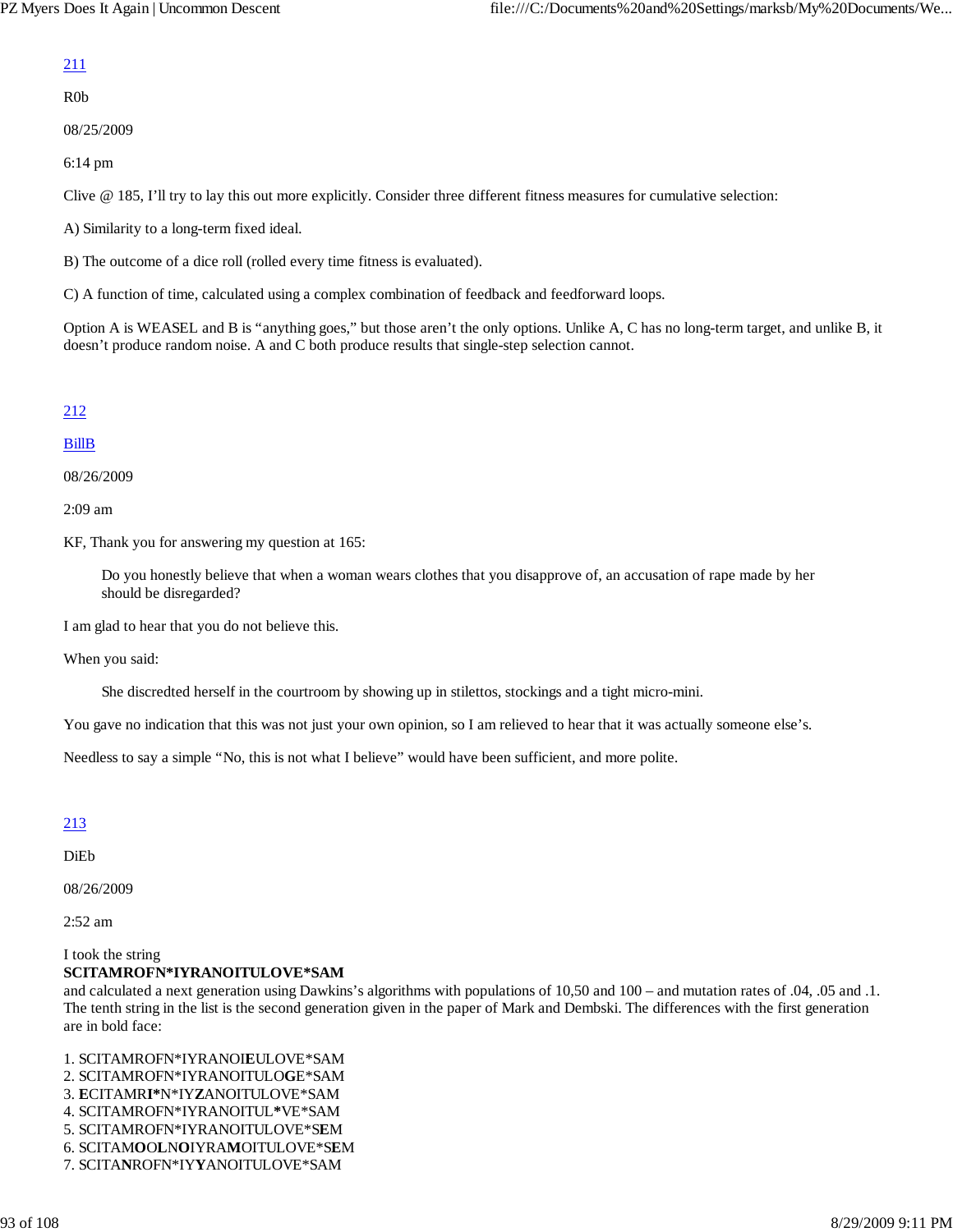211

R0b

08/25/2009

6:14 pm

Clive @ 185, I'll try to lay this out more explicitly. Consider three different fitness measures for cumulative selection:

A) Similarity to a long-term fixed ideal.

B) The outcome of a dice roll (rolled every time fitness is evaluated).

C) A function of time, calculated using a complex combination of feedback and feedforward loops.

Option A is WEASEL and B is "anything goes," but those aren't the only options. Unlike A, C has no long-term target, and unlike B, it doesn't produce random noise. A and C both produce results that single-step selection cannot.

212

BillB

08/26/2009

2:09 am

KF, Thank you for answering my question at 165:

> Do you honestly believe that when a woman wears clothes that you disapprove of, an accusation of rape made by her should be disregarded?

I am glad to hear that you do not believe this.

When you said:

> She discredted herself in the courtroom by showing up in stilettos, stockings and a tight micro-mini.

You gave no indication that this was not just your own opinion, so I am relieved to hear that it was actually someone else's.

Needless to say a simple "No, this is not what I believe" would have been sufficient, and more polite.

213

DiEb

08/26/2009

2:52 am

I took the string
**SCITAMROFN*IYRANOITULOVE*SAM**
and calculated a next generation using Dawkins's algorithms with populations of 10,50 and 100 – and mutation rates of .04, .05 and .1. The tenth string in the list is the second generation given in the paper of Mark and Dembski. The differences with the first generation are in bold face:

1. SCITAMROFN*IYRANOI**E**ULOVE*SAM
2. SCITAMROFN*IYRANOITULO**G**E*SAM
3. **E**CITAMR**I***N*IY**Z**ANOITULOVE*SAM
4. SCITAMROFN*IYRANOITUL**\***VE*SAM
5. SCITAMROFN*IYRANOITULOVE*S**E**M
6. SCITAM**OO**L**N**O**I**YRA**M**OITULOVE*S**E**M
7. SCITA**N**ROFN*IY**Y**ANOITULOVE*SAM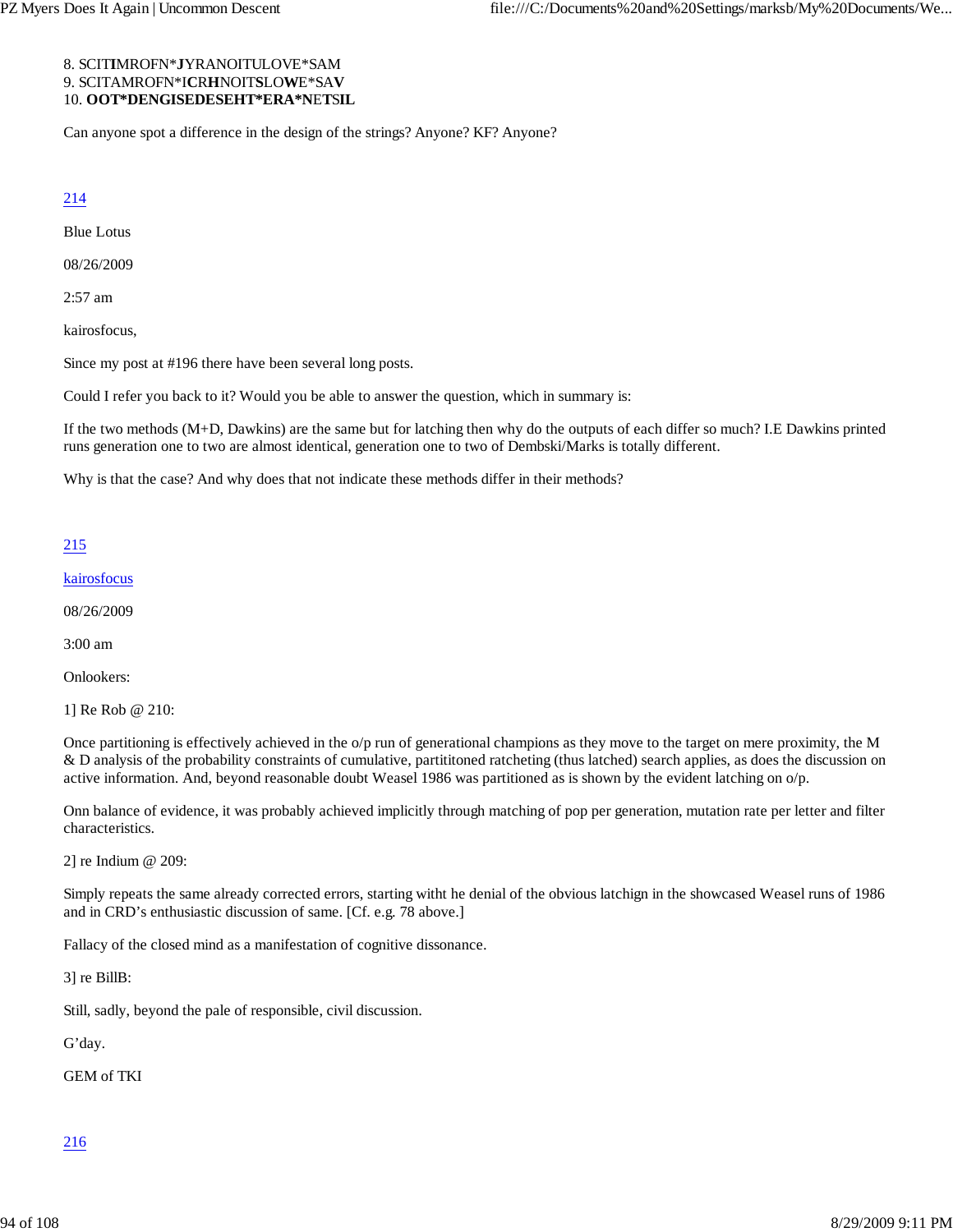8. SCIT**I**MROFN*****J**YRANOITULOVE*SAM
9. SCITAMROFN*I**C**R**H**NOIT**S**LO**W**E*SA**V**
10. **OOT*DENGISEDESEHT*ERA*N**ET**S**IL**

Can anyone spot a difference in the design of the strings? Anyone? KF? Anyone?

214

Blue Lotus

08/26/2009

2:57 am

kairosfocus,

Since my post at #196 there have been several long posts.

Could I refer you back to it? Would you be able to answer the question, which in summary is:

If the two methods (M+D, Dawkins) are the same but for latching then why do the outputs of each differ so much? I.E Dawkins printed runs generation one to two are almost identical, generation one to two of Dembski/Marks is totally different.

Why is that the case? And why does that not indicate these methods differ in their methods?

215

kairosfocus

08/26/2009

3:00 am

Onlookers:

1] Re Rob @ 210:

Once partitioning is effectively achieved in the o/p run of generational champions as they move to the target on mere proximity, the M & D analysis of the probability constraints of cumulative, partititoned ratcheting (thus latched) search applies, as does the discussion on active information. And, beyond reasonable doubt Weasel 1986 was partitioned as is shown by the evident latching on o/p.

Onn balance of evidence, it was probably achieved implicitly through matching of pop per generation, mutation rate per letter and filter characteristics.

2] re Indium @ 209:

Simply repeats the same already corrected errors, starting witht he denial of the obvious latchign in the showcased Weasel runs of 1986 and in CRD's enthusiastic discussion of same. [Cf. e.g. 78 above.]

Fallacy of the closed mind as a manifestation of cognitive dissonance.

3] re BillB:

Still, sadly, beyond the pale of responsible, civil discussion.

G'day.

GEM of TKI

216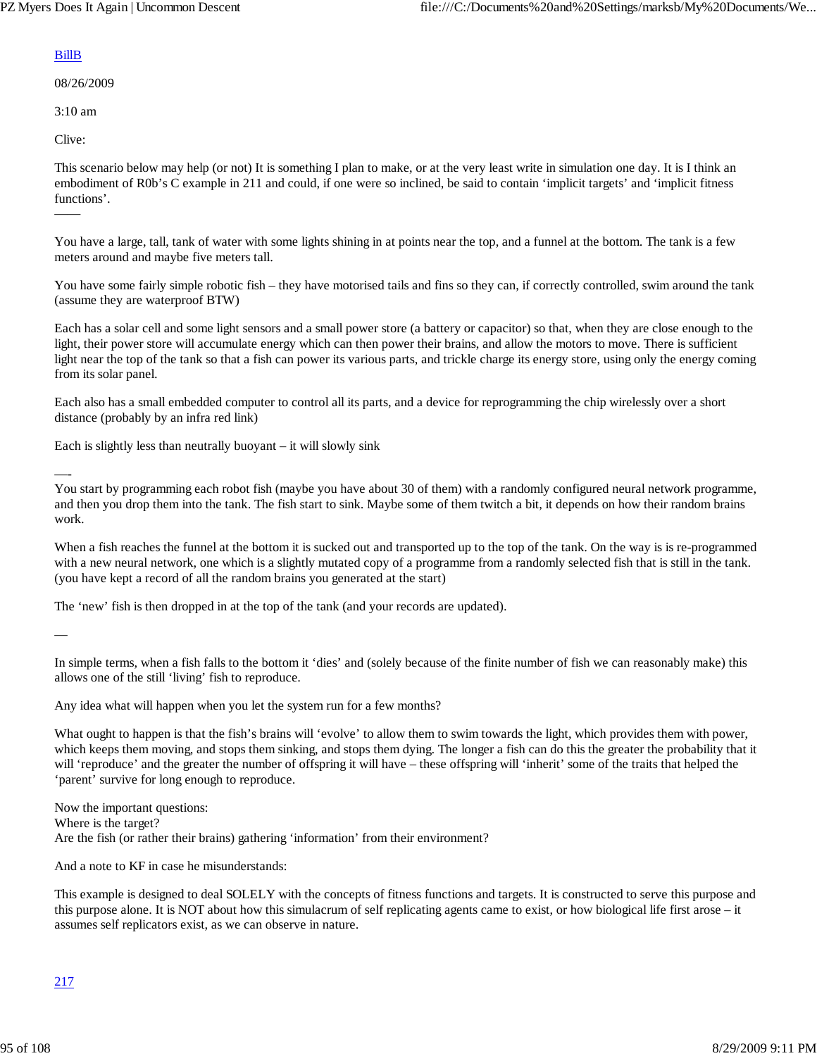BillB

08/26/2009

3:10 am

Clive:

This scenario below may help (or not) It is something I plan to make, or at the very least write in simulation one day. It is I think an embodiment of R0b's C example in 211 and could, if one were so inclined, be said to contain 'implicit targets' and 'implicit fitness functions'.

——

You have a large, tall, tank of water with some lights shining in at points near the top, and a funnel at the bottom. The tank is a few meters around and maybe five meters tall.

You have some fairly simple robotic fish – they have motorised tails and fins so they can, if correctly controlled, swim around the tank (assume they are waterproof BTW)

Each has a solar cell and some light sensors and a small power store (a battery or capacitor) so that, when they are close enough to the light, their power store will accumulate energy which can then power their brains, and allow the motors to move. There is sufficient light near the top of the tank so that a fish can power its various parts, and trickle charge its energy store, using only the energy coming from its solar panel.

Each also has a small embedded computer to control all its parts, and a device for reprogramming the chip wirelessly over a short distance (probably by an infra red link)

Each is slightly less than neutrally buoyant – it will slowly sink

—-

You start by programming each robot fish (maybe you have about 30 of them) with a randomly configured neural network programme, and then you drop them into the tank. The fish start to sink. Maybe some of them twitch a bit, it depends on how their random brains work.

When a fish reaches the funnel at the bottom it is sucked out and transported up to the top of the tank. On the way is is re-programmed with a new neural network, one which is a slightly mutated copy of a programme from a randomly selected fish that is still in the tank. (you have kept a record of all the random brains you generated at the start)

The 'new' fish is then dropped in at the top of the tank (and your records are updated).

—

In simple terms, when a fish falls to the bottom it 'dies' and (solely because of the finite number of fish we can reasonably make) this allows one of the still 'living' fish to reproduce.

Any idea what will happen when you let the system run for a few months?

What ought to happen is that the fish's brains will 'evolve' to allow them to swim towards the light, which provides them with power, which keeps them moving, and stops them sinking, and stops them dying. The longer a fish can do this the greater the probability that it will 'reproduce' and the greater the number of offspring it will have – these offspring will 'inherit' some of the traits that helped the 'parent' survive for long enough to reproduce.

Now the important questions:  
Where is the target?  
Are the fish (or rather their brains) gathering 'information' from their environment?

And a note to KF in case he misunderstands:

This example is designed to deal SOLELY with the concepts of fitness functions and targets. It is constructed to serve this purpose and this purpose alone. It is NOT about how this simulacrum of self replicating agents came to exist, or how biological life first arose – it assumes self replicators exist, as we can observe in nature.

217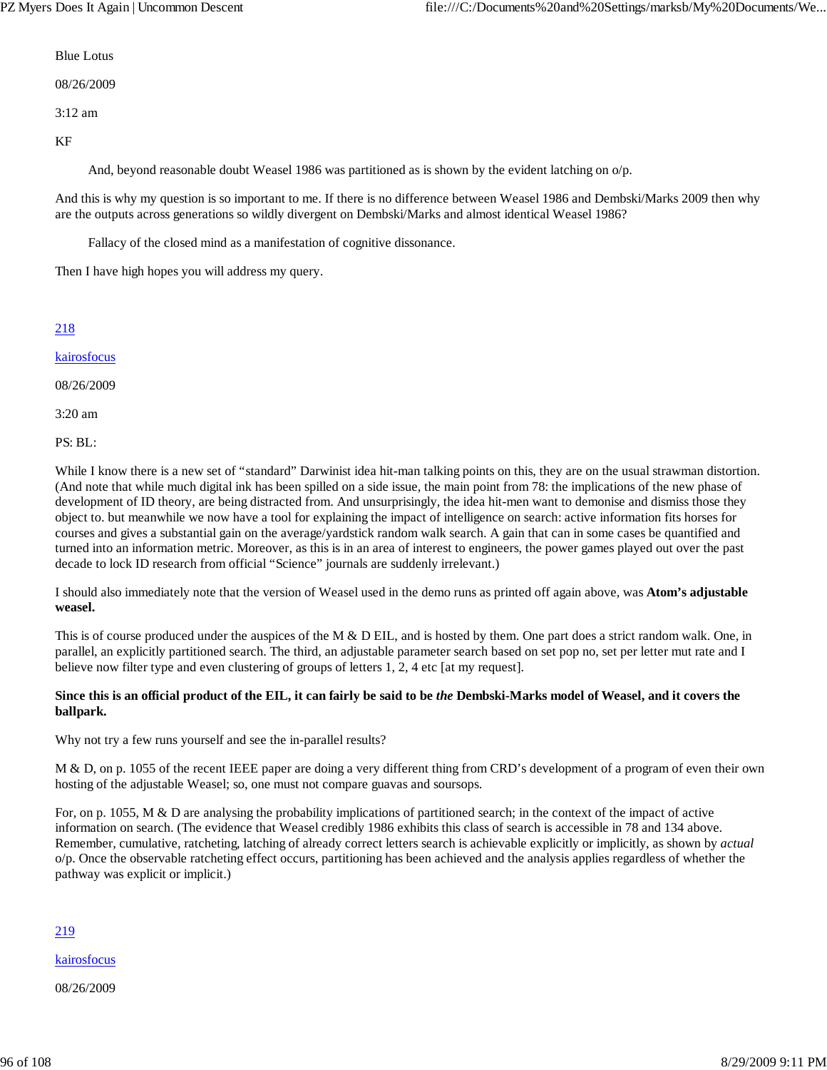Blue Lotus

08/26/2009

3:12 am

KF

> And, beyond reasonable doubt Weasel 1986 was partitioned as is shown by the evident latching on o/p.

And this is why my question is so important to me. If there is no difference between Weasel 1986 and Dembski/Marks 2009 then why are the outputs across generations so wildly divergent on Dembski/Marks and almost identical Weasel 1986?

> Fallacy of the closed mind as a manifestation of cognitive dissonance.

Then I have high hopes you will address my query.

218

kairosfocus

08/26/2009

3:20 am

PS: BL:

While I know there is a new set of "standard" Darwinist idea hit-man talking points on this, they are on the usual strawman distortion. (And note that while much digital ink has been spilled on a side issue, the main point from 78: the implications of the new phase of development of ID theory, are being distracted from. And unsurprisingly, the idea hit-men want to demonise and dismiss those they object to. but meanwhile we now have a tool for explaining the impact of intelligence on search: active information fits horses for courses and gives a substantial gain on the average/yardstick random walk search. A gain that can in some cases be quantified and turned into an information metric. Moreover, as this is in an area of interest to engineers, the power games played out over the past decade to lock ID research from official "Science" journals are suddenly irrelevant.)

I should also immediately note that the version of Weasel used in the demo runs as printed off again above, was **Atom's adjustable weasel.**

This is of course produced under the auspices of the M & D EIL, and is hosted by them. One part does a strict random walk. One, in parallel, an explicitly partitioned search. The third, an adjustable parameter search based on set pop no, set per letter mut rate and I believe now filter type and even clustering of groups of letters 1, 2, 4 etc [at my request].

**Since this is an official product of the EIL, it can fairly be said to be *the* Dembski-Marks model of Weasel, and it covers the ballpark.**

Why not try a few runs yourself and see the in-parallel results?

M & D, on p. 1055 of the recent IEEE paper are doing a very different thing from CRD's development of a program of even their own hosting of the adjustable Weasel; so, one must not compare guavas and soursops.

For, on p. 1055, M & D are analysing the probability implications of partitioned search; in the context of the impact of active information on search. (The evidence that Weasel credibly 1986 exhibits this class of search is accessible in 78 and 134 above. Remember, cumulative, ratcheting, latching of already correct letters search is achievable explicitly or implicitly, as shown by *actual* o/p. Once the observable ratcheting effect occurs, partitioning has been achieved and the analysis applies regardless of whether the pathway was explicit or implicit.)

219

kairosfocus

08/26/2009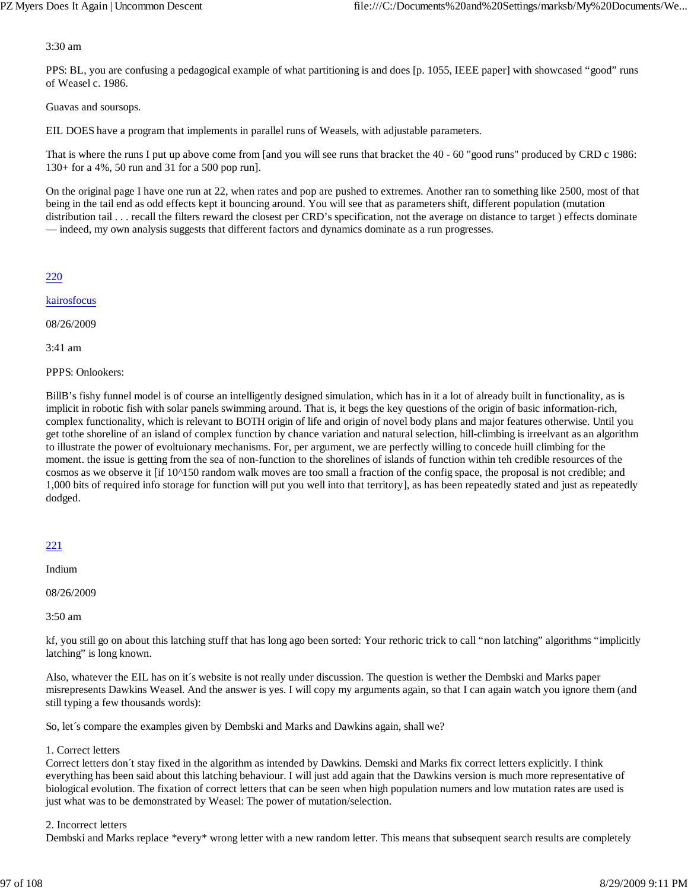3:30 am

PPS: BL, you are confusing a pedagogical example of what partitioning is and does [p. 1055, IEEE paper] with showcased "good" runs of Weasel c. 1986.

Guavas and soursops.

EIL DOES have a program that implements in parallel runs of Weasels, with adjustable parameters.

That is where the runs I put up above come from [and you will see runs that bracket the 40 - 60 "good runs" produced by CRD c 1986: 130+ for a 4%, 50 run and 31 for a 500 pop run].

On the original page I have one run at 22, when rates and pop are pushed to extremes. Another ran to something like 2500, most of that being in the tail end as odd effects kept it bouncing around. You will see that as parameters shift, different population (mutation distribution tail . . . recall the filters reward the closest per CRD's specification, not the average on distance to target ) effects dominate — indeed, my own analysis suggests that different factors and dynamics dominate as a run progresses.

220

kairosfocus

08/26/2009

3:41 am

PPPS: Onlookers:

BillB's fishy funnel model is of course an intelligently designed simulation, which has in it a lot of already built in functionality, as is implicit in robotic fish with solar panels swimming around. That is, it begs the key questions of the origin of basic information-rich, complex functionality, which is relevant to BOTH origin of life and origin of novel body plans and major features otherwise. Until you get tothe shoreline of an island of complex function by chance variation and natural selection, hill-climbing is irreelvant as an algorithm to illustrate the power of evoltuionary mechanisms. For, per argument, we are perfectly willing to concede huill climbing for the moment. the issue is getting from the sea of non-function to the shorelines of islands of function within teh credible resources of the cosmos as we observe it [if 10^150 random walk moves are too small a fraction of the config space, the proposal is not credible; and 1,000 bits of required info storage for function will put you well into that territory], as has been repeatedly stated and just as repeatedly dodged.

221

Indium

08/26/2009

3:50 am

kf, you still go on about this latching stuff that has long ago been sorted: Your rethoric trick to call "non latching" algorithms "implicitly latching" is long known.

Also, whatever the EIL has on it´s website is not really under discussion. The question is wether the Dembski and Marks paper misrepresents Dawkins Weasel. And the answer is yes. I will copy my arguments again, so that I can again watch you ignore them (and still typing a few thousands words):

So, let´s compare the examples given by Dembski and Marks and Dawkins again, shall we?

1. Correct letters
Correct letters don´t stay fixed in the algorithm as intended by Dawkins. Demski and Marks fix correct letters explicitly. I think everything has been said about this latching behaviour. I will just add again that the Dawkins version is much more representative of biological evolution. The fixation of correct letters that can be seen when high population numers and low mutation rates are used is just what was to be demonstrated by Weasel: The power of mutation/selection.

2. Incorrect letters
Dembski and Marks replace *every* wrong letter with a new random letter. This means that subsequent search results are completely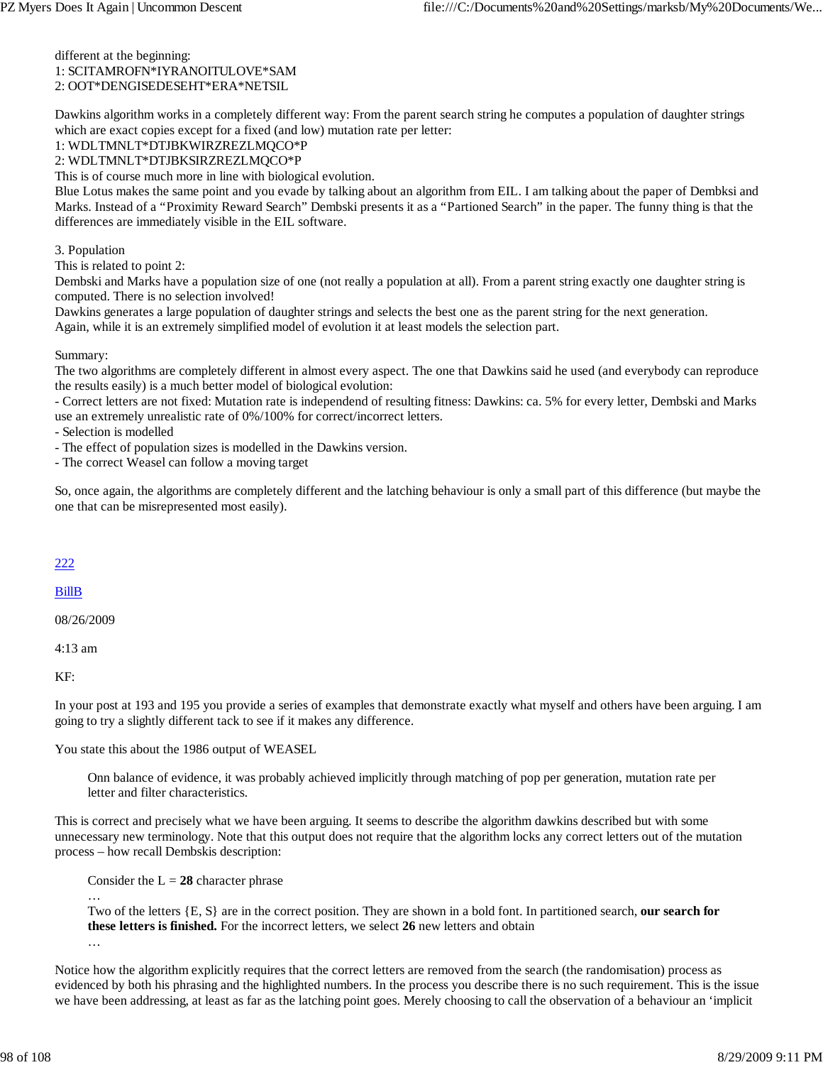different at the beginning:
1: SCITAMROFN*IYRANOITULOVE*SAM
2: OOT*DENGISEDESEHT*ERA*NETSIL

Dawkins algorithm works in a completely different way: From the parent search string he computes a population of daughter strings which are exact copies except for a fixed (and low) mutation rate per letter:
1: WDLTMNLT*DTJBKWIRZREZLMQCO*P
2: WDLTMNLT*DTJBKSIRZREZLMQCO*P
This is of course much more in line with biological evolution.
Blue Lotus makes the same point and you evade by talking about an algorithm from EIL. I am talking about the paper of Dembksi and Marks. Instead of a "Proximity Reward Search" Dembski presents it as a "Partioned Search" in the paper. The funny thing is that the differences are immediately visible in the EIL software.

3. Population
This is related to point 2:
Dembski and Marks have a population size of one (not really a population at all). From a parent string exactly one daughter string is computed. There is no selection involved!
Dawkins generates a large population of daughter strings and selects the best one as the parent string for the next generation.
Again, while it is an extremely simplified model of evolution it at least models the selection part.

Summary:
The two algorithms are completely different in almost every aspect. The one that Dawkins said he used (and everybody can reproduce the results easily) is a much better model of biological evolution:
- Correct letters are not fixed: Mutation rate is independend of resulting fitness: Dawkins: ca. 5% for every letter, Dembski and Marks use an extremely unrealistic rate of 0%/100% for correct/incorrect letters.
- Selection is modelled
- The effect of population sizes is modelled in the Dawkins version.
- The correct Weasel can follow a moving target

So, once again, the algorithms are completely different and the latching behaviour is only a small part of this difference (but maybe the one that can be misrepresented most easily).

222

BillB

08/26/2009

4:13 am

KF:

In your post at 193 and 195 you provide a series of examples that demonstrate exactly what myself and others have been arguing. I am going to try a slightly different tack to see if it makes any difference.

You state this about the 1986 output of WEASEL

> Onn balance of evidence, it was probably achieved implicitly through matching of pop per generation, mutation rate per letter and filter characteristics.

This is correct and precisely what we have been arguing. It seems to describe the algorithm dawkins described but with some unnecessary new terminology. Note that this output does not require that the algorithm locks any correct letters out of the mutation process – how recall Dembskis description:

> Consider the L = **28** character phrase
> …
> Two of the letters {E, S} are in the correct position. They are shown in a bold font. In partitioned search, **our search for these letters is finished.** For the incorrect letters, we select **26** new letters and obtain
> …

Notice how the algorithm explicitly requires that the correct letters are removed from the search (the randomisation) process as evidenced by both his phrasing and the highlighted numbers. In the process you describe there is no such requirement. This is the issue we have been addressing, at least as far as the latching point goes. Merely choosing to call the observation of a behaviour an 'implicit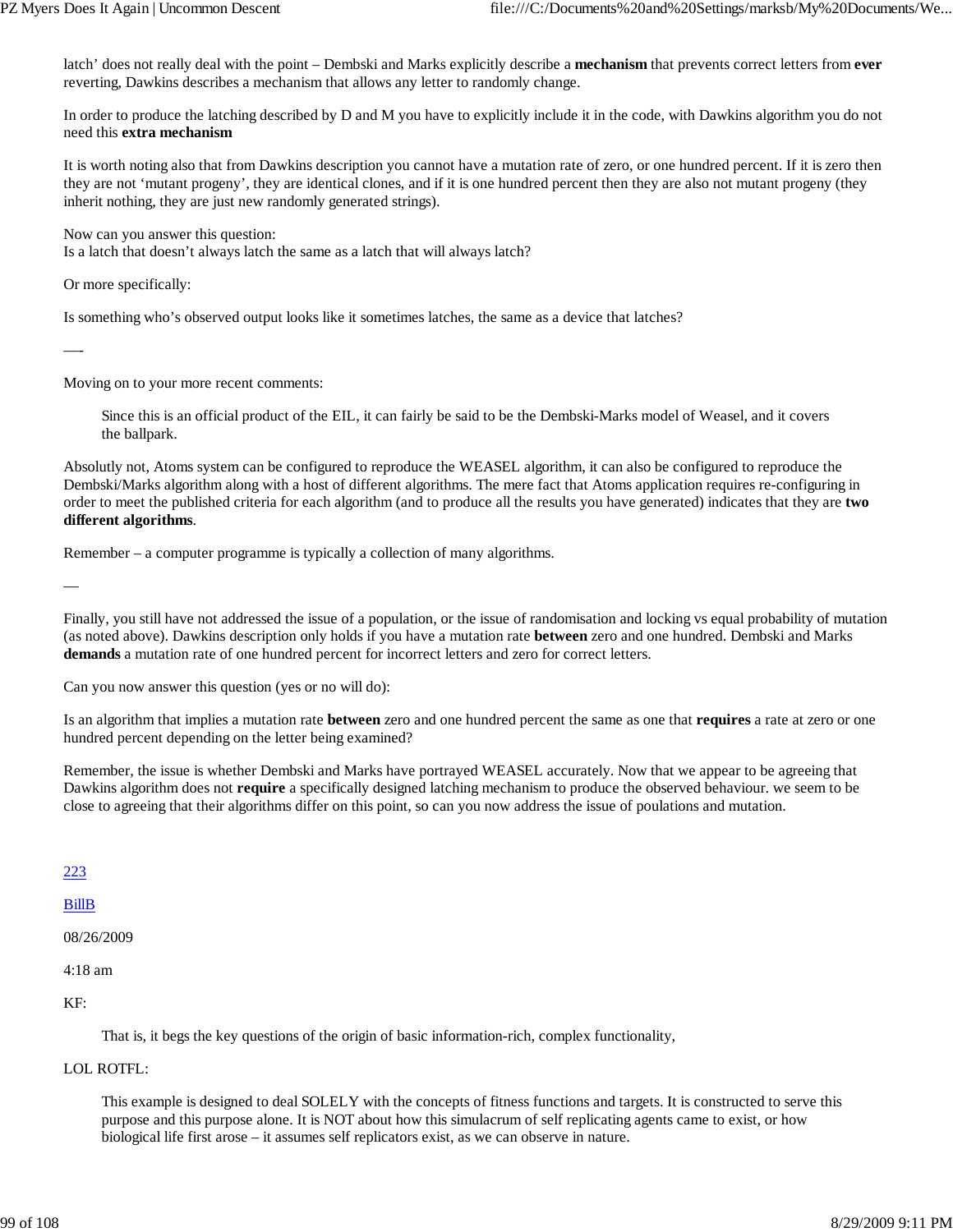latch' does not really deal with the point – Dembski and Marks explicitly describe a **mechanism** that prevents correct letters from **ever** reverting, Dawkins describes a mechanism that allows any letter to randomly change.

In order to produce the latching described by D and M you have to explicitly include it in the code, with Dawkins algorithm you do not need this **extra mechanism**

It is worth noting also that from Dawkins description you cannot have a mutation rate of zero, or one hundred percent. If it is zero then they are not 'mutant progeny', they are identical clones, and if it is one hundred percent then they are also not mutant progeny (they inherit nothing, they are just new randomly generated strings).

Now can you answer this question:
Is a latch that doesn't always latch the same as a latch that will always latch?

Or more specifically:

Is something who's observed output looks like it sometimes latches, the same as a device that latches?

—-

Moving on to your more recent comments:

> Since this is an official product of the EIL, it can fairly be said to be the Dembski-Marks model of Weasel, and it covers the ballpark.

Absolutly not, Atoms system can be configured to reproduce the WEASEL algorithm, it can also be configured to reproduce the Dembski/Marks algorithm along with a host of different algorithms. The mere fact that Atoms application requires re-configuring in order to meet the published criteria for each algorithm (and to produce all the results you have generated) indicates that they are **two different algorithms**.

Remember – a computer programme is typically a collection of many algorithms.

—

Finally, you still have not addressed the issue of a population, or the issue of randomisation and locking vs equal probability of mutation (as noted above). Dawkins description only holds if you have a mutation rate **between** zero and one hundred. Dembski and Marks **demands** a mutation rate of one hundred percent for incorrect letters and zero for correct letters.

Can you now answer this question (yes or no will do):

Is an algorithm that implies a mutation rate **between** zero and one hundred percent the same as one that **requires** a rate at zero or one hundred percent depending on the letter being examined?

Remember, the issue is whether Dembski and Marks have portrayed WEASEL accurately. Now that we appear to be agreeing that Dawkins algorithm does not **require** a specifically designed latching mechanism to produce the observed behaviour. we seem to be close to agreeing that their algorithms differ on this point, so can you now address the issue of poulations and mutation.

223

BillB

08/26/2009

4:18 am

KF:

> That is, it begs the key questions of the origin of basic information-rich, complex functionality,

LOL ROTFL:

> This example is designed to deal SOLELY with the concepts of fitness functions and targets. It is constructed to serve this purpose and this purpose alone. It is NOT about how this simulacrum of self replicating agents came to exist, or how biological life first arose – it assumes self replicators exist, as we can observe in nature.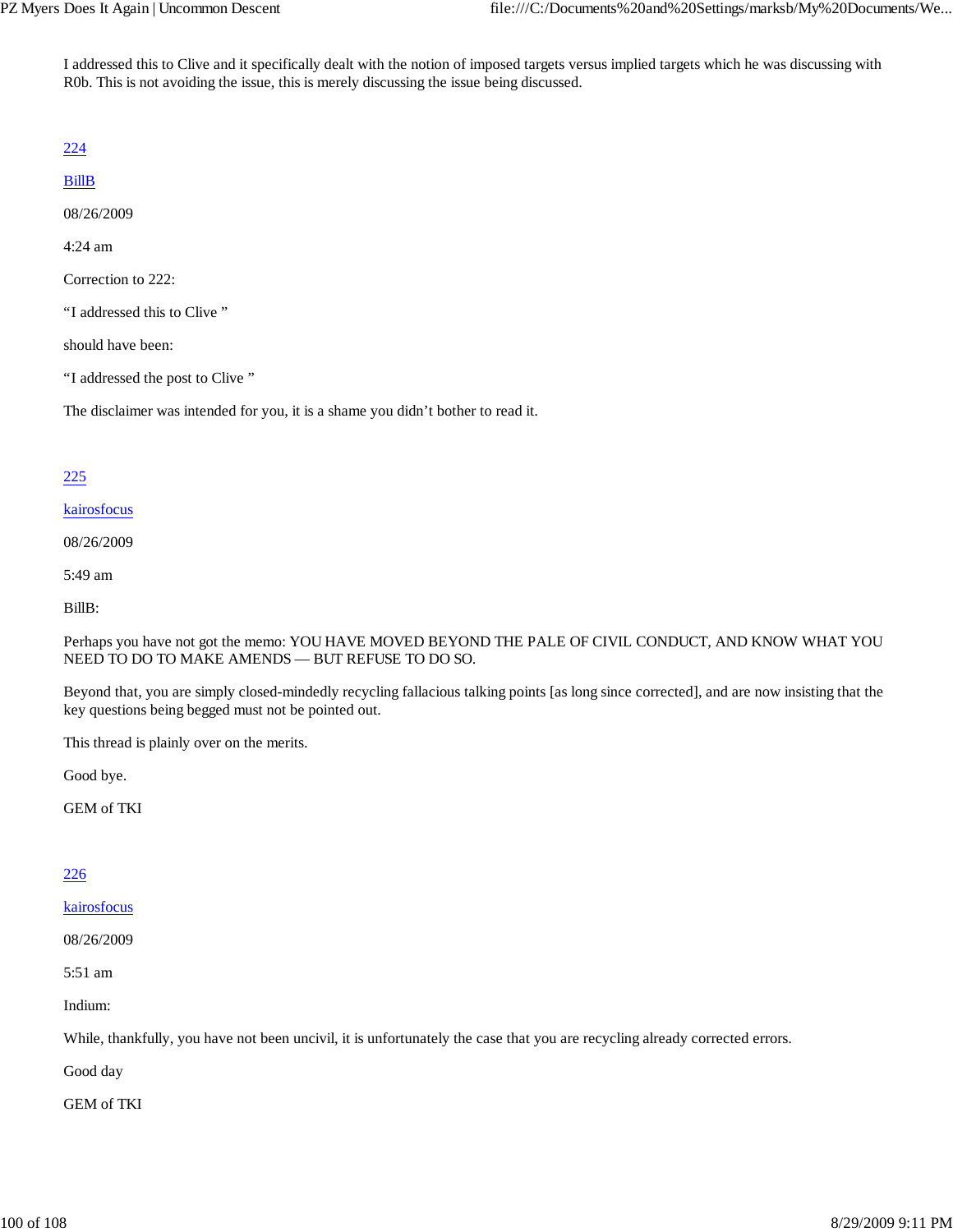I addressed this to Clive and it specifically dealt with the notion of imposed targets versus implied targets which he was discussing with R0b. This is not avoiding the issue, this is merely discussing the issue being discussed.

224

BillB

08/26/2009

4:24 am

Correction to 222:

“I addressed this to Clive ”

should have been:

“I addressed the post to Clive ”

The disclaimer was intended for you, it is a shame you didn’t bother to read it.

225

kairosfocus

08/26/2009

5:49 am

BillB:

Perhaps you have not got the memo: YOU HAVE MOVED BEYOND THE PALE OF CIVIL CONDUCT, AND KNOW WHAT YOU NEED TO DO TO MAKE AMENDS — BUT REFUSE TO DO SO.

Beyond that, you are simply closed-mindedly recycling fallacious talking points [as long since corrected], and are now insisting that the key questions being begged must not be pointed out.

This thread is plainly over on the merits.

Good bye.

GEM of TKI

226

kairosfocus

08/26/2009

5:51 am

Indium:

While, thankfully, you have not been uncivil, it is unfortunately the case that you are recycling already corrected errors.

Good day

GEM of TKI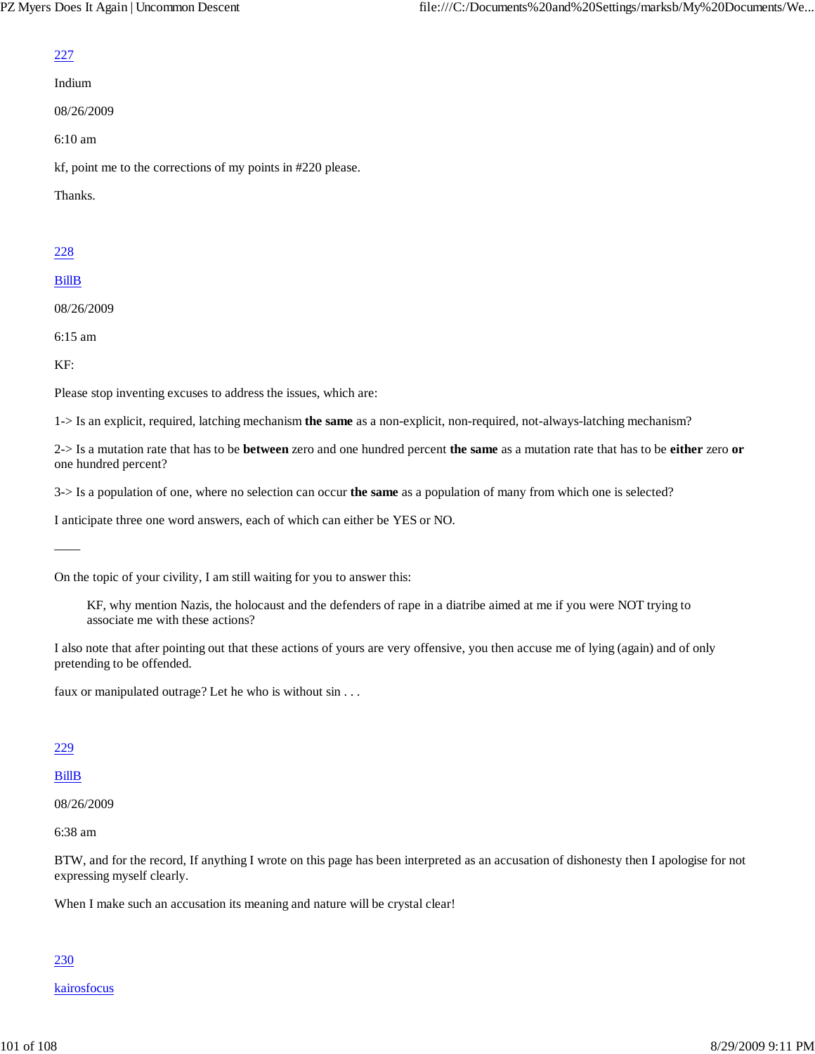[227](#)

Indium

08/26/2009

6:10 am

kf, point me to the corrections of my points in #220 please.

Thanks.

[228](#)

[BillB](#)

08/26/2009

6:15 am

KF:

Please stop inventing excuses to address the issues, which are:

1-> Is an explicit, required, latching mechanism **the same** as a non-explicit, non-required, not-always-latching mechanism?

2-> Is a mutation rate that has to be **between** zero and one hundred percent **the same** as a mutation rate that has to be **either** zero **or** one hundred percent?

3-> Is a population of one, where no selection can occur **the same** as a population of many from which one is selected?

I anticipate three one word answers, each of which can either be YES or NO.

——

On the topic of your civility, I am still waiting for you to answer this:

> KF, why mention Nazis, the holocaust and the defenders of rape in a diatribe aimed at me if you were NOT trying to associate me with these actions?

I also note that after pointing out that these actions of yours are very offensive, you then accuse me of lying (again) and of only pretending to be offended.

faux or manipulated outrage? Let he who is without sin . . .

[229](#)

[BillB](#)

08/26/2009

6:38 am

BTW, and for the record, If anything I wrote on this page has been interpreted as an accusation of dishonesty then I apologise for not expressing myself clearly.

When I make such an accusation its meaning and nature will be crystal clear!

[230](#)

[kairosfocus](#)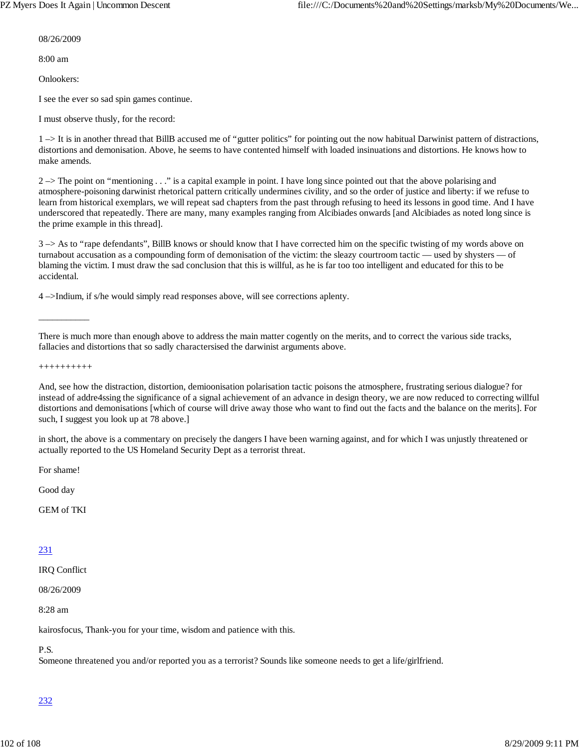08/26/2009

8:00 am

Onlookers:

I see the ever so sad spin games continue.

I must observe thusly, for the record:

1 –> It is in another thread that BillB accused me of "gutter politics" for pointing out the now habitual Darwinist pattern of distractions, distortions and demonisation. Above, he seems to have contented himself with loaded insinuations and distortions. He knows how to make amends.

2 –> The point on "mentioning . . ." is a capital example in point. I have long since pointed out that the above polarising and atmosphere-poisoning darwinist rhetorical pattern critically undermines civility, and so the order of justice and liberty: if we refuse to learn from historical exemplars, we will repeat sad chapters from the past through refusing to heed its lessons in good time. And I have underscored that repeatedly. There are many, many examples ranging from Alcibiades onwards [and Alcibiades as noted long since is the prime example in this thread].

3 –> As to "rape defendants", BillB knows or should know that I have corrected him on the specific twisting of my words above on turnabout accusation as a compounding form of demonisation of the victim: the sleazy courtroom tactic — used by shysters — of blaming the victim. I must draw the sad conclusion that this is willful, as he is far too too intelligent and educated for this to be accidental.

4 –>Indium, if s/he would simply read responses above, will see corrections aplenty.

___________

There is much more than enough above to address the main matter cogently on the merits, and to correct the various side tracks, fallacies and distortions that so sadly charactersised the darwinist arguments above.

++++++++++

And, see how the distraction, distortion, demioonisation polarisation tactic poisons the atmosphere, frustrating serious dialogue? for instead of addre4ssing the significance of a signal achievement of an advance in design theory, we are now reduced to correcting willful distortions and demonisations [which of course will drive away those who want to find out the facts and the balance on the merits]. For such, I suggest you look up at 78 above.]

in short, the above is a commentary on precisely the dangers I have been warning against, and for which I was unjustly threatened or actually reported to the US Homeland Security Dept as a terrorist threat.

For shame!

Good day

GEM of TKI

231

IRQ Conflict

08/26/2009

8:28 am

kairosfocus, Thank-you for your time, wisdom and patience with this.

P.S.
Someone threatened you and/or reported you as a terrorist? Sounds like someone needs to get a life/girlfriend.

232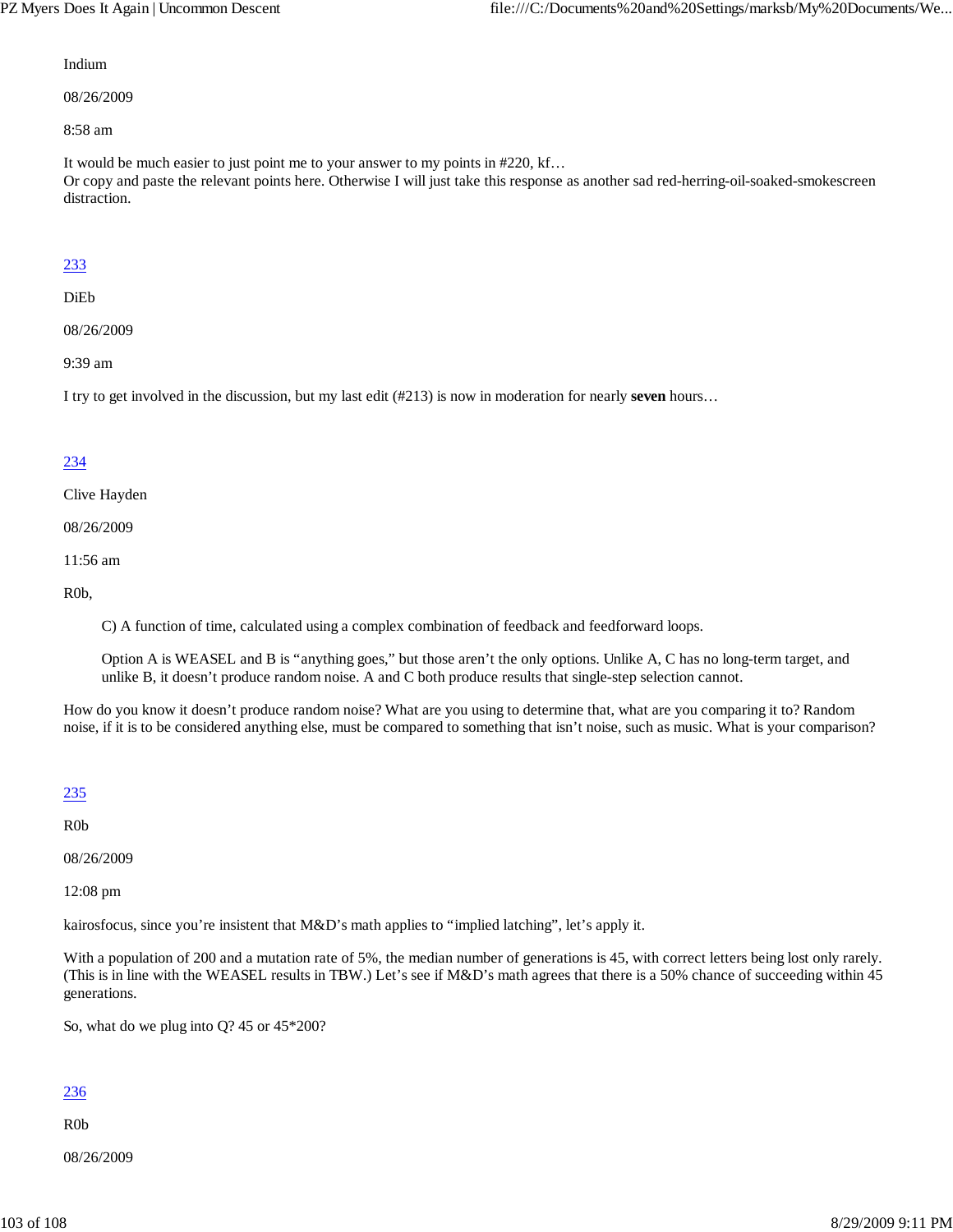Indium

08/26/2009

8:58 am

It would be much easier to just point me to your answer to my points in #220, kf…
Or copy and paste the relevant points here. Otherwise I will just take this response as another sad red-herring-oil-soaked-smokescreen distraction.

233

DiEb

08/26/2009

9:39 am

I try to get involved in the discussion, but my last edit (#213) is now in moderation for nearly **seven** hours…

234

Clive Hayden

08/26/2009

11:56 am

R0b,

> C) A function of time, calculated using a complex combination of feedback and feedforward loops.
>
> Option A is WEASEL and B is "anything goes," but those aren't the only options. Unlike A, C has no long-term target, and unlike B, it doesn't produce random noise. A and C both produce results that single-step selection cannot.

How do you know it doesn't produce random noise? What are you using to determine that, what are you comparing it to? Random noise, if it is to be considered anything else, must be compared to something that isn't noise, such as music. What is your comparison?

235

R0b

08/26/2009

12:08 pm

kairosfocus, since you're insistent that M&D's math applies to "implied latching", let's apply it.

With a population of 200 and a mutation rate of 5%, the median number of generations is 45, with correct letters being lost only rarely. (This is in line with the WEASEL results in TBW.) Let's see if M&D's math agrees that there is a 50% chance of succeeding within 45 generations.

So, what do we plug into Q? 45 or 45*200?

236

R0b

08/26/2009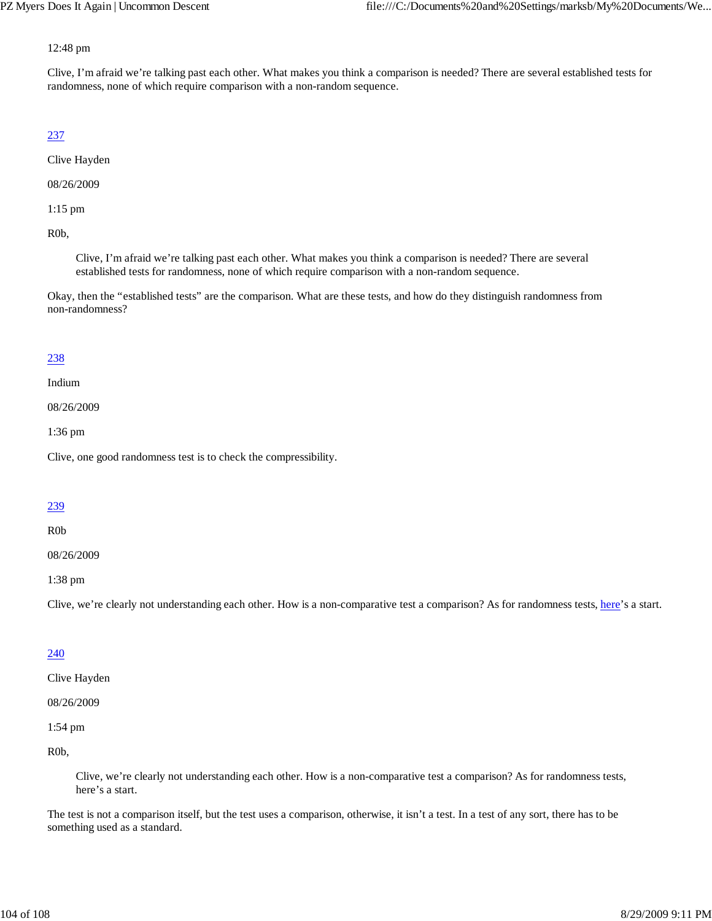12:48 pm

Clive, I'm afraid we're talking past each other. What makes you think a comparison is needed? There are several established tests for randomness, none of which require comparison with a non-random sequence.

237

Clive Hayden

08/26/2009

1:15 pm

R0b,

> Clive, I'm afraid we're talking past each other. What makes you think a comparison is needed? There are several established tests for randomness, none of which require comparison with a non-random sequence.

Okay, then the "established tests" are the comparison. What are these tests, and how do they distinguish randomness from non-randomness?

238

Indium

08/26/2009

1:36 pm

Clive, one good randomness test is to check the compressibility.

239

R0b

08/26/2009

1:38 pm

Clive, we're clearly not understanding each other. How is a non-comparative test a comparison? As for randomness tests, here's a start.

240

Clive Hayden

08/26/2009

1:54 pm

R0b,

> Clive, we're clearly not understanding each other. How is a non-comparative test a comparison? As for randomness tests, here's a start.

The test is not a comparison itself, but the test uses a comparison, otherwise, it isn't a test. In a test of any sort, there has to be something used as a standard.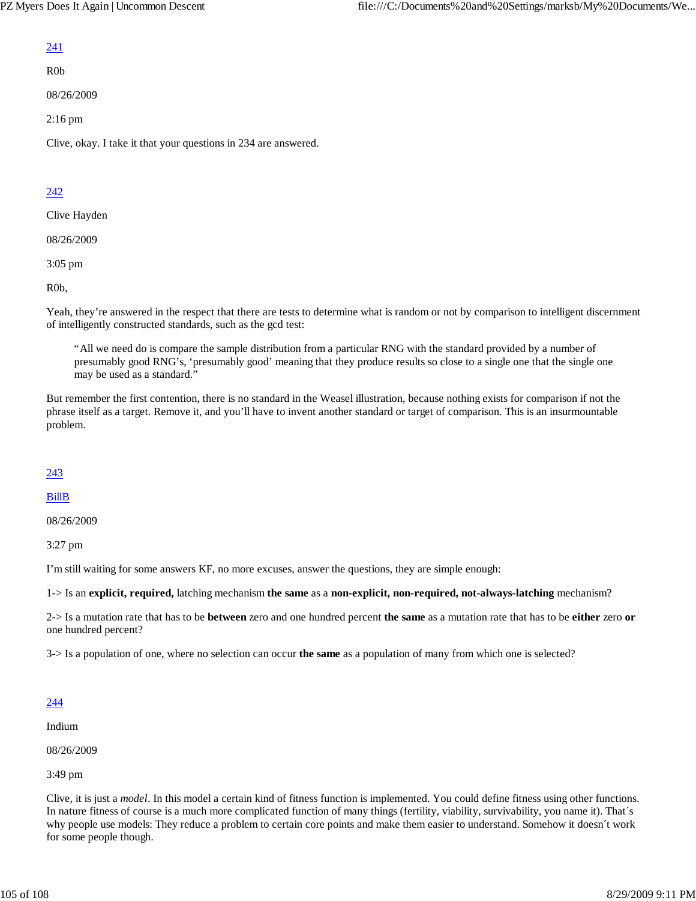241

R0b

08/26/2009

2:16 pm

Clive, okay. I take it that your questions in 234 are answered.

242

Clive Hayden

08/26/2009

3:05 pm

R0b,

Yeah, they're answered in the respect that there are tests to determine what is random or not by comparison to intelligent discernment of intelligently constructed standards, such as the gcd test:

> "All we need do is compare the sample distribution from a particular RNG with the standard provided by a number of presumably good RNG's, 'presumably good' meaning that they produce results so close to a single one that the single one may be used as a standard."

But remember the first contention, there is no standard in the Weasel illustration, because nothing exists for comparison if not the phrase itself as a target. Remove it, and you'll have to invent another standard or target of comparison. This is an insurmountable problem.

243

BillB

08/26/2009

3:27 pm

I'm still waiting for some answers KF, no more excuses, answer the questions, they are simple enough:

1-> Is an **explicit, required,** latching mechanism **the same** as a **non-explicit, non-required, not-always-latching** mechanism?

2-> Is a mutation rate that has to be **between** zero and one hundred percent **the same** as a mutation rate that has to be **either** zero **or** one hundred percent?

3-> Is a population of one, where no selection can occur **the same** as a population of many from which one is selected?

244

Indium

08/26/2009

3:49 pm

Clive, it is just a *model*. In this model a certain kind of fitness function is implemented. You could define fitness using other functions. In nature fitness of course is a much more complicated function of many things (fertility, viability, survivability, you name it). That´s why people use models: They reduce a problem to certain core points and make them easier to understand. Somehow it doesn´t work for some people though.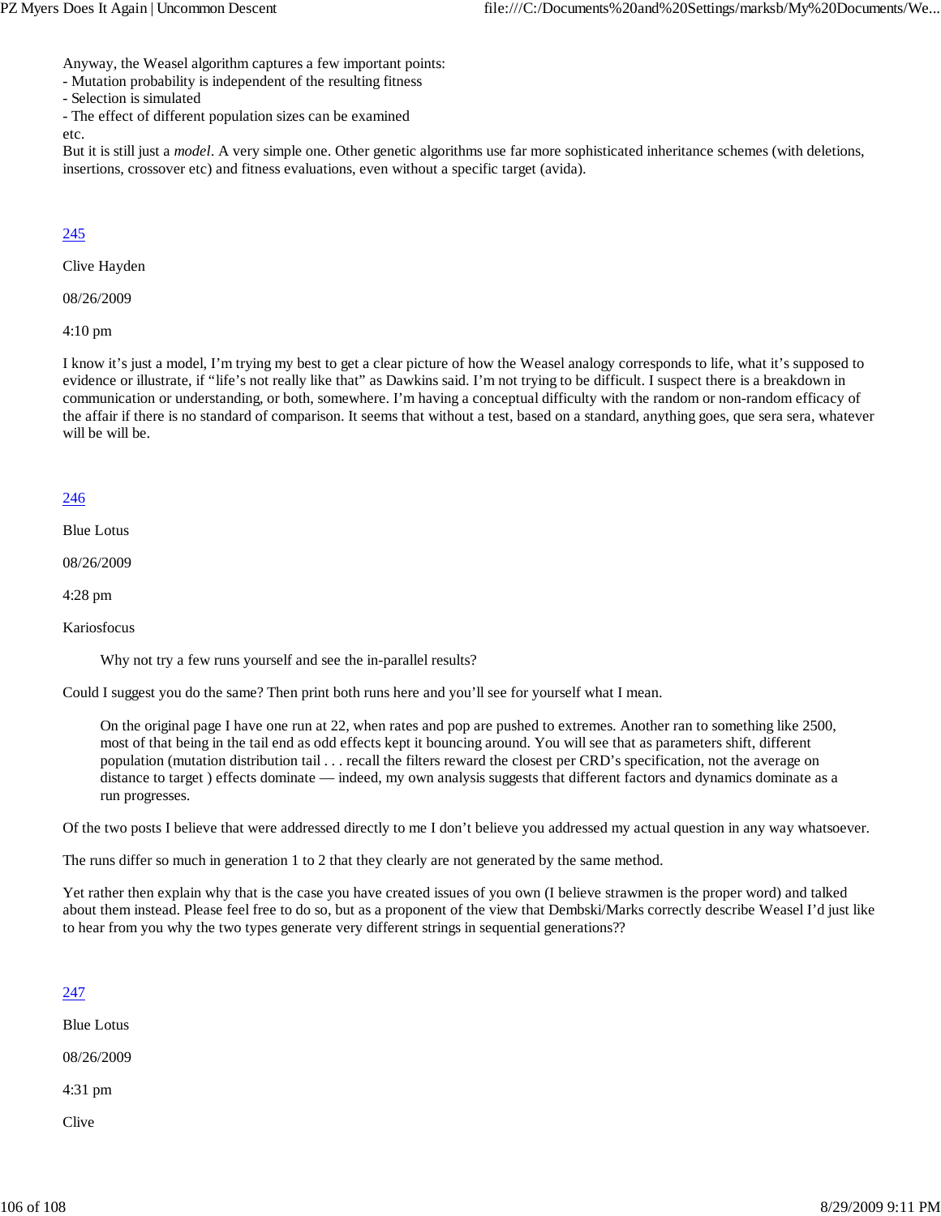Anyway, the Weasel algorithm captures a few important points:
- Mutation probability is independent of the resulting fitness
- Selection is simulated
- The effect of different population sizes can be examined

etc.

But it is still just a *model*. A very simple one. Other genetic algorithms use far more sophisticated inheritance schemes (with deletions, insertions, crossover etc) and fitness evaluations, even without a specific target (avida).

245

Clive Hayden

08/26/2009

4:10 pm

I know it's just a model, I'm trying my best to get a clear picture of how the Weasel analogy corresponds to life, what it's supposed to evidence or illustrate, if "life's not really like that" as Dawkins said. I'm not trying to be difficult. I suspect there is a breakdown in communication or understanding, or both, somewhere. I'm having a conceptual difficulty with the random or non-random efficacy of the affair if there is no standard of comparison. It seems that without a test, based on a standard, anything goes, que sera sera, whatever will be will be.

246

Blue Lotus

08/26/2009

4:28 pm

Kariosfocus

> Why not try a few runs yourself and see the in-parallel results?

Could I suggest you do the same? Then print both runs here and you'll see for yourself what I mean.

> On the original page I have one run at 22, when rates and pop are pushed to extremes. Another ran to something like 2500, most of that being in the tail end as odd effects kept it bouncing around. You will see that as parameters shift, different population (mutation distribution tail . . . recall the filters reward the closest per CRD's specification, not the average on distance to target ) effects dominate — indeed, my own analysis suggests that different factors and dynamics dominate as a run progresses.

Of the two posts I believe that were addressed directly to me I don't believe you addressed my actual question in any way whatsoever.

The runs differ so much in generation 1 to 2 that they clearly are not generated by the same method.

Yet rather then explain why that is the case you have created issues of you own (I believe strawmen is the proper word) and talked about them instead. Please feel free to do so, but as a proponent of the view that Dembski/Marks correctly describe Weasel I'd just like to hear from you why the two types generate very different strings in sequential generations??

247

Blue Lotus

08/26/2009

4:31 pm

Clive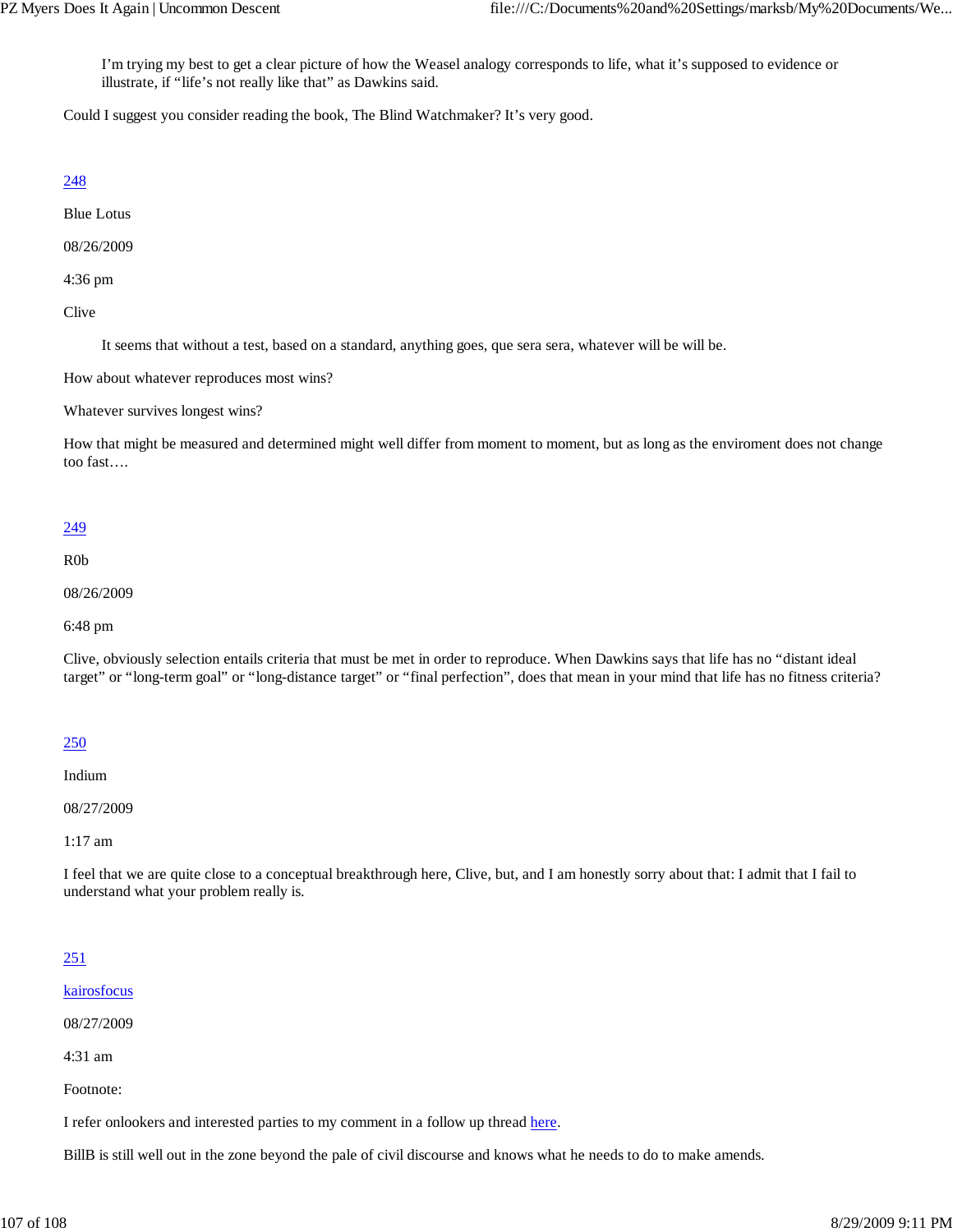> I'm trying my best to get a clear picture of how the Weasel analogy corresponds to life, what it's supposed to evidence or illustrate, if "life's not really like that" as Dawkins said.

Could I suggest you consider reading the book, The Blind Watchmaker? It's very good.

248

Blue Lotus

08/26/2009

4:36 pm

Clive

> It seems that without a test, based on a standard, anything goes, que sera sera, whatever will be will be.

How about whatever reproduces most wins?

Whatever survives longest wins?

How that might be measured and determined might well differ from moment to moment, but as long as the enviroment does not change too fast….

249

R0b

08/26/2009

6:48 pm

Clive, obviously selection entails criteria that must be met in order to reproduce. When Dawkins says that life has no "distant ideal target" or "long-term goal" or "long-distance target" or "final perfection", does that mean in your mind that life has no fitness criteria?

250

Indium

08/27/2009

1:17 am

I feel that we are quite close to a conceptual breakthrough here, Clive, but, and I am honestly sorry about that: I admit that I fail to understand what your problem really is.

251

kairosfocus

08/27/2009

4:31 am

Footnote:

I refer onlookers and interested parties to my comment in a follow up thread here.

BillB is still well out in the zone beyond the pale of civil discourse and knows what he needs to do to make amends.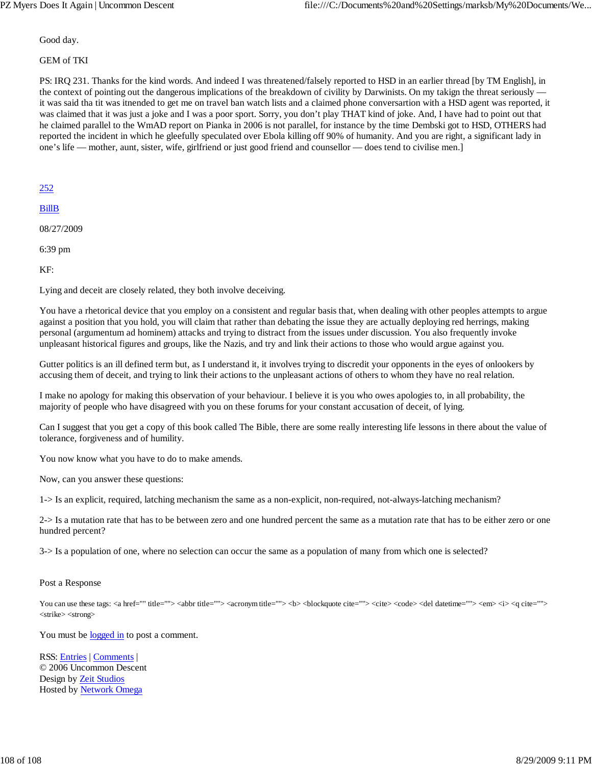Good day.

GEM of TKI

PS: IRQ 231. Thanks for the kind words. And indeed I was threatened/falsely reported to HSD in an earlier thread [by TM English], in the context of pointing out the dangerous implications of the breakdown of civility by Darwinists. On my takign the threat seriously — it was said tha tit was itnended to get me on travel ban watch lists and a claimed phone conversartion with a HSD agent was reported, it was claimed that it was just a joke and I was a poor sport. Sorry, you don't play THAT kind of joke. And, I have had to point out that he claimed parallel to the WmAD report on Pianka in 2006 is not parallel, for instance by the time Dembski got to HSD, OTHERS had reported the incident in which he gleefully speculated over Ebola killing off 90% of humanity. And you are right, a significant lady in one's life — mother, aunt, sister, wife, girlfriend or just good friend and counsellor — does tend to civilise men.]

252

BillB

08/27/2009

6:39 pm

KF:

Lying and deceit are closely related, they both involve deceiving.

You have a rhetorical device that you employ on a consistent and regular basis that, when dealing with other peoples attempts to argue against a position that you hold, you will claim that rather than debating the issue they are actually deploying red herrings, making personal (argumentum ad hominem) attacks and trying to distract from the issues under discussion. You also frequently invoke unpleasant historical figures and groups, like the Nazis, and try and link their actions to those who would argue against you.

Gutter politics is an ill defined term but, as I understand it, it involves trying to discredit your opponents in the eyes of onlookers by accusing them of deceit, and trying to link their actions to the unpleasant actions of others to whom they have no real relation.

I make no apology for making this observation of your behaviour. I believe it is you who owes apologies to, in all probability, the majority of people who have disagreed with you on these forums for your constant accusation of deceit, of lying.

Can I suggest that you get a copy of this book called The Bible, there are some really interesting life lessons in there about the value of tolerance, forgiveness and of humility.

You now know what you have to do to make amends.

Now, can you answer these questions:

1-> Is an explicit, required, latching mechanism the same as a non-explicit, non-required, not-always-latching mechanism?

2-> Is a mutation rate that has to be between zero and one hundred percent the same as a mutation rate that has to be either zero or one hundred percent?

3-> Is a population of one, where no selection can occur the same as a population of many from which one is selected?

Post a Response

You can use these tags: <a href="" title=""> <abbr title=""> <acronym title=""> <b> <blockquote cite=""> <cite> <code> <del datetime=""> <em> <i> <q cite=""> <strike> <strong>

You must be logged in to post a comment.

RSS: Entries | Comments |
© 2006 Uncommon Descent
Design by Zeit Studios
Hosted by Network Omega